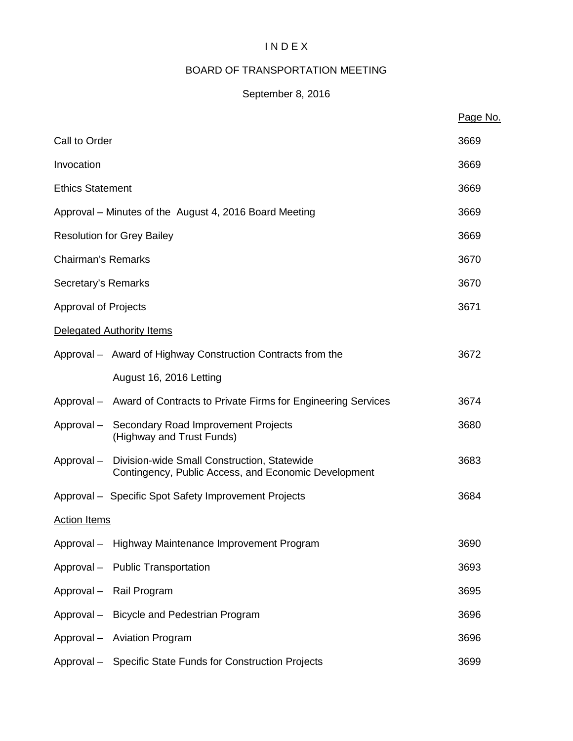# I N D E X

## BOARD OF TRANSPORTATION MEETING

### September 8, 2016

| | Page No. |
|---|---|
| Call to Order | 3669 |
| Invocation | 3669 |
| Ethics Statement | 3669 |
| Approval – Minutes of the August 4, 2016 Board Meeting | 3669 |
| Resolution for Grey Bailey | 3669 |
| Chairman's Remarks | 3670 |
| Secretary's Remarks | 3670 |
| Approval of Projects | 3671 |
| <u>Delegated Authority Items</u> | |
| Approval – Award of Highway Construction Contracts from the August 16, 2016 Letting | 3672 |
| Approval – Award of Contracts to Private Firms for Engineering Services | 3674 |
| Approval – Secondary Road Improvement Projects (Highway and Trust Funds) | 3680 |
| Approval – Division-wide Small Construction, Statewide Contingency, Public Access, and Economic Development | 3683 |
| Approval – Specific Spot Safety Improvement Projects | 3684 |
| <u>Action Items</u> | |
| Approval – Highway Maintenance Improvement Program | 3690 |
| Approval – Public Transportation | 3693 |
| Approval – Rail Program | 3695 |
| Approval – Bicycle and Pedestrian Program | 3696 |
| Approval – Aviation Program | 3696 |
| Approval – Specific State Funds for Construction Projects | 3699 |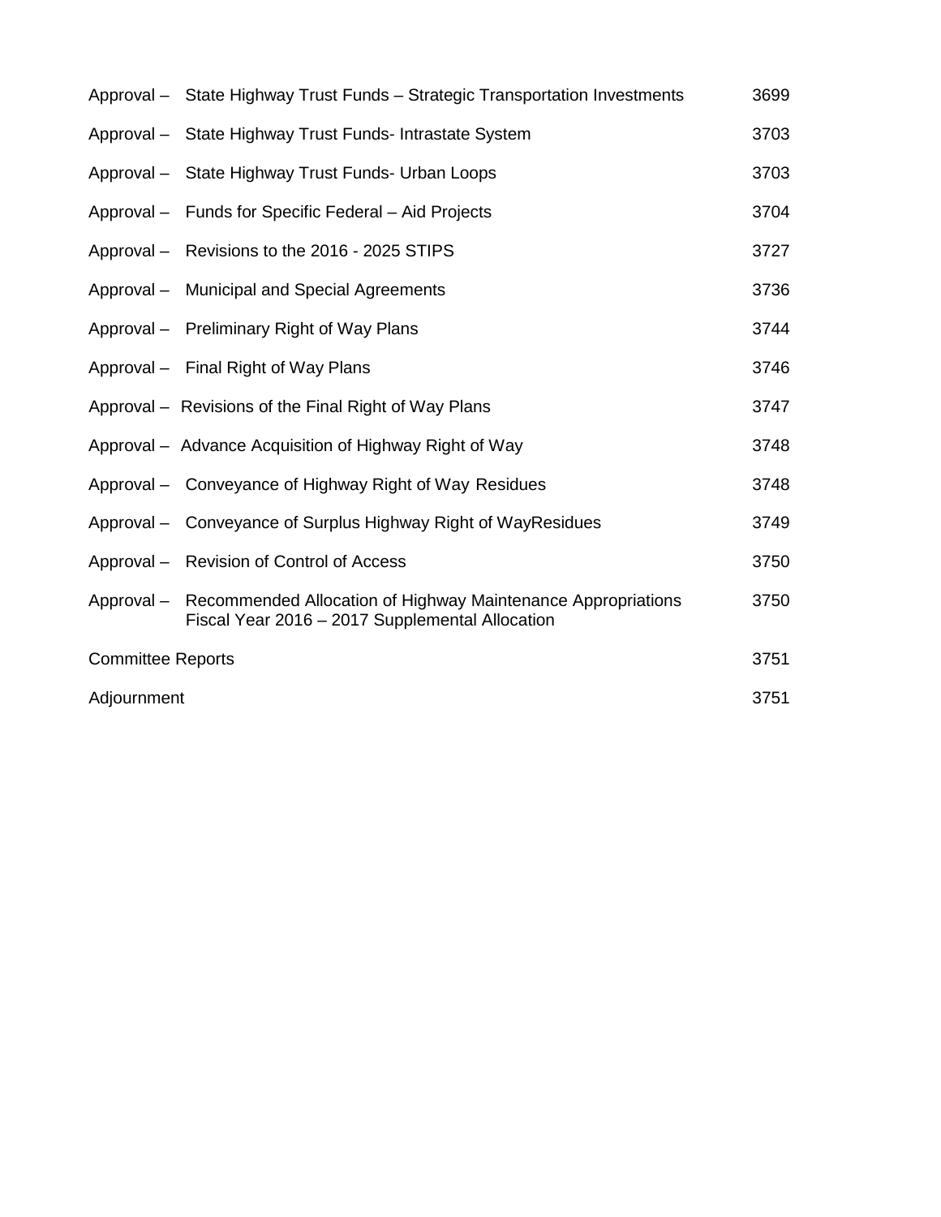| | |
|---|---|
| Approval – State Highway Trust Funds – Strategic Transportation Investments | 3699 |
| Approval – State Highway Trust Funds- Intrastate System | 3703 |
| Approval – State Highway Trust Funds- Urban Loops | 3703 |
| Approval – Funds for Specific Federal – Aid Projects | 3704 |
| Approval – Revisions to the 2016 - 2025 STIPS | 3727 |
| Approval – Municipal and Special Agreements | 3736 |
| Approval – Preliminary Right of Way Plans | 3744 |
| Approval – Final Right of Way Plans | 3746 |
| Approval – Revisions of the Final Right of Way Plans | 3747 |
| Approval – Advance Acquisition of Highway Right of Way | 3748 |
| Approval – Conveyance of Highway Right of Way Residues | 3748 |
| Approval – Conveyance of Surplus Highway Right of WayResidues | 3749 |
| Approval – Revision of Control of Access | 3750 |
| Approval – Recommended Allocation of Highway Maintenance Appropriations Fiscal Year 2016 – 2017 Supplemental Allocation | 3750 |
| Committee Reports | 3751 |
| Adjournment | 3751 |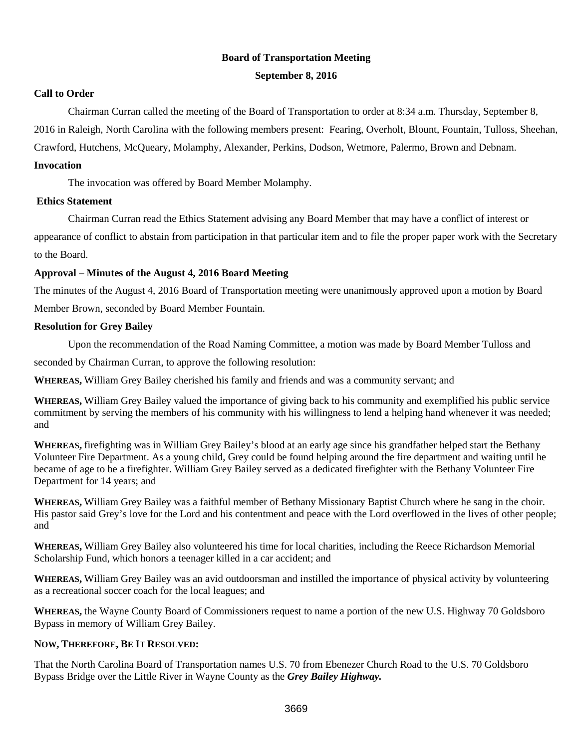## Board of Transportation Meeting

## September 8, 2016

### Call to Order

Chairman Curran called the meeting of the Board of Transportation to order at 8:34 a.m. Thursday, September 8, 2016 in Raleigh, North Carolina with the following members present: Fearing, Overholt, Blount, Fountain, Tulloss, Sheehan, Crawford, Hutchens, McQueary, Molamphy, Alexander, Perkins, Dodson, Wetmore, Palermo, Brown and Debnam.

### Invocation

The invocation was offered by Board Member Molamphy.

### Ethics Statement

Chairman Curran read the Ethics Statement advising any Board Member that may have a conflict of interest or appearance of conflict to abstain from participation in that particular item and to file the proper paper work with the Secretary to the Board.

### Approval – Minutes of the August 4, 2016 Board Meeting

The minutes of the August 4, 2016 Board of Transportation meeting were unanimously approved upon a motion by Board Member Brown, seconded by Board Member Fountain.

### Resolution for Grey Bailey

Upon the recommendation of the Road Naming Committee, a motion was made by Board Member Tulloss and seconded by Chairman Curran, to approve the following resolution:

**WHEREAS,** William Grey Bailey cherished his family and friends and was a community servant; and

**WHEREAS,** William Grey Bailey valued the importance of giving back to his community and exemplified his public service commitment by serving the members of his community with his willingness to lend a helping hand whenever it was needed; and

**WHEREAS,** firefighting was in William Grey Bailey's blood at an early age since his grandfather helped start the Bethany Volunteer Fire Department. As a young child, Grey could be found helping around the fire department and waiting until he became of age to be a firefighter. William Grey Bailey served as a dedicated firefighter with the Bethany Volunteer Fire Department for 14 years; and

**WHEREAS,** William Grey Bailey was a faithful member of Bethany Missionary Baptist Church where he sang in the choir. His pastor said Grey's love for the Lord and his contentment and peace with the Lord overflowed in the lives of other people; and

**WHEREAS,** William Grey Bailey also volunteered his time for local charities, including the Reece Richardson Memorial Scholarship Fund, which honors a teenager killed in a car accident; and

**WHEREAS,** William Grey Bailey was an avid outdoorsman and instilled the importance of physical activity by volunteering as a recreational soccer coach for the local leagues; and

**WHEREAS,** the Wayne County Board of Commissioners request to name a portion of the new U.S. Highway 70 Goldsboro Bypass in memory of William Grey Bailey.

**NOW, THEREFORE, BE IT RESOLVED:**

That the North Carolina Board of Transportation names U.S. 70 from Ebenezer Church Road to the U.S. 70 Goldsboro Bypass Bridge over the Little River in Wayne County as the ***Grey Bailey Highway.***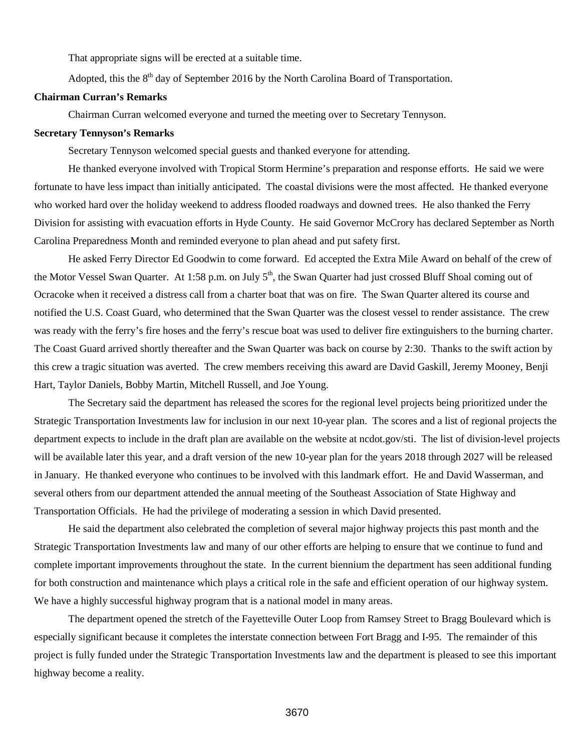That appropriate signs will be erected at a suitable time.

Adopted, this the 8th day of September 2016 by the North Carolina Board of Transportation.

**Chairman Curran's Remarks**

Chairman Curran welcomed everyone and turned the meeting over to Secretary Tennyson.

**Secretary Tennyson's Remarks**

Secretary Tennyson welcomed special guests and thanked everyone for attending.

He thanked everyone involved with Tropical Storm Hermine's preparation and response efforts. He said we were fortunate to have less impact than initially anticipated. The coastal divisions were the most affected. He thanked everyone who worked hard over the holiday weekend to address flooded roadways and downed trees. He also thanked the Ferry Division for assisting with evacuation efforts in Hyde County. He said Governor McCrory has declared September as North Carolina Preparedness Month and reminded everyone to plan ahead and put safety first.

He asked Ferry Director Ed Goodwin to come forward. Ed accepted the Extra Mile Award on behalf of the crew of the Motor Vessel Swan Quarter. At 1:58 p.m. on July 5th, the Swan Quarter had just crossed Bluff Shoal coming out of Ocracoke when it received a distress call from a charter boat that was on fire. The Swan Quarter altered its course and notified the U.S. Coast Guard, who determined that the Swan Quarter was the closest vessel to render assistance. The crew was ready with the ferry's fire hoses and the ferry's rescue boat was used to deliver fire extinguishers to the burning charter. The Coast Guard arrived shortly thereafter and the Swan Quarter was back on course by 2:30. Thanks to the swift action by this crew a tragic situation was averted. The crew members receiving this award are David Gaskill, Jeremy Mooney, Benji Hart, Taylor Daniels, Bobby Martin, Mitchell Russell, and Joe Young.

The Secretary said the department has released the scores for the regional level projects being prioritized under the Strategic Transportation Investments law for inclusion in our next 10-year plan. The scores and a list of regional projects the department expects to include in the draft plan are available on the website at ncdot.gov/sti. The list of division-level projects will be available later this year, and a draft version of the new 10-year plan for the years 2018 through 2027 will be released in January. He thanked everyone who continues to be involved with this landmark effort. He and David Wasserman, and several others from our department attended the annual meeting of the Southeast Association of State Highway and Transportation Officials. He had the privilege of moderating a session in which David presented.

He said the department also celebrated the completion of several major highway projects this past month and the Strategic Transportation Investments law and many of our other efforts are helping to ensure that we continue to fund and complete important improvements throughout the state. In the current biennium the department has seen additional funding for both construction and maintenance which plays a critical role in the safe and efficient operation of our highway system. We have a highly successful highway program that is a national model in many areas.

The department opened the stretch of the Fayetteville Outer Loop from Ramsey Street to Bragg Boulevard which is especially significant because it completes the interstate connection between Fort Bragg and I-95. The remainder of this project is fully funded under the Strategic Transportation Investments law and the department is pleased to see this important highway become a reality.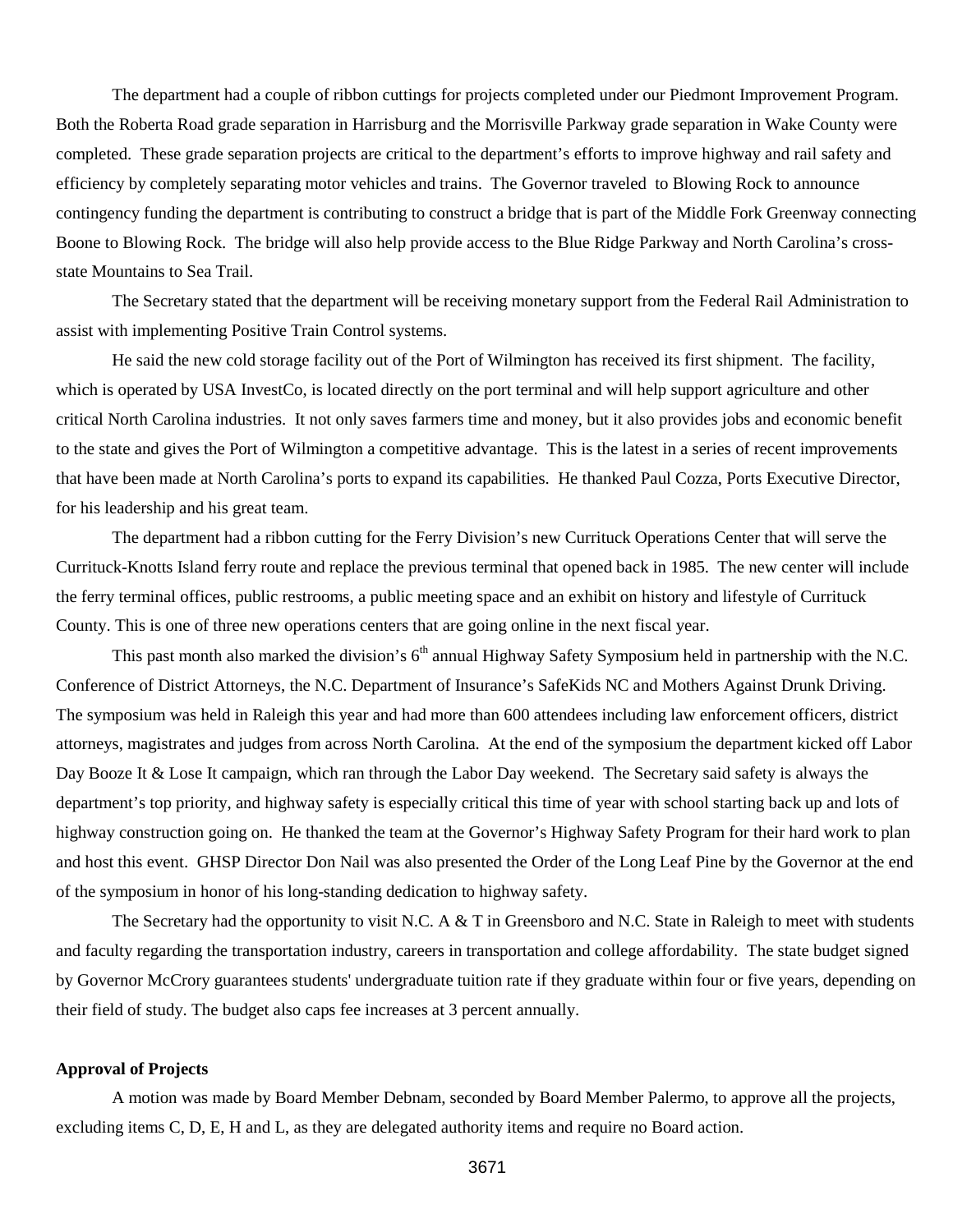The department had a couple of ribbon cuttings for projects completed under our Piedmont Improvement Program. Both the Roberta Road grade separation in Harrisburg and the Morrisville Parkway grade separation in Wake County were completed. These grade separation projects are critical to the department's efforts to improve highway and rail safety and efficiency by completely separating motor vehicles and trains. The Governor traveled to Blowing Rock to announce contingency funding the department is contributing to construct a bridge that is part of the Middle Fork Greenway connecting Boone to Blowing Rock. The bridge will also help provide access to the Blue Ridge Parkway and North Carolina's cross-state Mountains to Sea Trail.

The Secretary stated that the department will be receiving monetary support from the Federal Rail Administration to assist with implementing Positive Train Control systems.

He said the new cold storage facility out of the Port of Wilmington has received its first shipment. The facility, which is operated by USA InvestCo, is located directly on the port terminal and will help support agriculture and other critical North Carolina industries. It not only saves farmers time and money, but it also provides jobs and economic benefit to the state and gives the Port of Wilmington a competitive advantage. This is the latest in a series of recent improvements that have been made at North Carolina's ports to expand its capabilities. He thanked Paul Cozza, Ports Executive Director, for his leadership and his great team.

The department had a ribbon cutting for the Ferry Division's new Currituck Operations Center that will serve the Currituck-Knotts Island ferry route and replace the previous terminal that opened back in 1985. The new center will include the ferry terminal offices, public restrooms, a public meeting space and an exhibit on history and lifestyle of Currituck County. This is one of three new operations centers that are going online in the next fiscal year.

This past month also marked the division's 6th annual Highway Safety Symposium held in partnership with the N.C. Conference of District Attorneys, the N.C. Department of Insurance's SafeKids NC and Mothers Against Drunk Driving. The symposium was held in Raleigh this year and had more than 600 attendees including law enforcement officers, district attorneys, magistrates and judges from across North Carolina. At the end of the symposium the department kicked off Labor Day Booze It & Lose It campaign, which ran through the Labor Day weekend. The Secretary said safety is always the department's top priority, and highway safety is especially critical this time of year with school starting back up and lots of highway construction going on. He thanked the team at the Governor's Highway Safety Program for their hard work to plan and host this event. GHSP Director Don Nail was also presented the Order of the Long Leaf Pine by the Governor at the end of the symposium in honor of his long-standing dedication to highway safety.

The Secretary had the opportunity to visit N.C. A & T in Greensboro and N.C. State in Raleigh to meet with students and faculty regarding the transportation industry, careers in transportation and college affordability. The state budget signed by Governor McCrory guarantees students' undergraduate tuition rate if they graduate within four or five years, depending on their field of study. The budget also caps fee increases at 3 percent annually.

**Approval of Projects**

A motion was made by Board Member Debnam, seconded by Board Member Palermo, to approve all the projects, excluding items C, D, E, H and L, as they are delegated authority items and require no Board action.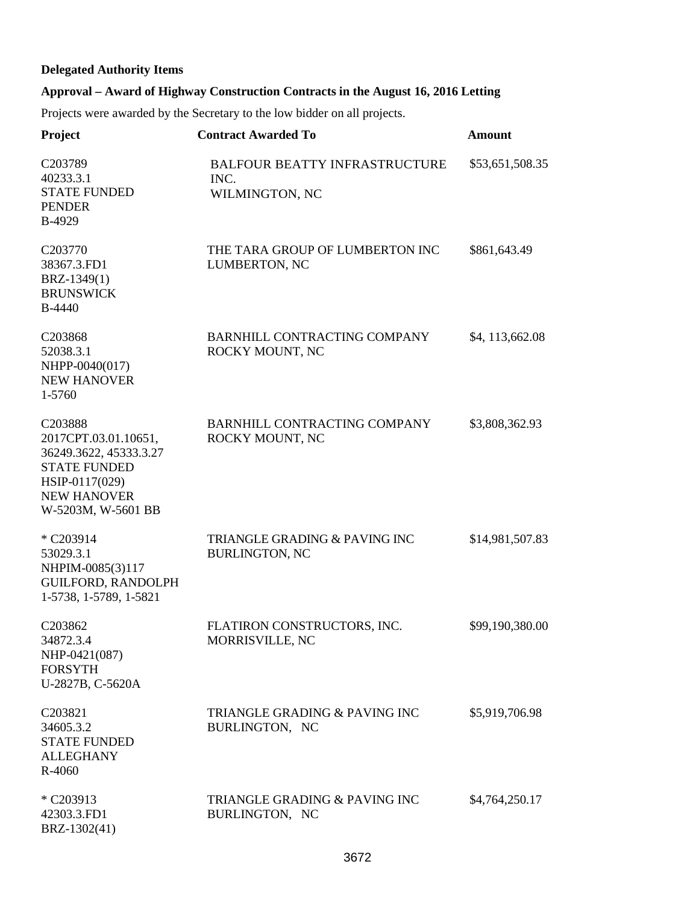**Delegated Authority Items**

**Approval – Award of Highway Construction Contracts in the August 16, 2016 Letting**

Projects were awarded by the Secretary to the low bidder on all projects.

| Project | Contract Awarded To | Amount |
|---|---|---|
| C203789<br>40233.3.1<br>STATE FUNDED<br>PENDER<br>B-4929 | BALFOUR BEATTY INFRASTRUCTURE INC.<br>WILMINGTON, NC | $53,651,508.35 |
| C203770<br>38367.3.FD1<br>BRZ-1349(1)<br>BRUNSWICK<br>B-4440 | THE TARA GROUP OF LUMBERTON INC<br>LUMBERTON, NC | $861,643.49 |
| C203868<br>52038.3.1<br>NHPP-0040(017)<br>NEW HANOVER<br>1-5760 | BARNHILL CONTRACTING COMPANY<br>ROCKY MOUNT, NC | $4, 113,662.08 |
| C203888<br>2017CPT.03.01.10651,<br>36249.3622, 45333.3.27<br>STATE FUNDED<br>HSIP-0117(029)<br>NEW HANOVER<br>W-5203M, W-5601 BB | BARNHILL CONTRACTING COMPANY<br>ROCKY MOUNT, NC | $3,808,362.93 |
| * C203914<br>53029.3.1<br>NHPIM-0085(3)117<br>GUILFORD, RANDOLPH<br>1-5738, 1-5789, 1-5821 | TRIANGLE GRADING & PAVING INC<br>BURLINGTON, NC | $14,981,507.83 |
| C203862<br>34872.3.4<br>NHP-0421(087)<br>FORSYTH<br>U-2827B, C-5620A | FLATIRON CONSTRUCTORS, INC.<br>MORRISVILLE, NC | $99,190,380.00 |
| C203821<br>34605.3.2<br>STATE FUNDED<br>ALLEGHANY<br>R-4060 | TRIANGLE GRADING & PAVING INC<br>BURLINGTON, NC | $5,919,706.98 |
| * C203913<br>42303.3.FD1<br>BRZ-1302(41) | TRIANGLE GRADING & PAVING INC<br>BURLINGTON, NC | $4,764,250.17 |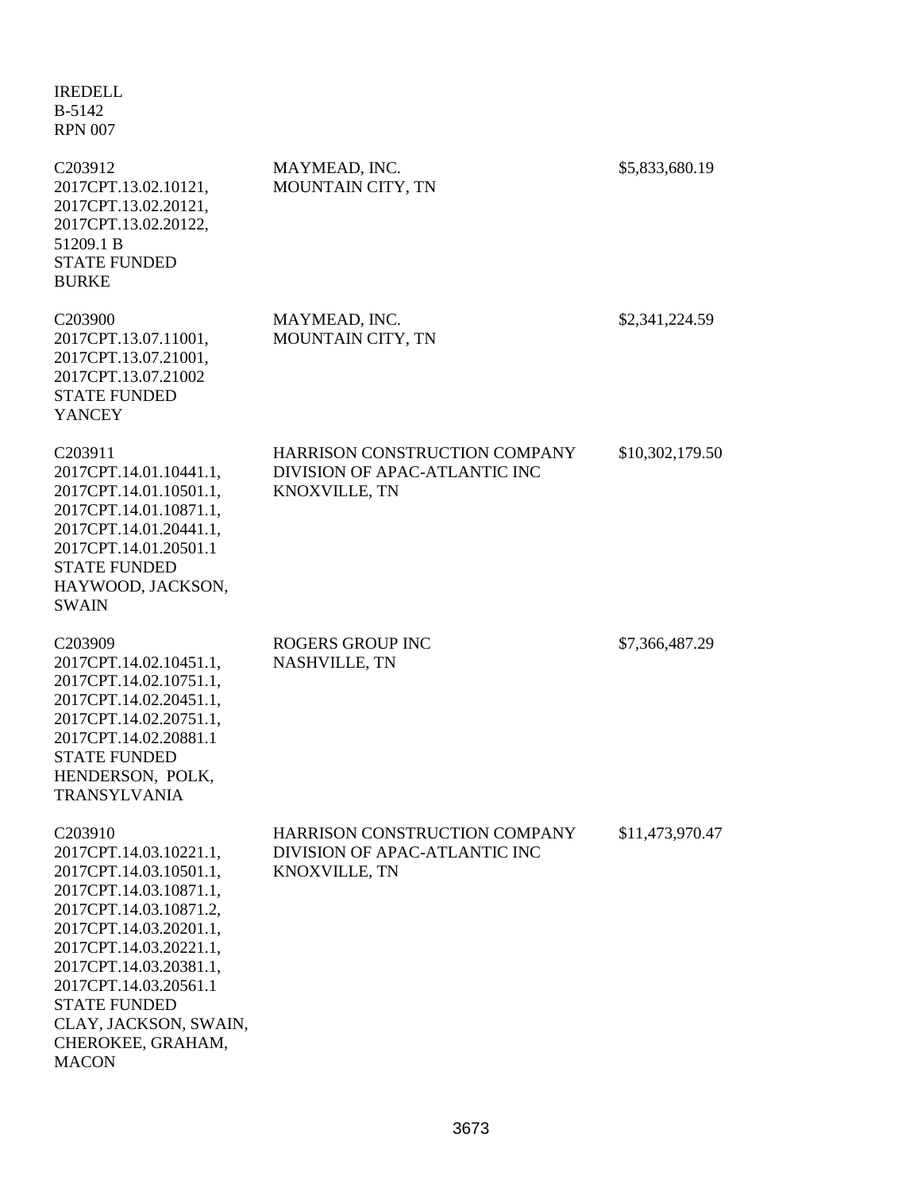IREDELL
B-5142
RPN 007

| | | |
|---|---|---|
| C203912<br>2017CPT.13.02.10121,<br>2017CPT.13.02.20121,<br>2017CPT.13.02.20122,<br>51209.1 B<br>STATE FUNDED<br>BURKE | MAYMEAD, INC.<br>MOUNTAIN CITY, TN | $5,833,680.19 |
| C203900<br>2017CPT.13.07.11001,<br>2017CPT.13.07.21001,<br>2017CPT.13.07.21002<br>STATE FUNDED<br>YANCEY | MAYMEAD, INC.<br>MOUNTAIN CITY, TN | $2,341,224.59 |
| C203911<br>2017CPT.14.01.10441.1,<br>2017CPT.14.01.10501.1,<br>2017CPT.14.01.10871.1,<br>2017CPT.14.01.20441.1,<br>2017CPT.14.01.20501.1<br>STATE FUNDED<br>HAYWOOD, JACKSON,<br>SWAIN | HARRISON CONSTRUCTION COMPANY<br>DIVISION OF APAC-ATLANTIC INC<br>KNOXVILLE, TN | $10,302,179.50 |
| C203909<br>2017CPT.14.02.10451.1,<br>2017CPT.14.02.10751.1,<br>2017CPT.14.02.20451.1,<br>2017CPT.14.02.20751.1,<br>2017CPT.14.02.20881.1<br>STATE FUNDED<br>HENDERSON, POLK,<br>TRANSYLVANIA | ROGERS GROUP INC<br>NASHVILLE, TN | $7,366,487.29 |
| C203910<br>2017CPT.14.03.10221.1,<br>2017CPT.14.03.10501.1,<br>2017CPT.14.03.10871.1,<br>2017CPT.14.03.10871.2,<br>2017CPT.14.03.20201.1,<br>2017CPT.14.03.20221.1,<br>2017CPT.14.03.20381.1,<br>2017CPT.14.03.20561.1<br>STATE FUNDED<br>CLAY, JACKSON, SWAIN,<br>CHEROKEE, GRAHAM,<br>MACON | HARRISON CONSTRUCTION COMPANY<br>DIVISION OF APAC-ATLANTIC INC<br>KNOXVILLE, TN | $11,473,970.47 |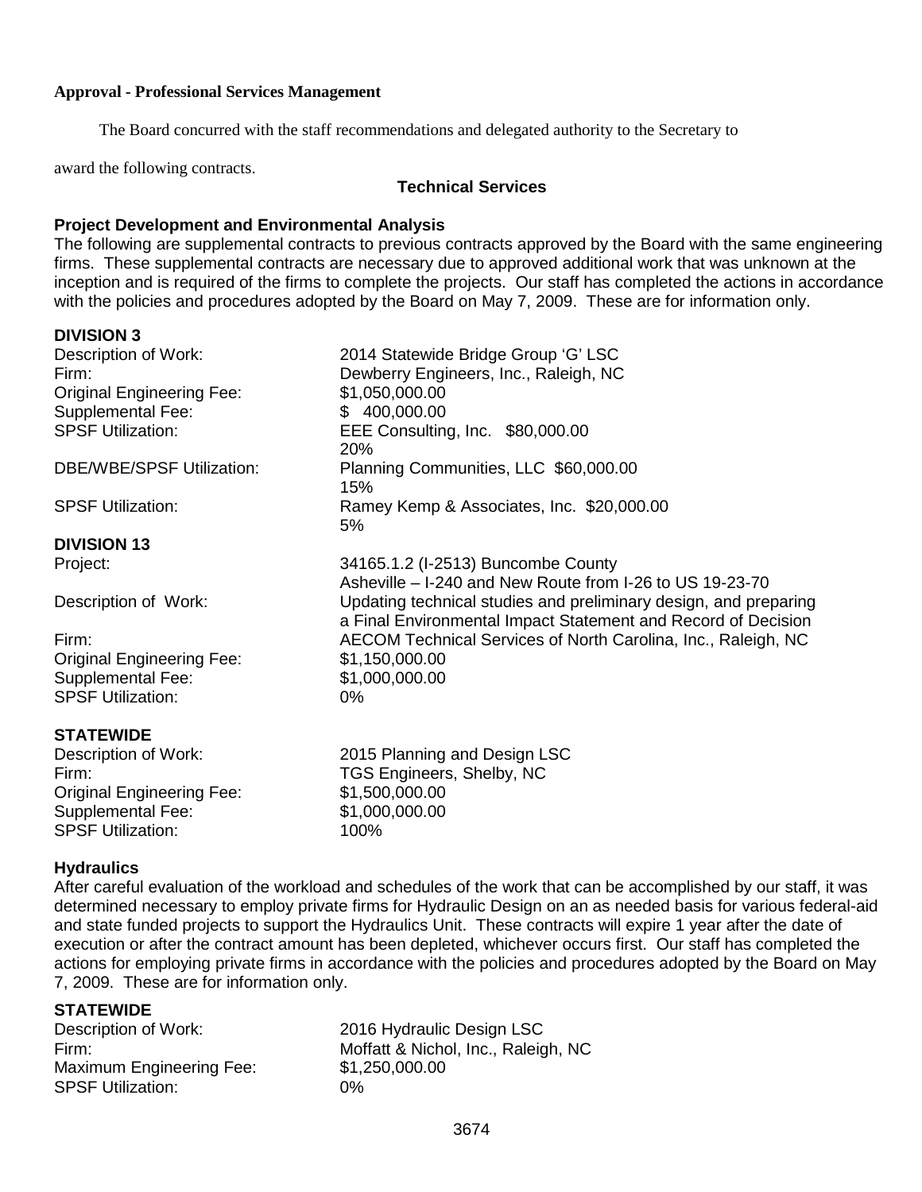**Approval - Professional Services Management**

The Board concurred with the staff recommendations and delegated authority to the Secretary to award the following contracts.

## Technical Services

### Project Development and Environmental Analysis

The following are supplemental contracts to previous contracts approved by the Board with the same engineering firms. These supplemental contracts are necessary due to approved additional work that was unknown at the inception and is required of the firms to complete the projects. Our staff has completed the actions in accordance with the policies and procedures adopted by the Board on May 7, 2009. These are for information only.

**DIVISION 3**

| | |
|---|---|
| Description of Work: | 2014 Statewide Bridge Group 'G' LSC |
| Firm: | Dewberry Engineers, Inc., Raleigh, NC |
| Original Engineering Fee: | $1,050,000.00 |
| Supplemental Fee: | $ 400,000.00 |
| SPSF Utilization: | EEE Consulting, Inc. $80,000.00<br>20% |
| DBE/WBE/SPSF Utilization: | Planning Communities, LLC $60,000.00<br>15% |
| SPSF Utilization: | Ramey Kemp & Associates, Inc. $20,000.00<br>5% |

**DIVISION 13**

| | |
|---|---|
| Project: | 34165.1.2 (I-2513) Buncombe County<br>Asheville – I-240 and New Route from I-26 to US 19-23-70 |
| Description of Work: | Updating technical studies and preliminary design, and preparing a Final Environmental Impact Statement and Record of Decision |
| Firm: | AECOM Technical Services of North Carolina, Inc., Raleigh, NC |
| Original Engineering Fee: | $1,150,000.00 |
| Supplemental Fee: | $1,000,000.00 |
| SPSF Utilization: | 0% |

**STATEWIDE**

| | |
|---|---|
| Description of Work: | 2015 Planning and Design LSC |
| Firm: | TGS Engineers, Shelby, NC |
| Original Engineering Fee: | $1,500,000.00 |
| Supplemental Fee: | $1,000,000.00 |
| SPSF Utilization: | 100% |

### Hydraulics

After careful evaluation of the workload and schedules of the work that can be accomplished by our staff, it was determined necessary to employ private firms for Hydraulic Design on an as needed basis for various federal-aid and state funded projects to support the Hydraulics Unit. These contracts will expire 1 year after the date of execution or after the contract amount has been depleted, whichever occurs first. Our staff has completed the actions for employing private firms in accordance with the policies and procedures adopted by the Board on May 7, 2009. These are for information only.

**STATEWIDE**

| | |
|---|---|
| Description of Work: | 2016 Hydraulic Design LSC |
| Firm: | Moffatt & Nichol, Inc., Raleigh, NC |
| Maximum Engineering Fee: | $1,250,000.00 |
| SPSF Utilization: | 0% |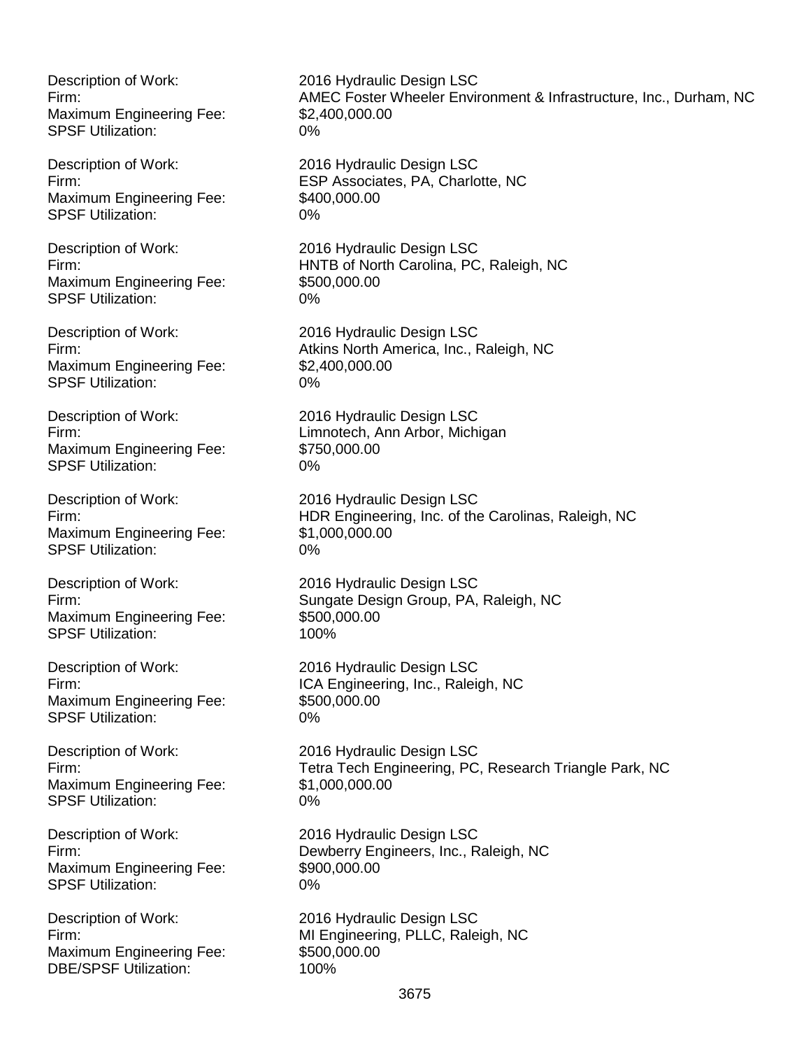Description of Work: 2016 Hydraulic Design LSC
Firm: AMEC Foster Wheeler Environment & Infrastructure, Inc., Durham, NC
Maximum Engineering Fee: $2,400,000.00
SPSF Utilization: 0%

Description of Work: 2016 Hydraulic Design LSC
Firm: ESP Associates, PA, Charlotte, NC
Maximum Engineering Fee: $400,000.00
SPSF Utilization: 0%

Description of Work: 2016 Hydraulic Design LSC
Firm: HNTB of North Carolina, PC, Raleigh, NC
Maximum Engineering Fee: $500,000.00
SPSF Utilization: 0%

Description of Work: 2016 Hydraulic Design LSC
Firm: Atkins North America, Inc., Raleigh, NC
Maximum Engineering Fee: $2,400,000.00
SPSF Utilization: 0%

Description of Work: 2016 Hydraulic Design LSC
Firm: Limnotech, Ann Arbor, Michigan
Maximum Engineering Fee: $750,000.00
SPSF Utilization: 0%

Description of Work: 2016 Hydraulic Design LSC
Firm: HDR Engineering, Inc. of the Carolinas, Raleigh, NC
Maximum Engineering Fee: $1,000,000.00
SPSF Utilization: 0%

Description of Work: 2016 Hydraulic Design LSC
Firm: Sungate Design Group, PA, Raleigh, NC
Maximum Engineering Fee: $500,000.00
SPSF Utilization: 100%

Description of Work: 2016 Hydraulic Design LSC
Firm: ICA Engineering, Inc., Raleigh, NC
Maximum Engineering Fee: $500,000.00
SPSF Utilization: 0%

Description of Work: 2016 Hydraulic Design LSC
Firm: Tetra Tech Engineering, PC, Research Triangle Park, NC
Maximum Engineering Fee: $1,000,000.00
SPSF Utilization: 0%

Description of Work: 2016 Hydraulic Design LSC
Firm: Dewberry Engineers, Inc., Raleigh, NC
Maximum Engineering Fee: $900,000.00
SPSF Utilization: 0%

Description of Work: 2016 Hydraulic Design LSC
Firm: MI Engineering, PLLC, Raleigh, NC
Maximum Engineering Fee: $500,000.00
DBE/SPSF Utilization: 100%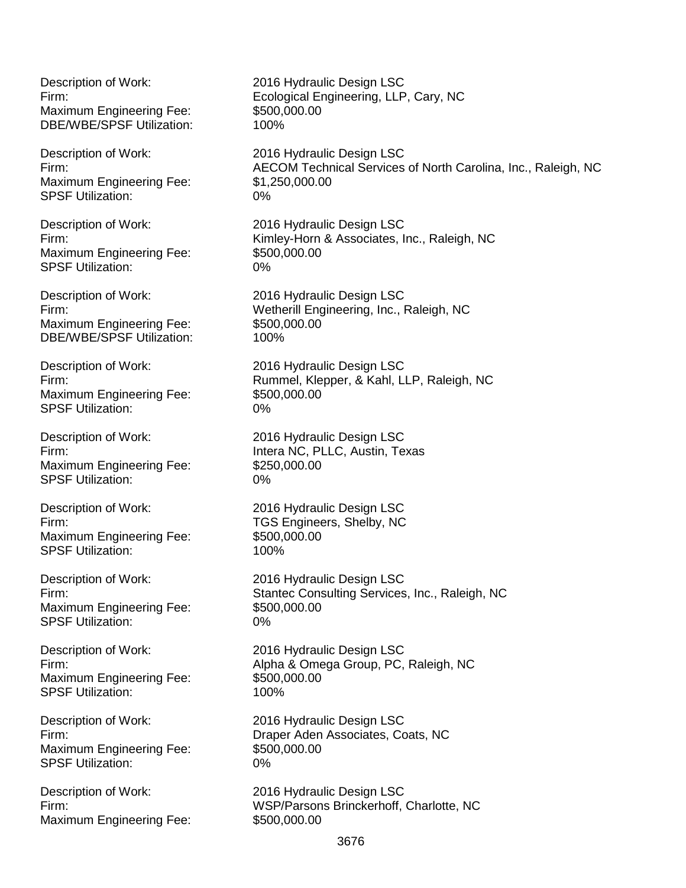Description of Work: 2016 Hydraulic Design LSC
Firm: Ecological Engineering, LLP, Cary, NC
Maximum Engineering Fee: $500,000.00
DBE/WBE/SPSF Utilization: 100%

Description of Work: 2016 Hydraulic Design LSC
Firm: AECOM Technical Services of North Carolina, Inc., Raleigh, NC
Maximum Engineering Fee: $1,250,000.00
SPSF Utilization: 0%

Description of Work: 2016 Hydraulic Design LSC
Firm: Kimley-Horn & Associates, Inc., Raleigh, NC
Maximum Engineering Fee: $500,000.00
SPSF Utilization: 0%

Description of Work: 2016 Hydraulic Design LSC
Firm: Wetherill Engineering, Inc., Raleigh, NC
Maximum Engineering Fee: $500,000.00
DBE/WBE/SPSF Utilization: 100%

Description of Work: 2016 Hydraulic Design LSC
Firm: Rummel, Klepper, & Kahl, LLP, Raleigh, NC
Maximum Engineering Fee: $500,000.00
SPSF Utilization: 0%

Description of Work: 2016 Hydraulic Design LSC
Firm: Intera NC, PLLC, Austin, Texas
Maximum Engineering Fee: $250,000.00
SPSF Utilization: 0%

Description of Work: 2016 Hydraulic Design LSC
Firm: TGS Engineers, Shelby, NC
Maximum Engineering Fee: $500,000.00
SPSF Utilization: 100%

Description of Work: 2016 Hydraulic Design LSC
Firm: Stantec Consulting Services, Inc., Raleigh, NC
Maximum Engineering Fee: $500,000.00
SPSF Utilization: 0%

Description of Work: 2016 Hydraulic Design LSC
Firm: Alpha & Omega Group, PC, Raleigh, NC
Maximum Engineering Fee: $500,000.00
SPSF Utilization: 100%

Description of Work: 2016 Hydraulic Design LSC
Firm: Draper Aden Associates, Coats, NC
Maximum Engineering Fee: $500,000.00
SPSF Utilization: 0%

Description of Work: 2016 Hydraulic Design LSC
Firm: WSP/Parsons Brinckerhoff, Charlotte, NC
Maximum Engineering Fee: $500,000.00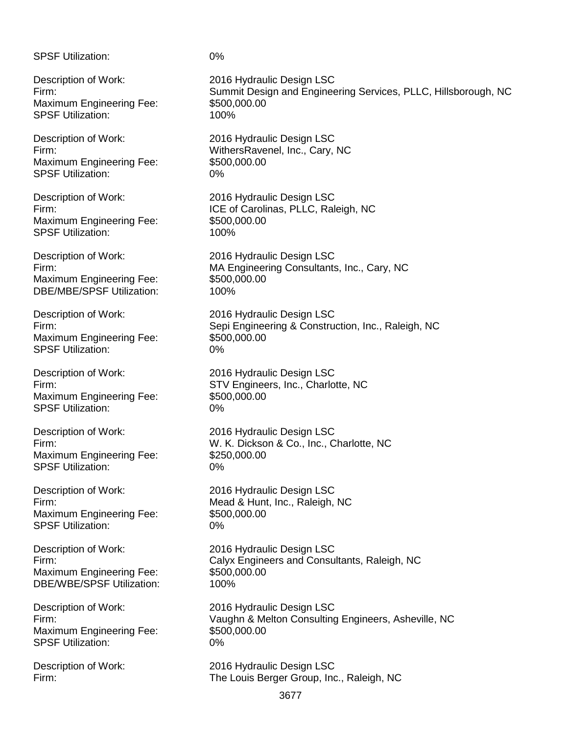SPSF Utilization: 0%

Description of Work: 2016 Hydraulic Design LSC
Firm: Summit Design and Engineering Services, PLLC, Hillsborough, NC
Maximum Engineering Fee: $500,000.00
SPSF Utilization: 100%

Description of Work: 2016 Hydraulic Design LSC
Firm: WithersRavenel, Inc., Cary, NC
Maximum Engineering Fee: $500,000.00
SPSF Utilization: 0%

Description of Work: 2016 Hydraulic Design LSC
Firm: ICE of Carolinas, PLLC, Raleigh, NC
Maximum Engineering Fee: $500,000.00
SPSF Utilization: 100%

Description of Work: 2016 Hydraulic Design LSC
Firm: MA Engineering Consultants, Inc., Cary, NC
Maximum Engineering Fee: $500,000.00
DBE/MBE/SPSF Utilization: 100%

Description of Work: 2016 Hydraulic Design LSC
Firm: Sepi Engineering & Construction, Inc., Raleigh, NC
Maximum Engineering Fee: $500,000.00
SPSF Utilization: 0%

Description of Work: 2016 Hydraulic Design LSC
Firm: STV Engineers, Inc., Charlotte, NC
Maximum Engineering Fee: $500,000.00
SPSF Utilization: 0%

Description of Work: 2016 Hydraulic Design LSC
Firm: W. K. Dickson & Co., Inc., Charlotte, NC
Maximum Engineering Fee: $250,000.00
SPSF Utilization: 0%

Description of Work: 2016 Hydraulic Design LSC
Firm: Mead & Hunt, Inc., Raleigh, NC
Maximum Engineering Fee: $500,000.00
SPSF Utilization: 0%

Description of Work: 2016 Hydraulic Design LSC
Firm: Calyx Engineers and Consultants, Raleigh, NC
Maximum Engineering Fee: $500,000.00
DBE/WBE/SPSF Utilization: 100%

Description of Work: 2016 Hydraulic Design LSC
Firm: Vaughn & Melton Consulting Engineers, Asheville, NC
Maximum Engineering Fee: $500,000.00
SPSF Utilization: 0%

Description of Work: 2016 Hydraulic Design LSC
Firm: The Louis Berger Group, Inc., Raleigh, NC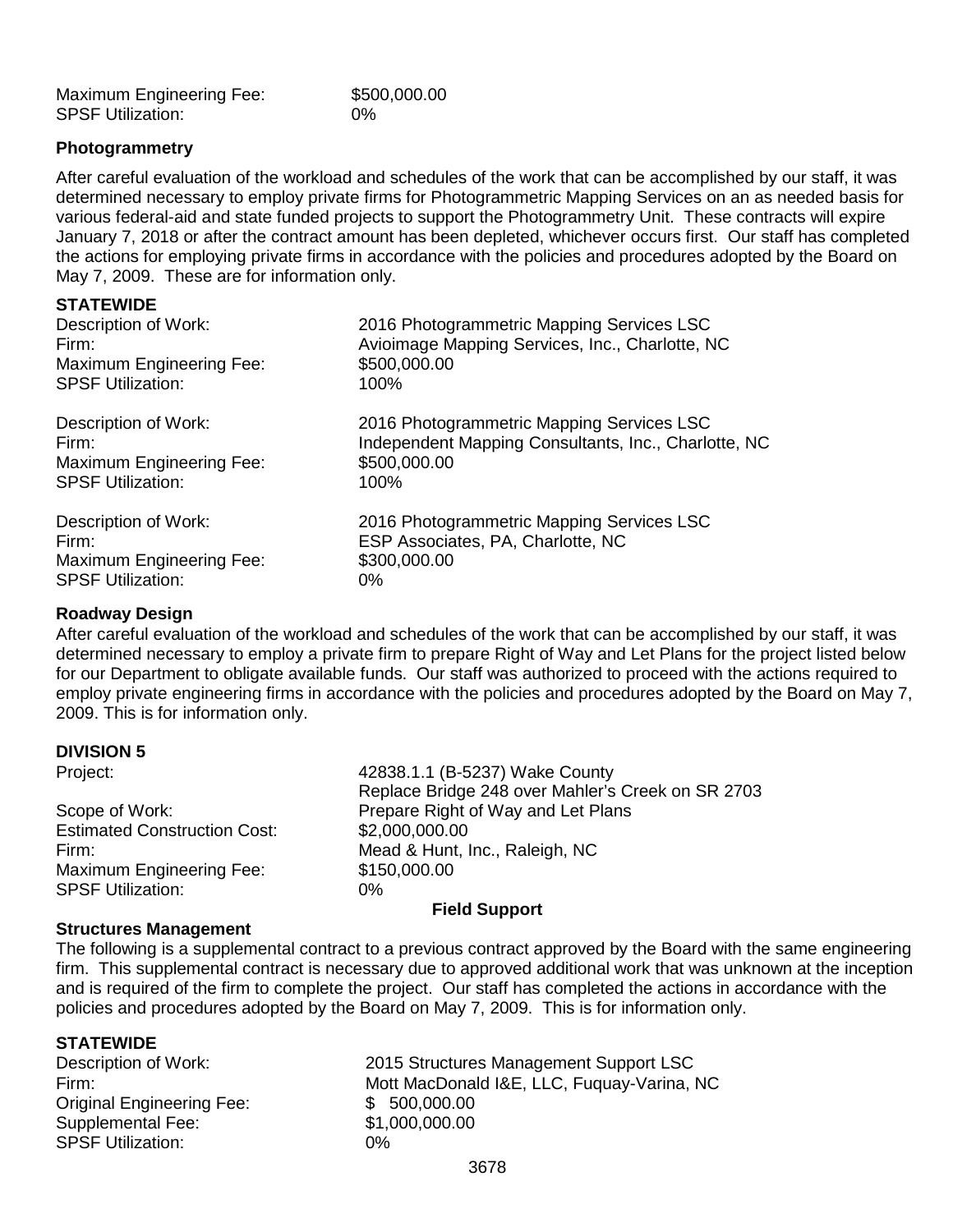Maximum Engineering Fee: $500,000.00
SPSF Utilization: 0%

**Photogrammetry**

After careful evaluation of the workload and schedules of the work that can be accomplished by our staff, it was determined necessary to employ private firms for Photogrammetric Mapping Services on an as needed basis for various federal-aid and state funded projects to support the Photogrammetry Unit. These contracts will expire January 7, 2018 or after the contract amount has been depleted, whichever occurs first. Our staff has completed the actions for employing private firms in accordance with the policies and procedures adopted by the Board on May 7, 2009. These are for information only.

**STATEWIDE**

Description of Work: 2016 Photogrammetric Mapping Services LSC
Firm: Avioimage Mapping Services, Inc., Charlotte, NC
Maximum Engineering Fee: $500,000.00
SPSF Utilization: 100%

Description of Work: 2016 Photogrammetric Mapping Services LSC
Firm: Independent Mapping Consultants, Inc., Charlotte, NC
Maximum Engineering Fee: $500,000.00
SPSF Utilization: 100%

Description of Work: 2016 Photogrammetric Mapping Services LSC
Firm: ESP Associates, PA, Charlotte, NC
Maximum Engineering Fee: $300,000.00
SPSF Utilization: 0%

**Roadway Design**

After careful evaluation of the workload and schedules of the work that can be accomplished by our staff, it was determined necessary to employ a private firm to prepare Right of Way and Let Plans for the project listed below for our Department to obligate available funds. Our staff was authorized to proceed with the actions required to employ private engineering firms in accordance with the policies and procedures adopted by the Board on May 7, 2009. This is for information only.

**DIVISION 5**

Project: 42838.1.1 (B-5237) Wake County
Replace Bridge 248 over Mahler's Creek on SR 2703
Scope of Work: Prepare Right of Way and Let Plans
Estimated Construction Cost: $2,000,000.00
Firm: Mead & Hunt, Inc., Raleigh, NC
Maximum Engineering Fee: $150,000.00
SPSF Utilization: 0%

**Field Support**

**Structures Management**

The following is a supplemental contract to a previous contract approved by the Board with the same engineering firm. This supplemental contract is necessary due to approved additional work that was unknown at the inception and is required of the firm to complete the project. Our staff has completed the actions in accordance with the policies and procedures adopted by the Board on May 7, 2009. This is for information only.

**STATEWIDE**

Description of Work: 2015 Structures Management Support LSC
Firm: Mott MacDonald I&E, LLC, Fuquay-Varina, NC
Original Engineering Fee: $ 500,000.00
Supplemental Fee: $1,000,000.00
SPSF Utilization: 0%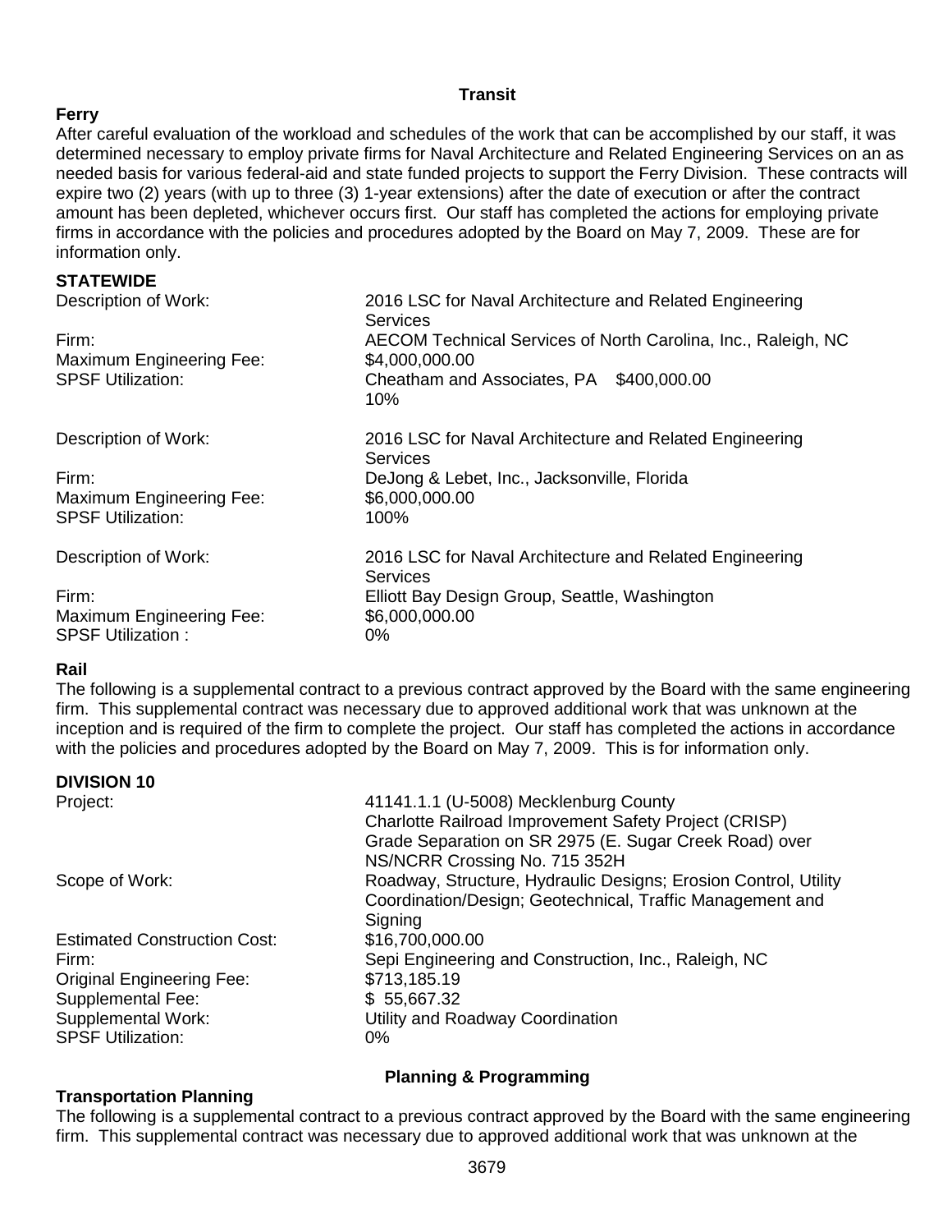## Transit

### Ferry

After careful evaluation of the workload and schedules of the work that can be accomplished by our staff, it was determined necessary to employ private firms for Naval Architecture and Related Engineering Services on an as needed basis for various federal-aid and state funded projects to support the Ferry Division. These contracts will expire two (2) years (with up to three (3) 1-year extensions) after the date of execution or after the contract amount has been depleted, whichever occurs first. Our staff has completed the actions for employing private firms in accordance with the policies and procedures adopted by the Board on May 7, 2009. These are for information only.

**STATEWIDE**

| | |
|---|---|
| Description of Work: | 2016 LSC for Naval Architecture and Related Engineering Services |
| Firm: | AECOM Technical Services of North Carolina, Inc., Raleigh, NC |
| Maximum Engineering Fee: | $4,000,000.00 |
| SPSF Utilization: | Cheatham and Associates, PA $400,000.00<br>10% |

| | |
|---|---|
| Description of Work: | 2016 LSC for Naval Architecture and Related Engineering Services |
| Firm: | DeJong & Lebet, Inc., Jacksonville, Florida |
| Maximum Engineering Fee: | $6,000,000.00 |
| SPSF Utilization: | 100% |

| | |
|---|---|
| Description of Work: | 2016 LSC for Naval Architecture and Related Engineering Services |
| Firm: | Elliott Bay Design Group, Seattle, Washington |
| Maximum Engineering Fee: | $6,000,000.00 |
| SPSF Utilization : | 0% |

### Rail

The following is a supplemental contract to a previous contract approved by the Board with the same engineering firm. This supplemental contract was necessary due to approved additional work that was unknown at the inception and is required of the firm to complete the project. Our staff has completed the actions in accordance with the policies and procedures adopted by the Board on May 7, 2009. This is for information only.

**DIVISION 10**

| | |
|---|---|
| Project: | 41141.1.1 (U-5008) Mecklenburg County<br>Charlotte Railroad Improvement Safety Project (CRISP)<br>Grade Separation on SR 2975 (E. Sugar Creek Road) over NS/NCRR Crossing No. 715 352H |
| Scope of Work: | Roadway, Structure, Hydraulic Designs; Erosion Control, Utility Coordination/Design; Geotechnical, Traffic Management and Signing |
| Estimated Construction Cost: | $16,700,000.00 |
| Firm: | Sepi Engineering and Construction, Inc., Raleigh, NC |
| Original Engineering Fee: | $713,185.19 |
| Supplemental Fee: | $ 55,667.32 |
| Supplemental Work: | Utility and Roadway Coordination |
| SPSF Utilization: | 0% |

## Planning & Programming

### Transportation Planning

The following is a supplemental contract to a previous contract approved by the Board with the same engineering firm. This supplemental contract was necessary due to approved additional work that was unknown at the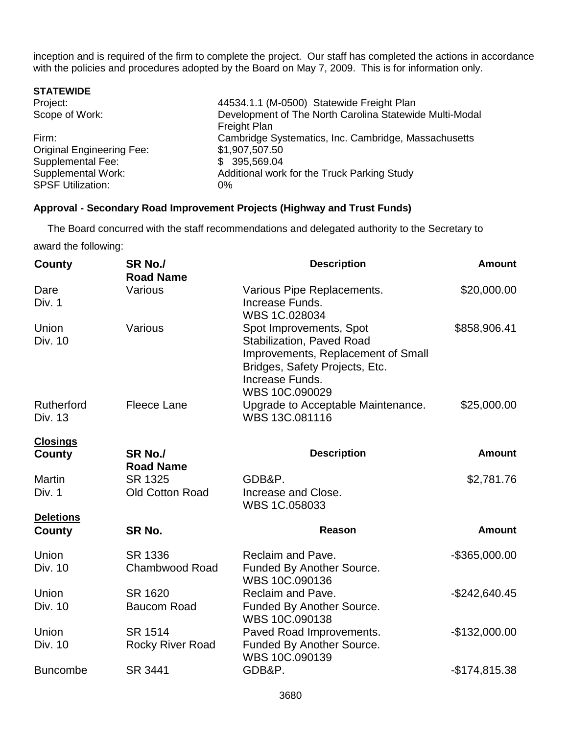inception and is required of the firm to complete the project. Our staff has completed the actions in accordance with the policies and procedures adopted by the Board on May 7, 2009. This is for information only.

**STATEWIDE**

| | |
|---|---|
| Project: | 44534.1.1 (M-0500) Statewide Freight Plan |
| Scope of Work: | Development of The North Carolina Statewide Multi-Modal Freight Plan |
| Firm: | Cambridge Systematics, Inc. Cambridge, Massachusetts |
| Original Engineering Fee: | $1,907,507.50 |
| Supplemental Fee: | $ 395,569.04 |
| Supplemental Work: | Additional work for the Truck Parking Study |
| SPSF Utilization: | 0% |

**Approval - Secondary Road Improvement Projects (Highway and Trust Funds)**

The Board concurred with the staff recommendations and delegated authority to the Secretary to award the following:

| County | SR No./ Road Name | Description | Amount |
|---|---|---|---|
| Dare Div. 1 | Various | Various Pipe Replacements. Increase Funds. WBS 1C.028034 | $20,000.00 |
| Union Div. 10 | Various | Spot Improvements, Spot Stabilization, Paved Road Improvements, Replacement of Small Bridges, Safety Projects, Etc. Increase Funds. WBS 10C.090029 | $858,906.41 |
| Rutherford Div. 13 | Fleece Lane | Upgrade to Acceptable Maintenance. WBS 13C.081116 | $25,000.00 |

**Closings**

| County | SR No./ Road Name | Description | Amount |
|---|---|---|---|
| Martin Div. 1 | SR 1325 Old Cotton Road | GDB&P. Increase and Close. WBS 1C.058033 | $2,781.76 |

**Deletions**

| County | SR No. | Reason | Amount |
|---|---|---|---|
| Union Div. 10 | SR 1336 Chambwood Road | Reclaim and Pave. Funded By Another Source. WBS 10C.090136 | -$365,000.00 |
| Union Div. 10 | SR 1620 Baucom Road | Reclaim and Pave. Funded By Another Source. WBS 10C.090138 | -$242,640.45 |
| Union Div. 10 | SR 1514 Rocky River Road | Paved Road Improvements. Funded By Another Source. WBS 10C.090139 | -$132,000.00 |
| Buncombe | SR 3441 | GDB&P. | -$174,815.38 |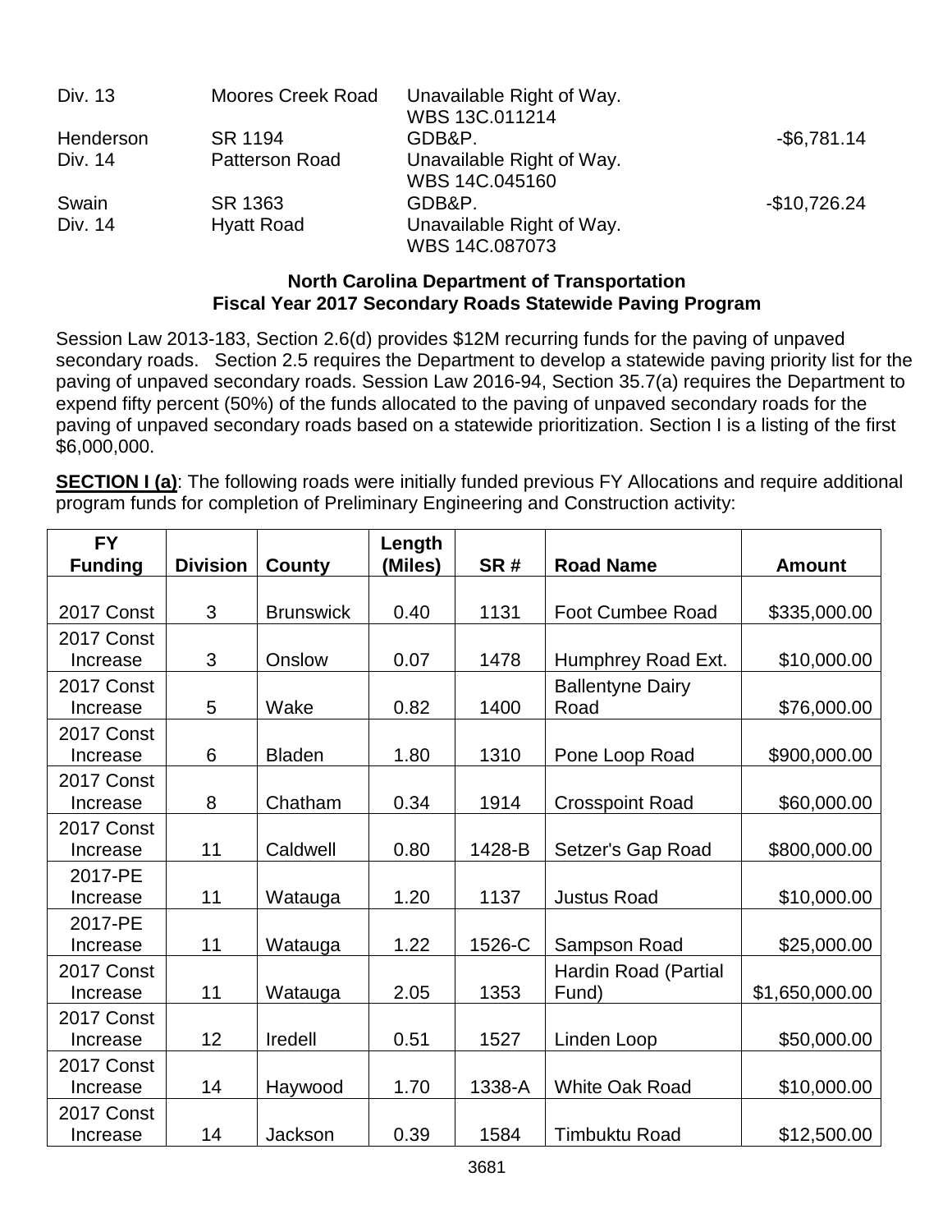| | | | |
|---|---|---|---|
| Div. 13 | Moores Creek Road | Unavailable Right of Way. WBS 13C.011214 | |
| Henderson | SR 1194 | GDB&P. | -$6,781.14 |
| Div. 14 | Patterson Road | Unavailable Right of Way. WBS 14C.045160 | |
| Swain | SR 1363 | GDB&P. | -$10,726.24 |
| Div. 14 | Hyatt Road | Unavailable Right of Way. WBS 14C.087073 | |

**North Carolina Department of Transportation**
**Fiscal Year 2017 Secondary Roads Statewide Paving Program**

Session Law 2013-183, Section 2.6(d) provides $12M recurring funds for the paving of unpaved secondary roads. Section 2.5 requires the Department to develop a statewide paving priority list for the paving of unpaved secondary roads. Session Law 2016-94, Section 35.7(a) requires the Department to expend fifty percent (50%) of the funds allocated to the paving of unpaved secondary roads for the paving of unpaved secondary roads based on a statewide prioritization. Section I is a listing of the first $6,000,000.

**SECTION I (a)**: The following roads were initially funded previous FY Allocations and require additional program funds for completion of Preliminary Engineering and Construction activity:

| FY Funding | Division | County | Length (Miles) | SR # | Road Name | Amount |
|---|---|---|---|---|---|---|
| 2017 Const | 3 | Brunswick | 0.40 | 1131 | Foot Cumbee Road | $335,000.00 |
| 2017 Const Increase | 3 | Onslow | 0.07 | 1478 | Humphrey Road Ext. | $10,000.00 |
| 2017 Const Increase | 5 | Wake | 0.82 | 1400 | Ballentyne Dairy Road | $76,000.00 |
| 2017 Const Increase | 6 | Bladen | 1.80 | 1310 | Pone Loop Road | $900,000.00 |
| 2017 Const Increase | 8 | Chatham | 0.34 | 1914 | Crosspoint Road | $60,000.00 |
| 2017 Const Increase | 11 | Caldwell | 0.80 | 1428-B | Setzer's Gap Road | $800,000.00 |
| 2017-PE Increase | 11 | Watauga | 1.20 | 1137 | Justus Road | $10,000.00 |
| 2017-PE Increase | 11 | Watauga | 1.22 | 1526-C | Sampson Road | $25,000.00 |
| 2017 Const Increase | 11 | Watauga | 2.05 | 1353 | Hardin Road (Partial Fund) | $1,650,000.00 |
| 2017 Const Increase | 12 | Iredell | 0.51 | 1527 | Linden Loop | $50,000.00 |
| 2017 Const Increase | 14 | Haywood | 1.70 | 1338-A | White Oak Road | $10,000.00 |
| 2017 Const Increase | 14 | Jackson | 0.39 | 1584 | Timbuktu Road | $12,500.00 |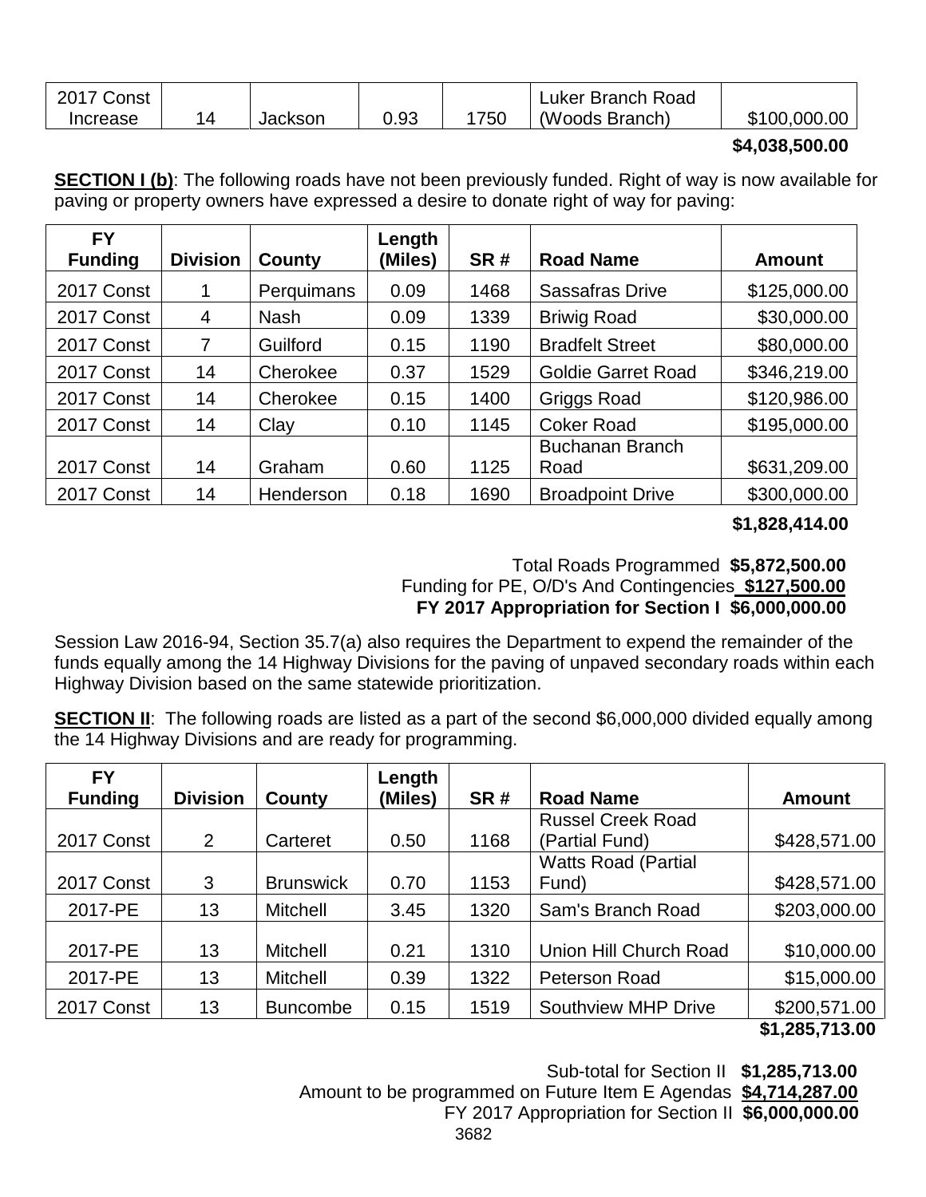| | | | | | | |
|---|---|---|---|---|---|---|
| 2017 Const Increase | 14 | Jackson | 0.93 | 1750 | Luker Branch Road (Woods Branch) | $100,000.00 |

**$4,038,500.00**

**SECTION I (b)**: The following roads have not been previously funded. Right of way is now available for paving or property owners have expressed a desire to donate right of way for paving:

| FY Funding | Division | County | Length (Miles) | SR # | Road Name | Amount |
|---|---|---|---|---|---|---|
| 2017 Const | 1 | Perquimans | 0.09 | 1468 | Sassafras Drive | $125,000.00 |
| 2017 Const | 4 | Nash | 0.09 | 1339 | Briwig Road | $30,000.00 |
| 2017 Const | 7 | Guilford | 0.15 | 1190 | Bradfelt Street | $80,000.00 |
| 2017 Const | 14 | Cherokee | 0.37 | 1529 | Goldie Garret Road | $346,219.00 |
| 2017 Const | 14 | Cherokee | 0.15 | 1400 | Griggs Road | $120,986.00 |
| 2017 Const | 14 | Clay | 0.10 | 1145 | Coker Road | $195,000.00 |
| 2017 Const | 14 | Graham | 0.60 | 1125 | Buchanan Branch Road | $631,209.00 |
| 2017 Const | 14 | Henderson | 0.18 | 1690 | Broadpoint Drive | $300,000.00 |

**$1,828,414.00**

Total Roads Programmed **$5,872,500.00**
Funding for PE, O/D's And Contingencies **$127,500.00**
**FY 2017 Appropriation for Section I $6,000,000.00**

Session Law 2016-94, Section 35.7(a) also requires the Department to expend the remainder of the funds equally among the 14 Highway Divisions for the paving of unpaved secondary roads within each Highway Division based on the same statewide prioritization.

**SECTION II**: The following roads are listed as a part of the second $6,000,000 divided equally among the 14 Highway Divisions and are ready for programming.

| FY Funding | Division | County | Length (Miles) | SR # | Road Name | Amount |
|---|---|---|---|---|---|---|
| 2017 Const | 2 | Carteret | 0.50 | 1168 | Russel Creek Road (Partial Fund) | $428,571.00 |
| 2017 Const | 3 | Brunswick | 0.70 | 1153 | Watts Road (Partial Fund) | $428,571.00 |
| 2017-PE | 13 | Mitchell | 3.45 | 1320 | Sam's Branch Road | $203,000.00 |
| 2017-PE | 13 | Mitchell | 0.21 | 1310 | Union Hill Church Road | $10,000.00 |
| 2017-PE | 13 | Mitchell | 0.39 | 1322 | Peterson Road | $15,000.00 |
| 2017 Const | 13 | Buncombe | 0.15 | 1519 | Southview MHP Drive | $200,571.00 |

**$1,285,713.00**

Sub-total for Section II **$1,285,713.00**
Amount to be programmed on Future Item E Agendas **$4,714,287.00**
FY 2017 Appropriation for Section II **$6,000,000.00**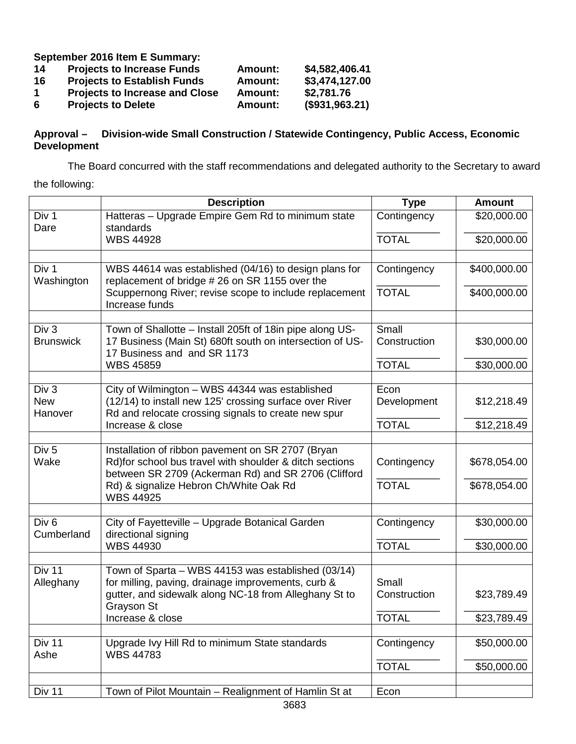**September 2016 Item E Summary:**

| | | | |
|---|---|---|---|
| **14** | **Projects to Increase Funds** | **Amount:** | **$4,582,406.41** |
| **16** | **Projects to Establish Funds** | **Amount:** | **$3,474,127.00** |
| **1** | **Projects to Increase and Close** | **Amount:** | **$2,781.76** |
| **6** | **Projects to Delete** | **Amount:** | **($931,963.21)** |

**Approval – Division-wide Small Construction / Statewide Contingency, Public Access, Economic Development**

The Board concurred with the staff recommendations and delegated authority to the Secretary to award the following:

| | Description | Type | Amount |
|---|---|---|---|
| Div 1<br>Dare | Hatteras – Upgrade Empire Gem Rd to minimum state standards<br>WBS 44928 | Contingency<br>TOTAL | $20,000.00<br>$20,000.00 |
| | | | |
| Div 1<br>Washington | WBS 44614 was established (04/16) to design plans for replacement of bridge # 26 on SR 1155 over the Scuppernong River; revise scope to include replacement<br>Increase funds | Contingency<br>TOTAL | $400,000.00<br>$400,000.00 |
| | | | |
| Div 3<br>Brunswick | Town of Shallotte – Install 205ft of 18in pipe along US-17 Business (Main St) 680ft south on intersection of US-17 Business and and SR 1173<br>WBS 45859 | Small Construction<br>TOTAL | $30,000.00<br>$30,000.00 |
| | | | |
| Div 3<br>New Hanover | City of Wilmington – WBS 44344 was established (12/14) to install new 125' crossing surface over River Rd and relocate crossing signals to create new spur<br>Increase & close | Econ Development<br>TOTAL | $12,218.49<br>$12,218.49 |
| | | | |
| Div 5<br>Wake | Installation of ribbon pavement on SR 2707 (Bryan Rd)for school bus travel with shoulder & ditch sections between SR 2709 (Ackerman Rd) and SR 2706 (Clifford Rd) & signalize Hebron Ch/White Oak Rd<br>WBS 44925 | Contingency<br>TOTAL | $678,054.00<br>$678,054.00 |
| | | | |
| Div 6<br>Cumberland | City of Fayetteville – Upgrade Botanical Garden directional signing<br>WBS 44930 | Contingency<br>TOTAL | $30,000.00<br>$30,000.00 |
| | | | |
| Div 11<br>Alleghany | Town of Sparta – WBS 44153 was established (03/14) for milling, paving, drainage improvements, curb & gutter, and sidewalk along NC-18 from Alleghany St to Grayson St<br>Increase & close | Small Construction<br>TOTAL | $23,789.49<br>$23,789.49 |
| | | | |
| Div 11<br>Ashe | Upgrade Ivy Hill Rd to minimum State standards<br>WBS 44783 | Contingency<br>TOTAL | $50,000.00<br>$50,000.00 |
| | | | |
| Div 11 | Town of Pilot Mountain – Realignment of Hamlin St at | Econ | |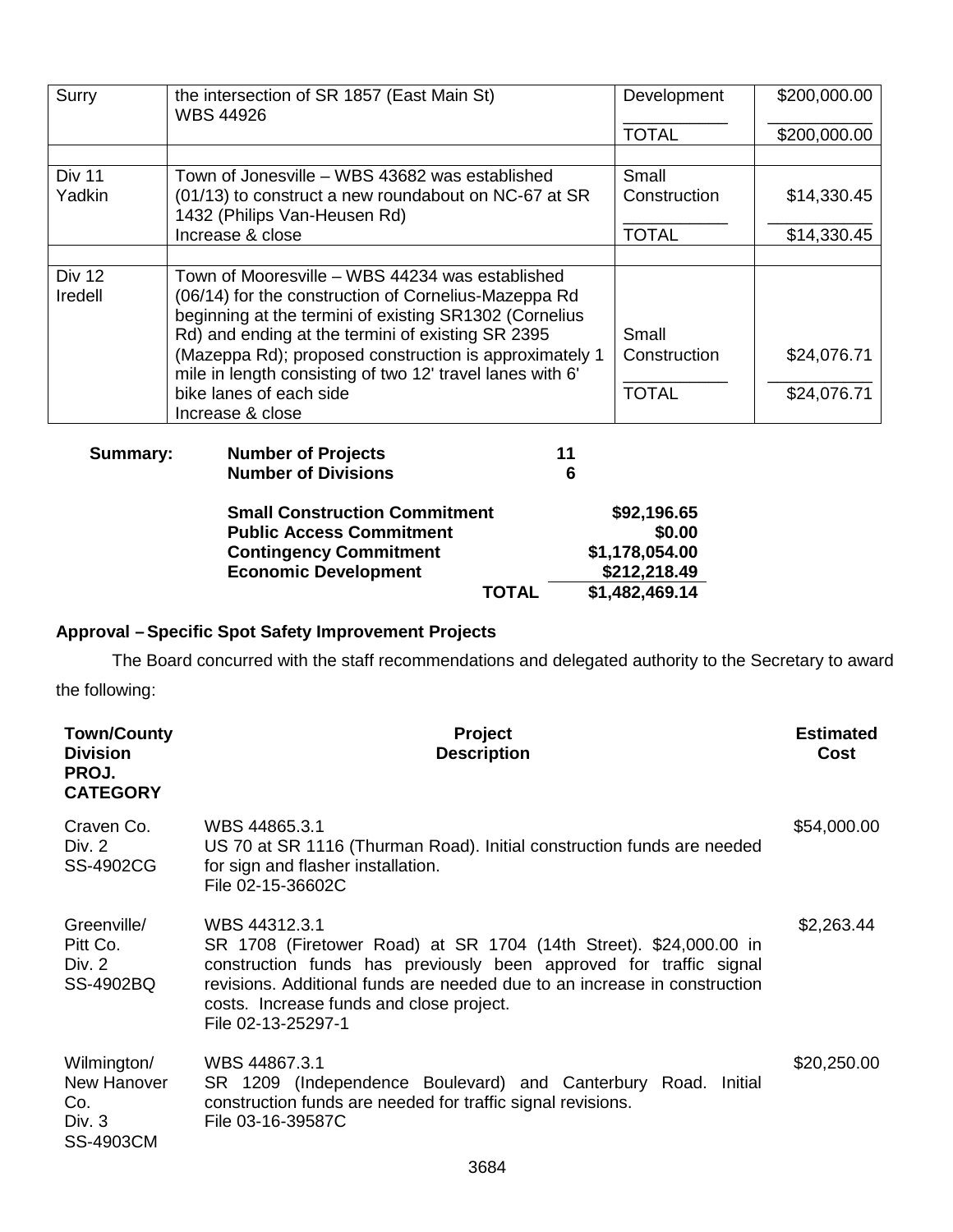| | | | |
|---|---|---|---|
| Surry | the intersection of SR 1857 (East Main St) WBS 44926 | Development | $200,000.00 |
| | | TOTAL | $200,000.00 |
| | | | |
| Div 11 Yadkin | Town of Jonesville – WBS 43682 was established (01/13) to construct a new roundabout on NC-67 at SR 1432 (Philips Van-Heusen Rd) Increase & close | Small Construction | $14,330.45 |
| | | TOTAL | $14,330.45 |
| | | | |
| Div 12 Iredell | Town of Mooresville – WBS 44234 was established (06/14) for the construction of Cornelius-Mazeppa Rd beginning at the termini of existing SR1302 (Cornelius Rd) and ending at the termini of existing SR 2395 (Mazeppa Rd); proposed construction is approximately 1 mile in length consisting of two 12' travel lanes with 6' bike lanes of each side Increase & close | Small Construction | $24,076.71 |
| | | TOTAL | $24,076.71 |

**Summary:**

| | | |
|---|---|---|
| **Number of Projects** | **11** | |
| **Number of Divisions** | **6** | |
| **Small Construction Commitment** | | **$92,196.65** |
| **Public Access Commitment** | | **$0.00** |
| **Contingency Commitment** | | **$1,178,054.00** |
| **Economic Development** | | **$212,218.49** |
| | **TOTAL** | **$1,482,469.14** |

**Approval – Specific Spot Safety Improvement Projects**

The Board concurred with the staff recommendations and delegated authority to the Secretary to award the following:

| Town/County Division PROJ. CATEGORY | Project Description | Estimated Cost |
|---|---|---|
| Craven Co. Div. 2 SS-4902CG | WBS 44865.3.1 US 70 at SR 1116 (Thurman Road). Initial construction funds are needed for sign and flasher installation. File 02-15-36602C | $54,000.00 |
| Greenville/ Pitt Co. Div. 2 SS-4902BQ | WBS 44312.3.1 SR 1708 (Firetower Road) at SR 1704 (14th Street). $24,000.00 in construction funds has previously been approved for traffic signal revisions. Additional funds are needed due to an increase in construction costs. Increase funds and close project. File 02-13-25297-1 | $2,263.44 |
| Wilmington/ New Hanover Co. Div. 3 SS-4903CM | WBS 44867.3.1 SR 1209 (Independence Boulevard) and Canterbury Road. Initial construction funds are needed for traffic signal revisions. File 03-16-39587C | $20,250.00 |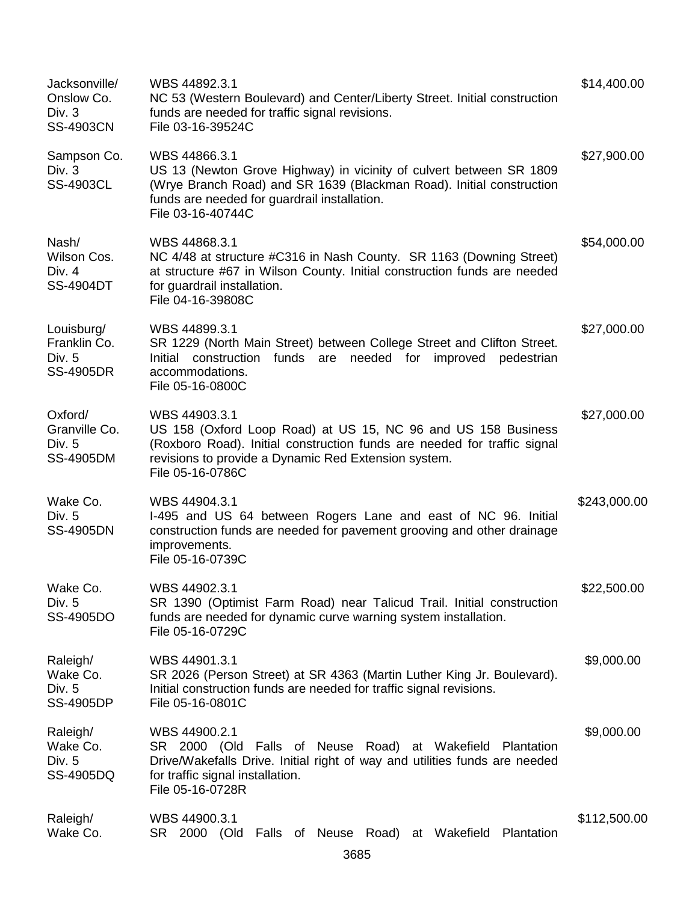| | | |
|---|---|---|
| Jacksonville/ Onslow Co. Div. 3 SS-4903CN | WBS 44892.3.1 NC 53 (Western Boulevard) and Center/Liberty Street. Initial construction funds are needed for traffic signal revisions. File 03-16-39524C | $14,400.00 |
| Sampson Co. Div. 3 SS-4903CL | WBS 44866.3.1 US 13 (Newton Grove Highway) in vicinity of culvert between SR 1809 (Wrye Branch Road) and SR 1639 (Blackman Road). Initial construction funds are needed for guardrail installation. File 03-16-40744C | $27,900.00 |
| Nash/ Wilson Cos. Div. 4 SS-4904DT | WBS 44868.3.1 NC 4/48 at structure #C316 in Nash County. SR 1163 (Downing Street) at structure #67 in Wilson County. Initial construction funds are needed for guardrail installation. File 04-16-39808C | $54,000.00 |
| Louisburg/ Franklin Co. Div. 5 SS-4905DR | WBS 44899.3.1 SR 1229 (North Main Street) between College Street and Clifton Street. Initial construction funds are needed for improved pedestrian accommodations. File 05-16-0800C | $27,000.00 |
| Oxford/ Granville Co. Div. 5 SS-4905DM | WBS 44903.3.1 US 158 (Oxford Loop Road) at US 15, NC 96 and US 158 Business (Roxboro Road). Initial construction funds are needed for traffic signal revisions to provide a Dynamic Red Extension system. File 05-16-0786C | $27,000.00 |
| Wake Co. Div. 5 SS-4905DN | WBS 44904.3.1 I-495 and US 64 between Rogers Lane and east of NC 96. Initial construction funds are needed for pavement grooving and other drainage improvements. File 05-16-0739C | $243,000.00 |
| Wake Co. Div. 5 SS-4905DO | WBS 44902.3.1 SR 1390 (Optimist Farm Road) near Talicud Trail. Initial construction funds are needed for dynamic curve warning system installation. File 05-16-0729C | $22,500.00 |
| Raleigh/ Wake Co. Div. 5 SS-4905DP | WBS 44901.3.1 SR 2026 (Person Street) at SR 4363 (Martin Luther King Jr. Boulevard). Initial construction funds are needed for traffic signal revisions. File 05-16-0801C | $9,000.00 |
| Raleigh/ Wake Co. Div. 5 SS-4905DQ | WBS 44900.2.1 SR 2000 (Old Falls of Neuse Road) at Wakefield Plantation Drive/Wakefalls Drive. Initial right of way and utilities funds are needed for traffic signal installation. File 05-16-0728R | $9,000.00 |
| Raleigh/ Wake Co. | WBS 44900.3.1 SR 2000 (Old Falls of Neuse Road) at Wakefield Plantation | $112,500.00 |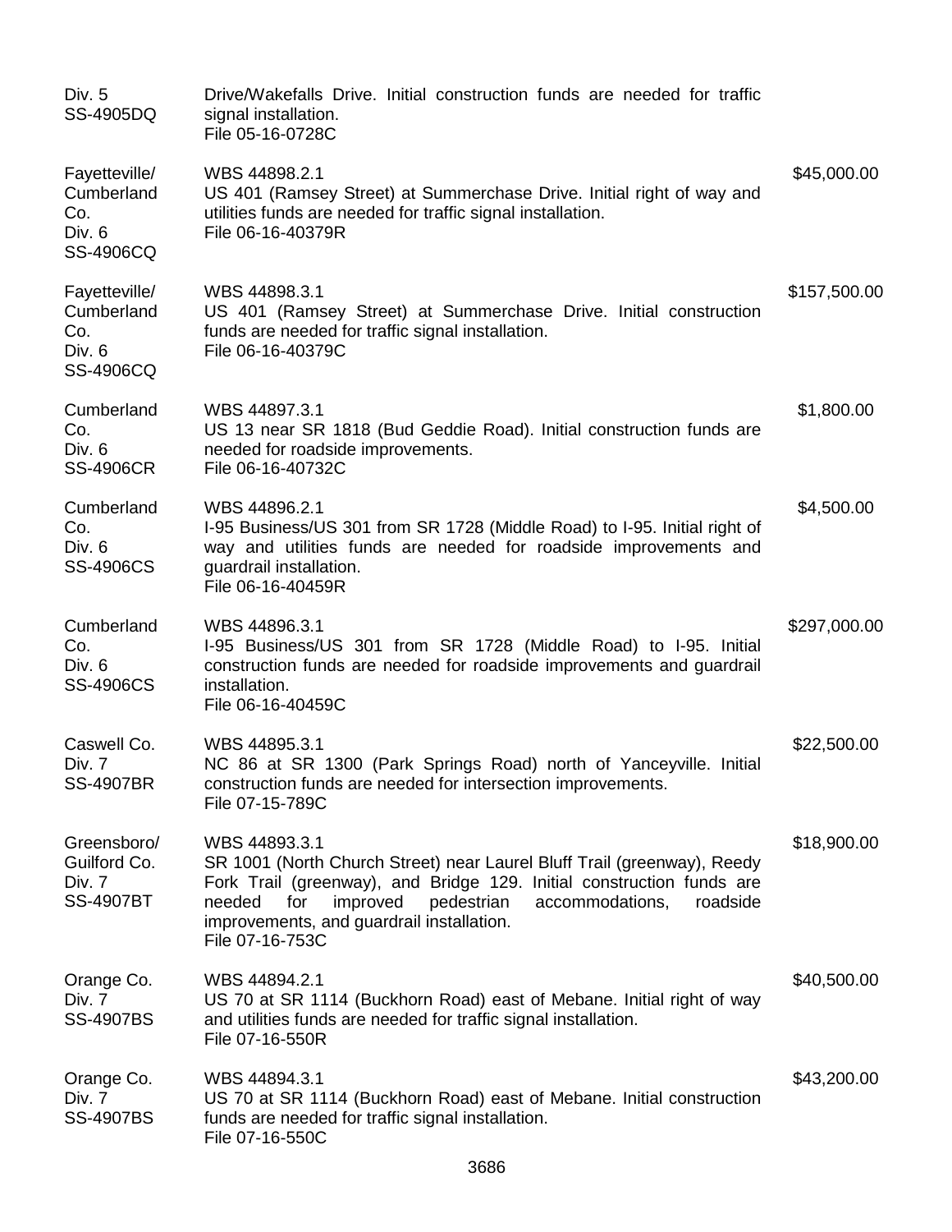| | | |
|---|---|---|
| Div. 5<br>SS-4905DQ | Drive/Wakefalls Drive. Initial construction funds are needed for traffic signal installation.<br>File 05-16-0728C | |
| Fayetteville/<br>Cumberland Co.<br>Div. 6<br>SS-4906CQ | WBS 44898.2.1<br>US 401 (Ramsey Street) at Summerchase Drive. Initial right of way and utilities funds are needed for traffic signal installation.<br>File 06-16-40379R | $45,000.00 |
| Fayetteville/<br>Cumberland Co.<br>Div. 6<br>SS-4906CQ | WBS 44898.3.1<br>US 401 (Ramsey Street) at Summerchase Drive. Initial construction funds are needed for traffic signal installation.<br>File 06-16-40379C | $157,500.00 |
| Cumberland Co.<br>Div. 6<br>SS-4906CR | WBS 44897.3.1<br>US 13 near SR 1818 (Bud Geddie Road). Initial construction funds are needed for roadside improvements.<br>File 06-16-40732C | $1,800.00 |
| Cumberland Co.<br>Div. 6<br>SS-4906CS | WBS 44896.2.1<br>I-95 Business/US 301 from SR 1728 (Middle Road) to I-95. Initial right of way and utilities funds are needed for roadside improvements and guardrail installation.<br>File 06-16-40459R | $4,500.00 |
| Cumberland Co.<br>Div. 6<br>SS-4906CS | WBS 44896.3.1<br>I-95 Business/US 301 from SR 1728 (Middle Road) to I-95. Initial construction funds are needed for roadside improvements and guardrail installation.<br>File 06-16-40459C | $297,000.00 |
| Caswell Co.<br>Div. 7<br>SS-4907BR | WBS 44895.3.1<br>NC 86 at SR 1300 (Park Springs Road) north of Yanceyville. Initial construction funds are needed for intersection improvements.<br>File 07-15-789C | $22,500.00 |
| Greensboro/<br>Guilford Co.<br>Div. 7<br>SS-4907BT | WBS 44893.3.1<br>SR 1001 (North Church Street) near Laurel Bluff Trail (greenway), Reedy Fork Trail (greenway), and Bridge 129. Initial construction funds are needed for improved pedestrian accommodations, roadside improvements, and guardrail installation.<br>File 07-16-753C | $18,900.00 |
| Orange Co.<br>Div. 7<br>SS-4907BS | WBS 44894.2.1<br>US 70 at SR 1114 (Buckhorn Road) east of Mebane. Initial right of way and utilities funds are needed for traffic signal installation.<br>File 07-16-550R | $40,500.00 |
| Orange Co.<br>Div. 7<br>SS-4907BS | WBS 44894.3.1<br>US 70 at SR 1114 (Buckhorn Road) east of Mebane. Initial construction funds are needed for traffic signal installation.<br>File 07-16-550C | $43,200.00 |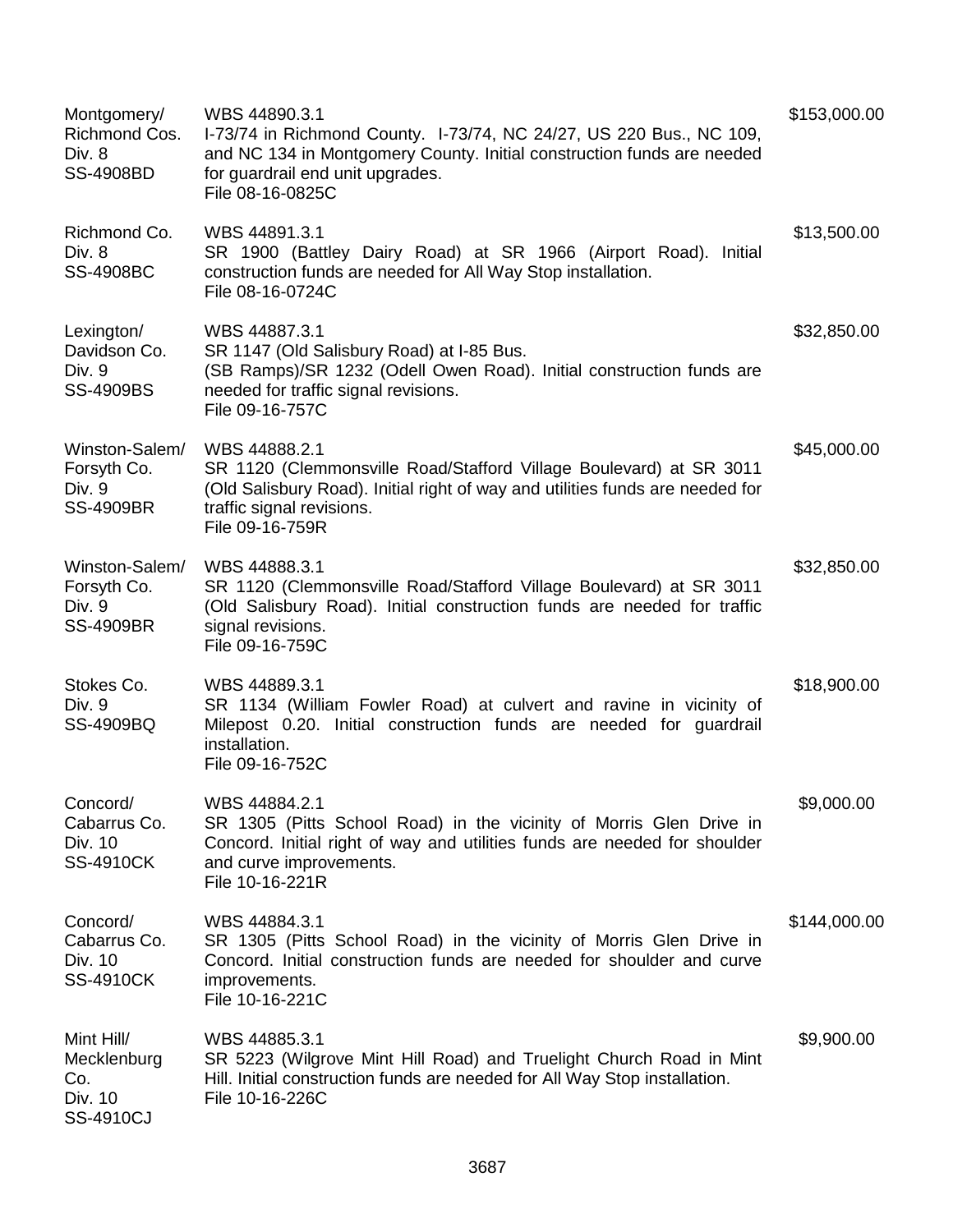| | | |
|---|---|---|
| Montgomery/ Richmond Cos. Div. 8 SS-4908BD | WBS 44890.3.1<br>I-73/74 in Richmond County. I-73/74, NC 24/27, US 220 Bus., NC 109, and NC 134 in Montgomery County. Initial construction funds are needed for guardrail end unit upgrades.<br>File 08-16-0825C | $153,000.00 |
| Richmond Co. Div. 8 SS-4908BC | WBS 44891.3.1<br>SR 1900 (Battley Dairy Road) at SR 1966 (Airport Road). Initial construction funds are needed for All Way Stop installation.<br>File 08-16-0724C | $13,500.00 |
| Lexington/ Davidson Co. Div. 9 SS-4909BS | WBS 44887.3.1<br>SR 1147 (Old Salisbury Road) at I-85 Bus. (SB Ramps)/SR 1232 (Odell Owen Road). Initial construction funds are needed for traffic signal revisions.<br>File 09-16-757C | $32,850.00 |
| Winston-Salem/ Forsyth Co. Div. 9 SS-4909BR | WBS 44888.2.1<br>SR 1120 (Clemmonsville Road/Stafford Village Boulevard) at SR 3011 (Old Salisbury Road). Initial right of way and utilities funds are needed for traffic signal revisions.<br>File 09-16-759R | $45,000.00 |
| Winston-Salem/ Forsyth Co. Div. 9 SS-4909BR | WBS 44888.3.1<br>SR 1120 (Clemmonsville Road/Stafford Village Boulevard) at SR 3011 (Old Salisbury Road). Initial construction funds are needed for traffic signal revisions.<br>File 09-16-759C | $32,850.00 |
| Stokes Co. Div. 9 SS-4909BQ | WBS 44889.3.1<br>SR 1134 (William Fowler Road) at culvert and ravine in vicinity of Milepost 0.20. Initial construction funds are needed for guardrail installation.<br>File 09-16-752C | $18,900.00 |
| Concord/ Cabarrus Co. Div. 10 SS-4910CK | WBS 44884.2.1<br>SR 1305 (Pitts School Road) in the vicinity of Morris Glen Drive in Concord. Initial right of way and utilities funds are needed for shoulder and curve improvements.<br>File 10-16-221R | $9,000.00 |
| Concord/ Cabarrus Co. Div. 10 SS-4910CK | WBS 44884.3.1<br>SR 1305 (Pitts School Road) in the vicinity of Morris Glen Drive in Concord. Initial construction funds are needed for shoulder and curve improvements.<br>File 10-16-221C | $144,000.00 |
| Mint Hill/ Mecklenburg Co. Div. 10 SS-4910CJ | WBS 44885.3.1<br>SR 5223 (Wilgrove Mint Hill Road) and Truelight Church Road in Mint Hill. Initial construction funds are needed for All Way Stop installation.<br>File 10-16-226C | $9,900.00 |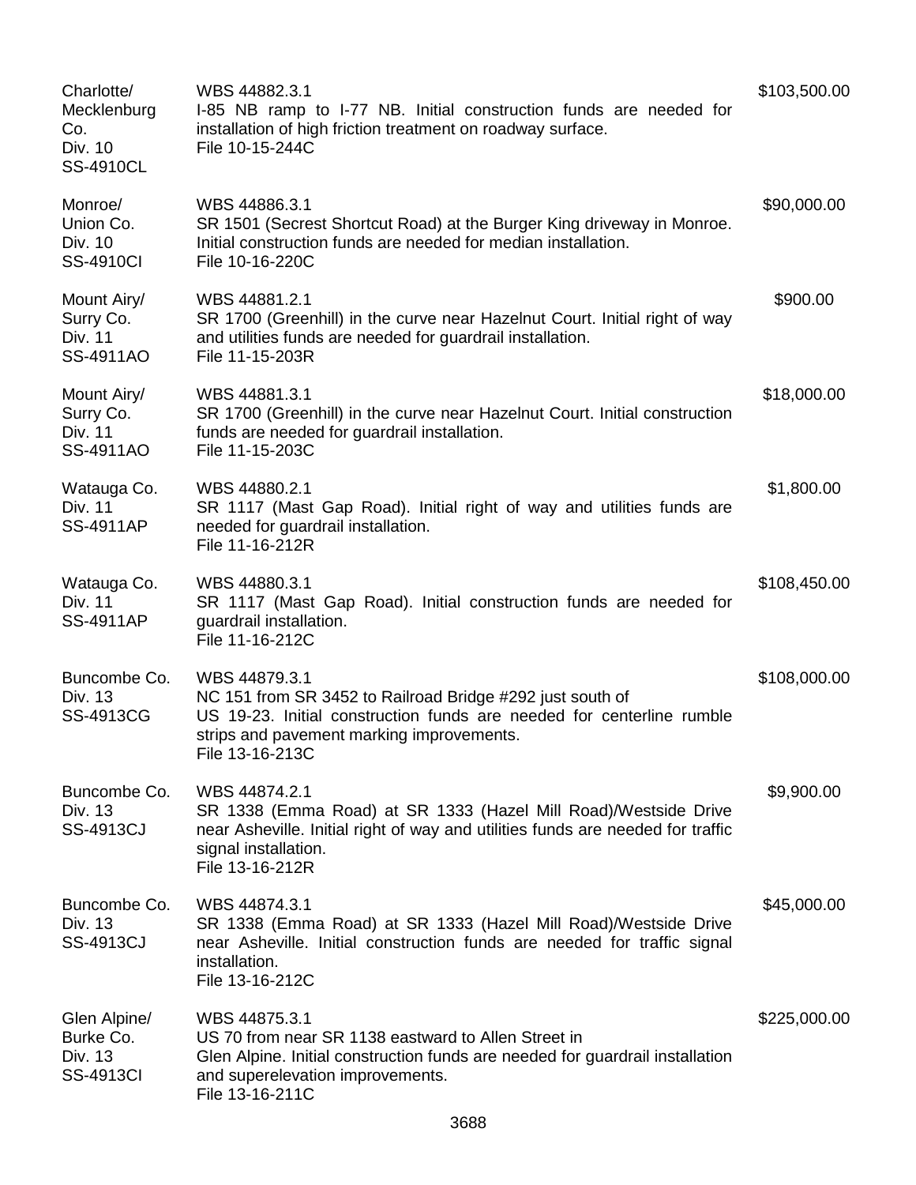| | | |
|---|---|---|
| Charlotte/<br>Mecklenburg Co.<br>Div. 10<br>SS-4910CL | WBS 44882.3.1<br>I-85 NB ramp to I-77 NB. Initial construction funds are needed for installation of high friction treatment on roadway surface.<br>File 10-15-244C | $103,500.00 |
| Monroe/<br>Union Co.<br>Div. 10<br>SS-4910CI | WBS 44886.3.1<br>SR 1501 (Secrest Shortcut Road) at the Burger King driveway in Monroe. Initial construction funds are needed for median installation.<br>File 10-16-220C | $90,000.00 |
| Mount Airy/<br>Surry Co.<br>Div. 11<br>SS-4911AO | WBS 44881.2.1<br>SR 1700 (Greenhill) in the curve near Hazelnut Court. Initial right of way and utilities funds are needed for guardrail installation.<br>File 11-15-203R | $900.00 |
| Mount Airy/<br>Surry Co.<br>Div. 11<br>SS-4911AO | WBS 44881.3.1<br>SR 1700 (Greenhill) in the curve near Hazelnut Court. Initial construction funds are needed for guardrail installation.<br>File 11-15-203C | $18,000.00 |
| Watauga Co.<br>Div. 11<br>SS-4911AP | WBS 44880.2.1<br>SR 1117 (Mast Gap Road). Initial right of way and utilities funds are needed for guardrail installation.<br>File 11-16-212R | $1,800.00 |
| Watauga Co.<br>Div. 11<br>SS-4911AP | WBS 44880.3.1<br>SR 1117 (Mast Gap Road). Initial construction funds are needed for guardrail installation.<br>File 11-16-212C | $108,450.00 |
| Buncombe Co.<br>Div. 13<br>SS-4913CG | WBS 44879.3.1<br>NC 151 from SR 3452 to Railroad Bridge #292 just south of US 19-23. Initial construction funds are needed for centerline rumble strips and pavement marking improvements.<br>File 13-16-213C | $108,000.00 |
| Buncombe Co.<br>Div. 13<br>SS-4913CJ | WBS 44874.2.1<br>SR 1338 (Emma Road) at SR 1333 (Hazel Mill Road)/Westside Drive near Asheville. Initial right of way and utilities funds are needed for traffic signal installation.<br>File 13-16-212R | $9,900.00 |
| Buncombe Co.<br>Div. 13<br>SS-4913CJ | WBS 44874.3.1<br>SR 1338 (Emma Road) at SR 1333 (Hazel Mill Road)/Westside Drive near Asheville. Initial construction funds are needed for traffic signal installation.<br>File 13-16-212C | $45,000.00 |
| Glen Alpine/<br>Burke Co.<br>Div. 13<br>SS-4913CI | WBS 44875.3.1<br>US 70 from near SR 1138 eastward to Allen Street in Glen Alpine. Initial construction funds are needed for guardrail installation and superelevation improvements.<br>File 13-16-211C | $225,000.00 |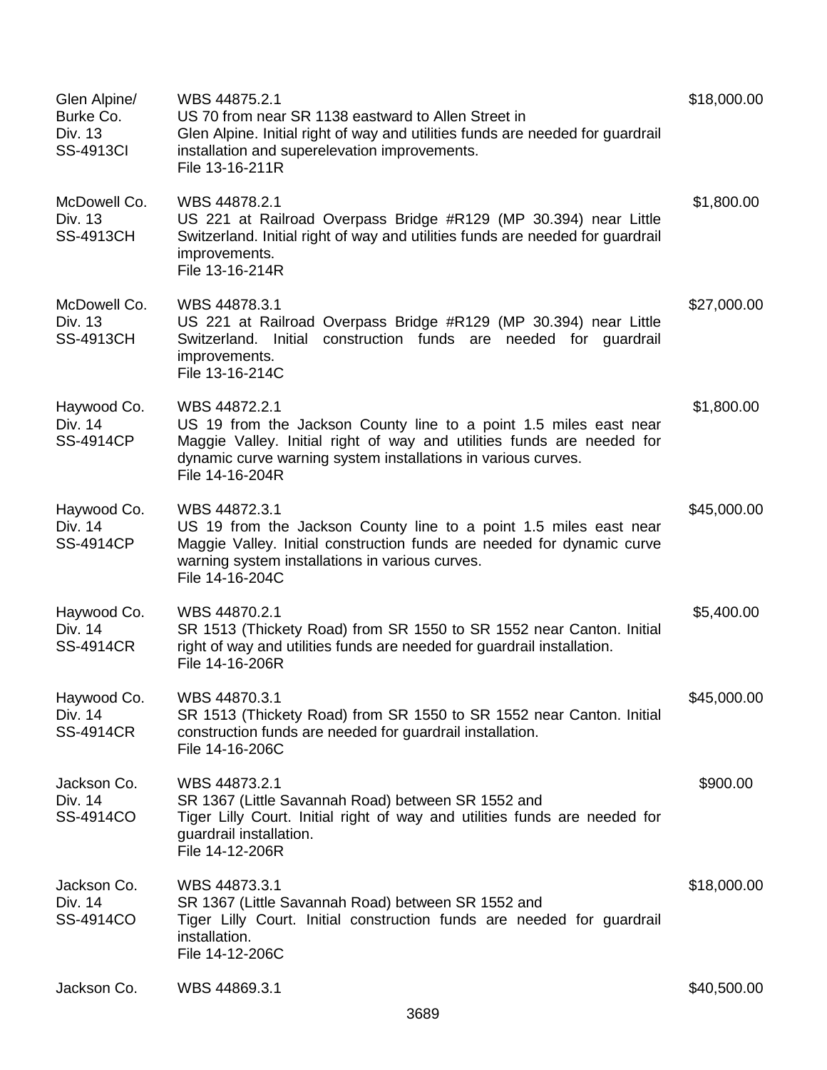| | | |
|---|---|---|
| Glen Alpine/<br>Burke Co.<br>Div. 13<br>SS-4913CI | WBS 44875.2.1<br>US 70 from near SR 1138 eastward to Allen Street in Glen Alpine. Initial right of way and utilities funds are needed for guardrail installation and superelevation improvements.<br>File 13-16-211R | $18,000.00 |
| McDowell Co.<br>Div. 13<br>SS-4913CH | WBS 44878.2.1<br>US 221 at Railroad Overpass Bridge #R129 (MP 30.394) near Little Switzerland. Initial right of way and utilities funds are needed for guardrail improvements.<br>File 13-16-214R | $1,800.00 |
| McDowell Co.<br>Div. 13<br>SS-4913CH | WBS 44878.3.1<br>US 221 at Railroad Overpass Bridge #R129 (MP 30.394) near Little Switzerland. Initial construction funds are needed for guardrail improvements.<br>File 13-16-214C | $27,000.00 |
| Haywood Co.<br>Div. 14<br>SS-4914CP | WBS 44872.2.1<br>US 19 from the Jackson County line to a point 1.5 miles east near Maggie Valley. Initial right of way and utilities funds are needed for dynamic curve warning system installations in various curves.<br>File 14-16-204R | $1,800.00 |
| Haywood Co.<br>Div. 14<br>SS-4914CP | WBS 44872.3.1<br>US 19 from the Jackson County line to a point 1.5 miles east near Maggie Valley. Initial construction funds are needed for dynamic curve warning system installations in various curves.<br>File 14-16-204C | $45,000.00 |
| Haywood Co.<br>Div. 14<br>SS-4914CR | WBS 44870.2.1<br>SR 1513 (Thickety Road) from SR 1550 to SR 1552 near Canton. Initial right of way and utilities funds are needed for guardrail installation.<br>File 14-16-206R | $5,400.00 |
| Haywood Co.<br>Div. 14<br>SS-4914CR | WBS 44870.3.1<br>SR 1513 (Thickety Road) from SR 1550 to SR 1552 near Canton. Initial construction funds are needed for guardrail installation.<br>File 14-16-206C | $45,000.00 |
| Jackson Co.<br>Div. 14<br>SS-4914CO | WBS 44873.2.1<br>SR 1367 (Little Savannah Road) between SR 1552 and Tiger Lilly Court. Initial right of way and utilities funds are needed for guardrail installation.<br>File 14-12-206R | $900.00 |
| Jackson Co.<br>Div. 14<br>SS-4914CO | WBS 44873.3.1<br>SR 1367 (Little Savannah Road) between SR 1552 and Tiger Lilly Court. Initial construction funds are needed for guardrail installation.<br>File 14-12-206C | $18,000.00 |
| Jackson Co. | WBS 44869.3.1 | $40,500.00 |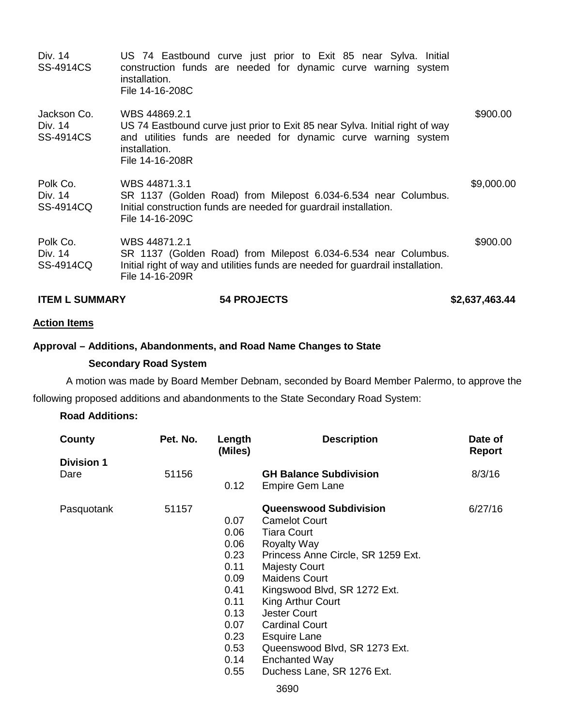| | | |
|---|---|---|
| Div. 14<br>SS-4914CS | US 74 Eastbound curve just prior to Exit 85 near Sylva. Initial construction funds are needed for dynamic curve warning system installation.<br>File 14-16-208C | |
| Jackson Co.<br>Div. 14<br>SS-4914CS | WBS 44869.2.1<br>US 74 Eastbound curve just prior to Exit 85 near Sylva. Initial right of way and utilities funds are needed for dynamic curve warning system installation.<br>File 14-16-208R | $900.00 |
| Polk Co.<br>Div. 14<br>SS-4914CQ | WBS 44871.3.1<br>SR 1137 (Golden Road) from Milepost 6.034-6.534 near Columbus. Initial construction funds are needed for guardrail installation.<br>File 14-16-209C | $9,000.00 |
| Polk Co.<br>Div. 14<br>SS-4914CQ | WBS 44871.2.1<br>SR 1137 (Golden Road) from Milepost 6.034-6.534 near Columbus. Initial right of way and utilities funds are needed for guardrail installation.<br>File 14-16-209R | $900.00 |
| **ITEM L SUMMARY** | **54 PROJECTS** | **$2,637,463.44** |

**Action Items**

**Approval – Additions, Abandonments, and Road Name Changes to State Secondary Road System**

A motion was made by Board Member Debnam, seconded by Board Member Palermo, to approve the following proposed additions and abandonments to the State Secondary Road System:

**Road Additions:**

| County | Pet. No. | Length (Miles) | Description | Date of Report |
|---|---|---|---|---|
| **Division 1** | | | | |
| Dare | 51156 | | **GH Balance Subdivision** | 8/3/16 |
| | | 0.12 | Empire Gem Lane | |
| Pasquotank | 51157 | | **Queenswood Subdivision** | 6/27/16 |
| | | 0.07 | Camelot Court | |
| | | 0.06 | Tiara Court | |
| | | 0.06 | Royalty Way | |
| | | 0.23 | Princess Anne Circle, SR 1259 Ext. | |
| | | 0.11 | Majesty Court | |
| | | 0.09 | Maidens Court | |
| | | 0.41 | Kingswood Blvd, SR 1272 Ext. | |
| | | 0.11 | King Arthur Court | |
| | | 0.13 | Jester Court | |
| | | 0.07 | Cardinal Court | |
| | | 0.23 | Esquire Lane | |
| | | 0.53 | Queenswood Blvd, SR 1273 Ext. | |
| | | 0.14 | Enchanted Way | |
| | | 0.55 | Duchess Lane, SR 1276 Ext. | |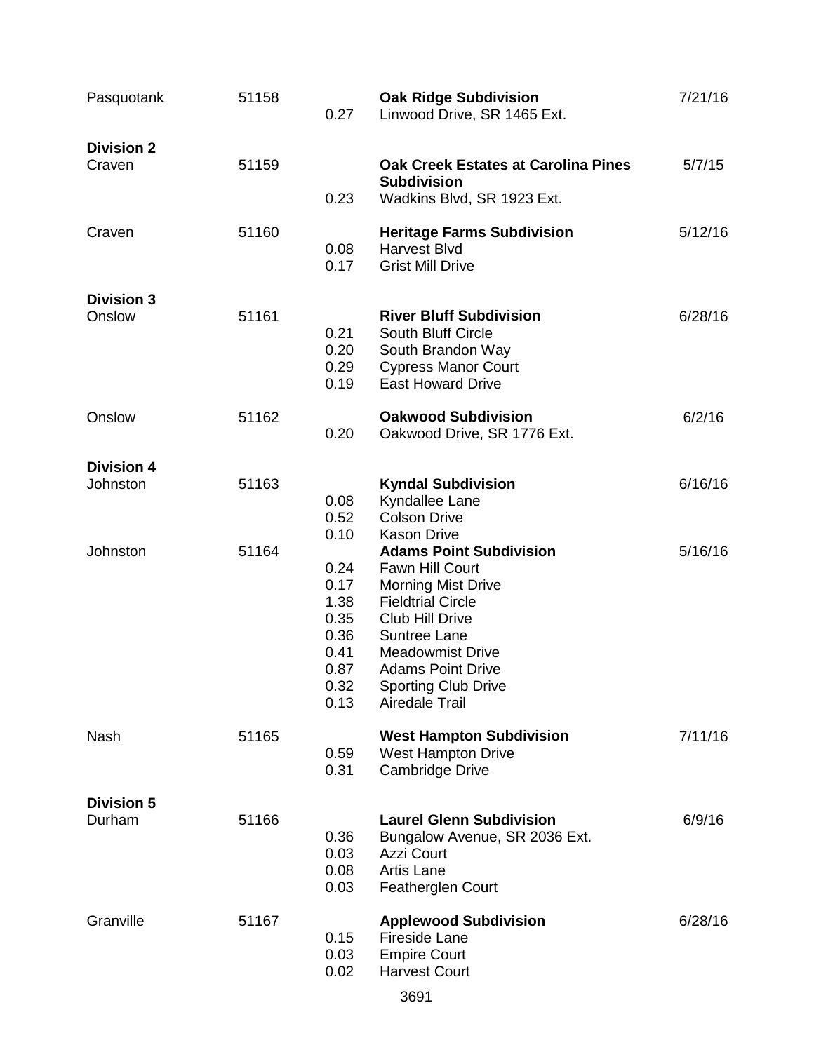| County | Petition | Length | Subdivision / Road | Date |
|---|---|---|---|---|
| Pasquotank | 51158 | | **Oak Ridge Subdivision** | 7/21/16 |
| | | 0.27 | Linwood Drive, SR 1465 Ext. | |
| **Division 2** | | | | |
| Craven | 51159 | | **Oak Creek Estates at Carolina Pines Subdivision** | 5/7/15 |
| | | 0.23 | Wadkins Blvd, SR 1923 Ext. | |
| Craven | 51160 | | **Heritage Farms Subdivision** | 5/12/16 |
| | | 0.08 | Harvest Blvd | |
| | | 0.17 | Grist Mill Drive | |
| **Division 3** | | | | |
| Onslow | 51161 | | **River Bluff Subdivision** | 6/28/16 |
| | | 0.21 | South Bluff Circle | |
| | | 0.20 | South Brandon Way | |
| | | 0.29 | Cypress Manor Court | |
| | | 0.19 | East Howard Drive | |
| Onslow | 51162 | | **Oakwood Subdivision** | 6/2/16 |
| | | 0.20 | Oakwood Drive, SR 1776 Ext. | |
| **Division 4** | | | | |
| Johnston | 51163 | | **Kyndal Subdivision** | 6/16/16 |
| | | 0.08 | Kyndallee Lane | |
| | | 0.52 | Colson Drive | |
| | | 0.10 | Kason Drive | |
| Johnston | 51164 | | **Adams Point Subdivision** | 5/16/16 |
| | | 0.24 | Fawn Hill Court | |
| | | 0.17 | Morning Mist Drive | |
| | | 1.38 | Fieldtrial Circle | |
| | | 0.35 | Club Hill Drive | |
| | | 0.36 | Suntree Lane | |
| | | 0.41 | Meadowmist Drive | |
| | | 0.87 | Adams Point Drive | |
| | | 0.32 | Sporting Club Drive | |
| | | 0.13 | Airedale Trail | |
| Nash | 51165 | | **West Hampton Subdivision** | 7/11/16 |
| | | 0.59 | West Hampton Drive | |
| | | 0.31 | Cambridge Drive | |
| **Division 5** | | | | |
| Durham | 51166 | | **Laurel Glenn Subdivision** | 6/9/16 |
| | | 0.36 | Bungalow Avenue, SR 2036 Ext. | |
| | | 0.03 | Azzi Court | |
| | | 0.08 | Artis Lane | |
| | | 0.03 | Featherglen Court | |
| Granville | 51167 | | **Applewood Subdivision** | 6/28/16 |
| | | 0.15 | Fireside Lane | |
| | | 0.03 | Empire Court | |
| | | 0.02 | Harvest Court | |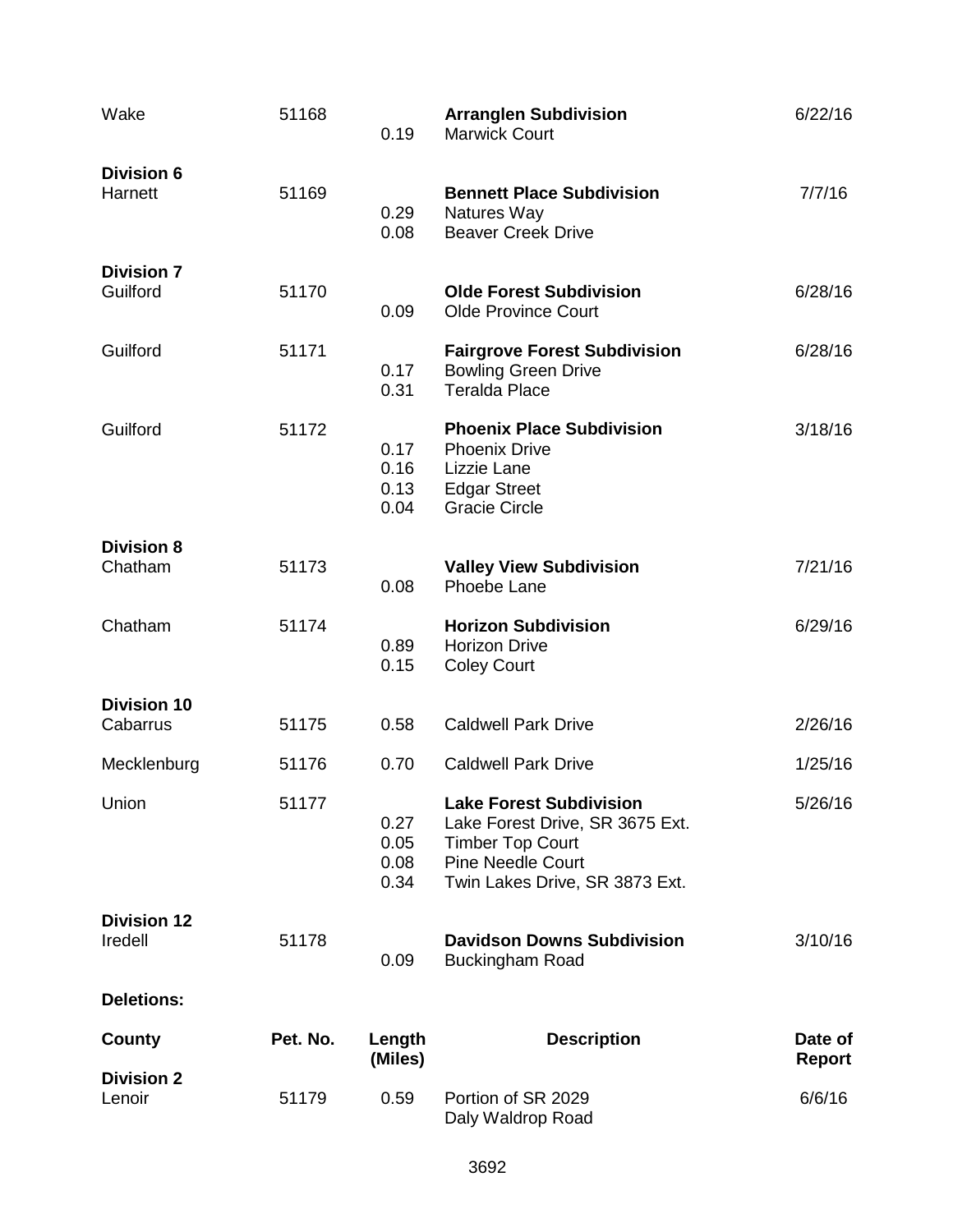| County | Pet. No. | Length (Miles) | Description | Date of Report |
|---|---|---|---|---|
| Wake | 51168 | | **Arranglen Subdivision** | 6/22/16 |
| | | 0.19 | Marwick Court | |
| **Division 6** | | | | |
| Harnett | 51169 | | **Bennett Place Subdivision** | 7/7/16 |
| | | 0.29 | Natures Way | |
| | | 0.08 | Beaver Creek Drive | |
| **Division 7** | | | | |
| Guilford | 51170 | | **Olde Forest Subdivision** | 6/28/16 |
| | | 0.09 | Olde Province Court | |
| Guilford | 51171 | | **Fairgrove Forest Subdivision** | 6/28/16 |
| | | 0.17 | Bowling Green Drive | |
| | | 0.31 | Teralda Place | |
| Guilford | 51172 | | **Phoenix Place Subdivision** | 3/18/16 |
| | | 0.17 | Phoenix Drive | |
| | | 0.16 | Lizzie Lane | |
| | | 0.13 | Edgar Street | |
| | | 0.04 | Gracie Circle | |
| **Division 8** | | | | |
| Chatham | 51173 | | **Valley View Subdivision** | 7/21/16 |
| | | 0.08 | Phoebe Lane | |
| Chatham | 51174 | | **Horizon Subdivision** | 6/29/16 |
| | | 0.89 | Horizon Drive | |
| | | 0.15 | Coley Court | |
| **Division 10** | | | | |
| Cabarrus | 51175 | 0.58 | Caldwell Park Drive | 2/26/16 |
| Mecklenburg | 51176 | 0.70 | Caldwell Park Drive | 1/25/16 |
| Union | 51177 | | **Lake Forest Subdivision** | 5/26/16 |
| | | 0.27 | Lake Forest Drive, SR 3675 Ext. | |
| | | 0.05 | Timber Top Court | |
| | | 0.08 | Pine Needle Court | |
| | | 0.34 | Twin Lakes Drive, SR 3873 Ext. | |
| **Division 12** | | | | |
| Iredell | 51178 | | **Davidson Downs Subdivision** | 3/10/16 |
| | | 0.09 | Buckingham Road | |

**Deletions:**

| County | Pet. No. | Length (Miles) | Description | Date of Report |
|---|---|---|---|---|
| **Division 2** | | | | |
| Lenoir | 51179 | 0.59 | Portion of SR 2029<br>Daly Waldrop Road | 6/6/16 |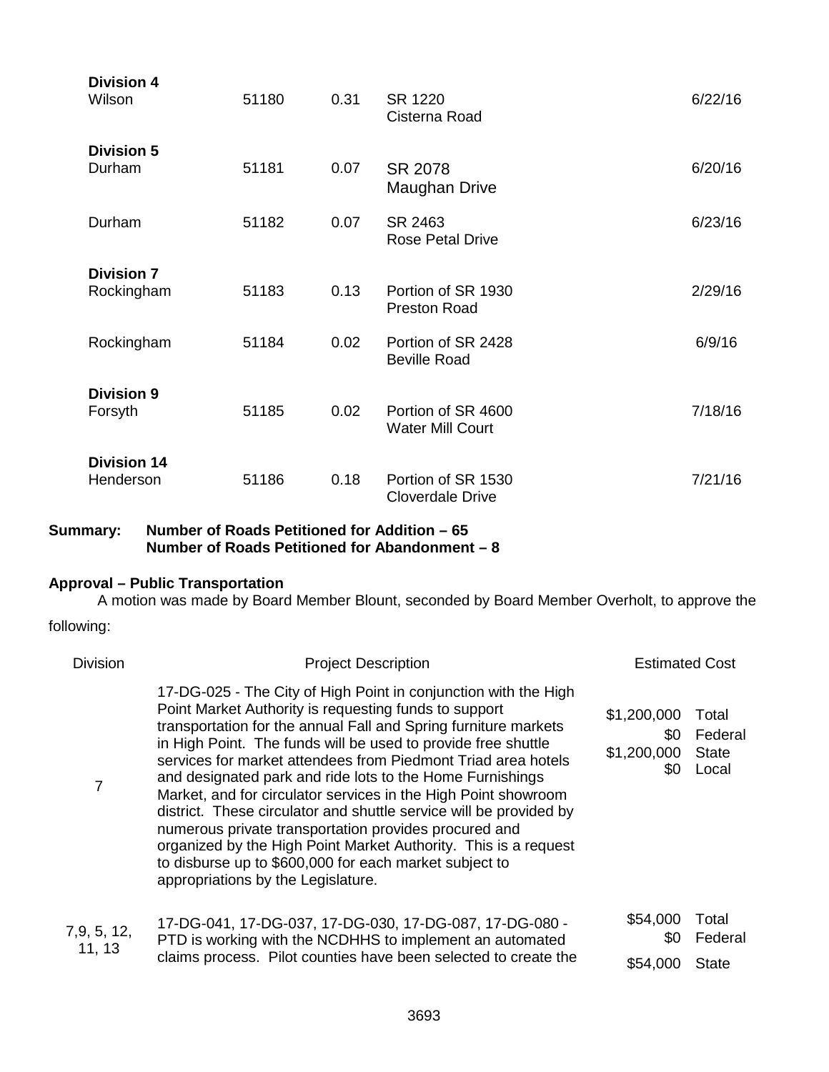| | | | | |
|---|---|---|---|---|
| **Division 4** | | | | |
| Wilson | 51180 | 0.31 | SR 1220<br>Cisterna Road | 6/22/16 |
| **Division 5** | | | | |
| Durham | 51181 | 0.07 | SR 2078<br>Maughan Drive | 6/20/16 |
| Durham | 51182 | 0.07 | SR 2463<br>Rose Petal Drive | 6/23/16 |
| **Division 7** | | | | |
| Rockingham | 51183 | 0.13 | Portion of SR 1930<br>Preston Road | 2/29/16 |
| Rockingham | 51184 | 0.02 | Portion of SR 2428<br>Beville Road | 6/9/16 |
| **Division 9** | | | | |
| Forsyth | 51185 | 0.02 | Portion of SR 4600<br>Water Mill Court | 7/18/16 |
| **Division 14** | | | | |
| Henderson | 51186 | 0.18 | Portion of SR 1530<br>Cloverdale Drive | 7/21/16 |

**Summary: Number of Roads Petitioned for Addition – 65**
**Number of Roads Petitioned for Abandonment – 8**

**Approval – Public Transportation**

A motion was made by Board Member Blount, seconded by Board Member Overholt, to approve the following:

| Division | Project Description | Estimated Cost | |
|---|---|---|---|
| 7 | 17-DG-025 - The City of High Point in conjunction with the High Point Market Authority is requesting funds to support transportation for the annual Fall and Spring furniture markets in High Point. The funds will be used to provide free shuttle services for market attendees from Piedmont Triad area hotels and designated park and ride lots to the Home Furnishings Market, and for circulator services in the High Point showroom district. These circulator and shuttle service will be provided by numerous private transportation provides procured and organized by the High Point Market Authority. This is a request to disburse up to $600,000 for each market subject to appropriations by the Legislature. | $1,200,000<br>$0<br>$1,200,000<br>$0 | Total<br>Federal<br>State<br>Local |
| 7,9, 5, 12, 11, 13 | 17-DG-041, 17-DG-037, 17-DG-030, 17-DG-087, 17-DG-080 - PTD is working with the NCDHHS to implement an automated claims process. Pilot counties have been selected to create the | $54,000<br>$0<br>$54,000 | Total<br>Federal<br>State |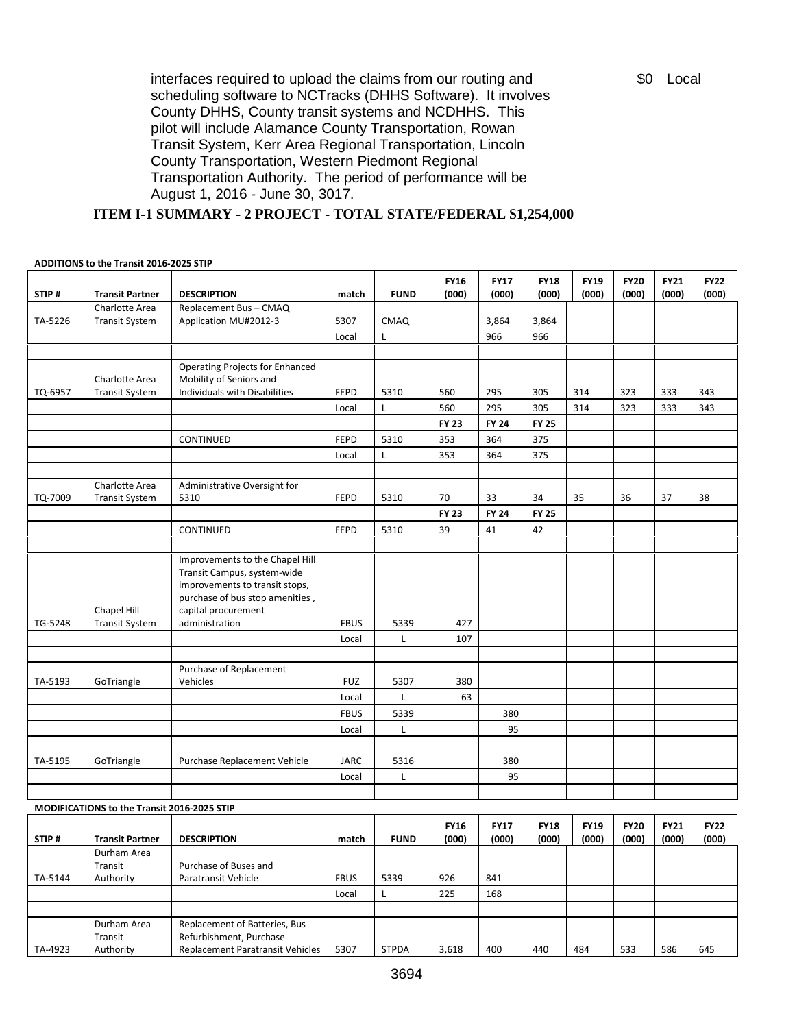interfaces required to upload the claims from our routing and scheduling software to NCTracks (DHHS Software). It involves County DHHS, County transit systems and NCDHHS. This pilot will include Alamance County Transportation, Rowan Transit System, Kerr Area Regional Transportation, Lincoln County Transportation, Western Piedmont Regional Transportation Authority. The period of performance will be August 1, 2016 - June 30, 3017. $0 Local

**ITEM I-1 SUMMARY - 2 PROJECT - TOTAL STATE/FEDERAL $1,254,000**

**ADDITIONS to the Transit 2016-2025 STIP**

| STIP # | Transit Partner | DESCRIPTION | match | FUND | FY16 (000) | FY17 (000) | FY18 (000) | FY19 (000) | FY20 (000) | FY21 (000) | FY22 (000) |
|---|---|---|---|---|---|---|---|---|---|---|---|
| TA-5226 | Charlotte Area Transit System | Replacement Bus – CMAQ Application MU#2012-3 | 5307 | CMAQ | | 3,864 | 3,864 | | | | |
| | | | Local | L | | 966 | 966 | | | | |
| | | | | | | | | | | | |
| TQ-6957 | Charlotte Area Transit System | Operating Projects for Enhanced Mobility of Seniors and Individuals with Disabilities | FEPD | 5310 | 560 | 295 | 305 | 314 | 323 | 333 | 343 |
| | | | Local | L | 560 | 295 | 305 | 314 | 323 | 333 | 343 |
| | | | | | **FY 23** | **FY 24** | **FY 25** | | | | |
| | | CONTINUED | FEPD | 5310 | 353 | 364 | 375 | | | | |
| | | | Local | L | 353 | 364 | 375 | | | | |
| | | | | | | | | | | | |
| TQ-7009 | Charlotte Area Transit System | Administrative Oversight for 5310 | FEPD | 5310 | 70 | 33 | 34 | 35 | 36 | 37 | 38 |
| | | | | | **FY 23** | **FY 24** | **FY 25** | | | | |
| | | CONTINUED | FEPD | 5310 | 39 | 41 | 42 | | | | |
| | | | | | | | | | | | |
| TG-5248 | Chapel Hill Transit System | Improvements to the Chapel Hill Transit Campus, system-wide improvements to transit stops, purchase of bus stop amenities , capital procurement administration | FBUS | 5339 | 427 | | | | | | |
| | | | Local | L | 107 | | | | | | |
| | | | | | | | | | | | |
| TA-5193 | GoTriangle | Purchase of Replacement Vehicles | FUZ | 5307 | 380 | | | | | | |
| | | | Local | L | 63 | | | | | | |
| | | | FBUS | 5339 | | 380 | | | | | |
| | | | Local | L | | 95 | | | | | |
| | | | | | | | | | | | |
| TA-5195 | GoTriangle | Purchase Replacement Vehicle | JARC | 5316 | | 380 | | | | | |
| | | | Local | L | | 95 | | | | | |

**MODIFICATIONS to the Transit 2016-2025 STIP**

| STIP # | Transit Partner | DESCRIPTION | match | FUND | FY16 (000) | FY17 (000) | FY18 (000) | FY19 (000) | FY20 (000) | FY21 (000) | FY22 (000) |
|---|---|---|---|---|---|---|---|---|---|---|---|
| TA-5144 | Durham Area Transit Authority | Purchase of Buses and Paratransit Vehicle | FBUS | 5339 | 926 | 841 | | | | | |
| | | | Local | L | 225 | 168 | | | | | |
| | | | | | | | | | | | |
| TA-4923 | Durham Area Transit Authority | Replacement of Batteries, Bus Refurbishment, Purchase Replacement Paratransit Vehicles | 5307 | STPDA | 3,618 | 400 | 440 | 484 | 533 | 586 | 645 |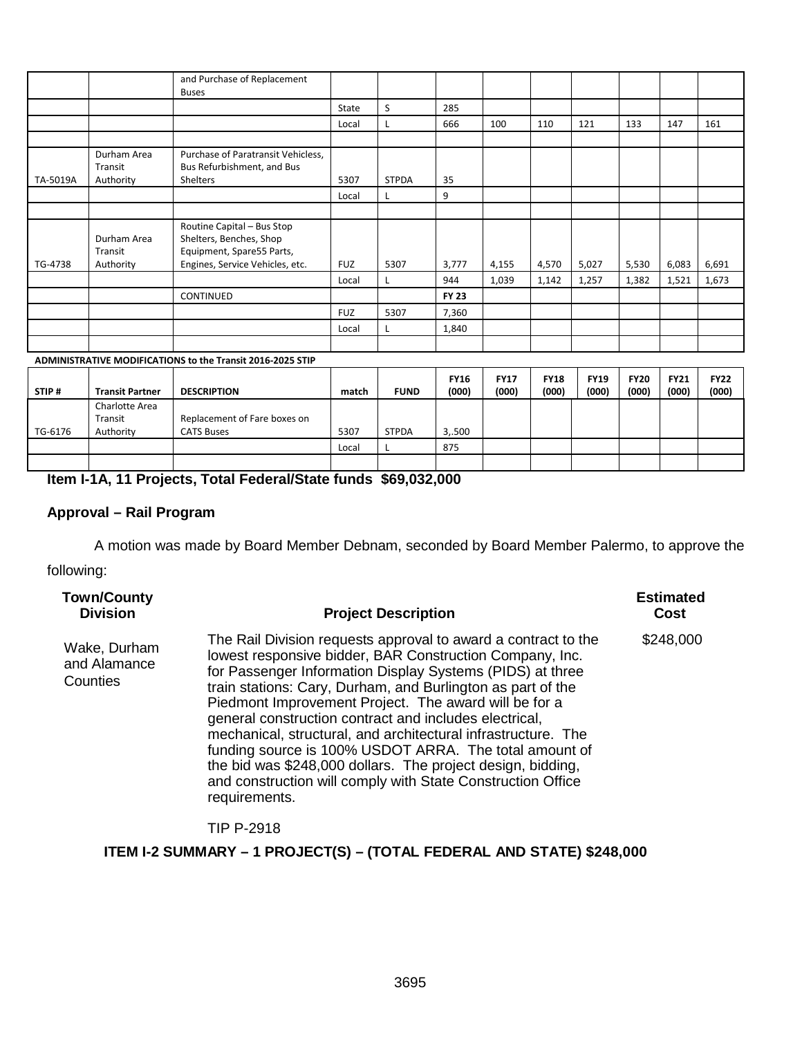| | | and Purchase of Replacement Buses | | | | | | | | | |
|---|---|---|---|---|---|---|---|---|---|---|---|
| | | | State | S | 285 | | | | | | |
| | | | Local | L | 666 | 100 | 110 | 121 | 133 | 147 | 161 |
| | | | | | | | | | | | |
| TA-5019A | Durham Area Transit Authority | Purchase of Paratransit Vehicless, Bus Refurbishment, and Bus Shelters | 5307 | STPDA | 35 | | | | | | |
| | | | Local | L | 9 | | | | | | |
| | | | | | | | | | | | |
| TG-4738 | Durham Area Transit Authority | Routine Capital – Bus Stop Shelters, Benches, Shop Equipment, Spare55 Parts, Engines, Service Vehicles, etc. | FUZ | 5307 | 3,777 | 4,155 | 4,570 | 5,027 | 5,530 | 6,083 | 6,691 |
| | | | Local | L | 944 | 1,039 | 1,142 | 1,257 | 1,382 | 1,521 | 1,673 |
| | | CONTINUED | | | **FY 23** | | | | | | |
| | | | FUZ | 5307 | 7,360 | | | | | | |
| | | | Local | L | 1,840 | | | | | | |
| | | | | | | | | | | | |

**ADMINISTRATIVE MODIFICATIONS to the Transit 2016-2025 STIP**

| STIP # | Transit Partner | DESCRIPTION | match | FUND | FY16 (000) | FY17 (000) | FY18 (000) | FY19 (000) | FY20 (000) | FY21 (000) | FY22 (000) |
|---|---|---|---|---|---|---|---|---|---|---|---|
| TG-6176 | Charlotte Area Transit Authority | Replacement of Fare boxes on CATS Buses | 5307 | STPDA | 3,.500 | | | | | | |
| | | | Local | L | 875 | | | | | | |
| | | | | | | | | | | | |

**Item I-1A, 11 Projects, Total Federal/State funds $69,032,000**

**Approval – Rail Program**

A motion was made by Board Member Debnam, seconded by Board Member Palermo, to approve the following:

| Town/County Division | Project Description | Estimated Cost |
|---|---|---|
| Wake, Durham and Alamance Counties | The Rail Division requests approval to award a contract to the lowest responsive bidder, BAR Construction Company, Inc. for Passenger Information Display Systems (PIDS) at three train stations: Cary, Durham, and Burlington as part of the Piedmont Improvement Project. The award will be for a general construction contract and includes electrical, mechanical, structural, and architectural infrastructure. The funding source is 100% USDOT ARRA. The total amount of the bid was $248,000 dollars. The project design, bidding, and construction will comply with State Construction Office requirements.<br><br>TIP P-2918 | $248,000 |

**ITEM I-2 SUMMARY – 1 PROJECT(S) – (TOTAL FEDERAL AND STATE) $248,000**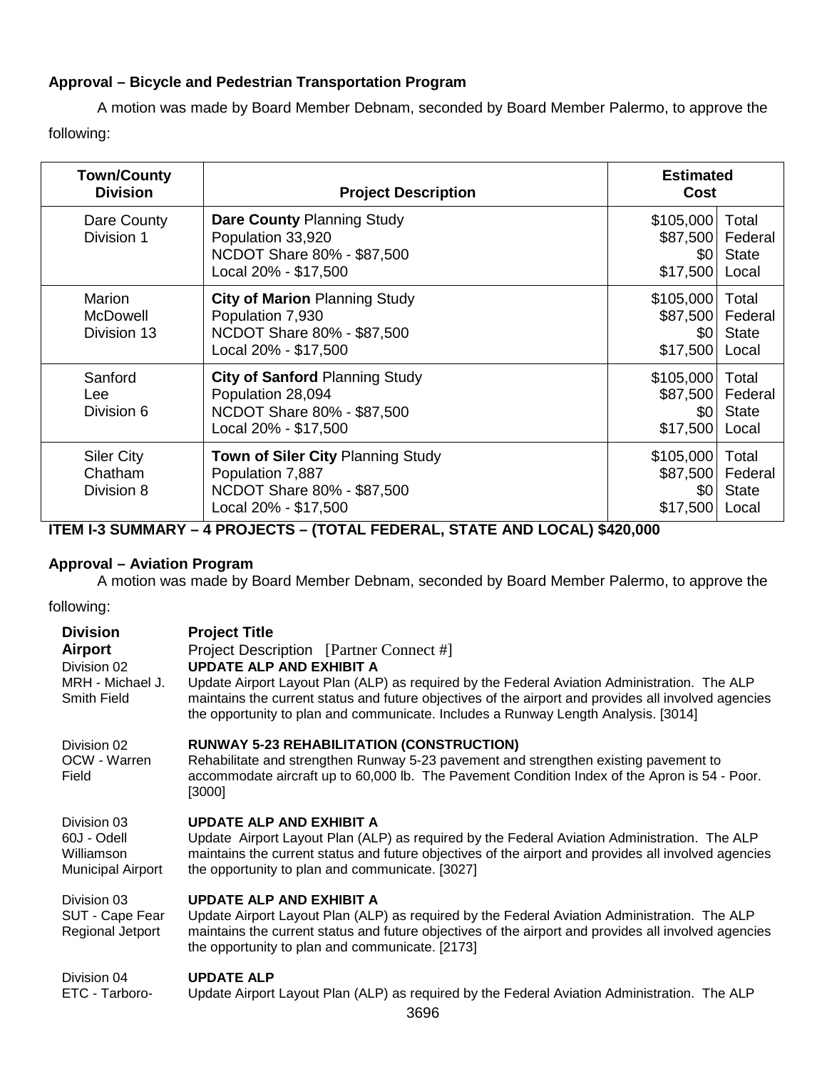**Approval – Bicycle and Pedestrian Transportation Program**

A motion was made by Board Member Debnam, seconded by Board Member Palermo, to approve the following:

| Town/County Division | Project Description | Estimated Cost | |
|---|---|---|---|
| Dare County<br>Division 1 | **Dare County** Planning Study<br>Population 33,920<br>NCDOT Share 80% - $87,500<br>Local 20% - $17,500 | $105,000<br>$87,500<br>$0<br>$17,500 | Total<br>Federal<br>State<br>Local |
| Marion<br>McDowell<br>Division 13 | **City of Marion** Planning Study<br>Population 7,930<br>NCDOT Share 80% - $87,500<br>Local 20% - $17,500 | $105,000<br>$87,500<br>$0<br>$17,500 | Total<br>Federal<br>State<br>Local |
| Sanford<br>Lee<br>Division 6 | **City of Sanford** Planning Study<br>Population 28,094<br>NCDOT Share 80% - $87,500<br>Local 20% - $17,500 | $105,000<br>$87,500<br>$0<br>$17,500 | Total<br>Federal<br>State<br>Local |
| Siler City<br>Chatham<br>Division 8 | **Town of Siler City** Planning Study<br>Population 7,887<br>NCDOT Share 80% - $87,500<br>Local 20% - $17,500 | $105,000<br>$87,500<br>$0<br>$17,500 | Total<br>Federal<br>State<br>Local |

**ITEM I-3 SUMMARY – 4 PROJECTS – (TOTAL FEDERAL, STATE AND LOCAL) $420,000**

**Approval – Aviation Program**

A motion was made by Board Member Debnam, seconded by Board Member Palermo, to approve the following:

| Division<br>Airport | Project Title<br>Project Description [Partner Connect #] |
|---|---|
| Division 02<br>MRH - Michael J. Smith Field | **UPDATE ALP AND EXHIBIT A**<br>Update Airport Layout Plan (ALP) as required by the Federal Aviation Administration. The ALP maintains the current status and future objectives of the airport and provides all involved agencies the opportunity to plan and communicate. Includes a Runway Length Analysis. [3014] |
| Division 02<br>OCW - Warren Field | **RUNWAY 5-23 REHABILITATION (CONSTRUCTION)**<br>Rehabilitate and strengthen Runway 5-23 pavement and strengthen existing pavement to accommodate aircraft up to 60,000 lb. The Pavement Condition Index of the Apron is 54 - Poor. [3000] |
| Division 03<br>60J - Odell Williamson Municipal Airport | **UPDATE ALP AND EXHIBIT A**<br>Update Airport Layout Plan (ALP) as required by the Federal Aviation Administration. The ALP maintains the current status and future objectives of the airport and provides all involved agencies the opportunity to plan and communicate. [3027] |
| Division 03<br>SUT - Cape Fear Regional Jetport | **UPDATE ALP AND EXHIBIT A**<br>Update Airport Layout Plan (ALP) as required by the Federal Aviation Administration. The ALP maintains the current status and future objectives of the airport and provides all involved agencies the opportunity to plan and communicate. [2173] |
| Division 04<br>ETC - Tarboro- | **UPDATE ALP**<br>Update Airport Layout Plan (ALP) as required by the Federal Aviation Administration. The ALP |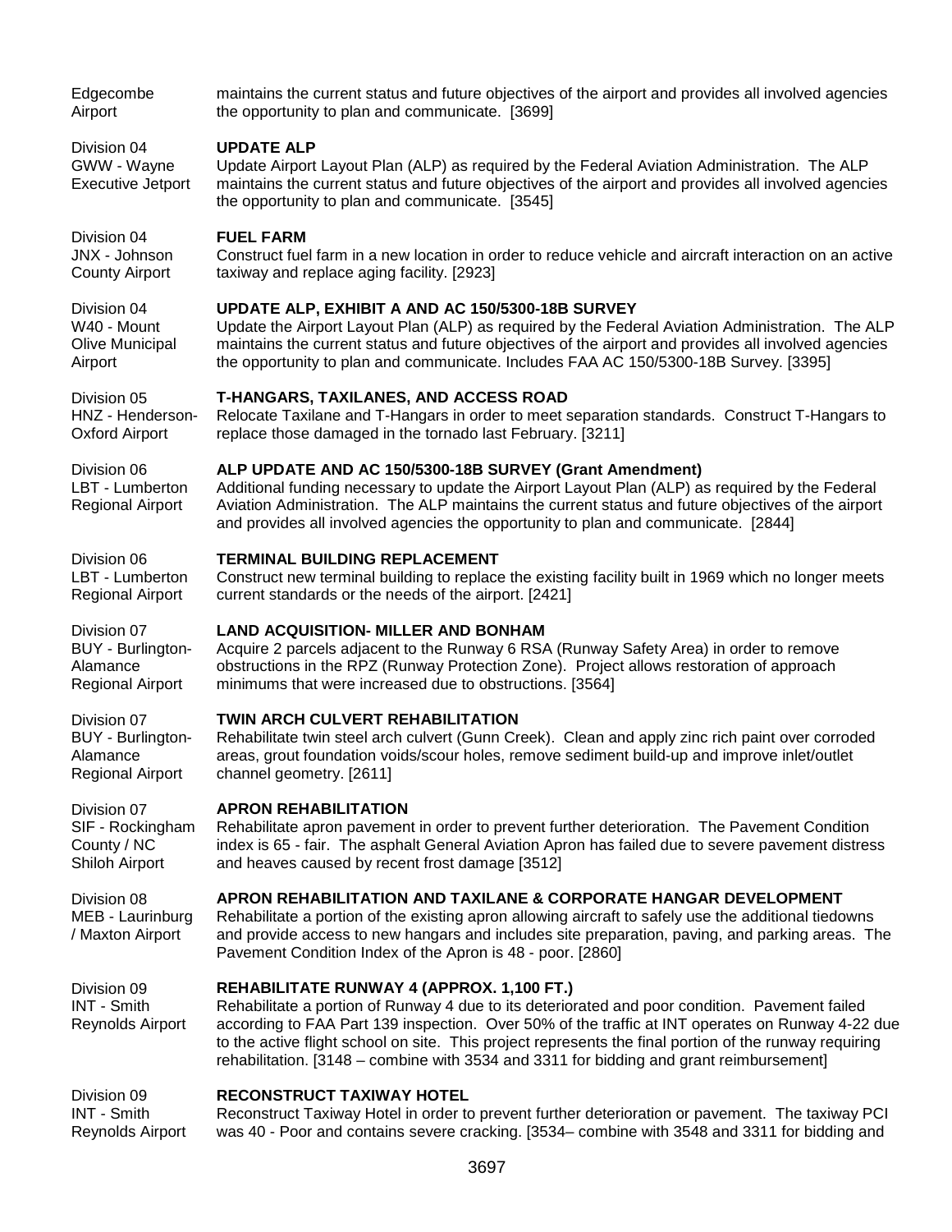| | |
|---|---|
| Edgecombe Airport | maintains the current status and future objectives of the airport and provides all involved agencies the opportunity to plan and communicate. [3699] |
| Division 04<br>GWW - Wayne Executive Jetport | **UPDATE ALP**<br>Update Airport Layout Plan (ALP) as required by the Federal Aviation Administration. The ALP maintains the current status and future objectives of the airport and provides all involved agencies the opportunity to plan and communicate. [3545] |
| Division 04<br>JNX - Johnson County Airport | **FUEL FARM**<br>Construct fuel farm in a new location in order to reduce vehicle and aircraft interaction on an active taxiway and replace aging facility. [2923] |
| Division 04<br>W40 - Mount Olive Municipal Airport | **UPDATE ALP, EXHIBIT A AND AC 150/5300-18B SURVEY**<br>Update the Airport Layout Plan (ALP) as required by the Federal Aviation Administration. The ALP maintains the current status and future objectives of the airport and provides all involved agencies the opportunity to plan and communicate. Includes FAA AC 150/5300-18B Survey. [3395] |
| Division 05<br>HNZ - Henderson-Oxford Airport | **T-HANGARS, TAXILANES, AND ACCESS ROAD**<br>Relocate Taxilane and T-Hangars in order to meet separation standards. Construct T-Hangars to replace those damaged in the tornado last February. [3211] |
| Division 06<br>LBT - Lumberton Regional Airport | **ALP UPDATE AND AC 150/5300-18B SURVEY (Grant Amendment)**<br>Additional funding necessary to update the Airport Layout Plan (ALP) as required by the Federal Aviation Administration. The ALP maintains the current status and future objectives of the airport and provides all involved agencies the opportunity to plan and communicate. [2844] |
| Division 06<br>LBT - Lumberton Regional Airport | **TERMINAL BUILDING REPLACEMENT**<br>Construct new terminal building to replace the existing facility built in 1969 which no longer meets current standards or the needs of the airport. [2421] |
| Division 07<br>BUY - Burlington-Alamance Regional Airport | **LAND ACQUISITION- MILLER AND BONHAM**<br>Acquire 2 parcels adjacent to the Runway 6 RSA (Runway Safety Area) in order to remove obstructions in the RPZ (Runway Protection Zone). Project allows restoration of approach minimums that were increased due to obstructions. [3564] |
| Division 07<br>BUY - Burlington-Alamance Regional Airport | **TWIN ARCH CULVERT REHABILITATION**<br>Rehabilitate twin steel arch culvert (Gunn Creek). Clean and apply zinc rich paint over corroded areas, grout foundation voids/scour holes, remove sediment build-up and improve inlet/outlet channel geometry. [2611] |
| Division 07<br>SIF - Rockingham County / NC Shiloh Airport | **APRON REHABILITATION**<br>Rehabilitate apron pavement in order to prevent further deterioration. The Pavement Condition index is 65 - fair. The asphalt General Aviation Apron has failed due to severe pavement distress and heaves caused by recent frost damage [3512] |
| Division 08<br>MEB - Laurinburg / Maxton Airport | **APRON REHABILITATION AND TAXILANE & CORPORATE HANGAR DEVELOPMENT**<br>Rehabilitate a portion of the existing apron allowing aircraft to safely use the additional tiedowns and provide access to new hangars and includes site preparation, paving, and parking areas. The Pavement Condition Index of the Apron is 48 - poor. [2860] |
| Division 09<br>INT - Smith Reynolds Airport | **REHABILITATE RUNWAY 4 (APPROX. 1,100 FT.)**<br>Rehabilitate a portion of Runway 4 due to its deteriorated and poor condition. Pavement failed according to FAA Part 139 inspection. Over 50% of the traffic at INT operates on Runway 4-22 due to the active flight school on site. This project represents the final portion of the runway requiring rehabilitation. [3148 – combine with 3534 and 3311 for bidding and grant reimbursement] |
| Division 09<br>INT - Smith Reynolds Airport | **RECONSTRUCT TAXIWAY HOTEL**<br>Reconstruct Taxiway Hotel in order to prevent further deterioration or pavement. The taxiway PCI was 40 - Poor and contains severe cracking. [3534– combine with 3548 and 3311 for bidding and |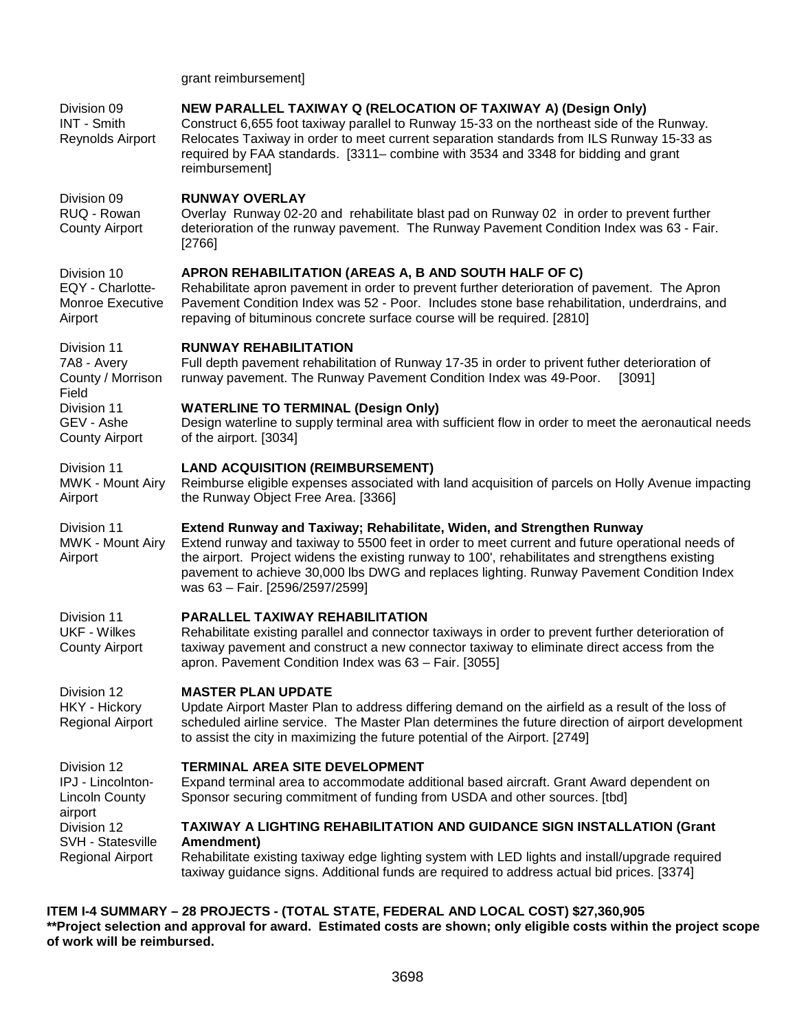grant reimbursement]

| | |
|---|---|
| Division 09<br>INT - Smith Reynolds Airport | **NEW PARALLEL TAXIWAY Q (RELOCATION OF TAXIWAY A) (Design Only)**<br>Construct 6,655 foot taxiway parallel to Runway 15-33 on the northeast side of the Runway. Relocates Taxiway in order to meet current separation standards from ILS Runway 15-33 as required by FAA standards. [3311– combine with 3534 and 3348 for bidding and grant reimbursement] |
| Division 09<br>RUQ - Rowan County Airport | **RUNWAY OVERLAY**<br>Overlay Runway 02-20 and rehabilitate blast pad on Runway 02 in order to prevent further deterioration of the runway pavement. The Runway Pavement Condition Index was 63 - Fair. [2766] |
| Division 10<br>EQY - Charlotte-Monroe Executive Airport | **APRON REHABILITATION (AREAS A, B AND SOUTH HALF OF C)**<br>Rehabilitate apron pavement in order to prevent further deterioration of pavement. The Apron Pavement Condition Index was 52 - Poor. Includes stone base rehabilitation, underdrains, and repaving of bituminous concrete surface course will be required. [2810] |
| Division 11<br>7A8 - Avery County / Morrison Field | **RUNWAY REHABILITATION**<br>Full depth pavement rehabilitation of Runway 17-35 in order to privent futher deterioration of runway pavement. The Runway Pavement Condition Index was 49-Poor. [3091] |
| Division 11<br>GEV - Ashe County Airport | **WATERLINE TO TERMINAL (Design Only)**<br>Design waterline to supply terminal area with sufficient flow in order to meet the aeronautical needs of the airport. [3034] |
| Division 11<br>MWK - Mount Airy Airport | **LAND ACQUISITION (REIMBURSEMENT)**<br>Reimburse eligible expenses associated with land acquisition of parcels on Holly Avenue impacting the Runway Object Free Area. [3366] |
| Division 11<br>MWK - Mount Airy Airport | **Extend Runway and Taxiway; Rehabilitate, Widen, and Strengthen Runway**<br>Extend runway and taxiway to 5500 feet in order to meet current and future operational needs of the airport. Project widens the existing runway to 100', rehabilitates and strengthens existing pavement to achieve 30,000 lbs DWG and replaces lighting. Runway Pavement Condition Index was 63 – Fair. [2596/2597/2599] |
| Division 11<br>UKF - Wilkes County Airport | **PARALLEL TAXIWAY REHABILITATION**<br>Rehabilitate existing parallel and connector taxiways in order to prevent further deterioration of taxiway pavement and construct a new connector taxiway to eliminate direct access from the apron. Pavement Condition Index was 63 – Fair. [3055] |
| Division 12<br>HKY - Hickory Regional Airport | **MASTER PLAN UPDATE**<br>Update Airport Master Plan to address differing demand on the airfield as a result of the loss of scheduled airline service. The Master Plan determines the future direction of airport development to assist the city in maximizing the future potential of the Airport. [2749] |
| Division 12<br>IPJ - Lincolnton-Lincoln County airport | **TERMINAL AREA SITE DEVELOPMENT**<br>Expand terminal area to accommodate additional based aircraft. Grant Award dependent on Sponsor securing commitment of funding from USDA and other sources. [tbd] |
| Division 12<br>SVH - Statesville Regional Airport | **TAXIWAY A LIGHTING REHABILITATION AND GUIDANCE SIGN INSTALLATION (Grant Amendment)**<br>Rehabilitate existing taxiway edge lighting system with LED lights and install/upgrade required taxiway guidance signs. Additional funds are required to address actual bid prices. [3374] |

**ITEM I-4 SUMMARY – 28 PROJECTS - (TOTAL STATE, FEDERAL AND LOCAL COST) $27,360,905**
**\*\*Project selection and approval for award. Estimated costs are shown; only eligible costs within the project scope of work will be reimbursed.**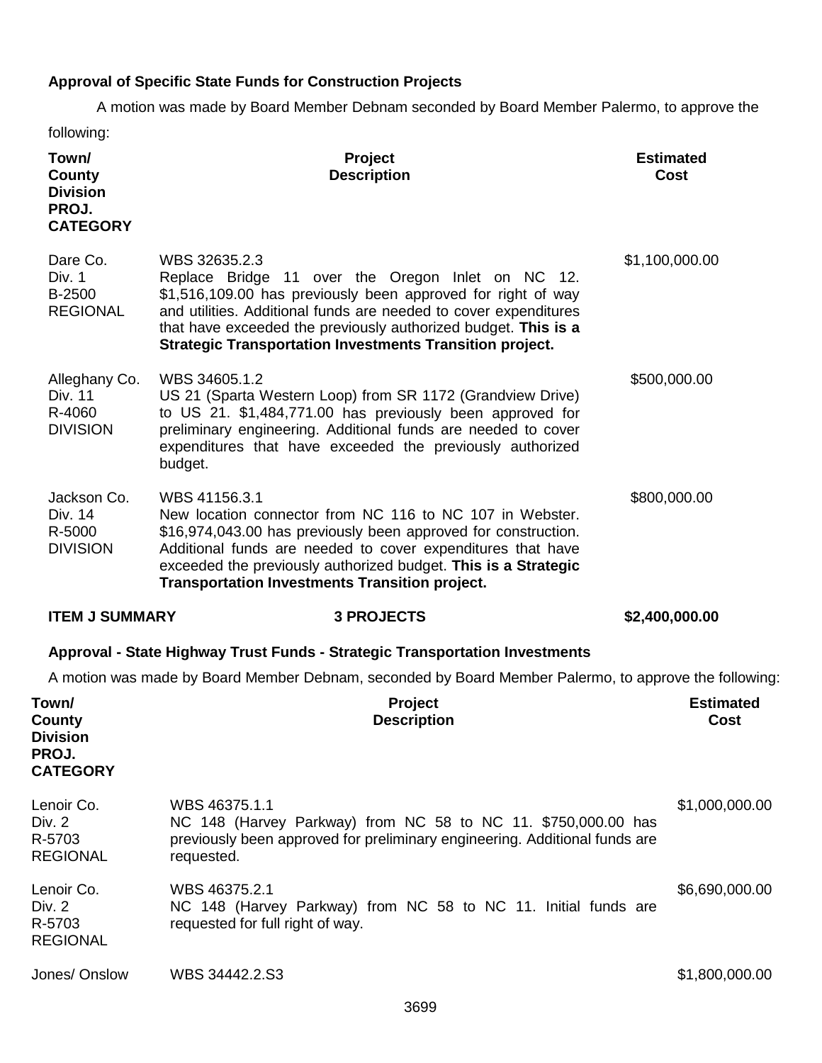**Approval of Specific State Funds for Construction Projects**

A motion was made by Board Member Debnam seconded by Board Member Palermo, to approve the following:

| Town/ County Division PROJ. CATEGORY | Project Description | Estimated Cost |
|---|---|---|
| Dare Co. Div. 1 B-2500 REGIONAL | WBS 32635.2.3 Replace Bridge 11 over the Oregon Inlet on NC 12. $1,516,109.00 has previously been approved for right of way and utilities. Additional funds are needed to cover expenditures that have exceeded the previously authorized budget. **This is a Strategic Transportation Investments Transition project.** | $1,100,000.00 |
| Alleghany Co. Div. 11 R-4060 DIVISION | WBS 34605.1.2 US 21 (Sparta Western Loop) from SR 1172 (Grandview Drive) to US 21. $1,484,771.00 has previously been approved for preliminary engineering. Additional funds are needed to cover expenditures that have exceeded the previously authorized budget. | $500,000.00 |
| Jackson Co. Div. 14 R-5000 DIVISION | WBS 41156.3.1 New location connector from NC 116 to NC 107 in Webster. $16,974,043.00 has previously been approved for construction. Additional funds are needed to cover expenditures that have exceeded the previously authorized budget. **This is a Strategic Transportation Investments Transition project.** | $800,000.00 |
| **ITEM J SUMMARY** | **3 PROJECTS** | **$2,400,000.00** |

**Approval - State Highway Trust Funds - Strategic Transportation Investments**

A motion was made by Board Member Debnam, seconded by Board Member Palermo, to approve the following:

| Town/ County Division PROJ. CATEGORY | Project Description | Estimated Cost |
|---|---|---|
| Lenoir Co. Div. 2 R-5703 REGIONAL | WBS 46375.1.1 NC 148 (Harvey Parkway) from NC 58 to NC 11. $750,000.00 has previously been approved for preliminary engineering. Additional funds are requested. | $1,000,000.00 |
| Lenoir Co. Div. 2 R-5703 REGIONAL | WBS 46375.2.1 NC 148 (Harvey Parkway) from NC 58 to NC 11. Initial funds are requested for full right of way. | $6,690,000.00 |
| Jones/ Onslow | WBS 34442.2.S3 | $1,800,000.00 |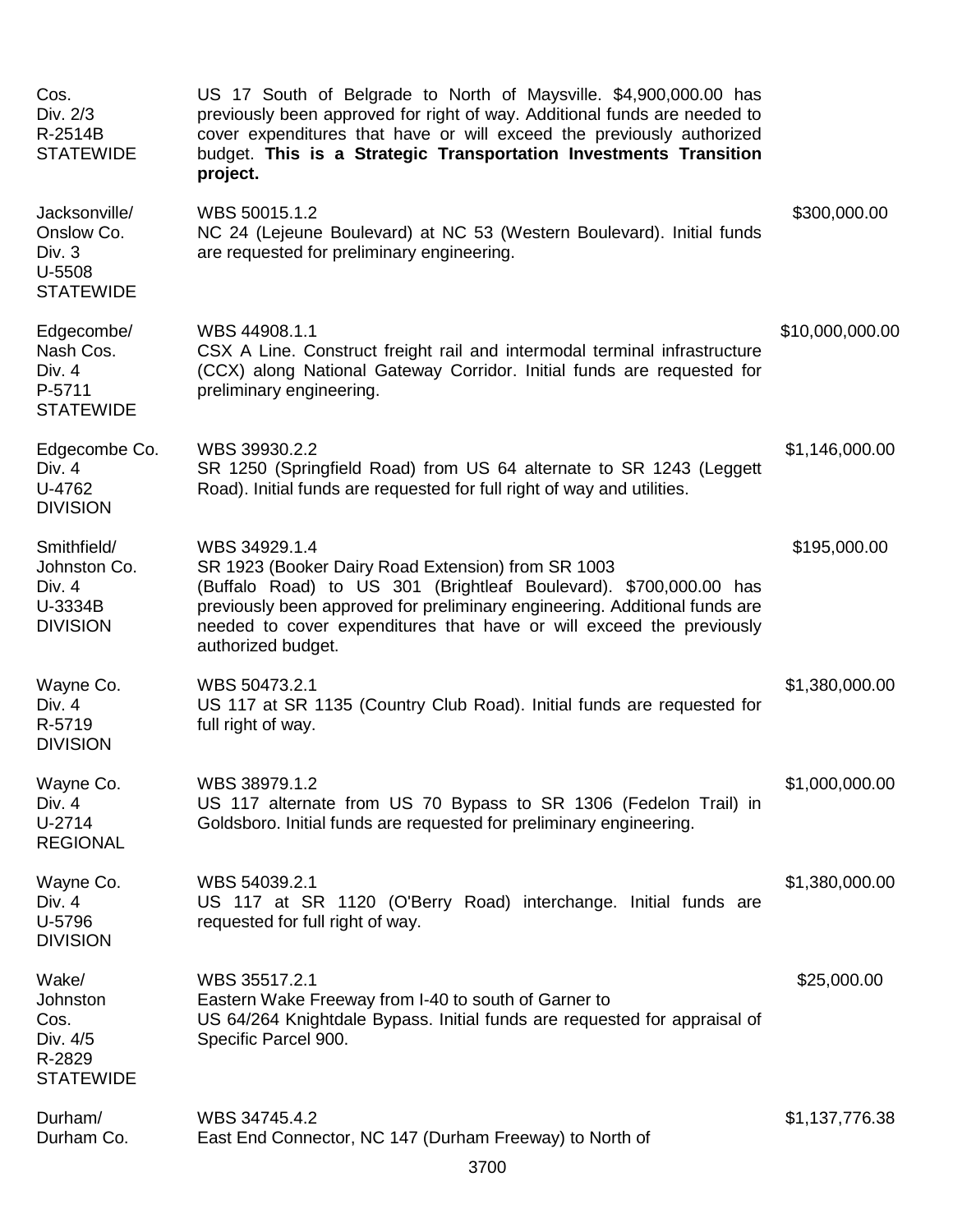| | | |
|---|---|---|
| Cos.<br>Div. 2/3<br>R-2514B<br>STATEWIDE | US 17 South of Belgrade to North of Maysville. $4,900,000.00 has previously been approved for right of way. Additional funds are needed to cover expenditures that have or will exceed the previously authorized budget. **This is a Strategic Transportation Investments Transition project.** | |
| Jacksonville/<br>Onslow Co.<br>Div. 3<br>U-5508<br>STATEWIDE | WBS 50015.1.2<br>NC 24 (Lejeune Boulevard) at NC 53 (Western Boulevard). Initial funds are requested for preliminary engineering. | $300,000.00 |
| Edgecombe/<br>Nash Cos.<br>Div. 4<br>P-5711<br>STATEWIDE | WBS 44908.1.1<br>CSX A Line. Construct freight rail and intermodal terminal infrastructure (CCX) along National Gateway Corridor. Initial funds are requested for preliminary engineering. | $10,000,000.00 |
| Edgecombe Co.<br>Div. 4<br>U-4762<br>DIVISION | WBS 39930.2.2<br>SR 1250 (Springfield Road) from US 64 alternate to SR 1243 (Leggett Road). Initial funds are requested for full right of way and utilities. | $1,146,000.00 |
| Smithfield/<br>Johnston Co.<br>Div. 4<br>U-3334B<br>DIVISION | WBS 34929.1.4<br>SR 1923 (Booker Dairy Road Extension) from SR 1003 (Buffalo Road) to US 301 (Brightleaf Boulevard). $700,000.00 has previously been approved for preliminary engineering. Additional funds are needed to cover expenditures that have or will exceed the previously authorized budget. | $195,000.00 |
| Wayne Co.<br>Div. 4<br>R-5719<br>DIVISION | WBS 50473.2.1<br>US 117 at SR 1135 (Country Club Road). Initial funds are requested for full right of way. | $1,380,000.00 |
| Wayne Co.<br>Div. 4<br>U-2714<br>REGIONAL | WBS 38979.1.2<br>US 117 alternate from US 70 Bypass to SR 1306 (Fedelon Trail) in Goldsboro. Initial funds are requested for preliminary engineering. | $1,000,000.00 |
| Wayne Co.<br>Div. 4<br>U-5796<br>DIVISION | WBS 54039.2.1<br>US 117 at SR 1120 (O'Berry Road) interchange. Initial funds are requested for full right of way. | $1,380,000.00 |
| Wake/<br>Johnston<br>Cos.<br>Div. 4/5<br>R-2829<br>STATEWIDE | WBS 35517.2.1<br>Eastern Wake Freeway from I-40 to south of Garner to US 64/264 Knightdale Bypass. Initial funds are requested for appraisal of Specific Parcel 900. | $25,000.00 |
| Durham/<br>Durham Co. | WBS 34745.4.2<br>East End Connector, NC 147 (Durham Freeway) to North of | $1,137,776.38 |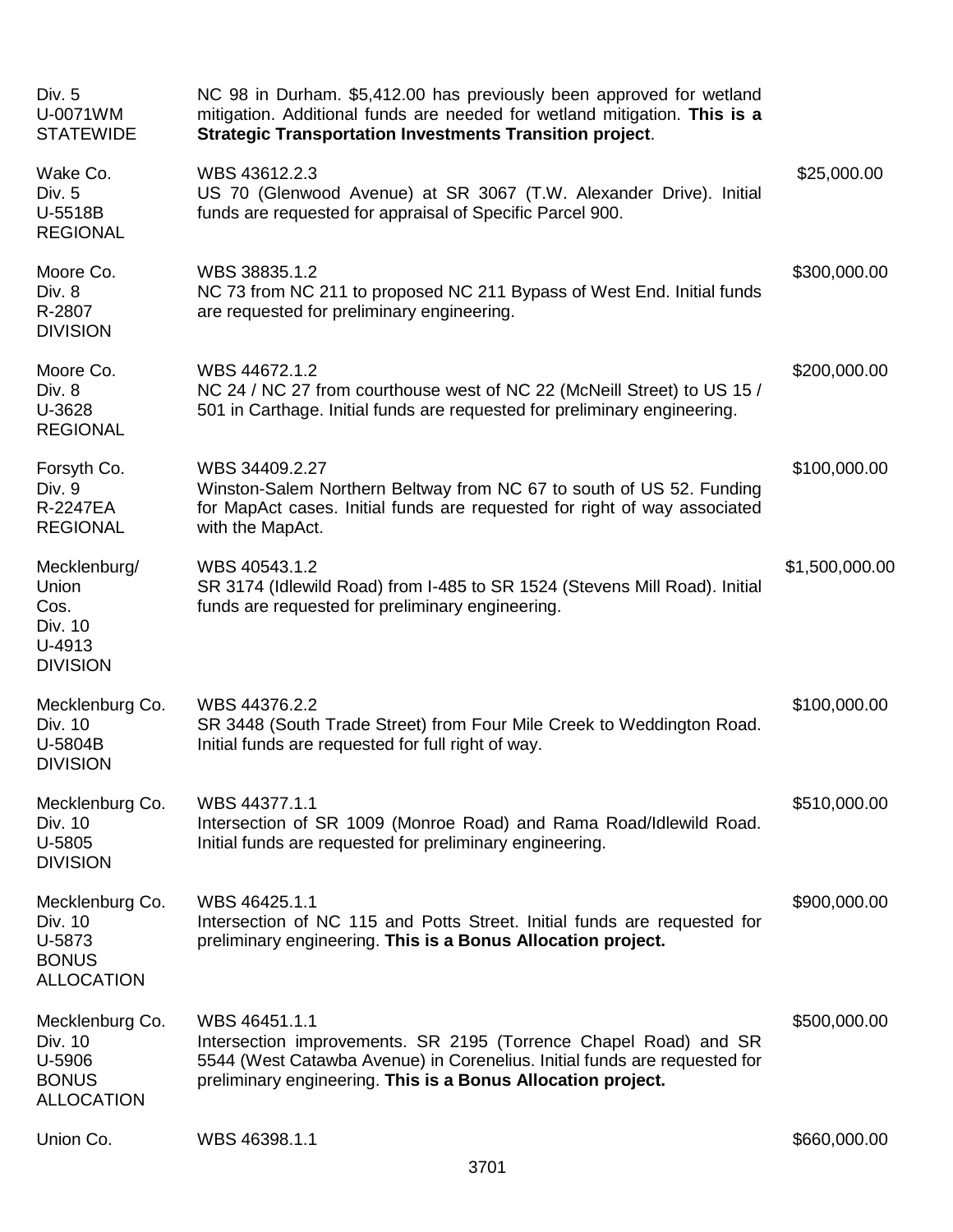| | | |
|---|---|---|
| Div. 5<br>U-0071WM<br>STATEWIDE | NC 98 in Durham. $5,412.00 has previously been approved for wetland mitigation. Additional funds are needed for wetland mitigation. **This is a Strategic Transportation Investments Transition project**. | |
| Wake Co.<br>Div. 5<br>U-5518B<br>REGIONAL | WBS 43612.2.3<br>US 70 (Glenwood Avenue) at SR 3067 (T.W. Alexander Drive). Initial funds are requested for appraisal of Specific Parcel 900. | $25,000.00 |
| Moore Co.<br>Div. 8<br>R-2807<br>DIVISION | WBS 38835.1.2<br>NC 73 from NC 211 to proposed NC 211 Bypass of West End. Initial funds are requested for preliminary engineering. | $300,000.00 |
| Moore Co.<br>Div. 8<br>U-3628<br>REGIONAL | WBS 44672.1.2<br>NC 24 / NC 27 from courthouse west of NC 22 (McNeill Street) to US 15 / 501 in Carthage. Initial funds are requested for preliminary engineering. | $200,000.00 |
| Forsyth Co.<br>Div. 9<br>R-2247EA<br>REGIONAL | WBS 34409.2.27<br>Winston-Salem Northern Beltway from NC 67 to south of US 52. Funding for MapAct cases. Initial funds are requested for right of way associated with the MapAct. | $100,000.00 |
| Mecklenburg/<br>Union<br>Cos.<br>Div. 10<br>U-4913<br>DIVISION | WBS 40543.1.2<br>SR 3174 (Idlewild Road) from I-485 to SR 1524 (Stevens Mill Road). Initial funds are requested for preliminary engineering. | $1,500,000.00 |
| Mecklenburg Co.<br>Div. 10<br>U-5804B<br>DIVISION | WBS 44376.2.2<br>SR 3448 (South Trade Street) from Four Mile Creek to Weddington Road. Initial funds are requested for full right of way. | $100,000.00 |
| Mecklenburg Co.<br>Div. 10<br>U-5805<br>DIVISION | WBS 44377.1.1<br>Intersection of SR 1009 (Monroe Road) and Rama Road/Idlewild Road. Initial funds are requested for preliminary engineering. | $510,000.00 |
| Mecklenburg Co.<br>Div. 10<br>U-5873<br>BONUS<br>ALLOCATION | WBS 46425.1.1<br>Intersection of NC 115 and Potts Street. Initial funds are requested for preliminary engineering. **This is a Bonus Allocation project.** | $900,000.00 |
| Mecklenburg Co.<br>Div. 10<br>U-5906<br>BONUS<br>ALLOCATION | WBS 46451.1.1<br>Intersection improvements. SR 2195 (Torrence Chapel Road) and SR 5544 (West Catawba Avenue) in Corenelius. Initial funds are requested for preliminary engineering. **This is a Bonus Allocation project.** | $500,000.00 |
| Union Co. | WBS 46398.1.1 | $660,000.00 |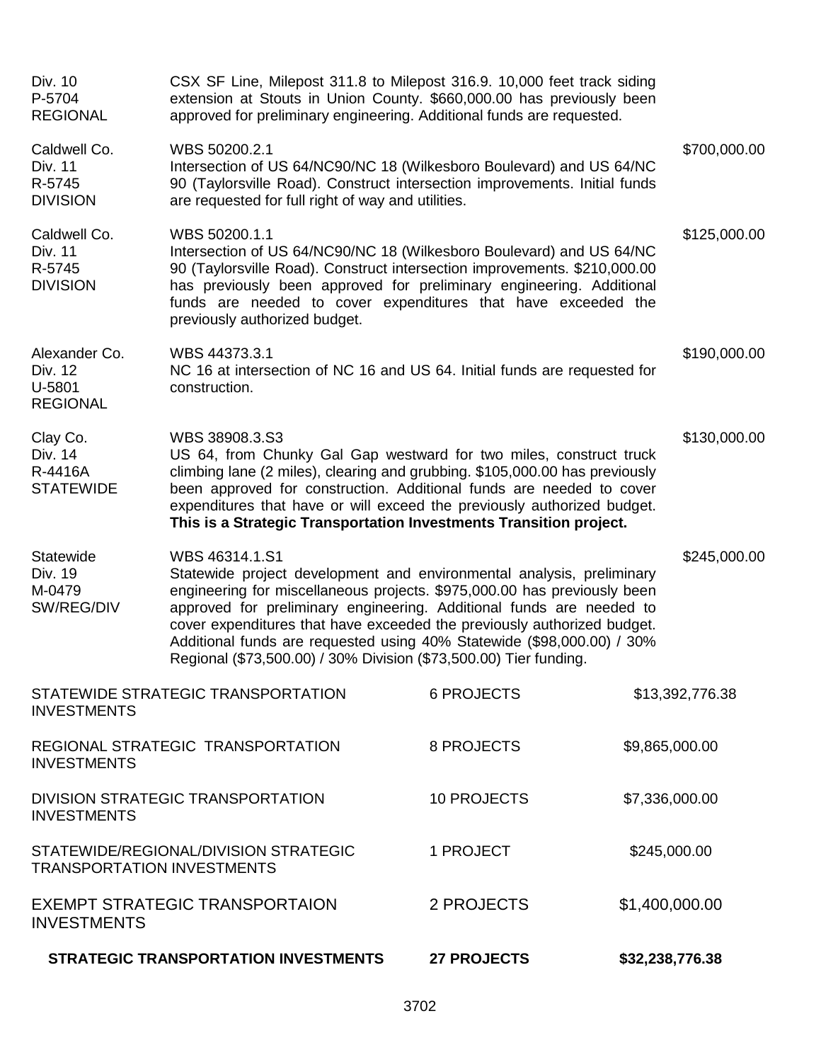| | | |
|---|---|---|
| Div. 10<br>P-5704<br>REGIONAL | CSX SF Line, Milepost 311.8 to Milepost 316.9. 10,000 feet track siding extension at Stouts in Union County. $660,000.00 has previously been approved for preliminary engineering. Additional funds are requested. | |
| Caldwell Co.<br>Div. 11<br>R-5745<br>DIVISION | WBS 50200.2.1<br>Intersection of US 64/NC90/NC 18 (Wilkesboro Boulevard) and US 64/NC 90 (Taylorsville Road). Construct intersection improvements. Initial funds are requested for full right of way and utilities. | $700,000.00 |
| Caldwell Co.<br>Div. 11<br>R-5745<br>DIVISION | WBS 50200.1.1<br>Intersection of US 64/NC90/NC 18 (Wilkesboro Boulevard) and US 64/NC 90 (Taylorsville Road). Construct intersection improvements. $210,000.00 has previously been approved for preliminary engineering. Additional funds are needed to cover expenditures that have exceeded the previously authorized budget. | $125,000.00 |
| Alexander Co.<br>Div. 12<br>U-5801<br>REGIONAL | WBS 44373.3.1<br>NC 16 at intersection of NC 16 and US 64. Initial funds are requested for construction. | $190,000.00 |
| Clay Co.<br>Div. 14<br>R-4416A<br>STATEWIDE | WBS 38908.3.S3<br>US 64, from Chunky Gal Gap westward for two miles, construct truck climbing lane (2 miles), clearing and grubbing. $105,000.00 has previously been approved for construction. Additional funds are needed to cover expenditures that have or will exceed the previously authorized budget. **This is a Strategic Transportation Investments Transition project.** | $130,000.00 |
| Statewide<br>Div. 19<br>M-0479<br>SW/REG/DIV | WBS 46314.1.S1<br>Statewide project development and environmental analysis, preliminary engineering for miscellaneous projects. $975,000.00 has previously been approved for preliminary engineering. Additional funds are needed to cover expenditures that have exceeded the previously authorized budget. Additional funds are requested using 40% Statewide ($98,000.00) / 30% Regional ($73,500.00) / 30% Division ($73,500.00) Tier funding. | $245,000.00 |

| | | |
|---|---|---|
| STATEWIDE STRATEGIC TRANSPORTATION INVESTMENTS | 6 PROJECTS | $13,392,776.38 |
| REGIONAL STRATEGIC TRANSPORTATION INVESTMENTS | 8 PROJECTS | $9,865,000.00 |
| DIVISION STRATEGIC TRANSPORTATION INVESTMENTS | 10 PROJECTS | $7,336,000.00 |
| STATEWIDE/REGIONAL/DIVISION STRATEGIC TRANSPORTATION INVESTMENTS | 1 PROJECT | $245,000.00 |
| EXEMPT STRATEGIC TRANSPORTAION INVESTMENTS | 2 PROJECTS | $1,400,000.00 |
| **STRATEGIC TRANSPORTATION INVESTMENTS** | **27 PROJECTS** | **$32,238,776.38** |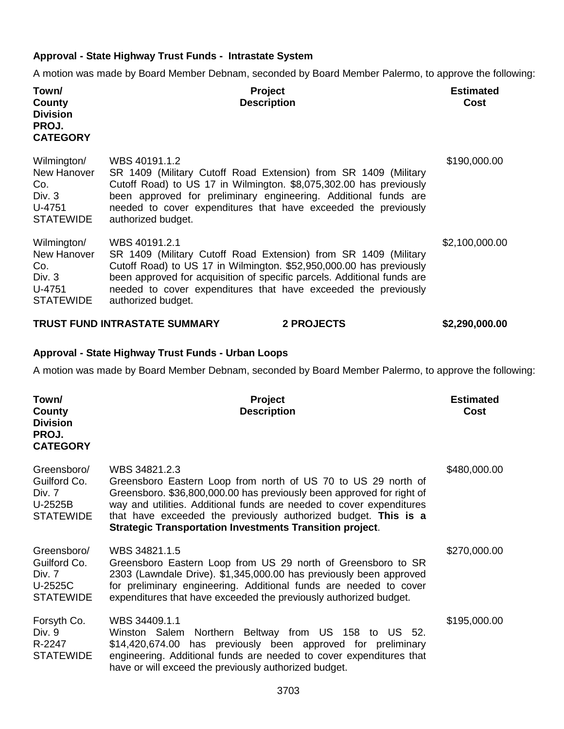**Approval - State Highway Trust Funds - Intrastate System**

A motion was made by Board Member Debnam, seconded by Board Member Palermo, to approve the following:

| Town/ County Division PROJ. CATEGORY | Project Description | Estimated Cost |
|---|---|---|
| Wilmington/ New Hanover Co. Div. 3 U-4751 STATEWIDE | WBS 40191.1.2 SR 1409 (Military Cutoff Road Extension) from SR 1409 (Military Cutoff Road) to US 17 in Wilmington. $8,075,302.00 has previously been approved for preliminary engineering. Additional funds are needed to cover expenditures that have exceeded the previously authorized budget. | $190,000.00 |
| Wilmington/ New Hanover Co. Div. 3 U-4751 STATEWIDE | WBS 40191.2.1 SR 1409 (Military Cutoff Road Extension) from SR 1409 (Military Cutoff Road) to US 17 in Wilmington. $52,950,000.00 has previously been approved for acquisition of specific parcels. Additional funds are needed to cover expenditures that have exceeded the previously authorized budget. | $2,100,000.00 |
| **TRUST FUND INTRASTATE SUMMARY** | **2 PROJECTS** | **$2,290,000.00** |

**Approval - State Highway Trust Funds - Urban Loops**

A motion was made by Board Member Debnam, seconded by Board Member Palermo, to approve the following:

| Town/ County Division PROJ. CATEGORY | Project Description | Estimated Cost |
|---|---|---|
| Greensboro/ Guilford Co. Div. 7 U-2525B STATEWIDE | WBS 34821.2.3 Greensboro Eastern Loop from north of US 70 to US 29 north of Greensboro. $36,800,000.00 has previously been approved for right of way and utilities. Additional funds are needed to cover expenditures that have exceeded the previously authorized budget. **This is a Strategic Transportation Investments Transition project**. | $480,000.00 |
| Greensboro/ Guilford Co. Div. 7 U-2525C STATEWIDE | WBS 34821.1.5 Greensboro Eastern Loop from US 29 north of Greensboro to SR 2303 (Lawndale Drive). $1,345,000.00 has previously been approved for preliminary engineering. Additional funds are needed to cover expenditures that have exceeded the previously authorized budget. | $270,000.00 |
| Forsyth Co. Div. 9 R-2247 STATEWIDE | WBS 34409.1.1 Winston Salem Northern Beltway from US 158 to US 52. $14,420,674.00 has previously been approved for preliminary engineering. Additional funds are needed to cover expenditures that have or will exceed the previously authorized budget. | $195,000.00 |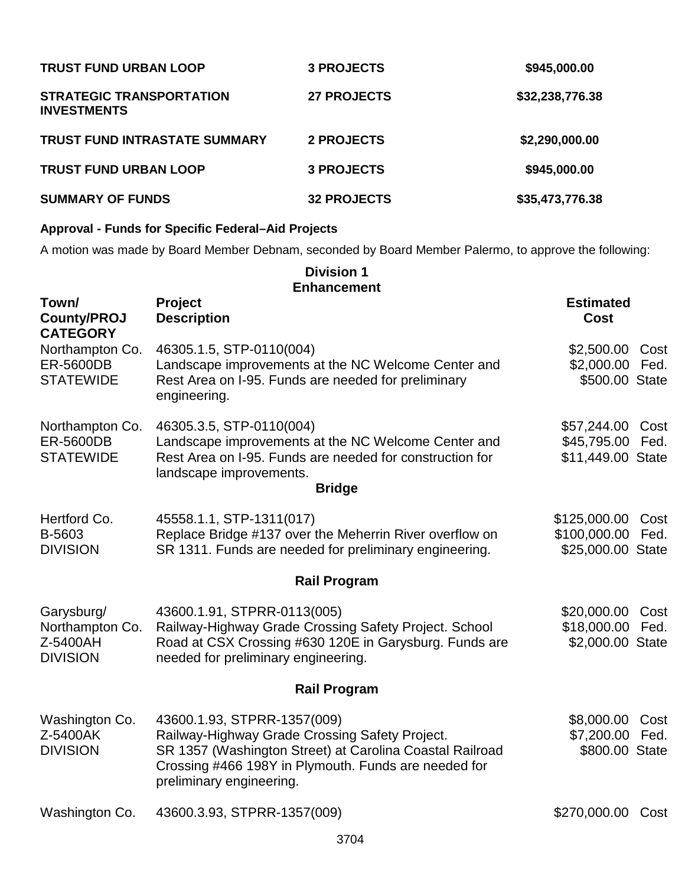| | | |
|---|---|---|
| **TRUST FUND URBAN LOOP** | **3 PROJECTS** | **$945,000.00** |
| **STRATEGIC TRANSPORTATION INVESTMENTS** | **27 PROJECTS** | **$32,238,776.38** |
| **TRUST FUND INTRASTATE SUMMARY** | **2 PROJECTS** | **$2,290,000.00** |
| **TRUST FUND URBAN LOOP** | **3 PROJECTS** | **$945,000.00** |
| **SUMMARY OF FUNDS** | **32 PROJECTS** | **$35,473,776.38** |

**Approval - Funds for Specific Federal–Aid Projects**

A motion was made by Board Member Debnam, seconded by Board Member Palermo, to approve the following:

**Division 1**
**Enhancement**

| Town/ County/PROJ CATEGORY | Project Description | Estimated Cost |
|---|---|---|
| Northampton Co.<br>ER-5600DB<br>STATEWIDE | 46305.1.5, STP-0110(004)<br>Landscape improvements at the NC Welcome Center and Rest Area on I-95. Funds are needed for preliminary engineering. | $2,500.00 Cost<br>$2,000.00 Fed.<br>$500.00 State |
| Northampton Co.<br>ER-5600DB<br>STATEWIDE | 46305.3.5, STP-0110(004)<br>Landscape improvements at the NC Welcome Center and Rest Area on I-95. Funds are needed for construction for landscape improvements. | $57,244.00 Cost<br>$45,795.00 Fed.<br>$11,449.00 State |

**Bridge**

| Town/ County/PROJ CATEGORY | Project Description | Estimated Cost |
|---|---|---|
| Hertford Co.<br>B-5603<br>DIVISION | 45558.1.1, STP-1311(017)<br>Replace Bridge #137 over the Meherrin River overflow on SR 1311. Funds are needed for preliminary engineering. | $125,000.00 Cost<br>$100,000.00 Fed.<br>$25,000.00 State |

**Rail Program**

| Town/ County/PROJ CATEGORY | Project Description | Estimated Cost |
|---|---|---|
| Garysburg/<br>Northampton Co.<br>Z-5400AH<br>DIVISION | 43600.1.91, STPRR-0113(005)<br>Railway-Highway Grade Crossing Safety Project. School Road at CSX Crossing #630 120E in Garysburg. Funds are needed for preliminary engineering. | $20,000.00 Cost<br>$18,000.00 Fed.<br>$2,000.00 State |

**Rail Program**

| Town/ County/PROJ CATEGORY | Project Description | Estimated Cost |
|---|---|---|
| Washington Co.<br>Z-5400AK<br>DIVISION | 43600.1.93, STPRR-1357(009)<br>Railway-Highway Grade Crossing Safety Project.<br>SR 1357 (Washington Street) at Carolina Coastal Railroad Crossing #466 198Y in Plymouth. Funds are needed for preliminary engineering. | $8,000.00 Cost<br>$7,200.00 Fed.<br>$800.00 State |
| Washington Co. | 43600.3.93, STPRR-1357(009) | $270,000.00 Cost |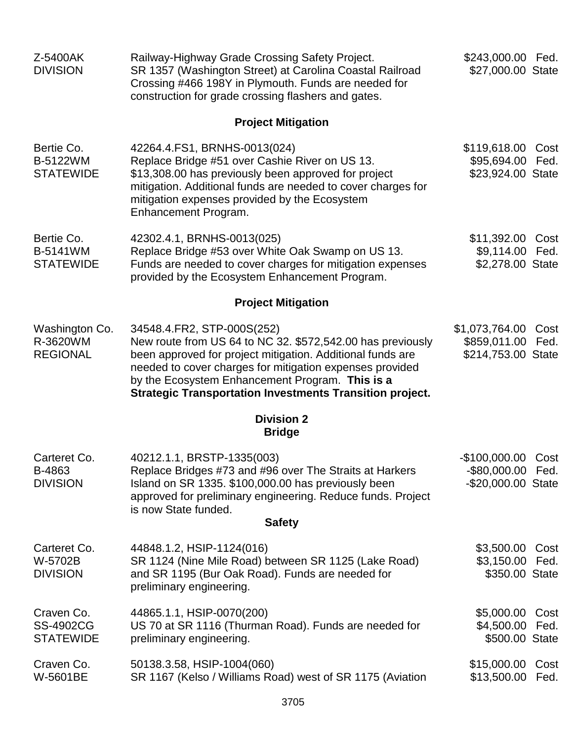| | | |
|---|---|---|
| Z-5400AK<br>DIVISION | Railway-Highway Grade Crossing Safety Project.<br>SR 1357 (Washington Street) at Carolina Coastal Railroad Crossing #466 198Y in Plymouth. Funds are needed for construction for grade crossing flashers and gates. | \$243,000.00 Fed.<br>\$27,000.00 State |

### Project Mitigation

| | | |
|---|---|---|
| Bertie Co.<br>B-5122WM<br>STATEWIDE | 42264.4.FS1, BRNHS-0013(024)<br>Replace Bridge #51 over Cashie River on US 13. \$13,308.00 has previously been approved for project mitigation. Additional funds are needed to cover charges for mitigation expenses provided by the Ecosystem Enhancement Program. | \$119,618.00 Cost<br>\$95,694.00 Fed.<br>\$23,924.00 State |
| Bertie Co.<br>B-5141WM<br>STATEWIDE | 42302.4.1, BRNHS-0013(025)<br>Replace Bridge #53 over White Oak Swamp on US 13. Funds are needed to cover charges for mitigation expenses provided by the Ecosystem Enhancement Program. | \$11,392.00 Cost<br>\$9,114.00 Fed.<br>\$2,278.00 State |

### Project Mitigation

| | | |
|---|---|---|
| Washington Co.<br>R-3620WM<br>REGIONAL | 34548.4.FR2, STP-000S(252)<br>New route from US 64 to NC 32. \$572,542.00 has previously been approved for project mitigation. Additional funds are needed to cover charges for mitigation expenses provided by the Ecosystem Enhancement Program. **This is a Strategic Transportation Investments Transition project.** | \$1,073,764.00 Cost<br>\$859,011.00 Fed.<br>\$214,753.00 State |

## Division 2

### Bridge

| | | |
|---|---|---|
| Carteret Co.<br>B-4863<br>DIVISION | 40212.1.1, BRSTP-1335(003)<br>Replace Bridges #73 and #96 over The Straits at Harkers Island on SR 1335. \$100,000.00 has previously been approved for preliminary engineering. Reduce funds. Project is now State funded. | -\$100,000.00 Cost<br>-\$80,000.00 Fed.<br>-\$20,000.00 State |

### Safety

| | | |
|---|---|---|
| Carteret Co.<br>W-5702B<br>DIVISION | 44848.1.2, HSIP-1124(016)<br>SR 1124 (Nine Mile Road) between SR 1125 (Lake Road) and SR 1195 (Bur Oak Road). Funds are needed for preliminary engineering. | \$3,500.00 Cost<br>\$3,150.00 Fed.<br>\$350.00 State |
| Craven Co.<br>SS-4902CG<br>STATEWIDE | 44865.1.1, HSIP-0070(200)<br>US 70 at SR 1116 (Thurman Road). Funds are needed for preliminary engineering. | \$5,000.00 Cost<br>\$4,500.00 Fed.<br>\$500.00 State |
| Craven Co.<br>W-5601BE | 50138.3.58, HSIP-1004(060)<br>SR 1167 (Kelso / Williams Road) west of SR 1175 (Aviation | \$15,000.00 Cost<br>\$13,500.00 Fed. |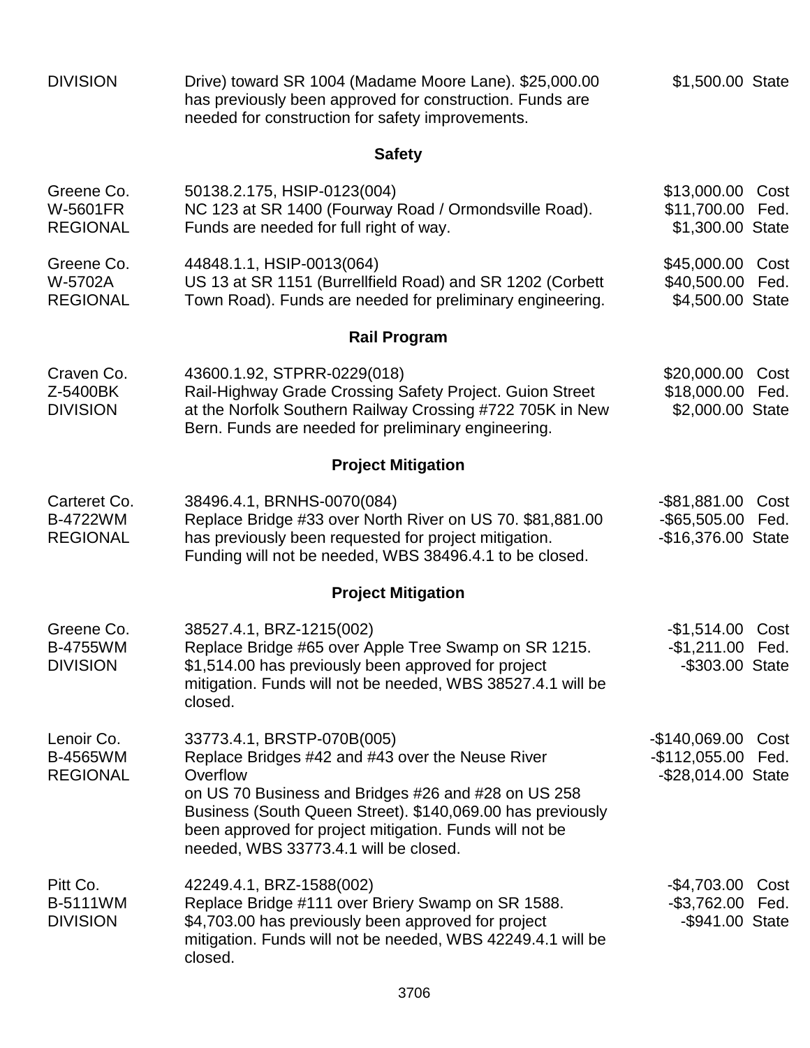| | | |
|---|---|---|
| DIVISION | Drive) toward SR 1004 (Madame Moore Lane). $25,000.00 has previously been approved for construction. Funds are needed for construction for safety improvements. | $1,500.00 State |

**Safety**

| | | |
|---|---|---|
| Greene Co.<br>W-5601FR<br>REGIONAL | 50138.2.175, HSIP-0123(004)<br>NC 123 at SR 1400 (Fourway Road / Ormondsville Road). Funds are needed for full right of way. | $13,000.00 Cost<br>$11,700.00 Fed.<br>$1,300.00 State |
| Greene Co.<br>W-5702A<br>REGIONAL | 44848.1.1, HSIP-0013(064)<br>US 13 at SR 1151 (Burrellfield Road) and SR 1202 (Corbett Town Road). Funds are needed for preliminary engineering. | $45,000.00 Cost<br>$40,500.00 Fed.<br>$4,500.00 State |

**Rail Program**

| | | |
|---|---|---|
| Craven Co.<br>Z-5400BK<br>DIVISION | 43600.1.92, STPRR-0229(018)<br>Rail-Highway Grade Crossing Safety Project. Guion Street at the Norfolk Southern Railway Crossing #722 705K in New Bern. Funds are needed for preliminary engineering. | $20,000.00 Cost<br>$18,000.00 Fed.<br>$2,000.00 State |

**Project Mitigation**

| | | |
|---|---|---|
| Carteret Co.<br>B-4722WM<br>REGIONAL | 38496.4.1, BRNHS-0070(084)<br>Replace Bridge #33 over North River on US 70. $81,881.00 has previously been requested for project mitigation. Funding will not be needed, WBS 38496.4.1 to be closed. | -$81,881.00 Cost<br>-$65,505.00 Fed.<br>-$16,376.00 State |

**Project Mitigation**

| | | |
|---|---|---|
| Greene Co.<br>B-4755WM<br>DIVISION | 38527.4.1, BRZ-1215(002)<br>Replace Bridge #65 over Apple Tree Swamp on SR 1215. $1,514.00 has previously been approved for project mitigation. Funds will not be needed, WBS 38527.4.1 will be closed. | -$1,514.00 Cost<br>-$1,211.00 Fed.<br>-$303.00 State |
| Lenoir Co.<br>B-4565WM<br>REGIONAL | 33773.4.1, BRSTP-070B(005)<br>Replace Bridges #42 and #43 over the Neuse River Overflow<br>on US 70 Business and Bridges #26 and #28 on US 258 Business (South Queen Street). $140,069.00 has previously been approved for project mitigation. Funds will not be needed, WBS 33773.4.1 will be closed. | -$140,069.00 Cost<br>-$112,055.00 Fed.<br>-$28,014.00 State |
| Pitt Co.<br>B-5111WM<br>DIVISION | 42249.4.1, BRZ-1588(002)<br>Replace Bridge #111 over Briery Swamp on SR 1588. $4,703.00 has previously been approved for project mitigation. Funds will not be needed, WBS 42249.4.1 will be closed. | -$4,703.00 Cost<br>-$3,762.00 Fed.<br>-$941.00 State |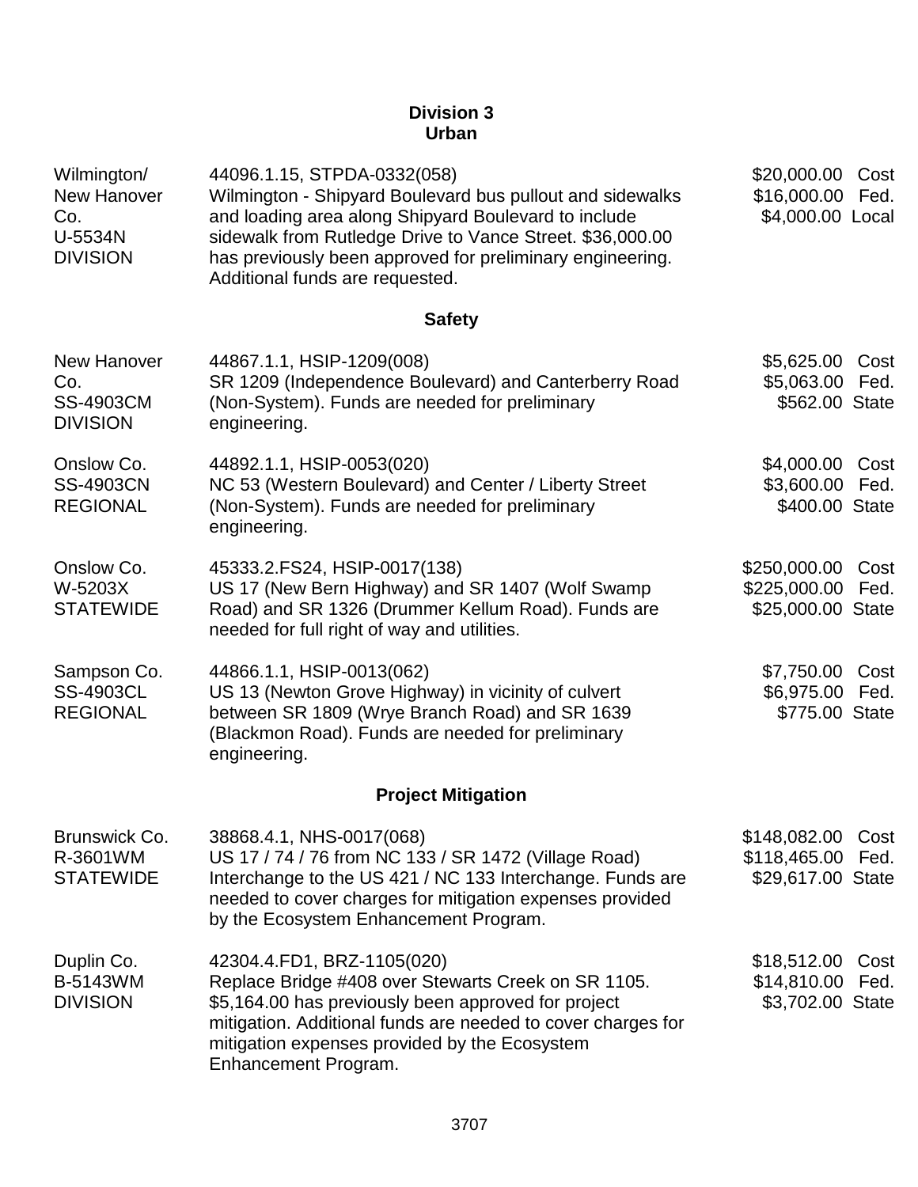## Division 3

### Urban

| | | |
|---|---|---|
| Wilmington/ New Hanover Co. U-5534N DIVISION | 44096.1.15, STPDA-0332(058) Wilmington - Shipyard Boulevard bus pullout and sidewalks and loading area along Shipyard Boulevard to include sidewalk from Rutledge Drive to Vance Street. $36,000.00 has previously been approved for preliminary engineering. Additional funds are requested. | $20,000.00 Cost<br>$16,000.00 Fed.<br>$4,000.00 Local |

### Safety

| | | |
|---|---|---|
| New Hanover Co. SS-4903CM DIVISION | 44867.1.1, HSIP-1209(008) SR 1209 (Independence Boulevard) and Canterberry Road (Non-System). Funds are needed for preliminary engineering. | $5,625.00 Cost<br>$5,063.00 Fed.<br>$562.00 State |
| Onslow Co. SS-4903CN REGIONAL | 44892.1.1, HSIP-0053(020) NC 53 (Western Boulevard) and Center / Liberty Street (Non-System). Funds are needed for preliminary engineering. | $4,000.00 Cost<br>$3,600.00 Fed.<br>$400.00 State |
| Onslow Co. W-5203X STATEWIDE | 45333.2.FS24, HSIP-0017(138) US 17 (New Bern Highway) and SR 1407 (Wolf Swamp Road) and SR 1326 (Drummer Kellum Road). Funds are needed for full right of way and utilities. | $250,000.00 Cost<br>$225,000.00 Fed.<br>$25,000.00 State |
| Sampson Co. SS-4903CL REGIONAL | 44866.1.1, HSIP-0013(062) US 13 (Newton Grove Highway) in vicinity of culvert between SR 1809 (Wrye Branch Road) and SR 1639 (Blackmon Road). Funds are needed for preliminary engineering. | $7,750.00 Cost<br>$6,975.00 Fed.<br>$775.00 State |

### Project Mitigation

| | | |
|---|---|---|
| Brunswick Co. R-3601WM STATEWIDE | 38868.4.1, NHS-0017(068) US 17 / 74 / 76 from NC 133 / SR 1472 (Village Road) Interchange to the US 421 / NC 133 Interchange. Funds are needed to cover charges for mitigation expenses provided by the Ecosystem Enhancement Program. | $148,082.00 Cost<br>$118,465.00 Fed.<br>$29,617.00 State |
| Duplin Co. B-5143WM DIVISION | 42304.4.FD1, BRZ-1105(020) Replace Bridge #408 over Stewarts Creek on SR 1105. $5,164.00 has previously been approved for project mitigation. Additional funds are needed to cover charges for mitigation expenses provided by the Ecosystem Enhancement Program. | $18,512.00 Cost<br>$14,810.00 Fed.<br>$3,702.00 State |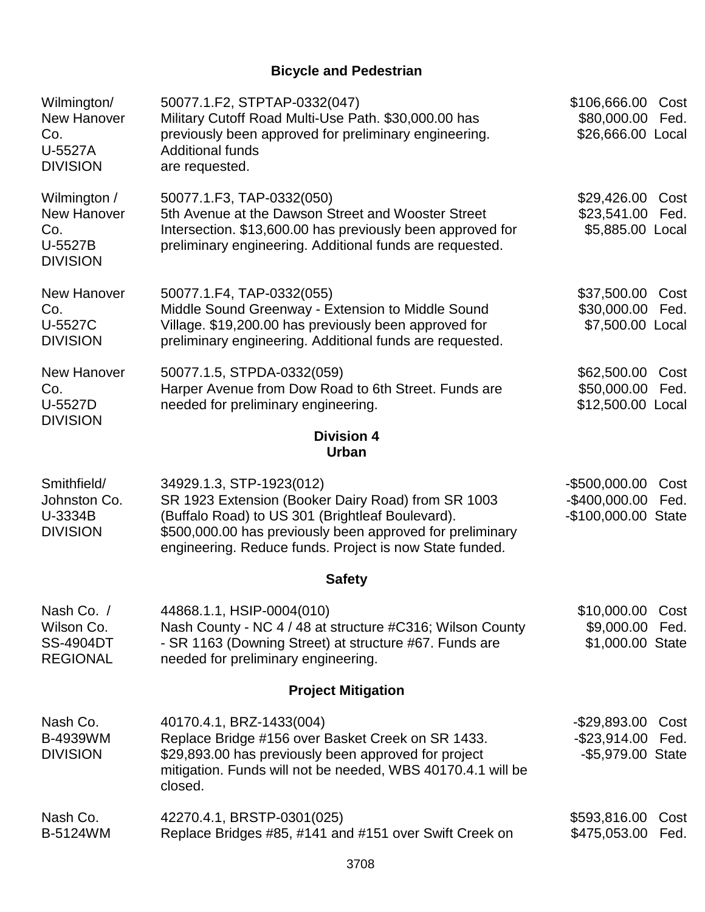## Bicycle and Pedestrian

| | | |
|---|---|---|
| Wilmington/ New Hanover Co. U-5527A DIVISION | 50077.1.F2, STPTAP-0332(047) Military Cutoff Road Multi-Use Path. \$30,000.00 has previously been approved for preliminary engineering. Additional funds are requested. | \$106,666.00 Cost \$80,000.00 Fed. \$26,666.00 Local |
| Wilmington / New Hanover Co. U-5527B DIVISION | 50077.1.F3, TAP-0332(050) 5th Avenue at the Dawson Street and Wooster Street Intersection. \$13,600.00 has previously been approved for preliminary engineering. Additional funds are requested. | \$29,426.00 Cost \$23,541.00 Fed. \$5,885.00 Local |
| New Hanover Co. U-5527C DIVISION | 50077.1.F4, TAP-0332(055) Middle Sound Greenway - Extension to Middle Sound Village. \$19,200.00 has previously been approved for preliminary engineering. Additional funds are requested. | \$37,500.00 Cost \$30,000.00 Fed. \$7,500.00 Local |
| New Hanover Co. U-5527D DIVISION | 50077.1.5, STPDA-0332(059) Harper Avenue from Dow Road to 6th Street. Funds are needed for preliminary engineering. | \$62,500.00 Cost \$50,000.00 Fed. \$12,500.00 Local |

## Division 4

### Urban

| | | |
|---|---|---|
| Smithfield/ Johnston Co. U-3334B DIVISION | 34929.1.3, STP-1923(012) SR 1923 Extension (Booker Dairy Road) from SR 1003 (Buffalo Road) to US 301 (Brightleaf Boulevard). \$500,000.00 has previously been approved for preliminary engineering. Reduce funds. Project is now State funded. | -\$500,000.00 Cost -\$400,000.00 Fed. -\$100,000.00 State |

### Safety

| | | |
|---|---|---|
| Nash Co. / Wilson Co. SS-4904DT REGIONAL | 44868.1.1, HSIP-0004(010) Nash County - NC 4 / 48 at structure #C316; Wilson County - SR 1163 (Downing Street) at structure #67. Funds are needed for preliminary engineering. | \$10,000.00 Cost \$9,000.00 Fed. \$1,000.00 State |

### Project Mitigation

| | | |
|---|---|---|
| Nash Co. B-4939WM DIVISION | 40170.4.1, BRZ-1433(004) Replace Bridge #156 over Basket Creek on SR 1433. \$29,893.00 has previously been approved for project mitigation. Funds will not be needed, WBS 40170.4.1 will be closed. | -\$29,893.00 Cost -\$23,914.00 Fed. -\$5,979.00 State |
| Nash Co. B-5124WM | 42270.4.1, BRSTP-0301(025) Replace Bridges #85, #141 and #151 over Swift Creek on | \$593,816.00 Cost \$475,053.00 Fed. |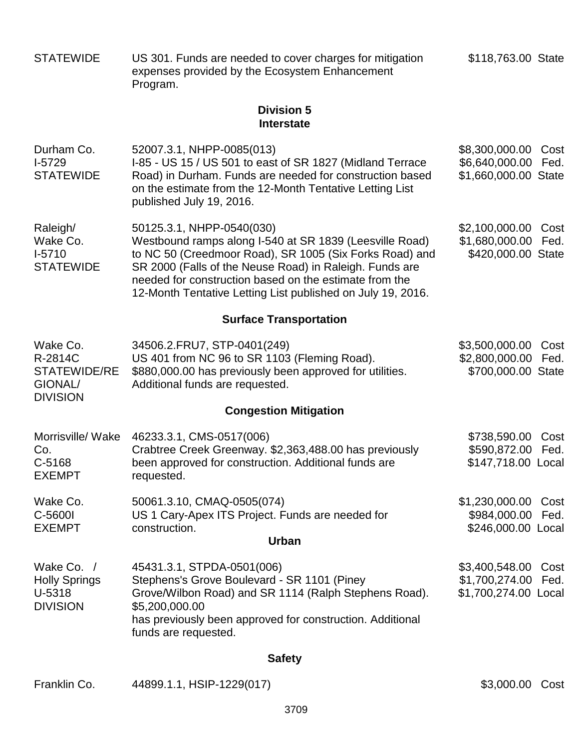| | | |
|---|---|---|
| STATEWIDE | US 301. Funds are needed to cover charges for mitigation expenses provided by the Ecosystem Enhancement Program. | $118,763.00 State |

## Division 5
### Interstate

| | | |
|---|---|---|
| Durham Co.<br>I-5729<br>STATEWIDE | 52007.3.1, NHPP-0085(013)<br>I-85 - US 15 / US 501 to east of SR 1827 (Midland Terrace Road) in Durham. Funds are needed for construction based on the estimate from the 12-Month Tentative Letting List published July 19, 2016. | $8,300,000.00 Cost<br>$6,640,000.00 Fed.<br>$1,660,000.00 State |
| Raleigh/<br>Wake Co.<br>I-5710<br>STATEWIDE | 50125.3.1, NHPP-0540(030)<br>Westbound ramps along I-540 at SR 1839 (Leesville Road) to NC 50 (Creedmoor Road), SR 1005 (Six Forks Road) and SR 2000 (Falls of the Neuse Road) in Raleigh. Funds are needed for construction based on the estimate from the 12-Month Tentative Letting List published on July 19, 2016. | $2,100,000.00 Cost<br>$1,680,000.00 Fed.<br>$420,000.00 State |

### Surface Transportation

| | | |
|---|---|---|
| Wake Co.<br>R-2814C<br>STATEWIDE/REGIONAL/<br>DIVISION | 34506.2.FRU7, STP-0401(249)<br>US 401 from NC 96 to SR 1103 (Fleming Road). $880,000.00 has previously been approved for utilities. Additional funds are requested. | $3,500,000.00 Cost<br>$2,800,000.00 Fed.<br>$700,000.00 State |

### Congestion Mitigation

| | | |
|---|---|---|
| Morrisville/ Wake Co.<br>C-5168<br>EXEMPT | 46233.3.1, CMS-0517(006)<br>Crabtree Creek Greenway. $2,363,488.00 has previously been approved for construction. Additional funds are requested. | $738,590.00 Cost<br>$590,872.00 Fed.<br>$147,718.00 Local |
| Wake Co.<br>C-5600I<br>EXEMPT | 50061.3.10, CMAQ-0505(074)<br>US 1 Cary-Apex ITS Project. Funds are needed for construction. | $1,230,000.00 Cost<br>$984,000.00 Fed.<br>$246,000.00 Local |

### Urban

| | | |
|---|---|---|
| Wake Co. /<br>Holly Springs<br>U-5318<br>DIVISION | 45431.3.1, STPDA-0501(006)<br>Stephens's Grove Boulevard - SR 1101 (Piney Grove/Wilbon Road) and SR 1114 (Ralph Stephens Road). $5,200,000.00 has previously been approved for construction. Additional funds are requested. | $3,400,548.00 Cost<br>$1,700,274.00 Fed.<br>$1,700,274.00 Local |

### Safety

| | | |
|---|---|---|
| Franklin Co. | 44899.1.1, HSIP-1229(017) | $3,000.00 Cost |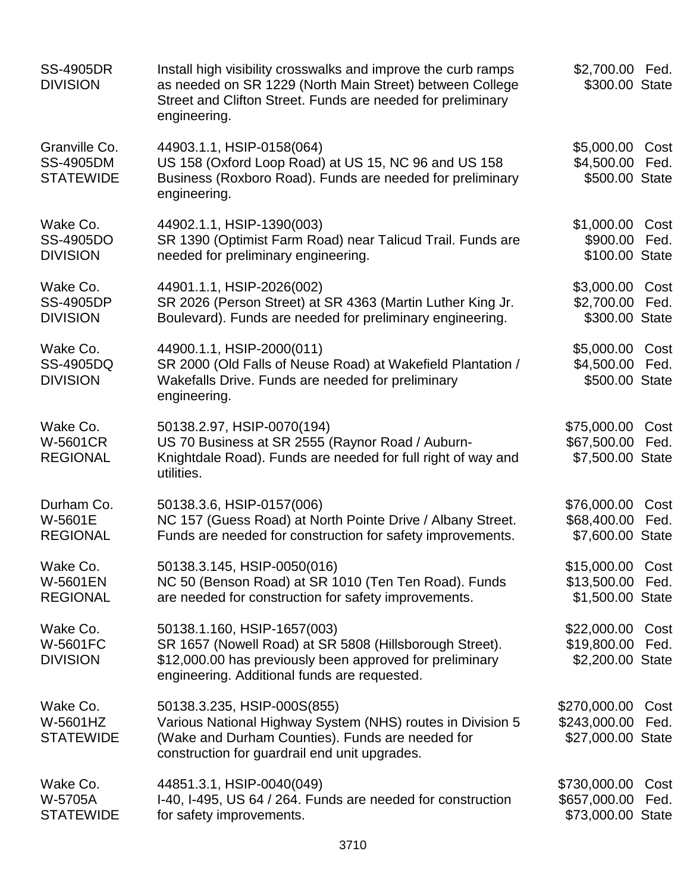| | | |
|---|---|---|
| SS-4905DR<br>DIVISION | Install high visibility crosswalks and improve the curb ramps as needed on SR 1229 (North Main Street) between College Street and Clifton Street. Funds are needed for preliminary engineering. | \$2,700.00 Fed.<br>\$300.00 State |
| Granville Co.<br>SS-4905DM<br>STATEWIDE | 44903.1.1, HSIP-0158(064)<br>US 158 (Oxford Loop Road) at US 15, NC 96 and US 158 Business (Roxboro Road). Funds are needed for preliminary engineering. | \$5,000.00 Cost<br>\$4,500.00 Fed.<br>\$500.00 State |
| Wake Co.<br>SS-4905DO<br>DIVISION | 44902.1.1, HSIP-1390(003)<br>SR 1390 (Optimist Farm Road) near Talicud Trail. Funds are needed for preliminary engineering. | \$1,000.00 Cost<br>\$900.00 Fed.<br>\$100.00 State |
| Wake Co.<br>SS-4905DP<br>DIVISION | 44901.1.1, HSIP-2026(002)<br>SR 2026 (Person Street) at SR 4363 (Martin Luther King Jr. Boulevard). Funds are needed for preliminary engineering. | \$3,000.00 Cost<br>\$2,700.00 Fed.<br>\$300.00 State |
| Wake Co.<br>SS-4905DQ<br>DIVISION | 44900.1.1, HSIP-2000(011)<br>SR 2000 (Old Falls of Neuse Road) at Wakefield Plantation / Wakefalls Drive. Funds are needed for preliminary engineering. | \$5,000.00 Cost<br>\$4,500.00 Fed.<br>\$500.00 State |
| Wake Co.<br>W-5601CR<br>REGIONAL | 50138.2.97, HSIP-0070(194)<br>US 70 Business at SR 2555 (Raynor Road / Auburn-Knightdale Road). Funds are needed for full right of way and utilities. | \$75,000.00 Cost<br>\$67,500.00 Fed.<br>\$7,500.00 State |
| Durham Co.<br>W-5601E<br>REGIONAL | 50138.3.6, HSIP-0157(006)<br>NC 157 (Guess Road) at North Pointe Drive / Albany Street. Funds are needed for construction for safety improvements. | \$76,000.00 Cost<br>\$68,400.00 Fed.<br>\$7,600.00 State |
| Wake Co.<br>W-5601EN<br>REGIONAL | 50138.3.145, HSIP-0050(016)<br>NC 50 (Benson Road) at SR 1010 (Ten Ten Road). Funds are needed for construction for safety improvements. | \$15,000.00 Cost<br>\$13,500.00 Fed.<br>\$1,500.00 State |
| Wake Co.<br>W-5601FC<br>DIVISION | 50138.1.160, HSIP-1657(003)<br>SR 1657 (Nowell Road) at SR 5808 (Hillsborough Street). \$12,000.00 has previously been approved for preliminary engineering. Additional funds are requested. | \$22,000.00 Cost<br>\$19,800.00 Fed.<br>\$2,200.00 State |
| Wake Co.<br>W-5601HZ<br>STATEWIDE | 50138.3.235, HSIP-000S(855)<br>Various National Highway System (NHS) routes in Division 5 (Wake and Durham Counties). Funds are needed for construction for guardrail end unit upgrades. | \$270,000.00 Cost<br>\$243,000.00 Fed.<br>\$27,000.00 State |
| Wake Co.<br>W-5705A<br>STATEWIDE | 44851.3.1, HSIP-0040(049)<br>I-40, I-495, US 64 / 264. Funds are needed for construction for safety improvements. | \$730,000.00 Cost<br>\$657,000.00 Fed.<br>\$73,000.00 State |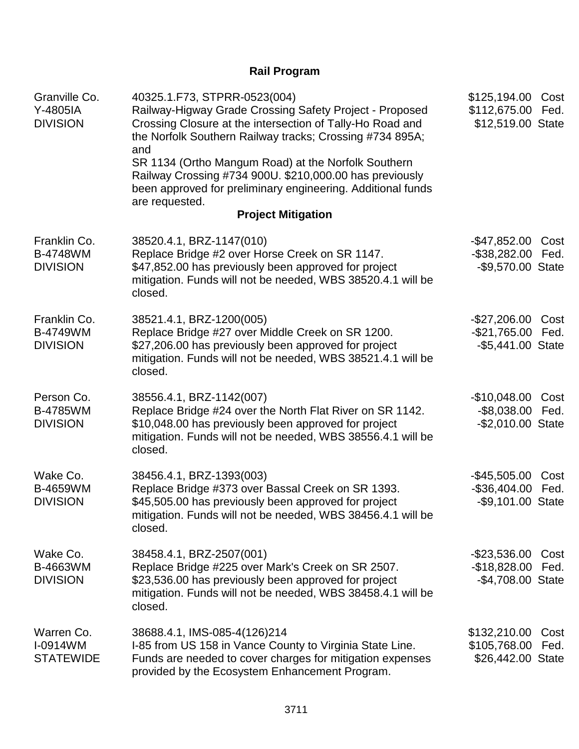## Rail Program

| | | |
|---|---|---|
| Granville Co.<br>Y-4805IA<br>DIVISION | 40325.1.F73, STPRR-0523(004)<br>Railway-Higway Grade Crossing Safety Project - Proposed Crossing Closure at the intersection of Tally-Ho Road and the Norfolk Southern Railway tracks; Crossing #734 895A; and<br>SR 1134 (Ortho Mangum Road) at the Norfolk Southern Railway Crossing #734 900U. $210,000.00 has previously been approved for preliminary engineering. Additional funds are requested. | $125,194.00 Cost<br>$112,675.00 Fed.<br>$12,519.00 State |

## Project Mitigation

| | | |
|---|---|---|
| Franklin Co.<br>B-4748WM<br>DIVISION | 38520.4.1, BRZ-1147(010)<br>Replace Bridge #2 over Horse Creek on SR 1147.<br>$47,852.00 has previously been approved for project mitigation. Funds will not be needed, WBS 38520.4.1 will be closed. | -$47,852.00 Cost<br>-$38,282.00 Fed.<br>-$9,570.00 State |
| Franklin Co.<br>B-4749WM<br>DIVISION | 38521.4.1, BRZ-1200(005)<br>Replace Bridge #27 over Middle Creek on SR 1200.<br>$27,206.00 has previously been approved for project mitigation. Funds will not be needed, WBS 38521.4.1 will be closed. | -$27,206.00 Cost<br>-$21,765.00 Fed.<br>-$5,441.00 State |
| Person Co.<br>B-4785WM<br>DIVISION | 38556.4.1, BRZ-1142(007)<br>Replace Bridge #24 over the North Flat River on SR 1142.<br>$10,048.00 has previously been approved for project mitigation. Funds will not be needed, WBS 38556.4.1 will be closed. | -$10,048.00 Cost<br>-$8,038.00 Fed.<br>-$2,010.00 State |
| Wake Co.<br>B-4659WM<br>DIVISION | 38456.4.1, BRZ-1393(003)<br>Replace Bridge #373 over Bassal Creek on SR 1393.<br>$45,505.00 has previously been approved for project mitigation. Funds will not be needed, WBS 38456.4.1 will be closed. | -$45,505.00 Cost<br>-$36,404.00 Fed.<br>-$9,101.00 State |
| Wake Co.<br>B-4663WM<br>DIVISION | 38458.4.1, BRZ-2507(001)<br>Replace Bridge #225 over Mark's Creek on SR 2507.<br>$23,536.00 has previously been approved for project mitigation. Funds will not be needed, WBS 38458.4.1 will be closed. | -$23,536.00 Cost<br>-$18,828.00 Fed.<br>-$4,708.00 State |
| Warren Co.<br>I-0914WM<br>STATEWIDE | 38688.4.1, IMS-085-4(126)214<br>I-85 from US 158 in Vance County to Virginia State Line. Funds are needed to cover charges for mitigation expenses provided by the Ecosystem Enhancement Program. | $132,210.00 Cost<br>$105,768.00 Fed.<br>$26,442.00 State |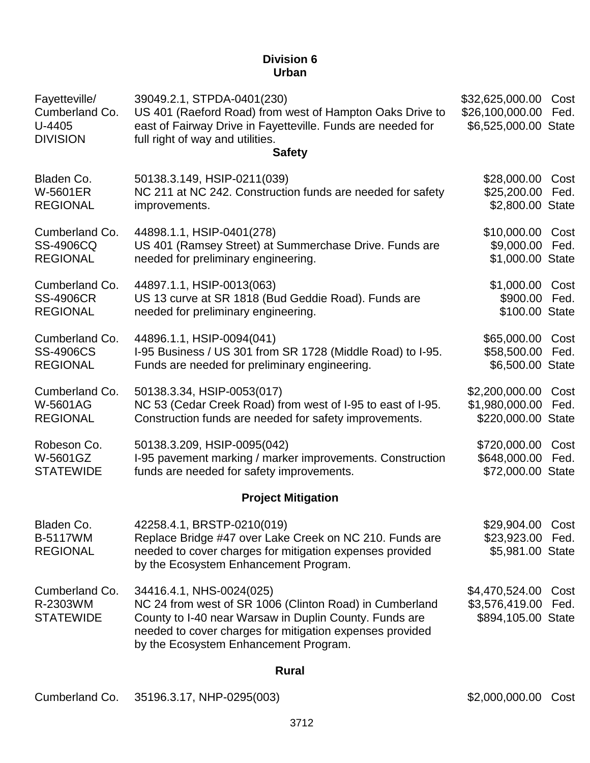## Division 6
### Urban

| Location | Project | Amount | Type |
|---|---|---|---|
| Fayetteville/ Cumberland Co. U-4405 DIVISION | 39049.2.1, STPDA-0401(230) US 401 (Raeford Road) from west of Hampton Oaks Drive to east of Fairway Drive in Fayetteville. Funds are needed for full right of way and utilities. | $32,625,000.00 | Cost |
| | | $26,100,000.00 | Fed. |
| | | $6,525,000.00 | State |

### Safety

| Location | Project | Amount | Type |
|---|---|---|---|
| Bladen Co. W-5601ER REGIONAL | 50138.3.149, HSIP-0211(039) NC 211 at NC 242. Construction funds are needed for safety improvements. | $28,000.00 | Cost |
| | | $25,200.00 | Fed. |
| | | $2,800.00 | State |
| Cumberland Co. SS-4906CQ REGIONAL | 44898.1.1, HSIP-0401(278) US 401 (Ramsey Street) at Summerchase Drive. Funds are needed for preliminary engineering. | $10,000.00 | Cost |
| | | $9,000.00 | Fed. |
| | | $1,000.00 | State |
| Cumberland Co. SS-4906CR REGIONAL | 44897.1.1, HSIP-0013(063) US 13 curve at SR 1818 (Bud Geddie Road). Funds are needed for preliminary engineering. | $1,000.00 | Cost |
| | | $900.00 | Fed. |
| | | $100.00 | State |
| Cumberland Co. SS-4906CS REGIONAL | 44896.1.1, HSIP-0094(041) I-95 Business / US 301 from SR 1728 (Middle Road) to I-95. Funds are needed for preliminary engineering. | $65,000.00 | Cost |
| | | $58,500.00 | Fed. |
| | | $6,500.00 | State |
| Cumberland Co. W-5601AG REGIONAL | 50138.3.34, HSIP-0053(017) NC 53 (Cedar Creek Road) from west of I-95 to east of I-95. Construction funds are needed for safety improvements. | $2,200,000.00 | Cost |
| | | $1,980,000.00 | Fed. |
| | | $220,000.00 | State |
| Robeson Co. W-5601GZ STATEWIDE | 50138.3.209, HSIP-0095(042) I-95 pavement marking / marker improvements. Construction funds are needed for safety improvements. | $720,000.00 | Cost |
| | | $648,000.00 | Fed. |
| | | $72,000.00 | State |

### Project Mitigation

| Location | Project | Amount | Type |
|---|---|---|---|
| Bladen Co. B-5117WM REGIONAL | 42258.4.1, BRSTP-0210(019) Replace Bridge #47 over Lake Creek on NC 210. Funds are needed to cover charges for mitigation expenses provided by the Ecosystem Enhancement Program. | $29,904.00 | Cost |
| | | $23,923.00 | Fed. |
| | | $5,981.00 | State |
| Cumberland Co. R-2303WM STATEWIDE | 34416.4.1, NHS-0024(025) NC 24 from west of SR 1006 (Clinton Road) in Cumberland County to I-40 near Warsaw in Duplin County. Funds are needed to cover charges for mitigation expenses provided by the Ecosystem Enhancement Program. | $4,470,524.00 | Cost |
| | | $3,576,419.00 | Fed. |
| | | $894,105.00 | State |

### Rural

| Location | Project | Amount | Type |
|---|---|---|---|
| Cumberland Co. | 35196.3.17, NHP-0295(003) | $2,000,000.00 | Cost |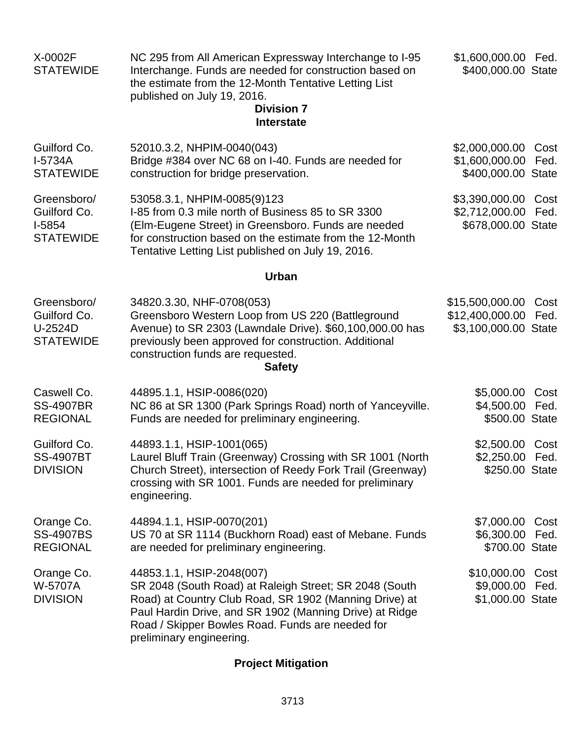| | | |
|---|---|---|
| X-0002F<br>STATEWIDE | NC 295 from All American Expressway Interchange to I-95 Interchange. Funds are needed for construction based on the estimate from the 12-Month Tentative Letting List published on July 19, 2016. | \$1,600,000.00 Fed.<br>\$400,000.00 State |

## Division 7

### Interstate

| | | |
|---|---|---|
| Guilford Co.<br>I-5734A<br>STATEWIDE | 52010.3.2, NHPIM-0040(043)<br>Bridge #384 over NC 68 on I-40. Funds are needed for construction for bridge preservation. | \$2,000,000.00 Cost<br>\$1,600,000.00 Fed.<br>\$400,000.00 State |
| Greensboro/<br>Guilford Co.<br>I-5854<br>STATEWIDE | 53058.3.1, NHPIM-0085(9)123<br>I-85 from 0.3 mile north of Business 85 to SR 3300 (Elm-Eugene Street) in Greensboro. Funds are needed for construction based on the estimate from the 12-Month Tentative Letting List published on July 19, 2016. | \$3,390,000.00 Cost<br>\$2,712,000.00 Fed.<br>\$678,000.00 State |

### Urban

| | | |
|---|---|---|
| Greensboro/<br>Guilford Co.<br>U-2524D<br>STATEWIDE | 34820.3.30, NHF-0708(053)<br>Greensboro Western Loop from US 220 (Battleground Avenue) to SR 2303 (Lawndale Drive). \$60,100,000.00 has previously been approved for construction. Additional construction funds are requested. | \$15,500,000.00 Cost<br>\$12,400,000.00 Fed.<br>\$3,100,000.00 State |

### Safety

| | | |
|---|---|---|
| Caswell Co.<br>SS-4907BR<br>REGIONAL | 44895.1.1, HSIP-0086(020)<br>NC 86 at SR 1300 (Park Springs Road) north of Yanceyville. Funds are needed for preliminary engineering. | \$5,000.00 Cost<br>\$4,500.00 Fed.<br>\$500.00 State |
| Guilford Co.<br>SS-4907BT<br>DIVISION | 44893.1.1, HSIP-1001(065)<br>Laurel Bluff Train (Greenway) Crossing with SR 1001 (North Church Street), intersection of Reedy Fork Trail (Greenway) crossing with SR 1001. Funds are needed for preliminary engineering. | \$2,500.00 Cost<br>\$2,250.00 Fed.<br>\$250.00 State |
| Orange Co.<br>SS-4907BS<br>REGIONAL | 44894.1.1, HSIP-0070(201)<br>US 70 at SR 1114 (Buckhorn Road) east of Mebane. Funds are needed for preliminary engineering. | \$7,000.00 Cost<br>\$6,300.00 Fed.<br>\$700.00 State |
| Orange Co.<br>W-5707A<br>DIVISION | 44853.1.1, HSIP-2048(007)<br>SR 2048 (South Road) at Raleigh Street; SR 2048 (South Road) at Country Club Road, SR 1902 (Manning Drive) at Paul Hardin Drive, and SR 1902 (Manning Drive) at Ridge Road / Skipper Bowles Road. Funds are needed for preliminary engineering. | \$10,000.00 Cost<br>\$9,000.00 Fed.<br>\$1,000.00 State |

### Project Mitigation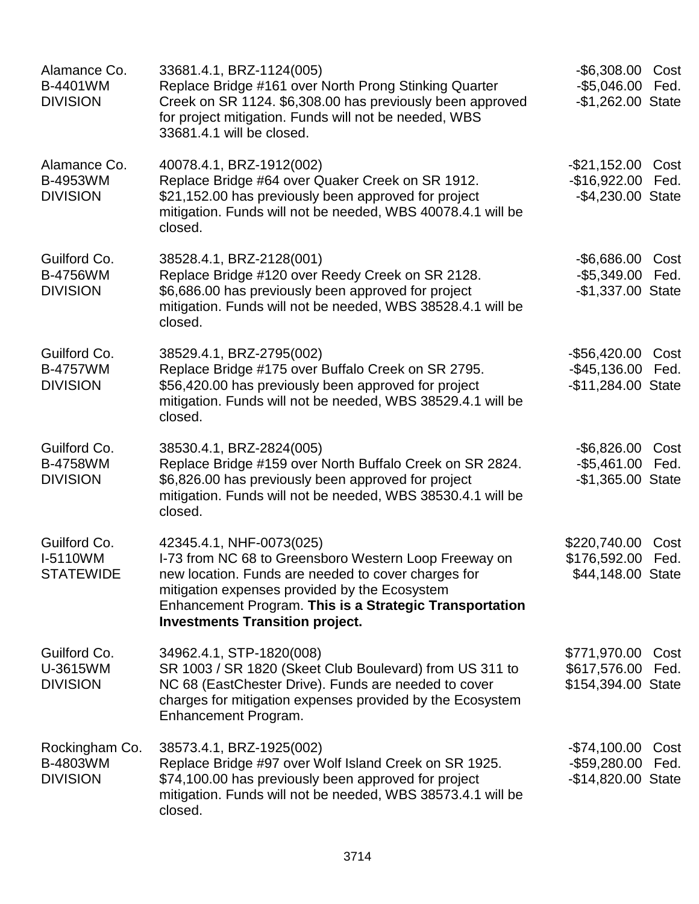| | | |
|---|---|---|
| Alamance Co.<br>B-4401WM<br>DIVISION | 33681.4.1, BRZ-1124(005)<br>Replace Bridge #161 over North Prong Stinking Quarter Creek on SR 1124. $6,308.00 has previously been approved for project mitigation. Funds will not be needed, WBS 33681.4.1 will be closed. | -$6,308.00 Cost<br>-$5,046.00 Fed.<br>-$1,262.00 State |
| Alamance Co.<br>B-4953WM<br>DIVISION | 40078.4.1, BRZ-1912(002)<br>Replace Bridge #64 over Quaker Creek on SR 1912. $21,152.00 has previously been approved for project mitigation. Funds will not be needed, WBS 40078.4.1 will be closed. | -$21,152.00 Cost<br>-$16,922.00 Fed.<br>-$4,230.00 State |
| Guilford Co.<br>B-4756WM<br>DIVISION | 38528.4.1, BRZ-2128(001)<br>Replace Bridge #120 over Reedy Creek on SR 2128. $6,686.00 has previously been approved for project mitigation. Funds will not be needed, WBS 38528.4.1 will be closed. | -$6,686.00 Cost<br>-$5,349.00 Fed.<br>-$1,337.00 State |
| Guilford Co.<br>B-4757WM<br>DIVISION | 38529.4.1, BRZ-2795(002)<br>Replace Bridge #175 over Buffalo Creek on SR 2795. $56,420.00 has previously been approved for project mitigation. Funds will not be needed, WBS 38529.4.1 will be closed. | -$56,420.00 Cost<br>-$45,136.00 Fed.<br>-$11,284.00 State |
| Guilford Co.<br>B-4758WM<br>DIVISION | 38530.4.1, BRZ-2824(005)<br>Replace Bridge #159 over North Buffalo Creek on SR 2824. $6,826.00 has previously been approved for project mitigation. Funds will not be needed, WBS 38530.4.1 will be closed. | -$6,826.00 Cost<br>-$5,461.00 Fed.<br>-$1,365.00 State |
| Guilford Co.<br>I-5110WM<br>STATEWIDE | 42345.4.1, NHF-0073(025)<br>I-73 from NC 68 to Greensboro Western Loop Freeway on new location. Funds are needed to cover charges for mitigation expenses provided by the Ecosystem Enhancement Program. **This is a Strategic Transportation Investments Transition project.** | $220,740.00 Cost<br>$176,592.00 Fed.<br>$44,148.00 State |
| Guilford Co.<br>U-3615WM<br>DIVISION | 34962.4.1, STP-1820(008)<br>SR 1003 / SR 1820 (Skeet Club Boulevard) from US 311 to NC 68 (EastChester Drive). Funds are needed to cover charges for mitigation expenses provided by the Ecosystem Enhancement Program. | $771,970.00 Cost<br>$617,576.00 Fed.<br>$154,394.00 State |
| Rockingham Co.<br>B-4803WM<br>DIVISION | 38573.4.1, BRZ-1925(002)<br>Replace Bridge #97 over Wolf Island Creek on SR 1925. $74,100.00 has previously been approved for project mitigation. Funds will not be needed, WBS 38573.4.1 will be closed. | -$74,100.00 Cost<br>-$59,280.00 Fed.<br>-$14,820.00 State |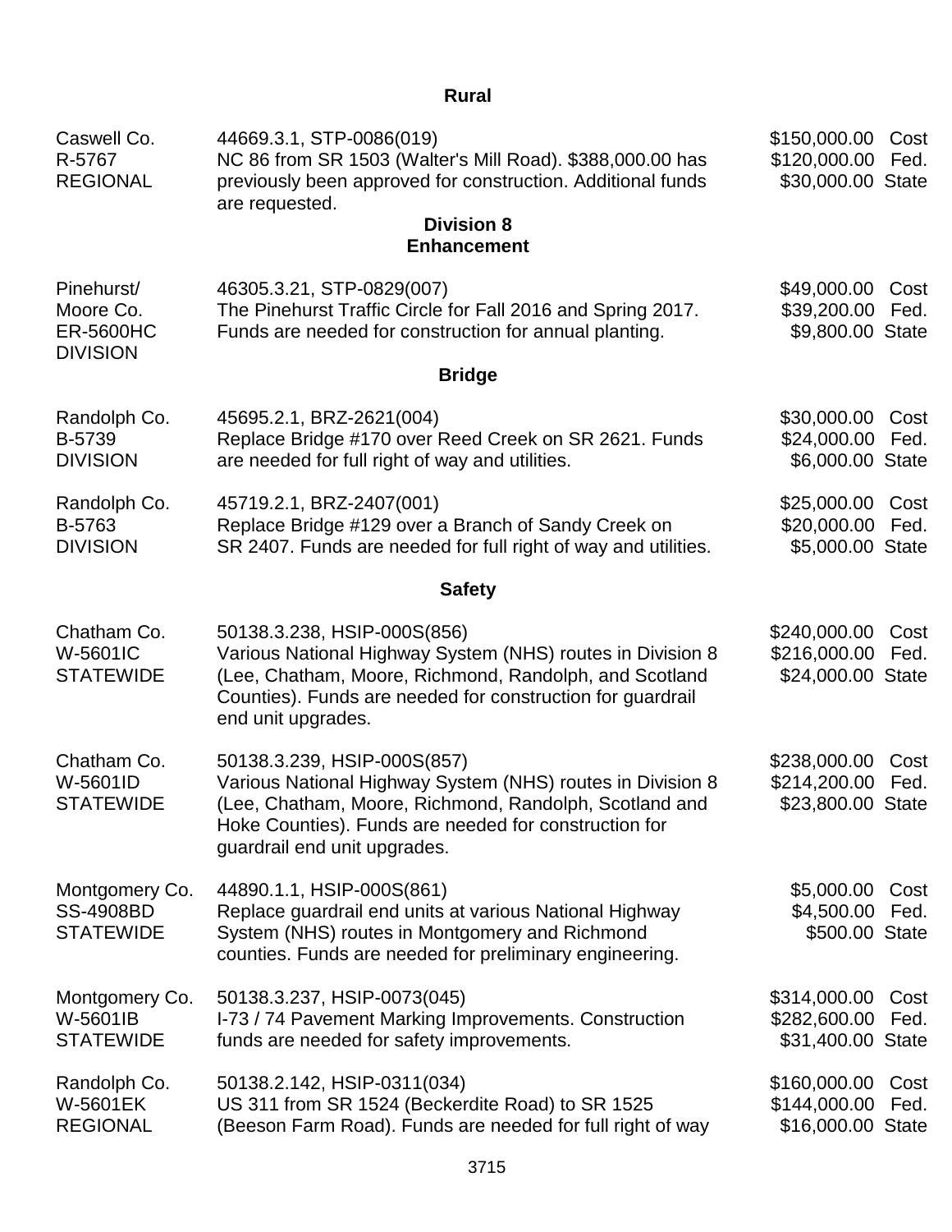**Rural**

| | | | |
|---|---|---|---|
| Caswell Co.<br>R-5767<br>REGIONAL | 44669.3.1, STP-0086(019)<br>NC 86 from SR 1503 (Walter's Mill Road). $388,000.00 has previously been approved for construction. Additional funds are requested. | $150,000.00<br>$120,000.00<br>$30,000.00 | Cost<br>Fed.<br>State |

**Division 8**
**Enhancement**

| | | | |
|---|---|---|---|
| Pinehurst/<br>Moore Co.<br>ER-5600HC<br>DIVISION | 46305.3.21, STP-0829(007)<br>The Pinehurst Traffic Circle for Fall 2016 and Spring 2017. Funds are needed for construction for annual planting. | $49,000.00<br>$39,200.00<br>$9,800.00 | Cost<br>Fed.<br>State |

**Bridge**

| | | | |
|---|---|---|---|
| Randolph Co.<br>B-5739<br>DIVISION | 45695.2.1, BRZ-2621(004)<br>Replace Bridge #170 over Reed Creek on SR 2621. Funds are needed for full right of way and utilities. | $30,000.00<br>$24,000.00<br>$6,000.00 | Cost<br>Fed.<br>State |
| Randolph Co.<br>B-5763<br>DIVISION | 45719.2.1, BRZ-2407(001)<br>Replace Bridge #129 over a Branch of Sandy Creek on SR 2407. Funds are needed for full right of way and utilities. | $25,000.00<br>$20,000.00<br>$5,000.00 | Cost<br>Fed.<br>State |

**Safety**

| | | | |
|---|---|---|---|
| Chatham Co.<br>W-5601IC<br>STATEWIDE | 50138.3.238, HSIP-000S(856)<br>Various National Highway System (NHS) routes in Division 8 (Lee, Chatham, Moore, Richmond, Randolph, and Scotland Counties). Funds are needed for construction for guardrail end unit upgrades. | $240,000.00<br>$216,000.00<br>$24,000.00 | Cost<br>Fed.<br>State |
| Chatham Co.<br>W-5601ID<br>STATEWIDE | 50138.3.239, HSIP-000S(857)<br>Various National Highway System (NHS) routes in Division 8 (Lee, Chatham, Moore, Richmond, Randolph, Scotland and Hoke Counties). Funds are needed for construction for guardrail end unit upgrades. | $238,000.00<br>$214,200.00<br>$23,800.00 | Cost<br>Fed.<br>State |
| Montgomery Co.<br>SS-4908BD<br>STATEWIDE | 44890.1.1, HSIP-000S(861)<br>Replace guardrail end units at various National Highway System (NHS) routes in Montgomery and Richmond counties. Funds are needed for preliminary engineering. | $5,000.00<br>$4,500.00<br>$500.00 | Cost<br>Fed.<br>State |
| Montgomery Co.<br>W-5601IB<br>STATEWIDE | 50138.3.237, HSIP-0073(045)<br>I-73 / 74 Pavement Marking Improvements. Construction funds are needed for safety improvements. | $314,000.00<br>$282,600.00<br>$31,400.00 | Cost<br>Fed.<br>State |
| Randolph Co.<br>W-5601EK<br>REGIONAL | 50138.2.142, HSIP-0311(034)<br>US 311 from SR 1524 (Beckerdite Road) to SR 1525 (Beeson Farm Road). Funds are needed for full right of way | $160,000.00<br>$144,000.00<br>$16,000.00 | Cost<br>Fed.<br>State |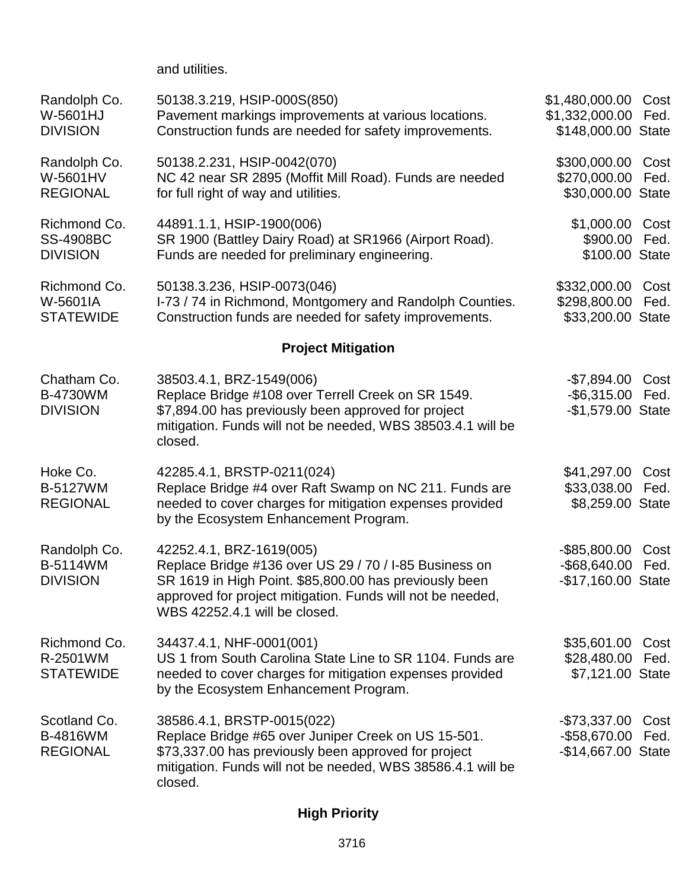and utilities.

| | | |
|---|---|---|
| Randolph Co.<br>W-5601HJ<br>DIVISION | 50138.3.219, HSIP-000S(850)<br>Pavement markings improvements at various locations. Construction funds are needed for safety improvements. | $1,480,000.00 Cost<br>$1,332,000.00 Fed.<br>$148,000.00 State |
| Randolph Co.<br>W-5601HV<br>REGIONAL | 50138.2.231, HSIP-0042(070)<br>NC 42 near SR 2895 (Moffit Mill Road). Funds are needed for full right of way and utilities. | $300,000.00 Cost<br>$270,000.00 Fed.<br>$30,000.00 State |
| Richmond Co.<br>SS-4908BC<br>DIVISION | 44891.1.1, HSIP-1900(006)<br>SR 1900 (Battley Dairy Road) at SR1966 (Airport Road). Funds are needed for preliminary engineering. | $1,000.00 Cost<br>$900.00 Fed.<br>$100.00 State |
| Richmond Co.<br>W-5601IA<br>STATEWIDE | 50138.3.236, HSIP-0073(046)<br>I-73 / 74 in Richmond, Montgomery and Randolph Counties. Construction funds are needed for safety improvements. | $332,000.00 Cost<br>$298,800.00 Fed.<br>$33,200.00 State |

## Project Mitigation

| | | |
|---|---|---|
| Chatham Co.<br>B-4730WM<br>DIVISION | 38503.4.1, BRZ-1549(006)<br>Replace Bridge #108 over Terrell Creek on SR 1549. $7,894.00 has previously been approved for project mitigation. Funds will not be needed, WBS 38503.4.1 will be closed. | -$7,894.00 Cost<br>-$6,315.00 Fed.<br>-$1,579.00 State |
| Hoke Co.<br>B-5127WM<br>REGIONAL | 42285.4.1, BRSTP-0211(024)<br>Replace Bridge #4 over Raft Swamp on NC 211. Funds are needed to cover charges for mitigation expenses provided by the Ecosystem Enhancement Program. | $41,297.00 Cost<br>$33,038.00 Fed.<br>$8,259.00 State |
| Randolph Co.<br>B-5114WM<br>DIVISION | 42252.4.1, BRZ-1619(005)<br>Replace Bridge #136 over US 29 / 70 / I-85 Business on SR 1619 in High Point. $85,800.00 has previously been approved for project mitigation. Funds will not be needed, WBS 42252.4.1 will be closed. | -$85,800.00 Cost<br>-$68,640.00 Fed.<br>-$17,160.00 State |
| Richmond Co.<br>R-2501WM<br>STATEWIDE | 34437.4.1, NHF-0001(001)<br>US 1 from South Carolina State Line to SR 1104. Funds are needed to cover charges for mitigation expenses provided by the Ecosystem Enhancement Program. | $35,601.00 Cost<br>$28,480.00 Fed.<br>$7,121.00 State |
| Scotland Co.<br>B-4816WM<br>REGIONAL | 38586.4.1, BRSTP-0015(022)<br>Replace Bridge #65 over Juniper Creek on US 15-501. $73,337.00 has previously been approved for project mitigation. Funds will not be needed, WBS 38586.4.1 will be closed. | -$73,337.00 Cost<br>-$58,670.00 Fed.<br>-$14,667.00 State |

## High Priority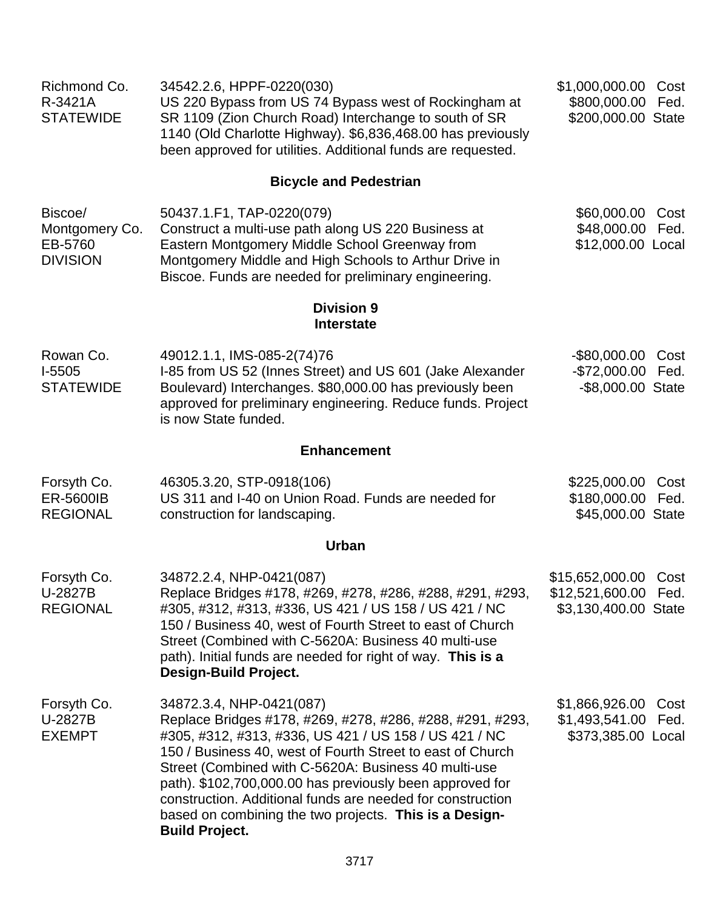| | | |
|---|---|---|
| Richmond Co.<br>R-3421A<br>STATEWIDE | 34542.2.6, HPPF-0220(030)<br>US 220 Bypass from US 74 Bypass west of Rockingham at SR 1109 (Zion Church Road) Interchange to south of SR 1140 (Old Charlotte Highway). $6,836,468.00 has previously been approved for utilities. Additional funds are requested. | $1,000,000.00 Cost<br>$800,000.00 Fed.<br>$200,000.00 State |

### Bicycle and Pedestrian

| | | |
|---|---|---|
| Biscoe/<br>Montgomery Co.<br>EB-5760<br>DIVISION | 50437.1.F1, TAP-0220(079)<br>Construct a multi-use path along US 220 Business at Eastern Montgomery Middle School Greenway from Montgomery Middle and High Schools to Arthur Drive in Biscoe. Funds are needed for preliminary engineering. | $60,000.00 Cost<br>$48,000.00 Fed.<br>$12,000.00 Local |

## Division 9

### Interstate

| | | |
|---|---|---|
| Rowan Co.<br>I-5505<br>STATEWIDE | 49012.1.1, IMS-085-2(74)76<br>I-85 from US 52 (Innes Street) and US 601 (Jake Alexander Boulevard) Interchanges. $80,000.00 has previously been approved for preliminary engineering. Reduce funds. Project is now State funded. | -$80,000.00 Cost<br>-$72,000.00 Fed.<br>-$8,000.00 State |

### Enhancement

| | | |
|---|---|---|
| Forsyth Co.<br>ER-5600IB<br>REGIONAL | 46305.3.20, STP-0918(106)<br>US 311 and I-40 on Union Road. Funds are needed for construction for landscaping. | $225,000.00 Cost<br>$180,000.00 Fed.<br>$45,000.00 State |

### Urban

| | | |
|---|---|---|
| Forsyth Co.<br>U-2827B<br>REGIONAL | 34872.2.4, NHP-0421(087)<br>Replace Bridges #178, #269, #278, #286, #288, #291, #293, #305, #312, #313, #336, US 421 / US 158 / US 421 / NC 150 / Business 40, west of Fourth Street to east of Church Street (Combined with C-5620A: Business 40 multi-use path). Initial funds are needed for right of way. **This is a Design-Build Project.** | $15,652,000.00 Cost<br>$12,521,600.00 Fed.<br>$3,130,400.00 State |
| Forsyth Co.<br>U-2827B<br>EXEMPT | 34872.3.4, NHP-0421(087)<br>Replace Bridges #178, #269, #278, #286, #288, #291, #293, #305, #312, #313, #336, US 421 / US 158 / US 421 / NC 150 / Business 40, west of Fourth Street to east of Church Street (Combined with C-5620A: Business 40 multi-use path). $102,700,000.00 has previously been approved for construction. Additional funds are needed for construction based on combining the two projects. **This is a Design-Build Project.** | $1,866,926.00 Cost<br>$1,493,541.00 Fed.<br>$373,385.00 Local |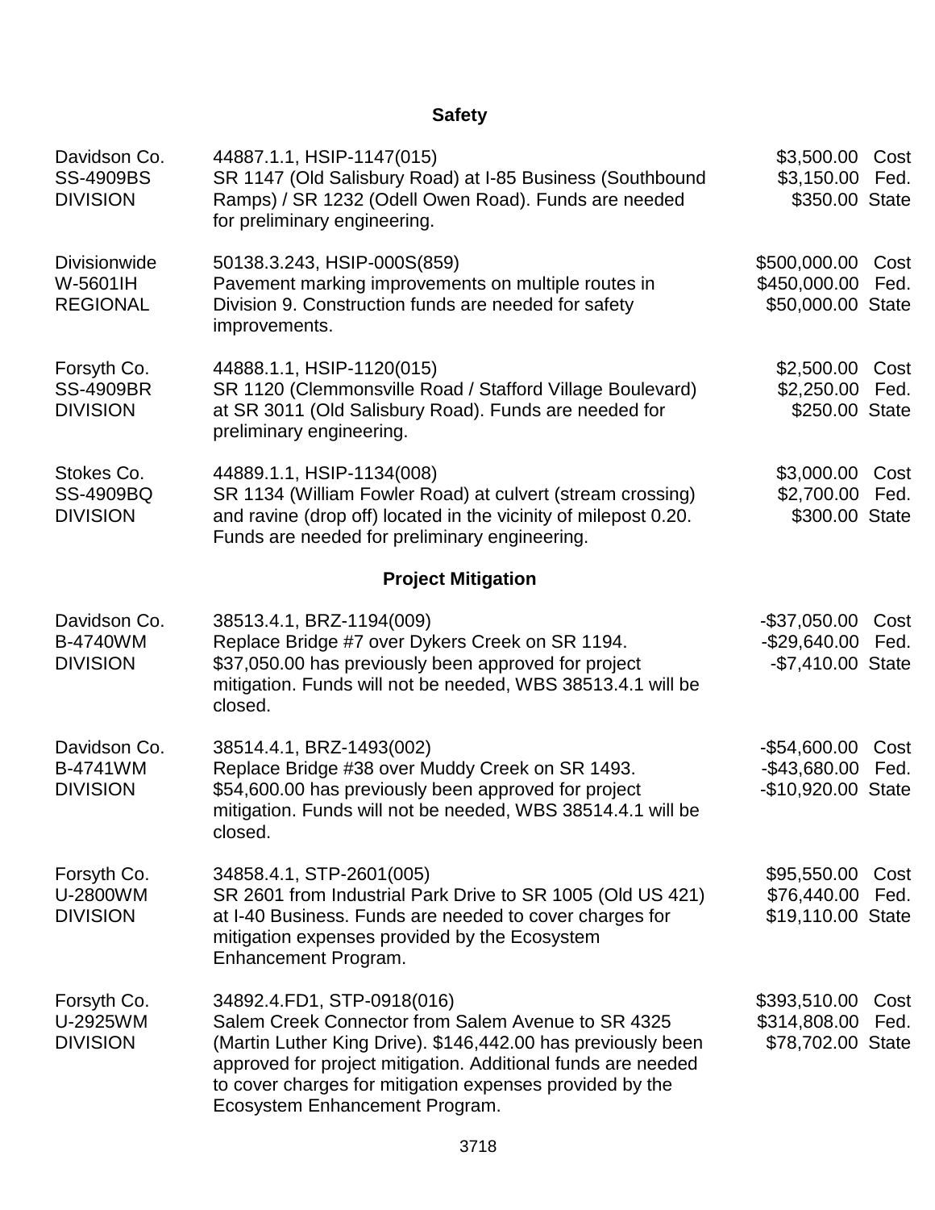## Safety

| | | |
|---|---|---|
| Davidson Co.<br>SS-4909BS<br>DIVISION | 44887.1.1, HSIP-1147(015)<br>SR 1147 (Old Salisbury Road) at I-85 Business (Southbound Ramps) / SR 1232 (Odell Owen Road). Funds are needed for preliminary engineering. | $3,500.00 Cost<br>$3,150.00 Fed.<br>$350.00 State |
| Divisionwide<br>W-5601IH<br>REGIONAL | 50138.3.243, HSIP-000S(859)<br>Pavement marking improvements on multiple routes in Division 9. Construction funds are needed for safety improvements. | $500,000.00 Cost<br>$450,000.00 Fed.<br>$50,000.00 State |
| Forsyth Co.<br>SS-4909BR<br>DIVISION | 44888.1.1, HSIP-1120(015)<br>SR 1120 (Clemmonsville Road / Stafford Village Boulevard) at SR 3011 (Old Salisbury Road). Funds are needed for preliminary engineering. | $2,500.00 Cost<br>$2,250.00 Fed.<br>$250.00 State |
| Stokes Co.<br>SS-4909BQ<br>DIVISION | 44889.1.1, HSIP-1134(008)<br>SR 1134 (William Fowler Road) at culvert (stream crossing) and ravine (drop off) located in the vicinity of milepost 0.20. Funds are needed for preliminary engineering. | $3,000.00 Cost<br>$2,700.00 Fed.<br>$300.00 State |

## Project Mitigation

| | | |
|---|---|---|
| Davidson Co.<br>B-4740WM<br>DIVISION | 38513.4.1, BRZ-1194(009)<br>Replace Bridge #7 over Dykers Creek on SR 1194. $37,050.00 has previously been approved for project mitigation. Funds will not be needed, WBS 38513.4.1 will be closed. | -$37,050.00 Cost<br>-$29,640.00 Fed.<br>-$7,410.00 State |
| Davidson Co.<br>B-4741WM<br>DIVISION | 38514.4.1, BRZ-1493(002)<br>Replace Bridge #38 over Muddy Creek on SR 1493. $54,600.00 has previously been approved for project mitigation. Funds will not be needed, WBS 38514.4.1 will be closed. | -$54,600.00 Cost<br>-$43,680.00 Fed.<br>-$10,920.00 State |
| Forsyth Co.<br>U-2800WM<br>DIVISION | 34858.4.1, STP-2601(005)<br>SR 2601 from Industrial Park Drive to SR 1005 (Old US 421) at I-40 Business. Funds are needed to cover charges for mitigation expenses provided by the Ecosystem Enhancement Program. | $95,550.00 Cost<br>$76,440.00 Fed.<br>$19,110.00 State |
| Forsyth Co.<br>U-2925WM<br>DIVISION | 34892.4.FD1, STP-0918(016)<br>Salem Creek Connector from Salem Avenue to SR 4325 (Martin Luther King Drive). $146,442.00 has previously been approved for project mitigation. Additional funds are needed to cover charges for mitigation expenses provided by the Ecosystem Enhancement Program. | $393,510.00 Cost<br>$314,808.00 Fed.<br>$78,702.00 State |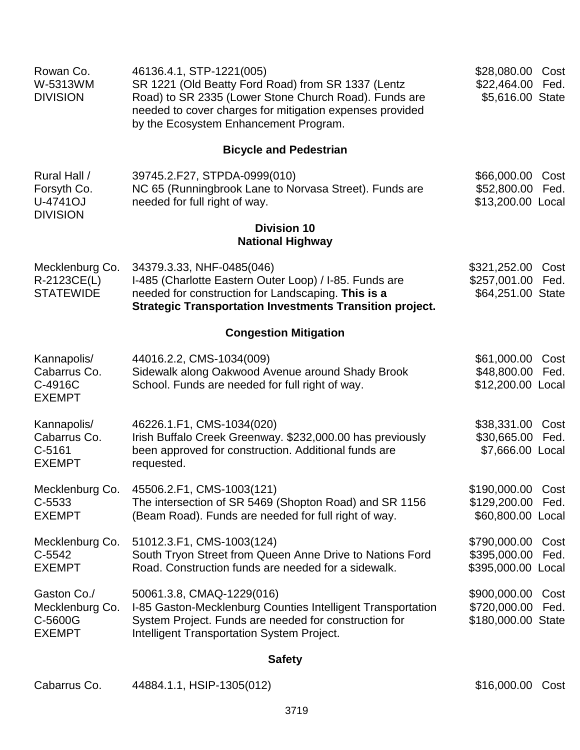| | | |
|---|---|---|
| Rowan Co.<br>W-5313WM<br>DIVISION | 46136.4.1, STP-1221(005)<br>SR 1221 (Old Beatty Ford Road) from SR 1337 (Lentz Road) to SR 2335 (Lower Stone Church Road). Funds are needed to cover charges for mitigation expenses provided by the Ecosystem Enhancement Program. | $28,080.00 Cost<br>$22,464.00 Fed.<br>$5,616.00 State |

### Bicycle and Pedestrian

| | | |
|---|---|---|
| Rural Hall /<br>Forsyth Co.<br>U-4741OJ<br>DIVISION | 39745.2.F27, STPDA-0999(010)<br>NC 65 (Runningbrook Lane to Norvasa Street). Funds are needed for full right of way. | $66,000.00 Cost<br>$52,800.00 Fed.<br>$13,200.00 Local |

## Division 10

### National Highway

| | | |
|---|---|---|
| Mecklenburg Co.<br>R-2123CE(L)<br>STATEWIDE | 34379.3.33, NHF-0485(046)<br>I-485 (Charlotte Eastern Outer Loop) / I-85. Funds are needed for construction for Landscaping. **This is a Strategic Transportation Investments Transition project.** | $321,252.00 Cost<br>$257,001.00 Fed.<br>$64,251.00 State |

### Congestion Mitigation

| | | |
|---|---|---|
| Kannapolis/<br>Cabarrus Co.<br>C-4916C<br>EXEMPT | 44016.2.2, CMS-1034(009)<br>Sidewalk along Oakwood Avenue around Shady Brook School. Funds are needed for full right of way. | $61,000.00 Cost<br>$48,800.00 Fed.<br>$12,200.00 Local |
| Kannapolis/<br>Cabarrus Co.<br>C-5161<br>EXEMPT | 46226.1.F1, CMS-1034(020)<br>Irish Buffalo Creek Greenway. $232,000.00 has previously been approved for construction. Additional funds are requested. | $38,331.00 Cost<br>$30,665.00 Fed.<br>$7,666.00 Local |
| Mecklenburg Co.<br>C-5533<br>EXEMPT | 45506.2.F1, CMS-1003(121)<br>The intersection of SR 5469 (Shopton Road) and SR 1156 (Beam Road). Funds are needed for full right of way. | $190,000.00 Cost<br>$129,200.00 Fed.<br>$60,800.00 Local |
| Mecklenburg Co.<br>C-5542<br>EXEMPT | 51012.3.F1, CMS-1003(124)<br>South Tryon Street from Queen Anne Drive to Nations Ford Road. Construction funds are needed for a sidewalk. | $790,000.00 Cost<br>$395,000.00 Fed.<br>$395,000.00 Local |
| Gaston Co./<br>Mecklenburg Co.<br>C-5600G<br>EXEMPT | 50061.3.8, CMAQ-1229(016)<br>I-85 Gaston-Mecklenburg Counties Intelligent Transportation System Project. Funds are needed for construction for Intelligent Transportation System Project. | $900,000.00 Cost<br>$720,000.00 Fed.<br>$180,000.00 State |

### Safety

| | | |
|---|---|---|
| Cabarrus Co. | 44884.1.1, HSIP-1305(012) | $16,000.00 Cost |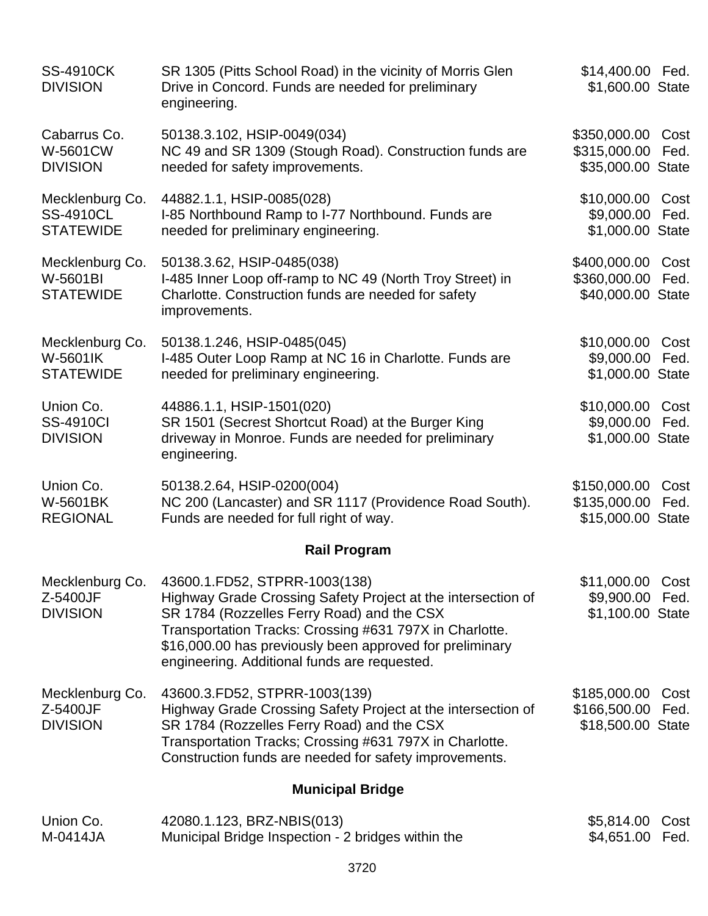| | | |
|---|---|---|
| SS-4910CK<br>DIVISION | SR 1305 (Pitts School Road) in the vicinity of Morris Glen Drive in Concord. Funds are needed for preliminary engineering. | $14,400.00 Fed.<br>$1,600.00 State |
| Cabarrus Co.<br>W-5601CW<br>DIVISION | 50138.3.102, HSIP-0049(034)<br>NC 49 and SR 1309 (Stough Road). Construction funds are needed for safety improvements. | $350,000.00 Cost<br>$315,000.00 Fed.<br>$35,000.00 State |
| Mecklenburg Co.<br>SS-4910CL<br>STATEWIDE | 44882.1.1, HSIP-0085(028)<br>I-85 Northbound Ramp to I-77 Northbound. Funds are needed for preliminary engineering. | $10,000.00 Cost<br>$9,000.00 Fed.<br>$1,000.00 State |
| Mecklenburg Co.<br>W-5601BI<br>STATEWIDE | 50138.3.62, HSIP-0485(038)<br>I-485 Inner Loop off-ramp to NC 49 (North Troy Street) in Charlotte. Construction funds are needed for safety improvements. | $400,000.00 Cost<br>$360,000.00 Fed.<br>$40,000.00 State |
| Mecklenburg Co.<br>W-5601IK<br>STATEWIDE | 50138.1.246, HSIP-0485(045)<br>I-485 Outer Loop Ramp at NC 16 in Charlotte. Funds are needed for preliminary engineering. | $10,000.00 Cost<br>$9,000.00 Fed.<br>$1,000.00 State |
| Union Co.<br>SS-4910CI<br>DIVISION | 44886.1.1, HSIP-1501(020)<br>SR 1501 (Secrest Shortcut Road) at the Burger King driveway in Monroe. Funds are needed for preliminary engineering. | $10,000.00 Cost<br>$9,000.00 Fed.<br>$1,000.00 State |
| Union Co.<br>W-5601BK<br>REGIONAL | 50138.2.64, HSIP-0200(004)<br>NC 200 (Lancaster) and SR 1117 (Providence Road South). Funds are needed for full right of way. | $150,000.00 Cost<br>$135,000.00 Fed.<br>$15,000.00 State |

## Rail Program

| | | |
|---|---|---|
| Mecklenburg Co.<br>Z-5400JF<br>DIVISION | 43600.1.FD52, STPRR-1003(138)<br>Highway Grade Crossing Safety Project at the intersection of SR 1784 (Rozzelles Ferry Road) and the CSX Transportation Tracks: Crossing #631 797X in Charlotte. $16,000.00 has previously been approved for preliminary engineering. Additional funds are requested. | $11,000.00 Cost<br>$9,900.00 Fed.<br>$1,100.00 State |
| Mecklenburg Co.<br>Z-5400JF<br>DIVISION | 43600.3.FD52, STPRR-1003(139)<br>Highway Grade Crossing Safety Project at the intersection of SR 1784 (Rozzelles Ferry Road) and the CSX Transportation Tracks; Crossing #631 797X in Charlotte. Construction funds are needed for safety improvements. | $185,000.00 Cost<br>$166,500.00 Fed.<br>$18,500.00 State |

## Municipal Bridge

| | | |
|---|---|---|
| Union Co.<br>M-0414JA | 42080.1.123, BRZ-NBIS(013)<br>Municipal Bridge Inspection - 2 bridges within the | $5,814.00 Cost<br>$4,651.00 Fed. |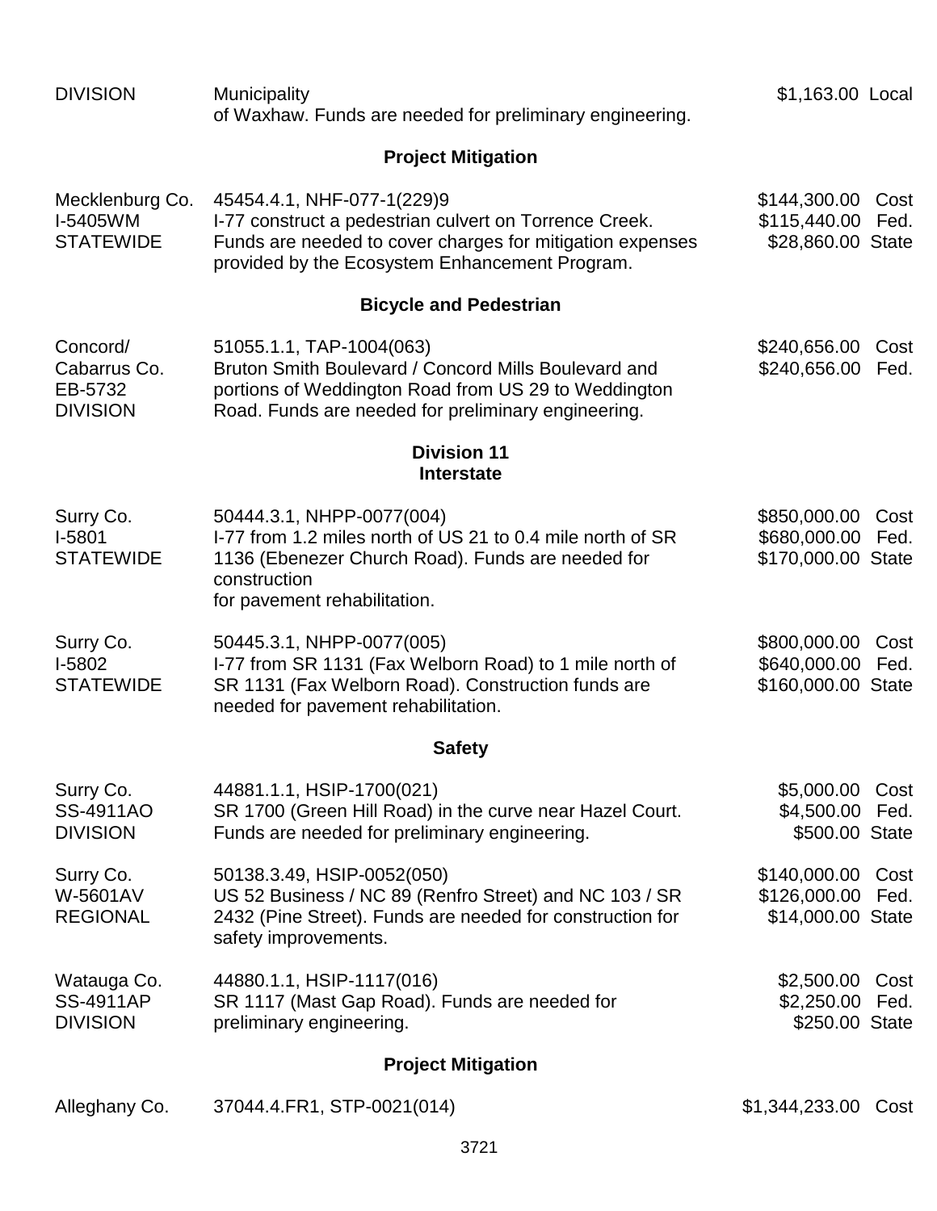| | | |
|---|---|---|
| DIVISION | Municipality of Waxhaw. Funds are needed for preliminary engineering. | $1,163.00 Local |

**Project Mitigation**

| | | |
|---|---|---|
| Mecklenburg Co.<br>I-5405WM<br>STATEWIDE | 45454.4.1, NHF-077-1(229)9<br>I-77 construct a pedestrian culvert on Torrence Creek. Funds are needed to cover charges for mitigation expenses provided by the Ecosystem Enhancement Program. | $144,300.00 Cost<br>$115,440.00 Fed.<br>$28,860.00 State |

**Bicycle and Pedestrian**

| | | |
|---|---|---|
| Concord/<br>Cabarrus Co.<br>EB-5732<br>DIVISION | 51055.1.1, TAP-1004(063)<br>Bruton Smith Boulevard / Concord Mills Boulevard and portions of Weddington Road from US 29 to Weddington Road. Funds are needed for preliminary engineering. | $240,656.00 Cost<br>$240,656.00 Fed. |

**Division 11**
**Interstate**

| | | |
|---|---|---|
| Surry Co.<br>I-5801<br>STATEWIDE | 50444.3.1, NHPP-0077(004)<br>I-77 from 1.2 miles north of US 21 to 0.4 mile north of SR 1136 (Ebenezer Church Road). Funds are needed for construction<br>for pavement rehabilitation. | $850,000.00 Cost<br>$680,000.00 Fed.<br>$170,000.00 State |
| Surry Co.<br>I-5802<br>STATEWIDE | 50445.3.1, NHPP-0077(005)<br>I-77 from SR 1131 (Fax Welborn Road) to 1 mile north of SR 1131 (Fax Welborn Road). Construction funds are needed for pavement rehabilitation. | $800,000.00 Cost<br>$640,000.00 Fed.<br>$160,000.00 State |

**Safety**

| | | |
|---|---|---|
| Surry Co.<br>SS-4911AO<br>DIVISION | 44881.1.1, HSIP-1700(021)<br>SR 1700 (Green Hill Road) in the curve near Hazel Court. Funds are needed for preliminary engineering. | $5,000.00 Cost<br>$4,500.00 Fed.<br>$500.00 State |
| Surry Co.<br>W-5601AV<br>REGIONAL | 50138.3.49, HSIP-0052(050)<br>US 52 Business / NC 89 (Renfro Street) and NC 103 / SR 2432 (Pine Street). Funds are needed for construction for safety improvements. | $140,000.00 Cost<br>$126,000.00 Fed.<br>$14,000.00 State |
| Watauga Co.<br>SS-4911AP<br>DIVISION | 44880.1.1, HSIP-1117(016)<br>SR 1117 (Mast Gap Road). Funds are needed for preliminary engineering. | $2,500.00 Cost<br>$2,250.00 Fed.<br>$250.00 State |

**Project Mitigation**

| | | |
|---|---|---|
| Alleghany Co. | 37044.4.FR1, STP-0021(014) | $1,344,233.00 Cost |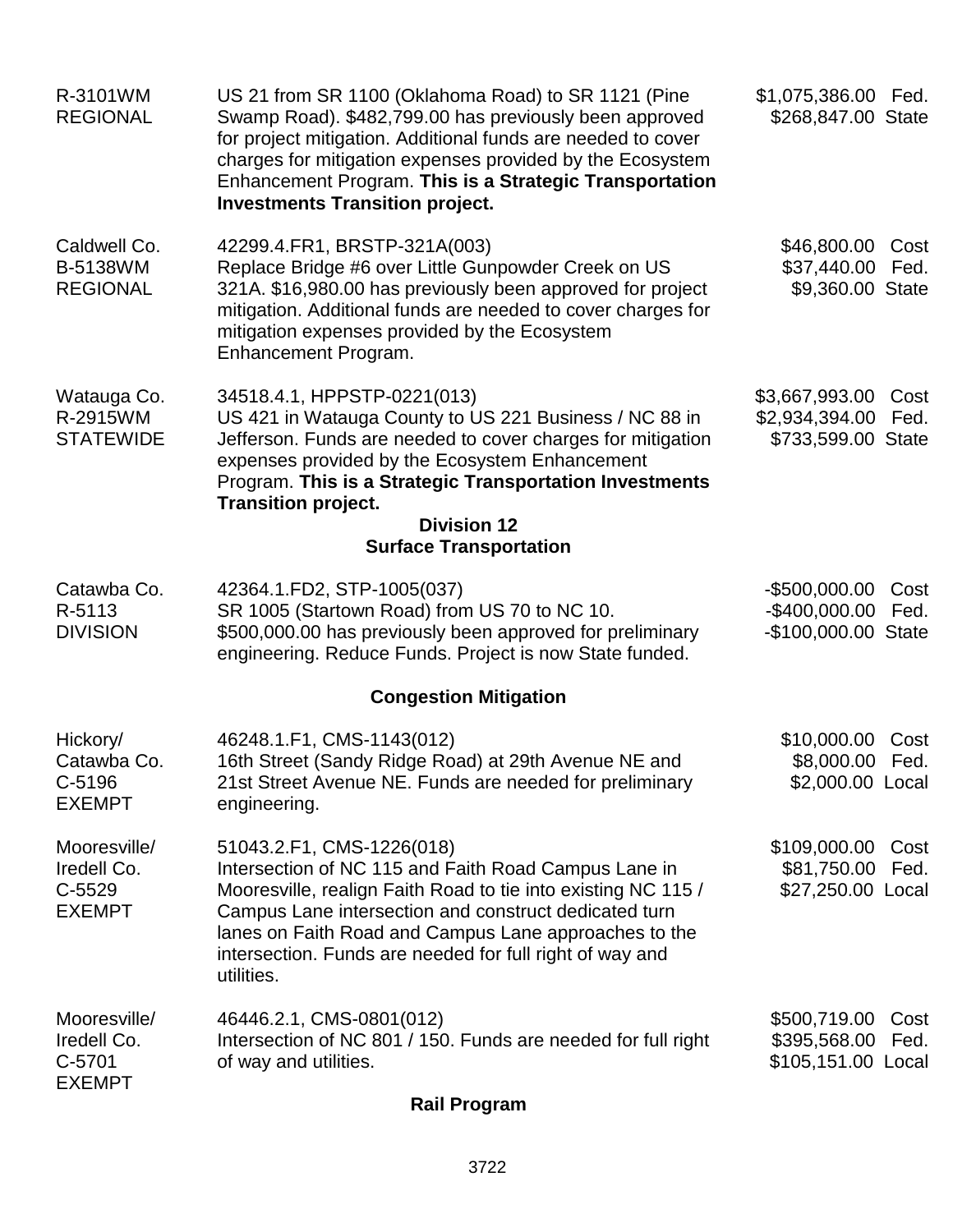| | | |
|---|---|---|
| R-3101WM<br>REGIONAL | US 21 from SR 1100 (Oklahoma Road) to SR 1121 (Pine Swamp Road). $482,799.00 has previously been approved for project mitigation. Additional funds are needed to cover charges for mitigation expenses provided by the Ecosystem Enhancement Program. **This is a Strategic Transportation Investments Transition project.** | $1,075,386.00 Fed.<br>$268,847.00 State |
| Caldwell Co.<br>B-5138WM<br>REGIONAL | 42299.4.FR1, BRSTP-321A(003)<br>Replace Bridge #6 over Little Gunpowder Creek on US 321A. $16,980.00 has previously been approved for project mitigation. Additional funds are needed to cover charges for mitigation expenses provided by the Ecosystem Enhancement Program. | $46,800.00 Cost<br>$37,440.00 Fed.<br>$9,360.00 State |
| Watauga Co.<br>R-2915WM<br>STATEWIDE | 34518.4.1, HPPSTP-0221(013)<br>US 421 in Watauga County to US 221 Business / NC 88 in Jefferson. Funds are needed to cover charges for mitigation expenses provided by the Ecosystem Enhancement Program. **This is a Strategic Transportation Investments Transition project.** | $3,667,993.00 Cost<br>$2,934,394.00 Fed.<br>$733,599.00 State |

## Division 12

### Surface Transportation

| | | |
|---|---|---|
| Catawba Co.<br>R-5113<br>DIVISION | 42364.1.FD2, STP-1005(037)<br>SR 1005 (Startown Road) from US 70 to NC 10. $500,000.00 has previously been approved for preliminary engineering. Reduce Funds. Project is now State funded. | -$500,000.00 Cost<br>-$400,000.00 Fed.<br>-$100,000.00 State |

### Congestion Mitigation

| | | |
|---|---|---|
| Hickory/<br>Catawba Co.<br>C-5196<br>EXEMPT | 46248.1.F1, CMS-1143(012)<br>16th Street (Sandy Ridge Road) at 29th Avenue NE and 21st Street Avenue NE. Funds are needed for preliminary engineering. | $10,000.00 Cost<br>$8,000.00 Fed.<br>$2,000.00 Local |
| Mooresville/<br>Iredell Co.<br>C-5529<br>EXEMPT | 51043.2.F1, CMS-1226(018)<br>Intersection of NC 115 and Faith Road Campus Lane in Mooresville, realign Faith Road to tie into existing NC 115 / Campus Lane intersection and construct dedicated turn lanes on Faith Road and Campus Lane approaches to the intersection. Funds are needed for full right of way and utilities. | $109,000.00 Cost<br>$81,750.00 Fed.<br>$27,250.00 Local |
| Mooresville/<br>Iredell Co.<br>C-5701<br>EXEMPT | 46446.2.1, CMS-0801(012)<br>Intersection of NC 801 / 150. Funds are needed for full right of way and utilities. | $500,719.00 Cost<br>$395,568.00 Fed.<br>$105,151.00 Local |

### Rail Program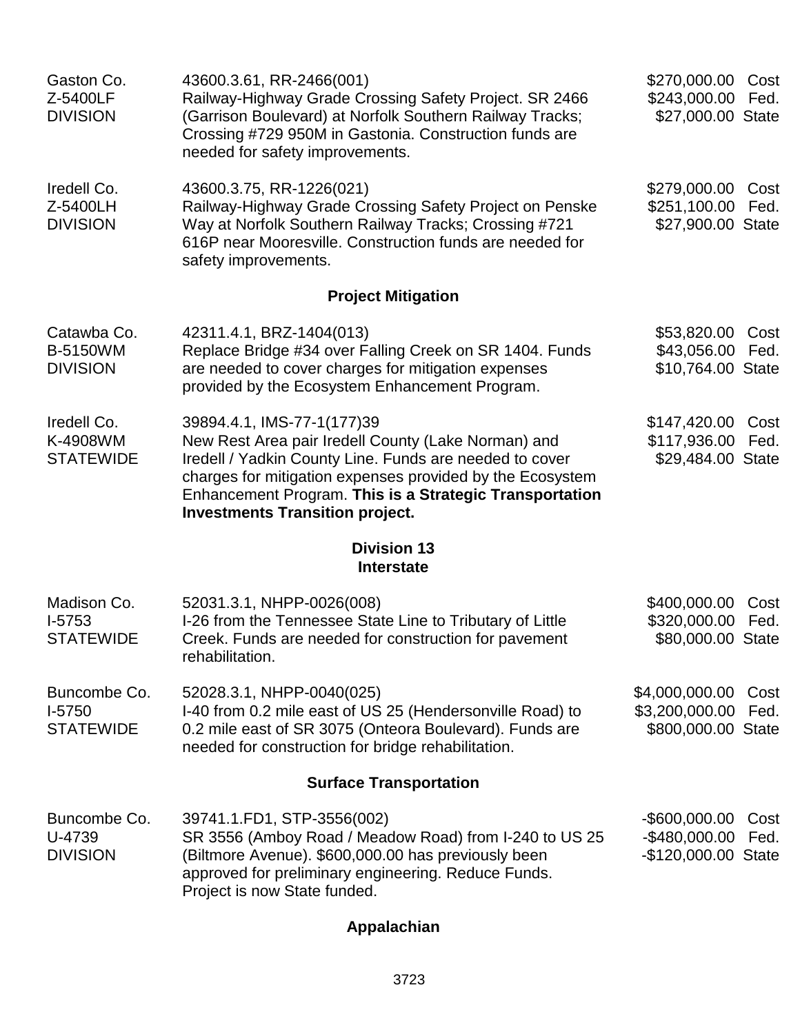| | | |
|---|---|---|
| Gaston Co.<br>Z-5400LF<br>DIVISION | 43600.3.61, RR-2466(001)<br>Railway-Highway Grade Crossing Safety Project. SR 2466 (Garrison Boulevard) at Norfolk Southern Railway Tracks; Crossing #729 950M in Gastonia. Construction funds are needed for safety improvements. | $270,000.00 Cost<br>$243,000.00 Fed.<br>$27,000.00 State |
| Iredell Co.<br>Z-5400LH<br>DIVISION | 43600.3.75, RR-1226(021)<br>Railway-Highway Grade Crossing Safety Project on Penske Way at Norfolk Southern Railway Tracks; Crossing #721 616P near Mooresville. Construction funds are needed for safety improvements. | $279,000.00 Cost<br>$251,100.00 Fed.<br>$27,900.00 State |

### Project Mitigation

| | | |
|---|---|---|
| Catawba Co.<br>B-5150WM<br>DIVISION | 42311.4.1, BRZ-1404(013)<br>Replace Bridge #34 over Falling Creek on SR 1404. Funds are needed to cover charges for mitigation expenses provided by the Ecosystem Enhancement Program. | $53,820.00 Cost<br>$43,056.00 Fed.<br>$10,764.00 State |
| Iredell Co.<br>K-4908WM<br>STATEWIDE | 39894.4.1, IMS-77-1(177)39<br>New Rest Area pair Iredell County (Lake Norman) and Iredell / Yadkin County Line. Funds are needed to cover charges for mitigation expenses provided by the Ecosystem Enhancement Program. **This is a Strategic Transportation Investments Transition project.** | $147,420.00 Cost<br>$117,936.00 Fed.<br>$29,484.00 State |

## Division 13

### Interstate

| | | |
|---|---|---|
| Madison Co.<br>I-5753<br>STATEWIDE | 52031.3.1, NHPP-0026(008)<br>I-26 from the Tennessee State Line to Tributary of Little Creek. Funds are needed for construction for pavement rehabilitation. | $400,000.00 Cost<br>$320,000.00 Fed.<br>$80,000.00 State |
| Buncombe Co.<br>I-5750<br>STATEWIDE | 52028.3.1, NHPP-0040(025)<br>I-40 from 0.2 mile east of US 25 (Hendersonville Road) to 0.2 mile east of SR 3075 (Onteora Boulevard). Funds are needed for construction for bridge rehabilitation. | $4,000,000.00 Cost<br>$3,200,000.00 Fed.<br>$800,000.00 State |

### Surface Transportation

| | | |
|---|---|---|
| Buncombe Co.<br>U-4739<br>DIVISION | 39741.1.FD1, STP-3556(002)<br>SR 3556 (Amboy Road / Meadow Road) from I-240 to US 25 (Biltmore Avenue). $600,000.00 has previously been approved for preliminary engineering. Reduce Funds. Project is now State funded. | -$600,000.00 Cost<br>-$480,000.00 Fed.<br>-$120,000.00 State |

### Appalachian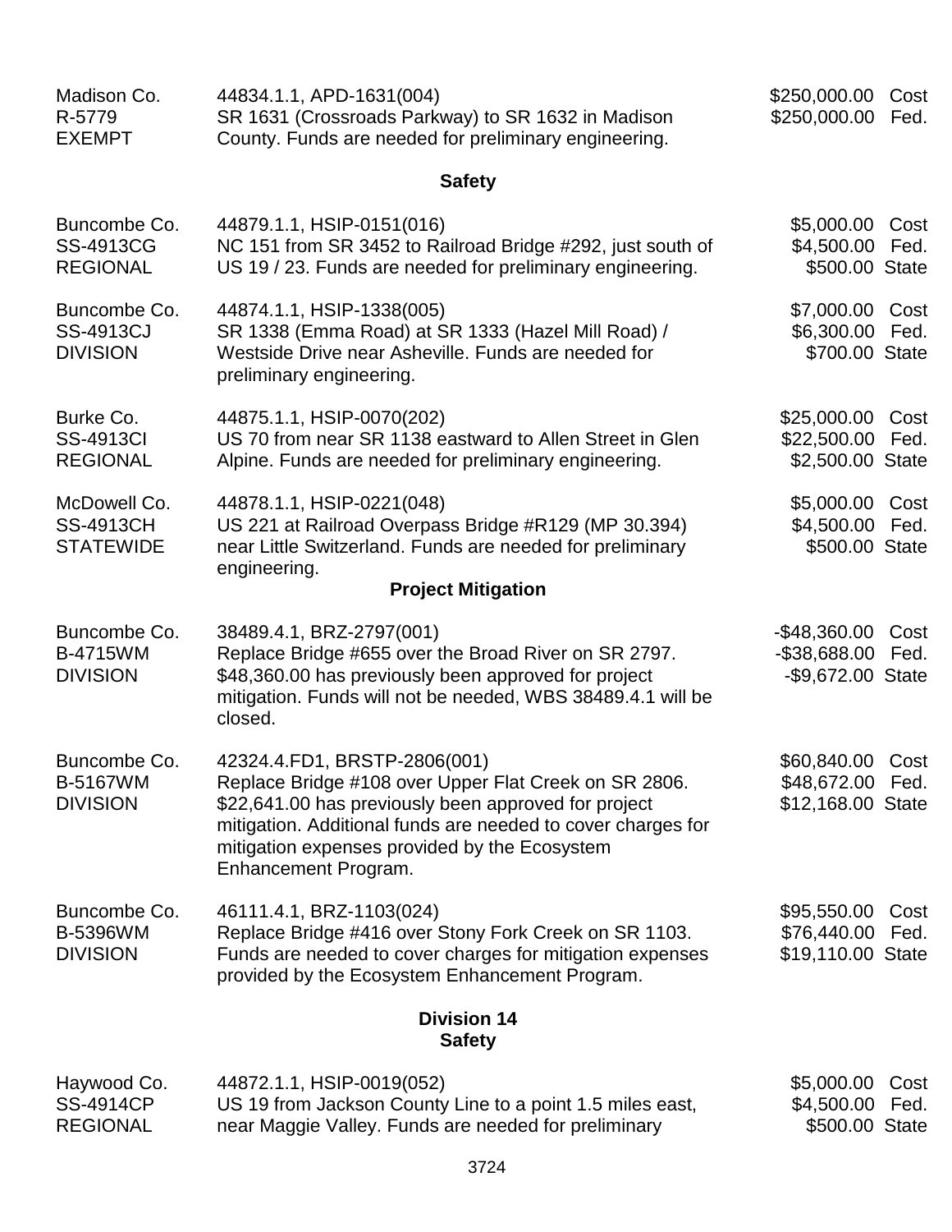| | | |
|---|---|---|
| Madison Co.<br>R-5779<br>EXEMPT | 44834.1.1, APD-1631(004)<br>SR 1631 (Crossroads Parkway) to SR 1632 in Madison County. Funds are needed for preliminary engineering. | $250,000.00 Cost<br>$250,000.00 Fed. |

**Safety**

| | | |
|---|---|---|
| Buncombe Co.<br>SS-4913CG<br>REGIONAL | 44879.1.1, HSIP-0151(016)<br>NC 151 from SR 3452 to Railroad Bridge #292, just south of US 19 / 23. Funds are needed for preliminary engineering. | $5,000.00 Cost<br>$4,500.00 Fed.<br>$500.00 State |
| Buncombe Co.<br>SS-4913CJ<br>DIVISION | 44874.1.1, HSIP-1338(005)<br>SR 1338 (Emma Road) at SR 1333 (Hazel Mill Road) / Westside Drive near Asheville. Funds are needed for preliminary engineering. | $7,000.00 Cost<br>$6,300.00 Fed.<br>$700.00 State |
| Burke Co.<br>SS-4913CI<br>REGIONAL | 44875.1.1, HSIP-0070(202)<br>US 70 from near SR 1138 eastward to Allen Street in Glen Alpine. Funds are needed for preliminary engineering. | $25,000.00 Cost<br>$22,500.00 Fed.<br>$2,500.00 State |
| McDowell Co.<br>SS-4913CH<br>STATEWIDE | 44878.1.1, HSIP-0221(048)<br>US 221 at Railroad Overpass Bridge #R129 (MP 30.394) near Little Switzerland. Funds are needed for preliminary engineering. | $5,000.00 Cost<br>$4,500.00 Fed.<br>$500.00 State |

**Project Mitigation**

| | | |
|---|---|---|
| Buncombe Co.<br>B-4715WM<br>DIVISION | 38489.4.1, BRZ-2797(001)<br>Replace Bridge #655 over the Broad River on SR 2797. $48,360.00 has previously been approved for project mitigation. Funds will not be needed, WBS 38489.4.1 will be closed. | -$48,360.00 Cost<br>-$38,688.00 Fed.<br>-$9,672.00 State |
| Buncombe Co.<br>B-5167WM<br>DIVISION | 42324.4.FD1, BRSTP-2806(001)<br>Replace Bridge #108 over Upper Flat Creek on SR 2806. $22,641.00 has previously been approved for project mitigation. Additional funds are needed to cover charges for mitigation expenses provided by the Ecosystem Enhancement Program. | $60,840.00 Cost<br>$48,672.00 Fed.<br>$12,168.00 State |
| Buncombe Co.<br>B-5396WM<br>DIVISION | 46111.4.1, BRZ-1103(024)<br>Replace Bridge #416 over Stony Fork Creek on SR 1103. Funds are needed to cover charges for mitigation expenses provided by the Ecosystem Enhancement Program. | $95,550.00 Cost<br>$76,440.00 Fed.<br>$19,110.00 State |

**Division 14**
**Safety**

| | | |
|---|---|---|
| Haywood Co.<br>SS-4914CP<br>REGIONAL | 44872.1.1, HSIP-0019(052)<br>US 19 from Jackson County Line to a point 1.5 miles east, near Maggie Valley. Funds are needed for preliminary | $5,000.00 Cost<br>$4,500.00 Fed.<br>$500.00 State |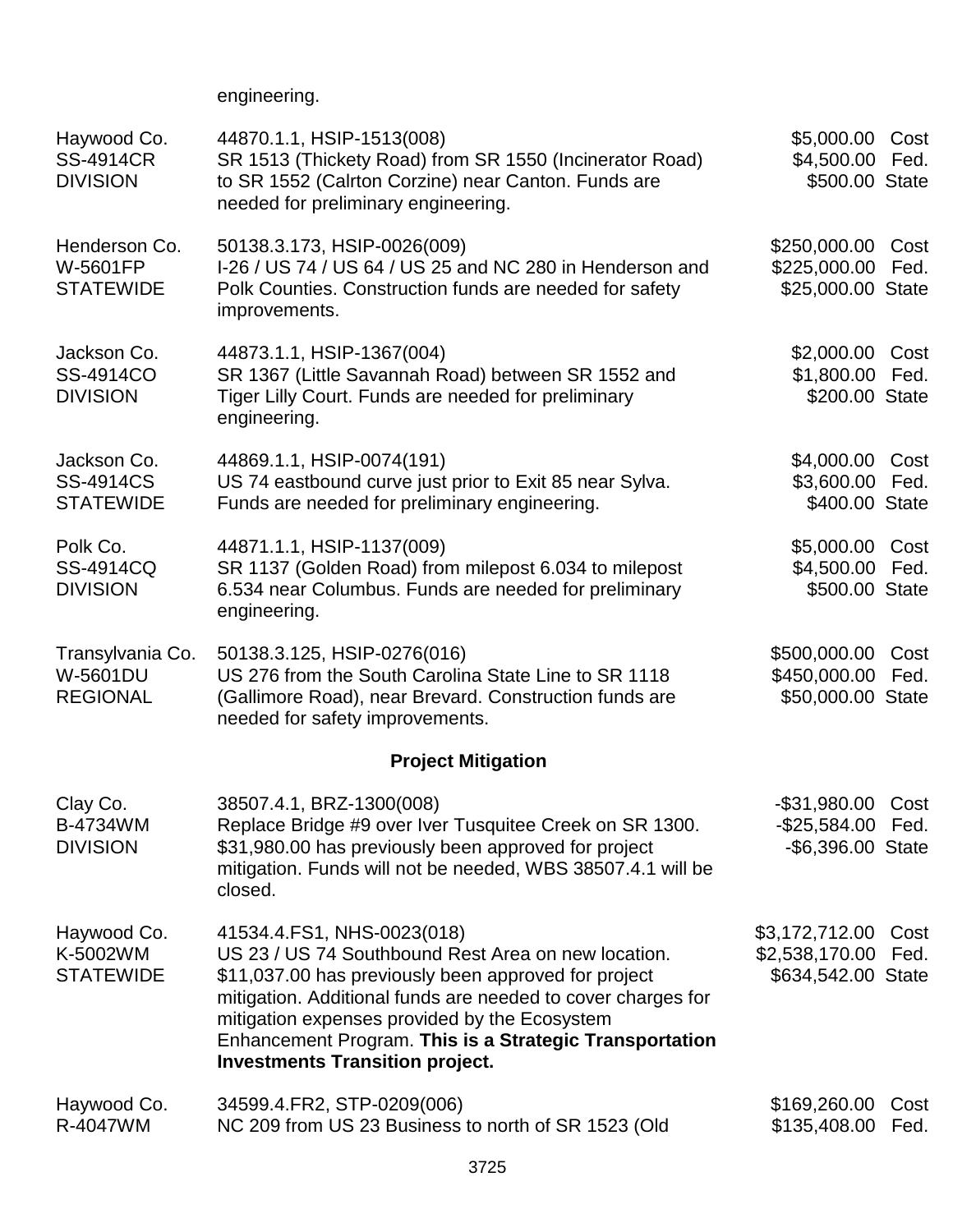engineering.

| | | | |
|---|---|---|---|
| Haywood Co.<br>SS-4914CR<br>DIVISION | 44870.1.1, HSIP-1513(008)<br>SR 1513 (Thickety Road) from SR 1550 (Incinerator Road) to SR 1552 (Calrton Corzine) near Canton. Funds are needed for preliminary engineering. | \$5,000.00<br>\$4,500.00<br>\$500.00 | Cost<br>Fed.<br>State |
| Henderson Co.<br>W-5601FP<br>STATEWIDE | 50138.3.173, HSIP-0026(009)<br>I-26 / US 74 / US 64 / US 25 and NC 280 in Henderson and Polk Counties. Construction funds are needed for safety improvements. | \$250,000.00<br>\$225,000.00<br>\$25,000.00 | Cost<br>Fed.<br>State |
| Jackson Co.<br>SS-4914CO<br>DIVISION | 44873.1.1, HSIP-1367(004)<br>SR 1367 (Little Savannah Road) between SR 1552 and Tiger Lilly Court. Funds are needed for preliminary engineering. | \$2,000.00<br>\$1,800.00<br>\$200.00 | Cost<br>Fed.<br>State |
| Jackson Co.<br>SS-4914CS<br>STATEWIDE | 44869.1.1, HSIP-0074(191)<br>US 74 eastbound curve just prior to Exit 85 near Sylva. Funds are needed for preliminary engineering. | \$4,000.00<br>\$3,600.00<br>\$400.00 | Cost<br>Fed.<br>State |
| Polk Co.<br>SS-4914CQ<br>DIVISION | 44871.1.1, HSIP-1137(009)<br>SR 1137 (Golden Road) from milepost 6.034 to milepost 6.534 near Columbus. Funds are needed for preliminary engineering. | \$5,000.00<br>\$4,500.00<br>\$500.00 | Cost<br>Fed.<br>State |
| Transylvania Co.<br>W-5601DU<br>REGIONAL | 50138.3.125, HSIP-0276(016)<br>US 276 from the South Carolina State Line to SR 1118 (Gallimore Road), near Brevard. Construction funds are needed for safety improvements. | \$500,000.00<br>\$450,000.00<br>\$50,000.00 | Cost<br>Fed.<br>State |

## Project Mitigation

| | | | |
|---|---|---|---|
| Clay Co.<br>B-4734WM<br>DIVISION | 38507.4.1, BRZ-1300(008)<br>Replace Bridge #9 over Iver Tusquitee Creek on SR 1300. \$31,980.00 has previously been approved for project mitigation. Funds will not be needed, WBS 38507.4.1 will be closed. | -\$31,980.00<br>-\$25,584.00<br>-\$6,396.00 | Cost<br>Fed.<br>State |
| Haywood Co.<br>K-5002WM<br>STATEWIDE | 41534.4.FS1, NHS-0023(018)<br>US 23 / US 74 Southbound Rest Area on new location. \$11,037.00 has previously been approved for project mitigation. Additional funds are needed to cover charges for mitigation expenses provided by the Ecosystem Enhancement Program. **This is a Strategic Transportation Investments Transition project.** | \$3,172,712.00<br>\$2,538,170.00<br>\$634,542.00 | Cost<br>Fed.<br>State |
| Haywood Co.<br>R-4047WM | 34599.4.FR2, STP-0209(006)<br>NC 209 from US 23 Business to north of SR 1523 (Old | \$169,260.00<br>\$135,408.00 | Cost<br>Fed. |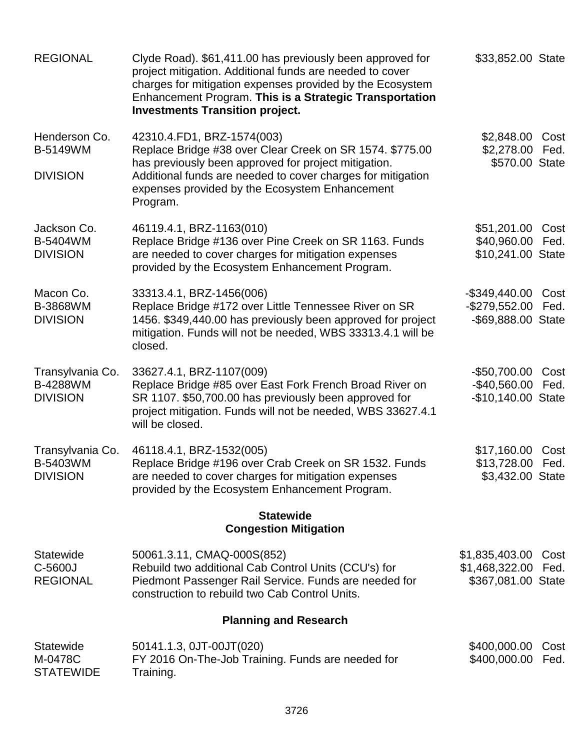| | | |
|---|---|---|
| REGIONAL | Clyde Road). $61,411.00 has previously been approved for project mitigation. Additional funds are needed to cover charges for mitigation expenses provided by the Ecosystem Enhancement Program. **This is a Strategic Transportation Investments Transition project.** | $33,852.00 State |
| Henderson Co.<br>B-5149WM<br><br>DIVISION | 42310.4.FD1, BRZ-1574(003)<br>Replace Bridge #38 over Clear Creek on SR 1574. $775.00 has previously been approved for project mitigation. Additional funds are needed to cover charges for mitigation expenses provided by the Ecosystem Enhancement Program. | $2,848.00 Cost<br>$2,278.00 Fed.<br>$570.00 State |
| Jackson Co.<br>B-5404WM<br>DIVISION | 46119.4.1, BRZ-1163(010)<br>Replace Bridge #136 over Pine Creek on SR 1163. Funds are needed to cover charges for mitigation expenses provided by the Ecosystem Enhancement Program. | $51,201.00 Cost<br>$40,960.00 Fed.<br>$10,241.00 State |
| Macon Co.<br>B-3868WM<br>DIVISION | 33313.4.1, BRZ-1456(006)<br>Replace Bridge #172 over Little Tennessee River on SR 1456. $349,440.00 has previously been approved for project mitigation. Funds will not be needed, WBS 33313.4.1 will be closed. | -$349,440.00 Cost<br>-$279,552.00 Fed.<br>-$69,888.00 State |
| Transylvania Co.<br>B-4288WM<br>DIVISION | 33627.4.1, BRZ-1107(009)<br>Replace Bridge #85 over East Fork French Broad River on SR 1107. $50,700.00 has previously been approved for project mitigation. Funds will not be needed, WBS 33627.4.1 will be closed. | -$50,700.00 Cost<br>-$40,560.00 Fed.<br>-$10,140.00 State |
| Transylvania Co.<br>B-5403WM<br>DIVISION | 46118.4.1, BRZ-1532(005)<br>Replace Bridge #196 over Crab Creek on SR 1532. Funds are needed to cover charges for mitigation expenses provided by the Ecosystem Enhancement Program. | $17,160.00 Cost<br>$13,728.00 Fed.<br>$3,432.00 State |

**Statewide**
**Congestion Mitigation**

| | | |
|---|---|---|
| Statewide<br>C-5600J<br>REGIONAL | 50061.3.11, CMAQ-000S(852)<br>Rebuild two additional Cab Control Units (CCU's) for Piedmont Passenger Rail Service. Funds are needed for construction to rebuild two Cab Control Units. | $1,835,403.00 Cost<br>$1,468,322.00 Fed.<br>$367,081.00 State |

**Planning and Research**

| | | |
|---|---|---|
| Statewide<br>M-0478C<br>STATEWIDE | 50141.1.3, 0JT-00JT(020)<br>FY 2016 On-The-Job Training. Funds are needed for Training. | $400,000.00 Cost<br>$400,000.00 Fed. |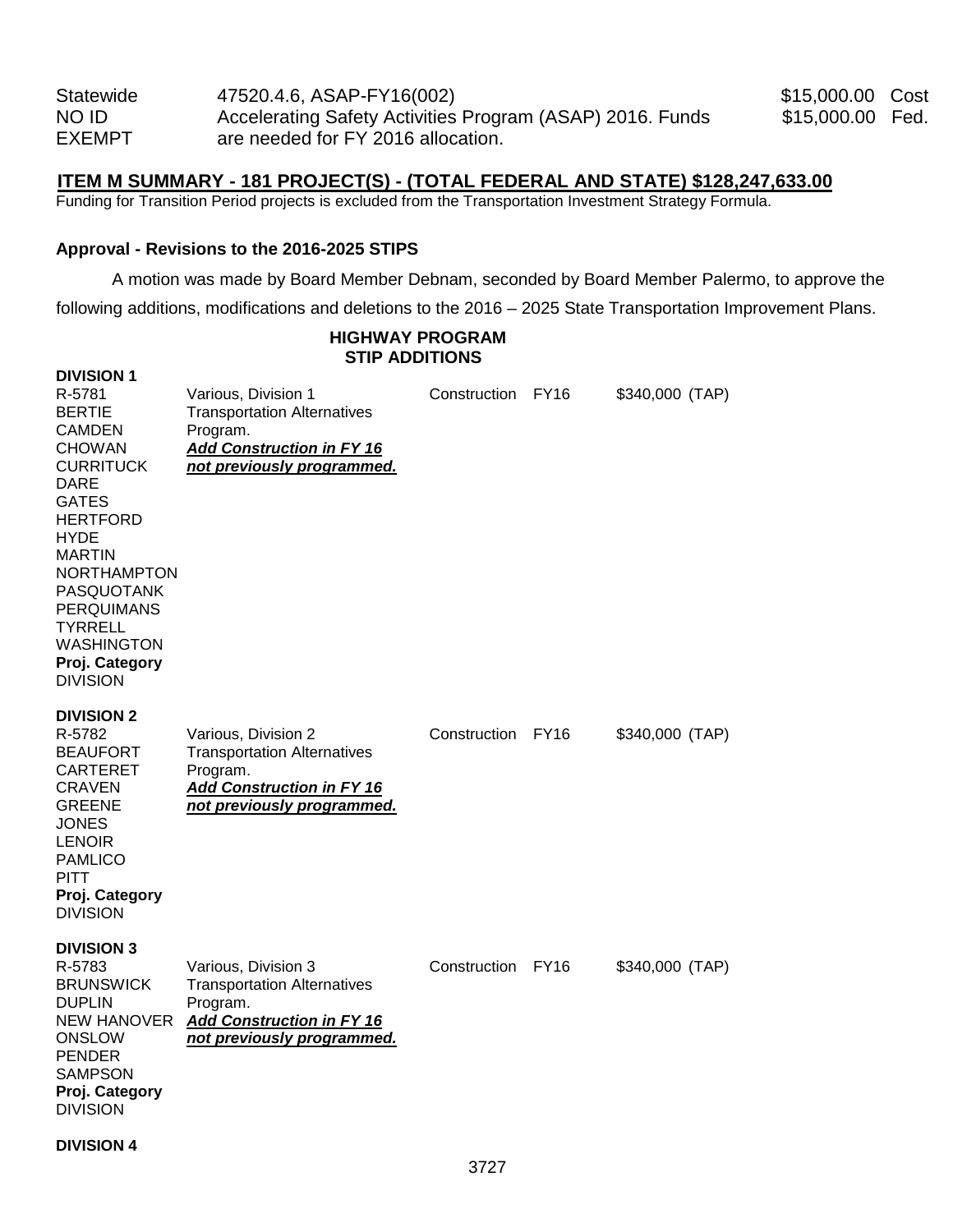| | | |
|---|---|---|
| Statewide<br>NO ID<br>EXEMPT | 47520.4.6, ASAP-FY16(002)<br>Accelerating Safety Activities Program (ASAP) 2016. Funds are needed for FY 2016 allocation. | \$15,000.00 Cost<br>\$15,000.00 Fed. |

**ITEM M SUMMARY - 181 PROJECT(S) - (TOTAL FEDERAL AND STATE) \$128,247,633.00**

Funding for Transition Period projects is excluded from the Transportation Investment Strategy Formula.

**Approval - Revisions to the 2016-2025 STIPS**

A motion was made by Board Member Debnam, seconded by Board Member Palermo, to approve the following additions, modifications and deletions to the 2016 – 2025 State Transportation Improvement Plans.

**HIGHWAY PROGRAM**
**STIP ADDITIONS**

**DIVISION 1**

| | | | | |
|---|---|---|---|---|
| R-5781<br>BERTIE<br>CAMDEN<br>CHOWAN<br>CURRITUCK<br>DARE<br>GATES<br>HERTFORD<br>HYDE<br>MARTIN<br>NORTHAMPTON<br>PASQUOTANK<br>PERQUIMANS<br>TYRRELL<br>WASHINGTON<br>**Proj. Category**<br>DIVISION | Various, Division 1<br>Transportation Alternatives Program.<br>***Add Construction in FY 16 not previously programmed.*** | Construction | FY16 | \$340,000 (TAP) |

**DIVISION 2**

| | | | | |
|---|---|---|---|---|
| R-5782<br>BEAUFORT<br>CARTERET<br>CRAVEN<br>GREENE<br>JONES<br>LENOIR<br>PAMLICO<br>PITT<br>**Proj. Category**<br>DIVISION | Various, Division 2<br>Transportation Alternatives Program.<br>***Add Construction in FY 16 not previously programmed.*** | Construction | FY16 | \$340,000 (TAP) |

**DIVISION 3**

| | | | | |
|---|---|---|---|---|
| R-5783<br>BRUNSWICK<br>DUPLIN<br>NEW HANOVER<br>ONSLOW<br>PENDER<br>SAMPSON<br>**Proj. Category**<br>DIVISION | Various, Division 3<br>Transportation Alternatives Program.<br>***Add Construction in FY 16 not previously programmed.*** | Construction | FY16 | \$340,000 (TAP) |

**DIVISION 4**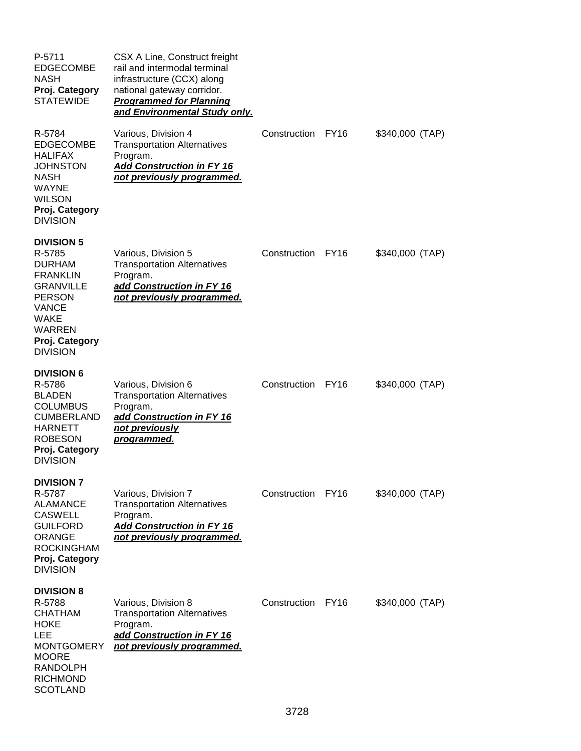| | | | | |
|---|---|---|---|---|
| P-5711<br>EDGECOMBE<br>NASH<br>**Proj. Category**<br>STATEWIDE | CSX A Line, Construct freight rail and intermodal terminal infrastructure (CCX) along national gateway corridor.<br>***Programmed for Planning and Environmental Study only.*** | | | |
| R-5784<br>EDGECOMBE<br>HALIFAX<br>JOHNSTON<br>NASH<br>WAYNE<br>WILSON<br>**Proj. Category**<br>DIVISION | Various, Division 4 Transportation Alternatives Program.<br>***Add Construction in FY 16 not previously programmed.*** | Construction | FY16 | \$340,000 (TAP) |
| **DIVISION 5**<br>R-5785<br>DURHAM<br>FRANKLIN<br>GRANVILLE<br>PERSON<br>VANCE<br>WAKE<br>WARREN<br>**Proj. Category**<br>DIVISION | Various, Division 5 Transportation Alternatives Program.<br>***add Construction in FY 16 not previously programmed.*** | Construction | FY16 | \$340,000 (TAP) |
| **DIVISION 6**<br>R-5786<br>BLADEN<br>COLUMBUS<br>CUMBERLAND<br>HARNETT<br>ROBESON<br>**Proj. Category**<br>DIVISION | Various, Division 6 Transportation Alternatives Program.<br>***add Construction in FY 16 not previously programmed.*** | Construction | FY16 | \$340,000 (TAP) |
| **DIVISION 7**<br>R-5787<br>ALAMANCE<br>CASWELL<br>GUILFORD<br>ORANGE<br>ROCKINGHAM<br>**Proj. Category**<br>DIVISION | Various, Division 7 Transportation Alternatives Program.<br>***Add Construction in FY 16 not previously programmed.*** | Construction | FY16 | \$340,000 (TAP) |
| **DIVISION 8**<br>R-5788<br>CHATHAM<br>HOKE<br>LEE<br>MONTGOMERY<br>MOORE<br>RANDOLPH<br>RICHMOND<br>SCOTLAND | Various, Division 8 Transportation Alternatives Program.<br>***add Construction in FY 16 not previously programmed.*** | Construction | FY16 | \$340,000 (TAP) |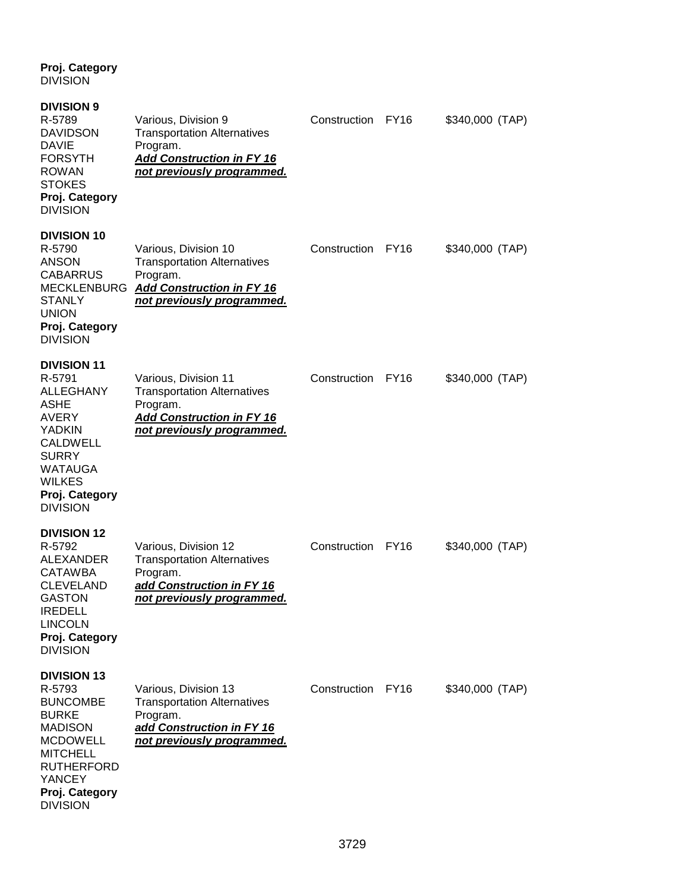**Proj. Category**
DIVISION

**DIVISION 9**

| | | | | |
|---|---|---|---|---|
| R-5789<br>DAVIDSON<br>DAVIE<br>FORSYTH<br>ROWAN<br>STOKES<br>**Proj. Category**<br>DIVISION | Various, Division 9 Transportation Alternatives Program.<br>***Add Construction in FY 16 not previously programmed.*** | Construction | FY16 | $340,000 (TAP) |

**DIVISION 10**

| | | | | |
|---|---|---|---|---|
| R-5790<br>ANSON<br>CABARRUS<br>MECKLENBURG<br>STANLY<br>UNION<br>**Proj. Category**<br>DIVISION | Various, Division 10 Transportation Alternatives Program.<br>***Add Construction in FY 16 not previously programmed.*** | Construction | FY16 | $340,000 (TAP) |

**DIVISION 11**

| | | | | |
|---|---|---|---|---|
| R-5791<br>ALLEGHANY<br>ASHE<br>AVERY<br>YADKIN<br>CALDWELL<br>SURRY<br>WATAUGA<br>WILKES<br>**Proj. Category**<br>DIVISION | Various, Division 11 Transportation Alternatives Program.<br>***Add Construction in FY 16 not previously programmed.*** | Construction | FY16 | $340,000 (TAP) |

**DIVISION 12**

| | | | | |
|---|---|---|---|---|
| R-5792<br>ALEXANDER<br>CATAWBA<br>CLEVELAND<br>GASTON<br>IREDELL<br>LINCOLN<br>**Proj. Category**<br>DIVISION | Various, Division 12 Transportation Alternatives Program.<br>***add Construction in FY 16 not previously programmed.*** | Construction | FY16 | $340,000 (TAP) |

**DIVISION 13**

| | | | | |
|---|---|---|---|---|
| R-5793<br>BUNCOMBE<br>BURKE<br>MADISON<br>MCDOWELL<br>MITCHELL<br>RUTHERFORD<br>YANCEY<br>**Proj. Category**<br>DIVISION | Various, Division 13 Transportation Alternatives Program.<br>***add Construction in FY 16 not previously programmed.*** | Construction | FY16 | $340,000 (TAP) |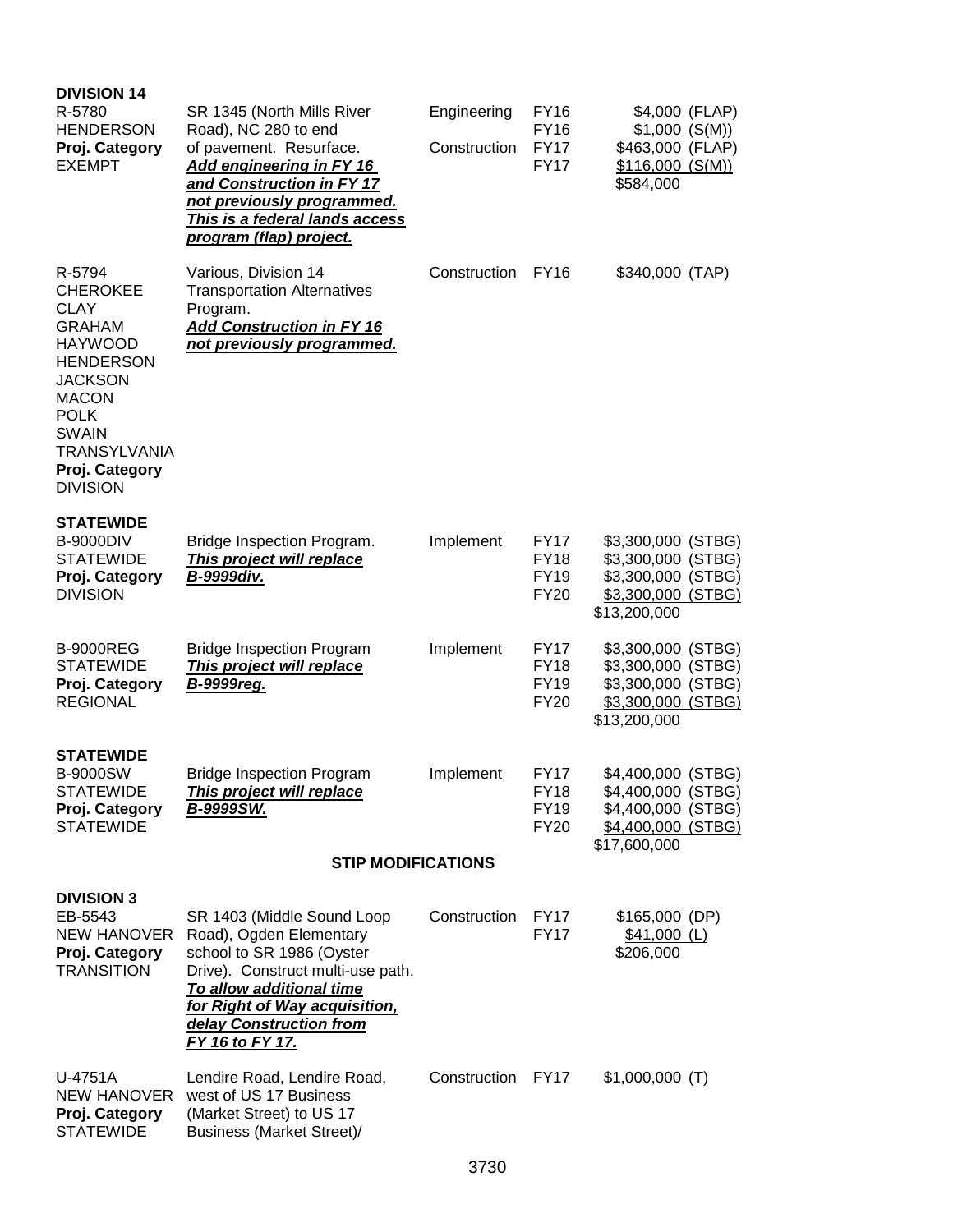**DIVISION 14**

| Project | Description | Phase | FY | Amount |
|---|---|---|---|---|
| R-5780<br>HENDERSON<br>**Proj. Category**<br>EXEMPT | SR 1345 (North Mills River Road), NC 280 to end of pavement. Resurface.<br>***Add engineering in FY 16 and Construction in FY 17 not previously programmed. This is a federal lands access program (flap) project.*** | Engineering<br><br>Construction | FY16<br>FY16<br>FY17<br>FY17 | \$4,000 (FLAP)<br>\$1,000 (S(M))<br>\$463,000 (FLAP)<br>\$116,000 (S(M))<br>\$584,000 |
| R-5794<br>CHEROKEE<br>CLAY<br>GRAHAM<br>HAYWOOD<br>HENDERSON<br>JACKSON<br>MACON<br>POLK<br>SWAIN<br>TRANSYLVANIA<br>**Proj. Category**<br>DIVISION | Various, Division 14 Transportation Alternatives Program.<br>***Add Construction in FY 16 not previously programmed.*** | Construction | FY16 | \$340,000 (TAP) |

**STATEWIDE**

| Project | Description | Phase | FY | Amount |
|---|---|---|---|---|
| B-9000DIV<br>STATEWIDE<br>**Proj. Category**<br>DIVISION | Bridge Inspection Program.<br>***This project will replace B-9999div.*** | Implement | FY17<br>FY18<br>FY19<br>FY20 | \$3,300,000 (STBG)<br>\$3,300,000 (STBG)<br>\$3,300,000 (STBG)<br>\$3,300,000 (STBG)<br>\$13,200,000 |
| B-9000REG<br>STATEWIDE<br>**Proj. Category**<br>REGIONAL | Bridge Inspection Program<br>***This project will replace B-9999reg.*** | Implement | FY17<br>FY18<br>FY19<br>FY20 | \$3,300,000 (STBG)<br>\$3,300,000 (STBG)<br>\$3,300,000 (STBG)<br>\$3,300,000 (STBG)<br>\$13,200,000 |

**STATEWIDE**

| Project | Description | Phase | FY | Amount |
|---|---|---|---|---|
| B-9000SW<br>STATEWIDE<br>**Proj. Category**<br>STATEWIDE | Bridge Inspection Program<br>***This project will replace B-9999SW.*** | Implement | FY17<br>FY18<br>FY19<br>FY20 | \$4,400,000 (STBG)<br>\$4,400,000 (STBG)<br>\$4,400,000 (STBG)<br>\$4,400,000 (STBG)<br>\$17,600,000 |

## STIP MODIFICATIONS

**DIVISION 3**

| Project | Description | Phase | FY | Amount |
|---|---|---|---|---|
| EB-5543<br>NEW HANOVER<br>**Proj. Category**<br>TRANSITION | SR 1403 (Middle Sound Loop Road), Ogden Elementary school to SR 1986 (Oyster Drive). Construct multi-use path.<br>***To allow additional time for Right of Way acquisition, delay Construction from FY 16 to FY 17.*** | Construction | FY17<br>FY17 | \$165,000 (DP)<br>\$41,000 (L)<br>\$206,000 |
| U-4751A<br>NEW HANOVER<br>**Proj. Category**<br>STATEWIDE | Lendire Road, Lendire Road, west of US 17 Business (Market Street) to US 17 Business (Market Street)/ | Construction | FY17 | \$1,000,000 (T) |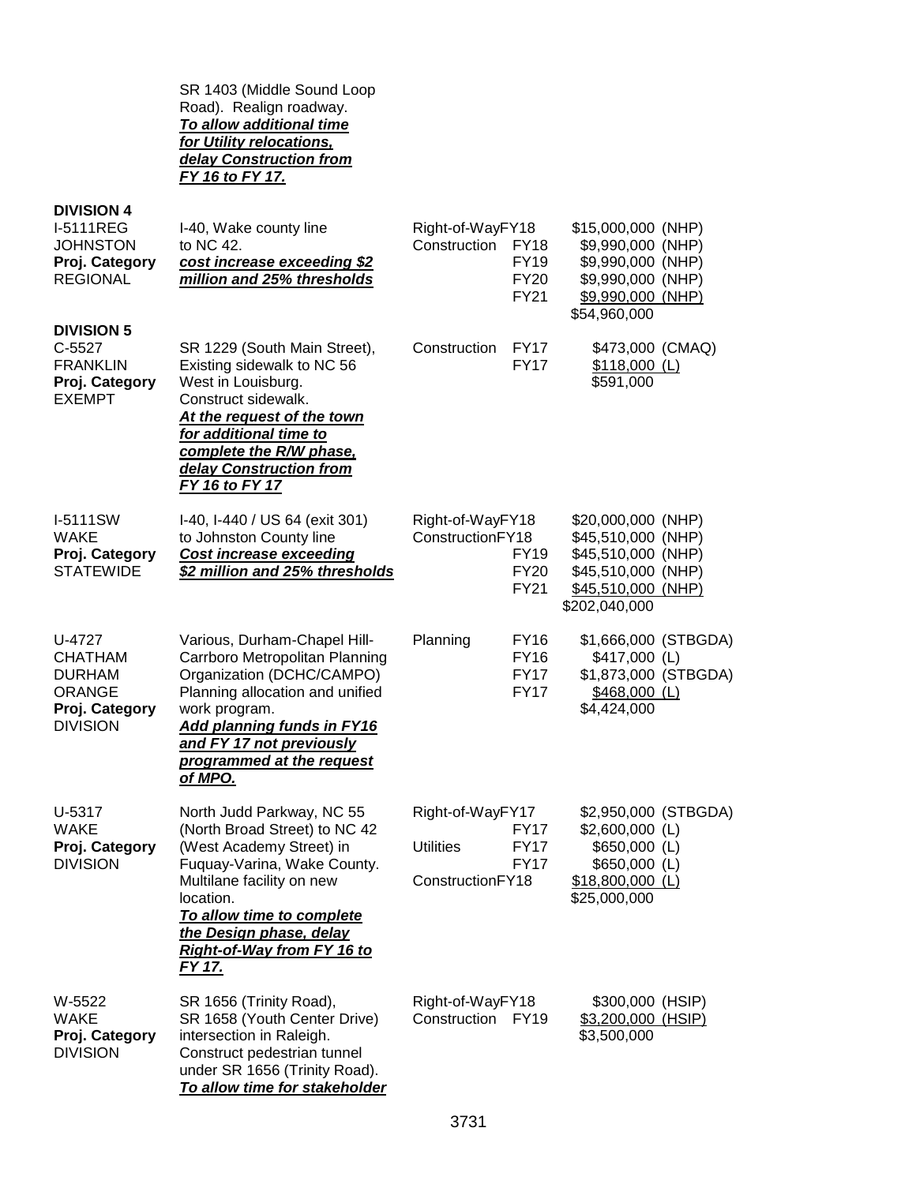SR 1403 (Middle Sound Loop Road). Realign roadway. ***To allow additional time for Utility relocations, delay Construction from FY 16 to FY 17.***

**DIVISION 4**

| Project | Description | Phase | FY | Amount |
|---|---|---|---|---|
| I-5111REG<br>JOHNSTON<br>**Proj. Category**<br>REGIONAL | I-40, Wake county line to NC 42.<br>***cost increase exceeding $2 million and 25% thresholds*** | Right-of-Way<br>Construction | FY18<br>FY18<br>FY19<br>FY20<br>FY21 | $15,000,000 (NHP)<br>$9,990,000 (NHP)<br>$9,990,000 (NHP)<br>$9,990,000 (NHP)<br>$9,990,000 (NHP)<br>$54,960,000 |

**DIVISION 5**

| Project | Description | Phase | FY | Amount |
|---|---|---|---|---|
| C-5527<br>FRANKLIN<br>**Proj. Category**<br>EXEMPT | SR 1229 (South Main Street), Existing sidewalk to NC 56 West in Louisburg. Construct sidewalk.<br>***At the request of the town for additional time to complete the R/W phase, delay Construction from FY 16 to FY 17*** | Construction | FY17<br>FY17 | $473,000 (CMAQ)<br>$118,000 (L)<br>$591,000 |
| I-5111SW<br>WAKE<br>**Proj. Category**<br>STATEWIDE | I-40, I-440 / US 64 (exit 301) to Johnston County line<br>***Cost increase exceeding $2 million and 25% thresholds*** | Right-of-Way<br>Construction | FY18<br>FY18<br>FY19<br>FY20<br>FY21 | $20,000,000 (NHP)<br>$45,510,000 (NHP)<br>$45,510,000 (NHP)<br>$45,510,000 (NHP)<br>$45,510,000 (NHP)<br>$202,040,000 |
| U-4727<br>CHATHAM<br>DURHAM<br>ORANGE<br>**Proj. Category**<br>DIVISION | Various, Durham-Chapel Hill-Carrboro Metropolitan Planning Organization (DCHC/CAMPO) Planning allocation and unified work program.<br>***Add planning funds in FY16 and FY 17 not previously programmed at the request of MPO.*** | Planning | FY16<br>FY16<br>FY17<br>FY17 | $1,666,000 (STBGDA)<br>$417,000 (L)<br>$1,873,000 (STBGDA)<br>$468,000 (L)<br>$4,424,000 |
| U-5317<br>WAKE<br>**Proj. Category**<br>DIVISION | North Judd Parkway, NC 55 (North Broad Street) to NC 42 (West Academy Street) in Fuquay-Varina, Wake County. Multilane facility on new location.<br>***To allow time to complete the Design phase, delay Right-of-Way from FY 16 to FY 17.*** | Right-of-Way<br><br>Utilities<br><br>Construction | FY17<br>FY17<br>FY17<br>FY17<br>FY18 | $2,950,000 (STBGDA)<br>$2,600,000 (L)<br>$650,000 (L)<br>$650,000 (L)<br>$18,800,000 (L)<br>$25,000,000 |
| W-5522<br>WAKE<br>**Proj. Category**<br>DIVISION | SR 1656 (Trinity Road), SR 1658 (Youth Center Drive) intersection in Raleigh. Construct pedestrian tunnel under SR 1656 (Trinity Road).<br>***To allow time for stakeholder*** | Right-of-Way<br>Construction | FY18<br>FY19 | $300,000 (HSIP)<br>$3,200,000 (HSIP)<br>$3,500,000 |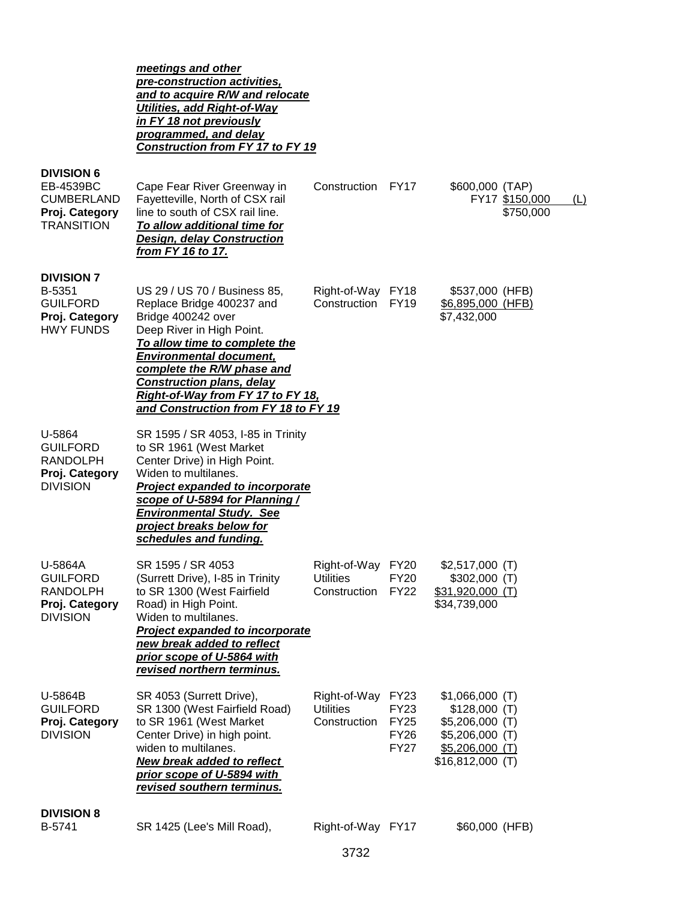***meetings and other pre-construction activities, and to acquire R/W and relocate Utilities, add Right-of-Way in FY 18 not previously programmed, and delay Construction from FY 17 to FY 19***

**DIVISION 6**

| Project | Description | Phase | FY | Amount |
|---|---|---|---|---|
| EB-4539BC<br>CUMBERLAND<br>**Proj. Category**<br>TRANSITION | Cape Fear River Greenway in Fayetteville, North of CSX rail line to south of CSX rail line.<br>***To allow additional time for Design, delay Construction from FY 16 to 17.*** | Construction | FY17<br>FY17 | $600,000 (TAP)<br>$150,000 (L)<br>$750,000 |

**DIVISION 7**

| Project | Description | Phase | FY | Amount |
|---|---|---|---|---|
| B-5351<br>GUILFORD<br>**Proj. Category**<br>HWY FUNDS | US 29 / US 70 / Business 85, Replace Bridge 400237 and Bridge 400242 over Deep River in High Point.<br>***To allow time to complete the Environmental document, complete the R/W phase and Construction plans, delay Right-of-Way from FY 17 to FY 18, and Construction from FY 18 to FY 19*** | Right-of-Way<br>Construction | FY18<br>FY19 | $537,000 (HFB)<br>$6,895,000 (HFB)<br>$7,432,000 |
| U-5864<br>GUILFORD<br>RANDOLPH<br>**Proj. Category**<br>DIVISION | SR 1595 / SR 4053, I-85 in Trinity to SR 1961 (West Market Center Drive) in High Point.<br>Widen to multilanes.<br>***Project expanded to incorporate scope of U-5894 for Planning / Environmental Study. See project breaks below for schedules and funding.*** | | | |
| U-5864A<br>GUILFORD<br>RANDOLPH<br>**Proj. Category**<br>DIVISION | SR 1595 / SR 4053 (Surrett Drive), I-85 in Trinity to SR 1300 (West Fairfield Road) in High Point.<br>Widen to multilanes.<br>***Project expanded to incorporate new break added to reflect prior scope of U-5864 with revised northern terminus.*** | Right-of-Way<br>Utilities<br>Construction | FY20<br>FY20<br>FY22 | $2,517,000 (T)<br>$302,000 (T)<br>$31,920,000 (T)<br>$34,739,000 |
| U-5864B<br>GUILFORD<br>**Proj. Category**<br>DIVISION | SR 4053 (Surrett Drive), SR 1300 (West Fairfield Road) to SR 1961 (West Market Center Drive) in high point.<br>widen to multilanes.<br>***New break added to reflect prior scope of U-5894 with revised southern terminus.*** | Right-of-Way<br>Utilities<br>Construction | FY23<br>FY23<br>FY25<br>FY26<br>FY27 | $1,066,000 (T)<br>$128,000 (T)<br>$5,206,000 (T)<br>$5,206,000 (T)<br>$5,206,000 (T)<br>$16,812,000 (T) |

**DIVISION 8**

| Project | Description | Phase | FY | Amount |
|---|---|---|---|---|
| B-5741 | SR 1425 (Lee's Mill Road), | Right-of-Way | FY17 | $60,000 (HFB) |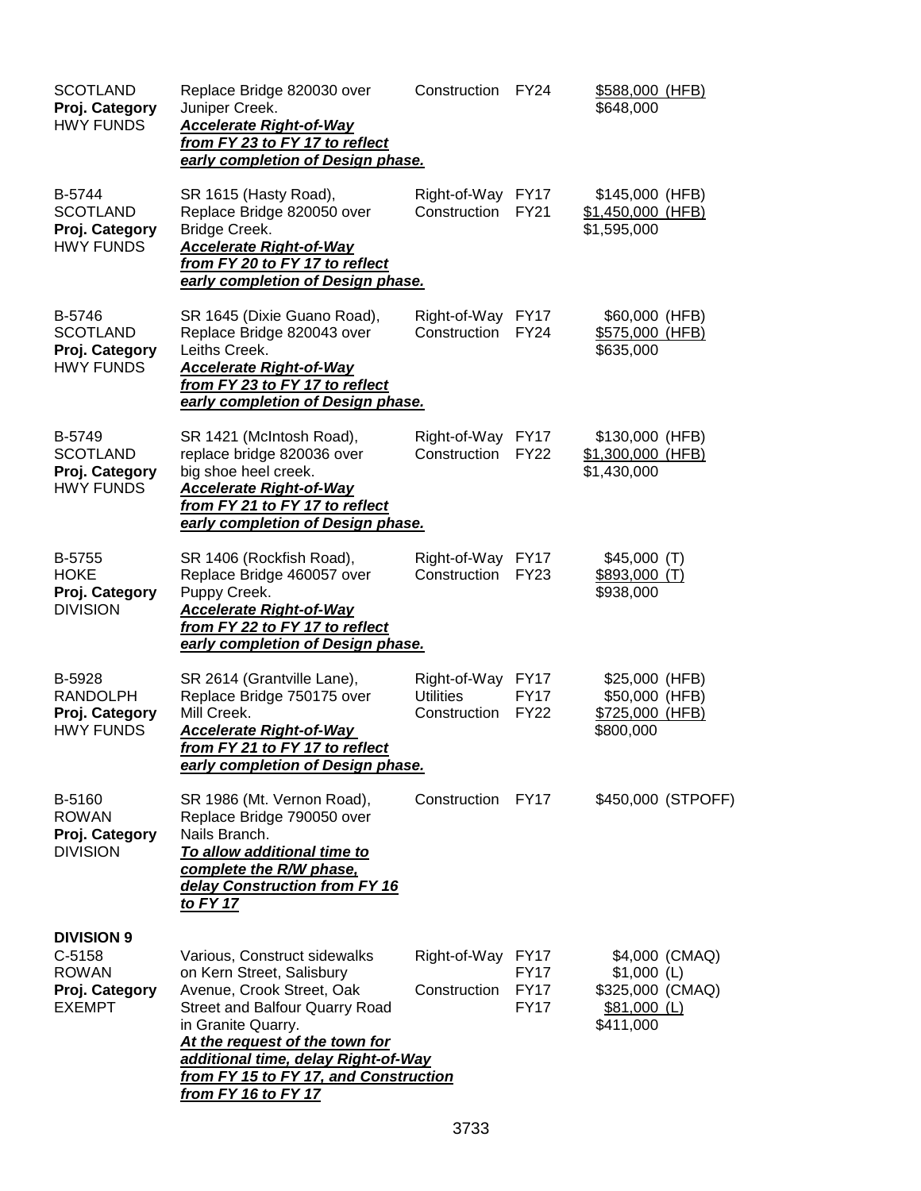| | | | | |
|---|---|---|---|---|
| SCOTLAND<br>**Proj. Category**<br>HWY FUNDS | Replace Bridge 820030 over Juniper Creek.<br>***Accelerate Right-of-Way from FY 23 to FY 17 to reflect early completion of Design phase.*** | Construction | FY24 | $588,000 (HFB)<br>$648,000 |
| B-5744<br>SCOTLAND<br>**Proj. Category**<br>HWY FUNDS | SR 1615 (Hasty Road), Replace Bridge 820050 over Bridge Creek.<br>***Accelerate Right-of-Way from FY 20 to FY 17 to reflect early completion of Design phase.*** | Right-of-Way<br>Construction | FY17<br>FY21 | $145,000 (HFB)<br>$1,450,000 (HFB)<br>$1,595,000 |
| B-5746<br>SCOTLAND<br>**Proj. Category**<br>HWY FUNDS | SR 1645 (Dixie Guano Road), Replace Bridge 820043 over Leiths Creek.<br>***Accelerate Right-of-Way from FY 23 to FY 17 to reflect early completion of Design phase.*** | Right-of-Way<br>Construction | FY17<br>FY24 | $60,000 (HFB)<br>$575,000 (HFB)<br>$635,000 |
| B-5749<br>SCOTLAND<br>**Proj. Category**<br>HWY FUNDS | SR 1421 (McIntosh Road), replace bridge 820036 over big shoe heel creek.<br>***Accelerate Right-of-Way from FY 21 to FY 17 to reflect early completion of Design phase.*** | Right-of-Way<br>Construction | FY17<br>FY22 | $130,000 (HFB)<br>$1,300,000 (HFB)<br>$1,430,000 |
| B-5755<br>HOKE<br>**Proj. Category**<br>DIVISION | SR 1406 (Rockfish Road), Replace Bridge 460057 over Puppy Creek.<br>***Accelerate Right-of-Way from FY 22 to FY 17 to reflect early completion of Design phase.*** | Right-of-Way<br>Construction | FY17<br>FY23 | $45,000 (T)<br>$893,000 (T)<br>$938,000 |
| B-5928<br>RANDOLPH<br>**Proj. Category**<br>HWY FUNDS | SR 2614 (Grantville Lane), Replace Bridge 750175 over Mill Creek.<br>***Accelerate Right-of-Way from FY 21 to FY 17 to reflect early completion of Design phase.*** | Right-of-Way<br>Utilities<br>Construction | FY17<br>FY17<br>FY22 | $25,000 (HFB)<br>$50,000 (HFB)<br>$725,000 (HFB)<br>$800,000 |
| B-5160<br>ROWAN<br>**Proj. Category**<br>DIVISION | SR 1986 (Mt. Vernon Road), Replace Bridge 790050 over Nails Branch.<br>***To allow additional time to complete the R/W phase, delay Construction from FY 16 to FY 17*** | Construction | FY17 | $450,000 (STPOFF) |
| **DIVISION 9**<br>C-5158<br>ROWAN<br>**Proj. Category**<br>EXEMPT | Various, Construct sidewalks on Kern Street, Salisbury Avenue, Crook Street, Oak Street and Balfour Quarry Road in Granite Quarry.<br>***At the request of the town for additional time, delay Right-of-Way from FY 15 to FY 17, and Construction from FY 16 to FY 17*** | Right-of-Way<br><br>Construction | FY17<br>FY17<br>FY17<br>FY17 | $4,000 (CMAQ)<br>$1,000 (L)<br>$325,000 (CMAQ)<br>$81,000 (L)<br>$411,000 |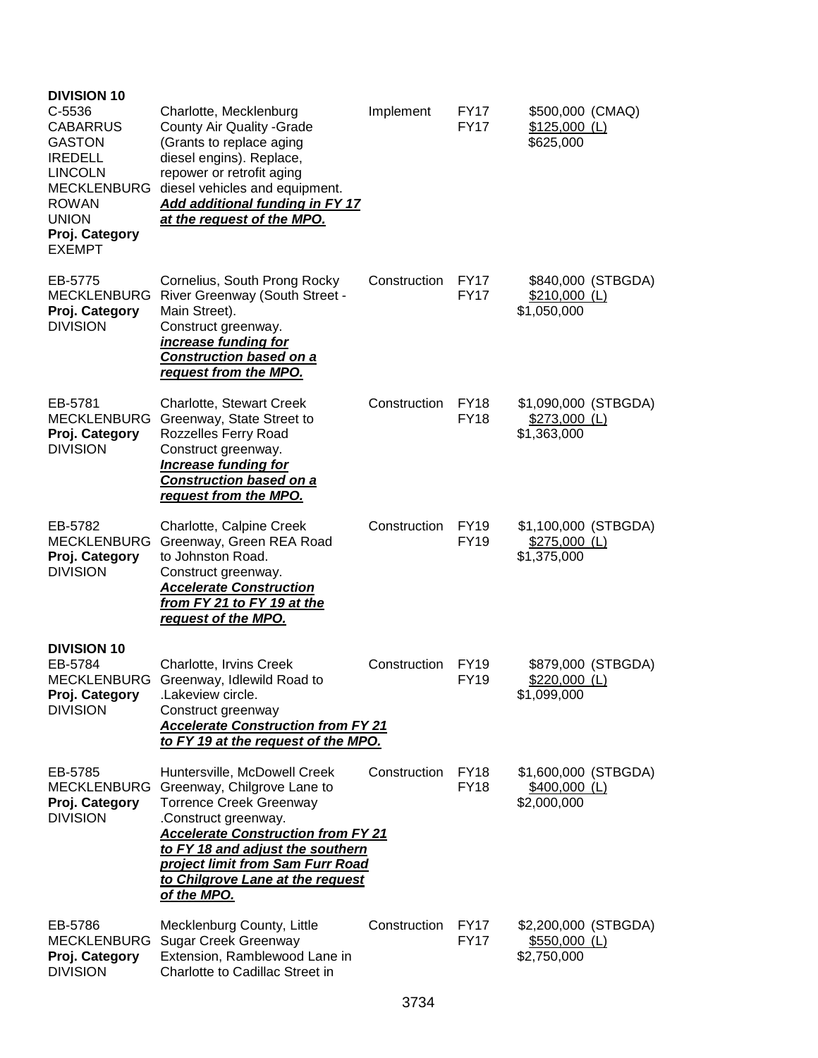**DIVISION 10**

| | | | | |
|---|---|---|---|---|
| C-5536<br>CABARRUS<br>GASTON<br>IREDELL<br>LINCOLN<br>MECKLENBURG<br>ROWAN<br>UNION<br>**Proj. Category**<br>EXEMPT | Charlotte, Mecklenburg County Air Quality -Grade (Grants to replace aging diesel engins). Replace, repower or retrofit aging diesel vehicles and equipment.<br>***Add additional funding in FY 17 at the request of the MPO.*** | Implement | FY17<br>FY17 | \$500,000 (CMAQ)<br>\$125,000 (L)<br>\$625,000 |
| EB-5775<br>MECKLENBURG<br>**Proj. Category**<br>DIVISION | Cornelius, South Prong Rocky River Greenway (South Street - Main Street).<br>Construct greenway.<br>***increase funding for Construction based on a request from the MPO.*** | Construction | FY17<br>FY17 | \$840,000 (STBGDA)<br>\$210,000 (L)<br>\$1,050,000 |
| EB-5781<br>MECKLENBURG<br>**Proj. Category**<br>DIVISION | Charlotte, Stewart Creek Greenway, State Street to Rozzelles Ferry Road<br>Construct greenway.<br>***Increase funding for Construction based on a request from the MPO.*** | Construction | FY18<br>FY18 | \$1,090,000 (STBGDA)<br>\$273,000 (L)<br>\$1,363,000 |
| EB-5782<br>MECKLENBURG<br>**Proj. Category**<br>DIVISION | Charlotte, Calpine Creek Greenway, Green REA Road to Johnston Road.<br>Construct greenway.<br>***Accelerate Construction from FY 21 to FY 19 at the request of the MPO.*** | Construction | FY19<br>FY19 | \$1,100,000 (STBGDA)<br>\$275,000 (L)<br>\$1,375,000 |

**DIVISION 10**

| | | | | |
|---|---|---|---|---|
| EB-5784<br>MECKLENBURG<br>**Proj. Category**<br>DIVISION | Charlotte, Irvins Creek Greenway, Idlewild Road to .Lakeview circle.<br>Construct greenway<br>***Accelerate Construction from FY 21 to FY 19 at the request of the MPO.*** | Construction | FY19<br>FY19 | \$879,000 (STBGDA)<br>\$220,000 (L)<br>\$1,099,000 |
| EB-5785<br>MECKLENBURG<br>**Proj. Category**<br>DIVISION | Huntersville, McDowell Creek Greenway, Chilgrove Lane to Torrence Creek Greenway .Construct greenway.<br>***Accelerate Construction from FY 21 to FY 18 and adjust the southern project limit from Sam Furr Road to Chilgrove Lane at the request of the MPO.*** | Construction | FY18<br>FY18 | \$1,600,000 (STBGDA)<br>\$400,000 (L)<br>\$2,000,000 |
| EB-5786<br>MECKLENBURG<br>**Proj. Category**<br>DIVISION | Mecklenburg County, Little Sugar Creek Greenway Extension, Ramblewood Lane in Charlotte to Cadillac Street in | Construction | FY17<br>FY17 | \$2,200,000 (STBGDA)<br>\$550,000 (L)<br>\$2,750,000 |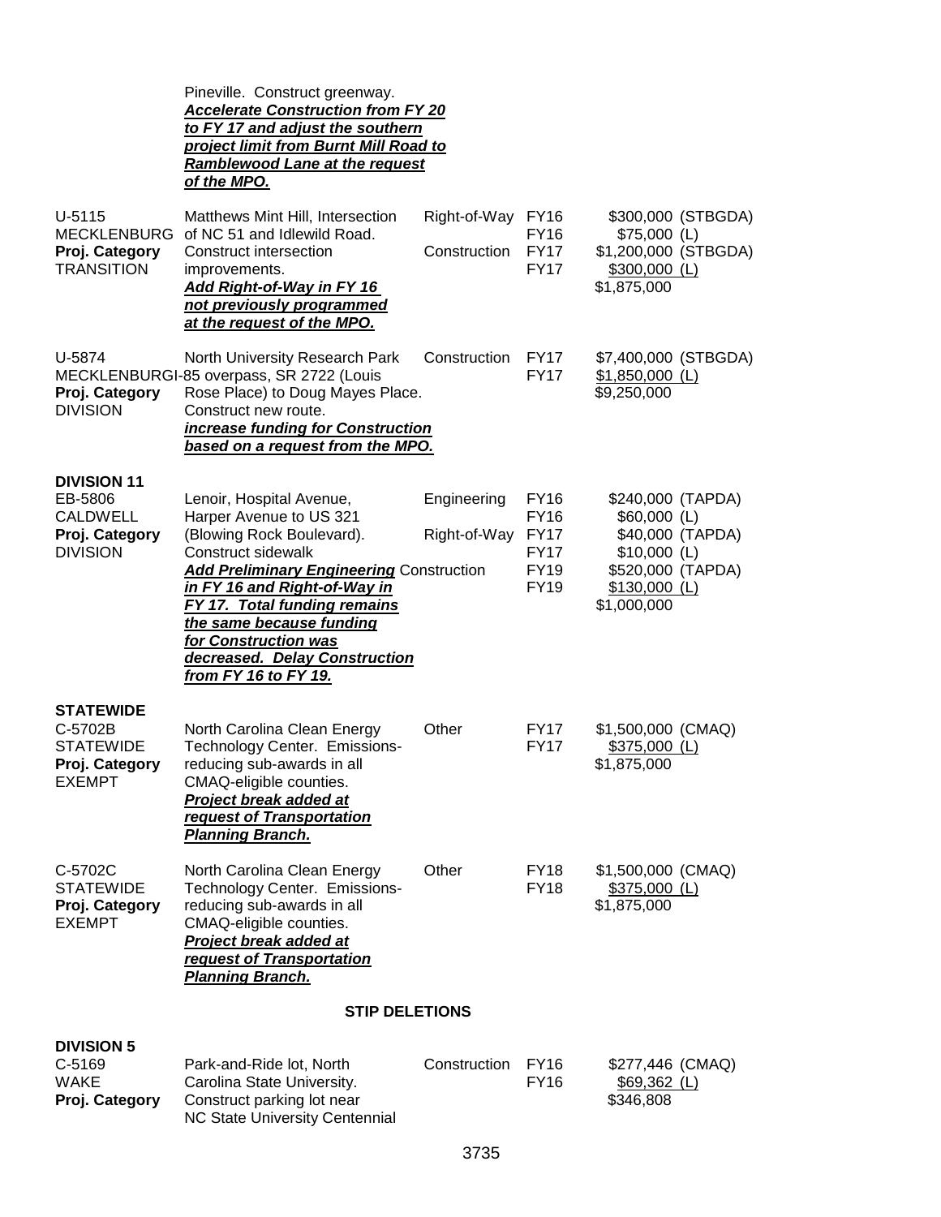| | Pineville. Construct greenway. ***Accelerate Construction from FY 20 to FY 17 and adjust the southern project limit from Burnt Mill Road to Ramblewood Lane at the request of the MPO.*** | | | |
|---|---|---|---|---|
| U-5115<br>MECKLENBURG<br>**Proj. Category**<br>TRANSITION | Matthews Mint Hill, Intersection of NC 51 and Idlewild Road. Construct intersection improvements. ***Add Right-of-Way in FY 16 not previously programmed at the request of the MPO.*** | Right-of-Way<br><br>Construction | FY16<br>FY16<br>FY17<br>FY17 | \$300,000 (STBGDA)<br>\$75,000 (L)<br>\$1,200,000 (STBGDA)<br>\$300,000 (L)<br>\$1,875,000 |
| U-5874<br>MECKLENBURG<br>**Proj. Category**<br>DIVISION | North University Research Park I-85 overpass, SR 2722 (Louis Rose Place) to Doug Mayes Place. Construct new route. ***increase funding for Construction based on a request from the MPO.*** | Construction | FY17<br>FY17 | \$7,400,000 (STBGDA)<br>\$1,850,000 (L)<br>\$9,250,000 |
| **DIVISION 11**<br>EB-5806<br>CALDWELL<br>**Proj. Category**<br>DIVISION | Lenoir, Hospital Avenue, Harper Avenue to US 321 (Blowing Rock Boulevard). Construct sidewalk ***Add Preliminary Engineering in FY 16 and Right-of-Way in FY 17. Total funding remains the same because funding for Construction was decreased. Delay Construction from FY 16 to FY 19.*** | Engineering<br><br>Right-of-Way<br><br>Construction | FY16<br>FY16<br>FY17<br>FY17<br>FY19<br>FY19 | \$240,000 (TAPDA)<br>\$60,000 (L)<br>\$40,000 (TAPDA)<br>\$10,000 (L)<br>\$520,000 (TAPDA)<br>\$130,000 (L)<br>\$1,000,000 |
| **STATEWIDE**<br>C-5702B<br>STATEWIDE<br>**Proj. Category**<br>EXEMPT | North Carolina Clean Energy Technology Center. Emissions-reducing sub-awards in all CMAQ-eligible counties. ***Project break added at request of Transportation Planning Branch.*** | Other | FY17<br>FY17 | \$1,500,000 (CMAQ)<br>\$375,000 (L)<br>\$1,875,000 |
| C-5702C<br>STATEWIDE<br>**Proj. Category**<br>EXEMPT | North Carolina Clean Energy Technology Center. Emissions-reducing sub-awards in all CMAQ-eligible counties. ***Project break added at request of Transportation Planning Branch.*** | Other | FY18<br>FY18 | \$1,500,000 (CMAQ)<br>\$375,000 (L)<br>\$1,875,000 |

## STIP DELETIONS

| | | | | |
|---|---|---|---|---|
| **DIVISION 5**<br>C-5169<br>WAKE<br>**Proj. Category** | Park-and-Ride lot, North Carolina State University. Construct parking lot near NC State University Centennial | Construction | FY16<br>FY16 | \$277,446 (CMAQ)<br>\$69,362 (L)<br>\$346,808 |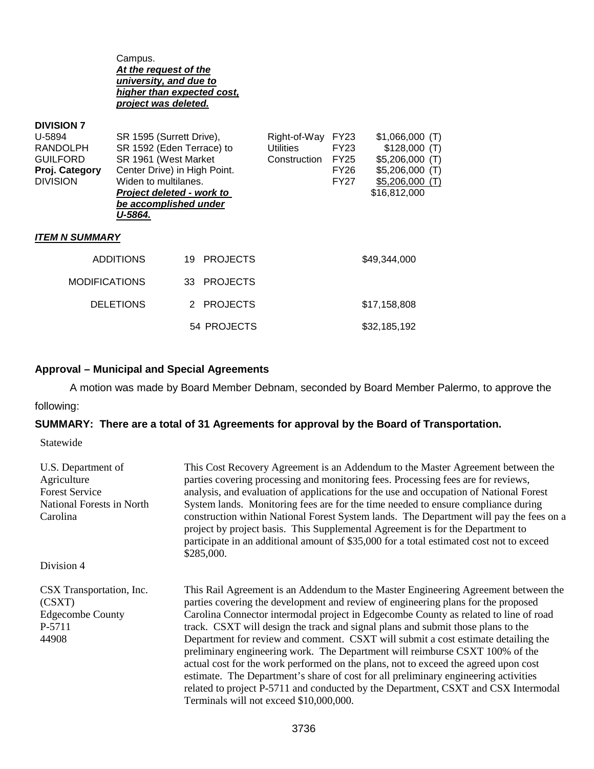| | | | | |
|---|---|---|---|---|
| | Campus. ***At the request of the university, and due to higher than expected cost, project was deleted.*** | | | |

**DIVISION 7**

| | | | | |
|---|---|---|---|---|
| U-5894 RANDOLPH GUILFORD **Proj. Category** DIVISION | SR 1595 (Surrett Drive), SR 1592 (Eden Terrace) to SR 1961 (West Market Center Drive) in High Point. Widen to multilanes. ***Project deleted - work to be accomplished under U-5864.*** | Right-of-Way Utilities Construction | FY23 FY23 FY25 FY26 FY27 | $1,066,000 (T) $128,000 (T) $5,206,000 (T) $5,206,000 (T) $5,206,000 (T) $16,812,000 |

***ITEM N SUMMARY***

| | | |
|---|---|---|
| ADDITIONS | 19 PROJECTS | $49,344,000 |
| MODIFICATIONS | 33 PROJECTS | |
| DELETIONS | 2 PROJECTS | $17,158,808 |
| | 54 PROJECTS | $32,185,192 |

**Approval – Municipal and Special Agreements**

A motion was made by Board Member Debnam, seconded by Board Member Palermo, to approve the following:

**SUMMARY: There are a total of 31 Agreements for approval by the Board of Transportation.**

Statewide

| | |
|---|---|
| U.S. Department of Agriculture Forest Service National Forests in North Carolina | This Cost Recovery Agreement is an Addendum to the Master Agreement between the parties covering processing and monitoring fees. Processing fees are for reviews, analysis, and evaluation of applications for the use and occupation of National Forest System lands. Monitoring fees are for the time needed to ensure compliance during construction within National Forest System lands. The Department will pay the fees on a project by project basis. This Supplemental Agreement is for the Department to participate in an additional amount of $35,000 for a total estimated cost not to exceed $285,000. |

Division 4

| | |
|---|---|
| CSX Transportation, Inc. (CSXT) Edgecombe County P-5711 44908 | This Rail Agreement is an Addendum to the Master Engineering Agreement between the parties covering the development and review of engineering plans for the proposed Carolina Connector intermodal project in Edgecombe County as related to line of road track. CSXT will design the track and signal plans and submit those plans to the Department for review and comment. CSXT will submit a cost estimate detailing the preliminary engineering work. The Department will reimburse CSXT 100% of the actual cost for the work performed on the plans, not to exceed the agreed upon cost estimate. The Department's share of cost for all preliminary engineering activities related to project P-5711 and conducted by the Department, CSXT and CSX Intermodal Terminals will not exceed $10,000,000. |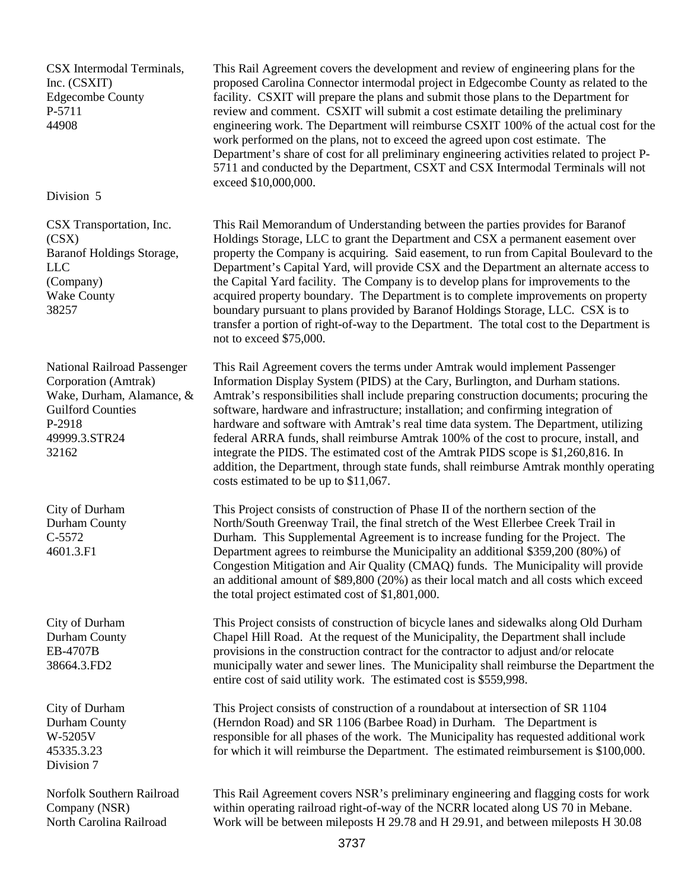| | |
|---|---|
| CSX Intermodal Terminals, Inc. (CSXIT)<br>Edgecombe County<br>P-5711<br>44908 | This Rail Agreement covers the development and review of engineering plans for the proposed Carolina Connector intermodal project in Edgecombe County as related to the facility. CSXIT will prepare the plans and submit those plans to the Department for review and comment. CSXIT will submit a cost estimate detailing the preliminary engineering work. The Department will reimburse CSXIT 100% of the actual cost for the work performed on the plans, not to exceed the agreed upon cost estimate. The Department's share of cost for all preliminary engineering activities related to project P-5711 and conducted by the Department, CSXT and CSX Intermodal Terminals will not exceed $10,000,000. |
| Division 5 | |
| CSX Transportation, Inc. (CSX)<br>Baranof Holdings Storage, LLC<br>(Company)<br>Wake County<br>38257 | This Rail Memorandum of Understanding between the parties provides for Baranof Holdings Storage, LLC to grant the Department and CSX a permanent easement over property the Company is acquiring. Said easement, to run from Capital Boulevard to the Department's Capital Yard, will provide CSX and the Department an alternate access to the Capital Yard facility. The Company is to develop plans for improvements to the acquired property boundary. The Department is to complete improvements on property boundary pursuant to plans provided by Baranof Holdings Storage, LLC. CSX is to transfer a portion of right-of-way to the Department. The total cost to the Department is not to exceed $75,000. |
| National Railroad Passenger Corporation (Amtrak)<br>Wake, Durham, Alamance, & Guilford Counties<br>P-2918<br>49999.3.STR24<br>32162 | This Rail Agreement covers the terms under Amtrak would implement Passenger Information Display System (PIDS) at the Cary, Burlington, and Durham stations. Amtrak's responsibilities shall include preparing construction documents; procuring the software, hardware and infrastructure; installation; and confirming integration of hardware and software with Amtrak's real time data system. The Department, utilizing federal ARRA funds, shall reimburse Amtrak 100% of the cost to procure, install, and integrate the PIDS. The estimated cost of the Amtrak PIDS scope is $1,260,816. In addition, the Department, through state funds, shall reimburse Amtrak monthly operating costs estimated to be up to $11,067. |
| City of Durham<br>Durham County<br>C-5572<br>4601.3.F1 | This Project consists of construction of Phase II of the northern section of the North/South Greenway Trail, the final stretch of the West Ellerbee Creek Trail in Durham. This Supplemental Agreement is to increase funding for the Project. The Department agrees to reimburse the Municipality an additional $359,200 (80%) of Congestion Mitigation and Air Quality (CMAQ) funds. The Municipality will provide an additional amount of $89,800 (20%) as their local match and all costs which exceed the total project estimated cost of $1,801,000. |
| City of Durham<br>Durham County<br>EB-4707B<br>38664.3.FD2 | This Project consists of construction of bicycle lanes and sidewalks along Old Durham Chapel Hill Road. At the request of the Municipality, the Department shall include provisions in the construction contract for the contractor to adjust and/or relocate municipally water and sewer lines. The Municipality shall reimburse the Department the entire cost of said utility work. The estimated cost is $559,998. |
| City of Durham<br>Durham County<br>W-5205V<br>45335.3.23 | This Project consists of construction of a roundabout at intersection of SR 1104 (Herndon Road) and SR 1106 (Barbee Road) in Durham. The Department is responsible for all phases of the work. The Municipality has requested additional work for which it will reimburse the Department. The estimated reimbursement is $100,000. |
| Division 7 | |
| Norfolk Southern Railroad Company (NSR)<br>North Carolina Railroad | This Rail Agreement covers NSR's preliminary engineering and flagging costs for work within operating railroad right-of-way of the NCRR located along US 70 in Mebane. Work will be between mileposts H 29.78 and H 29.91, and between mileposts H 30.08 |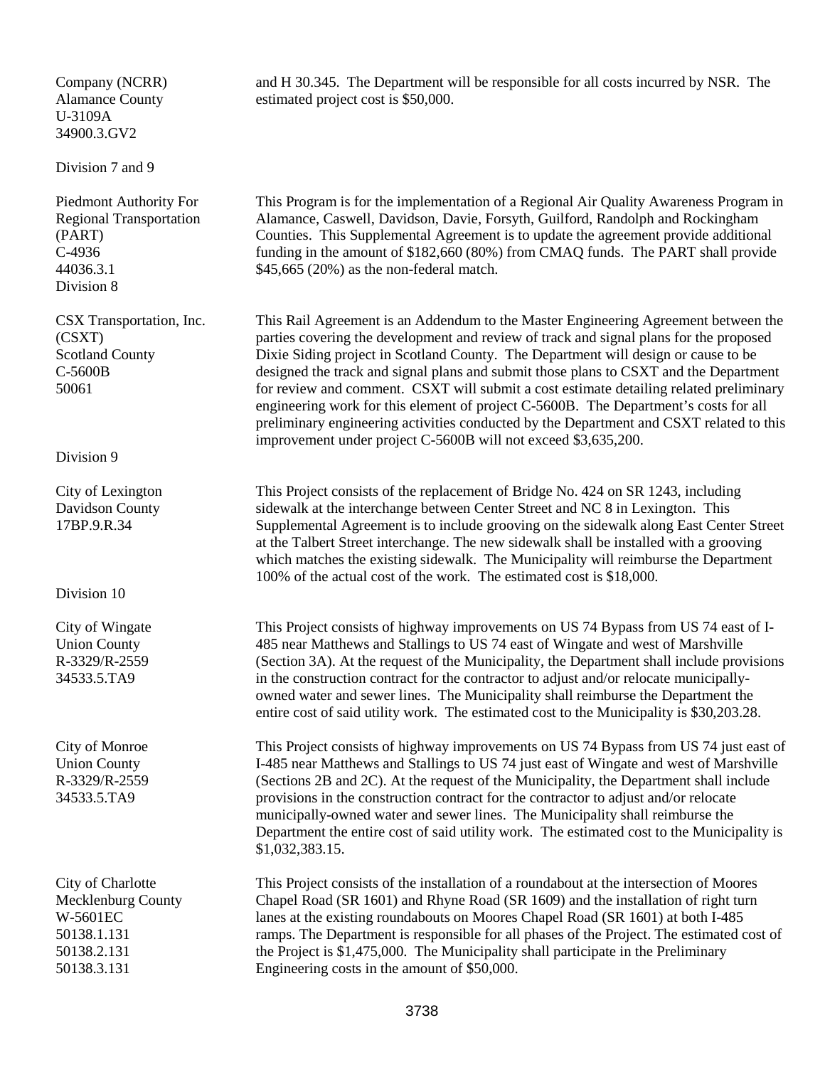Company (NCRR)
Alamance County
U-3109A
34900.3.GV2

and H 30.345. The Department will be responsible for all costs incurred by NSR. The estimated project cost is $50,000.

Division 7 and 9

Piedmont Authority For Regional Transportation (PART)
C-4936
44036.3.1
Division 8

This Program is for the implementation of a Regional Air Quality Awareness Program in Alamance, Caswell, Davidson, Davie, Forsyth, Guilford, Randolph and Rockingham Counties. This Supplemental Agreement is to update the agreement provide additional funding in the amount of $182,660 (80%) from CMAQ funds. The PART shall provide $45,665 (20%) as the non-federal match.

CSX Transportation, Inc. (CSXT)
Scotland County
C-5600B
50061

This Rail Agreement is an Addendum to the Master Engineering Agreement between the parties covering the development and review of track and signal plans for the proposed Dixie Siding project in Scotland County. The Department will design or cause to be designed the track and signal plans and submit those plans to CSXT and the Department for review and comment. CSXT will submit a cost estimate detailing related preliminary engineering work for this element of project C-5600B. The Department's costs for all preliminary engineering activities conducted by the Department and CSXT related to this improvement under project C-5600B will not exceed $3,635,200.

Division 9

City of Lexington
Davidson County
17BP.9.R.34

This Project consists of the replacement of Bridge No. 424 on SR 1243, including sidewalk at the interchange between Center Street and NC 8 in Lexington. This Supplemental Agreement is to include grooving on the sidewalk along East Center Street at the Talbert Street interchange. The new sidewalk shall be installed with a grooving which matches the existing sidewalk. The Municipality will reimburse the Department 100% of the actual cost of the work. The estimated cost is $18,000.

Division 10

City of Wingate
Union County
R-3329/R-2559
34533.5.TA9

This Project consists of highway improvements on US 74 Bypass from US 74 east of I-485 near Matthews and Stallings to US 74 east of Wingate and west of Marshville (Section 3A). At the request of the Municipality, the Department shall include provisions in the construction contract for the contractor to adjust and/or relocate municipally-owned water and sewer lines. The Municipality shall reimburse the Department the entire cost of said utility work. The estimated cost to the Municipality is $30,203.28.

City of Monroe
Union County
R-3329/R-2559
34533.5.TA9

This Project consists of highway improvements on US 74 Bypass from US 74 just east of I-485 near Matthews and Stallings to US 74 just east of Wingate and west of Marshville (Sections 2B and 2C). At the request of the Municipality, the Department shall include provisions in the construction contract for the contractor to adjust and/or relocate municipally-owned water and sewer lines. The Municipality shall reimburse the Department the entire cost of said utility work. The estimated cost to the Municipality is $1,032,383.15.

City of Charlotte
Mecklenburg County
W-5601EC
50138.1.131
50138.2.131
50138.3.131

This Project consists of the installation of a roundabout at the intersection of Moores Chapel Road (SR 1601) and Rhyne Road (SR 1609) and the installation of right turn lanes at the existing roundabouts on Moores Chapel Road (SR 1601) at both I-485 ramps. The Department is responsible for all phases of the Project. The estimated cost of the Project is $1,475,000. The Municipality shall participate in the Preliminary Engineering costs in the amount of $50,000.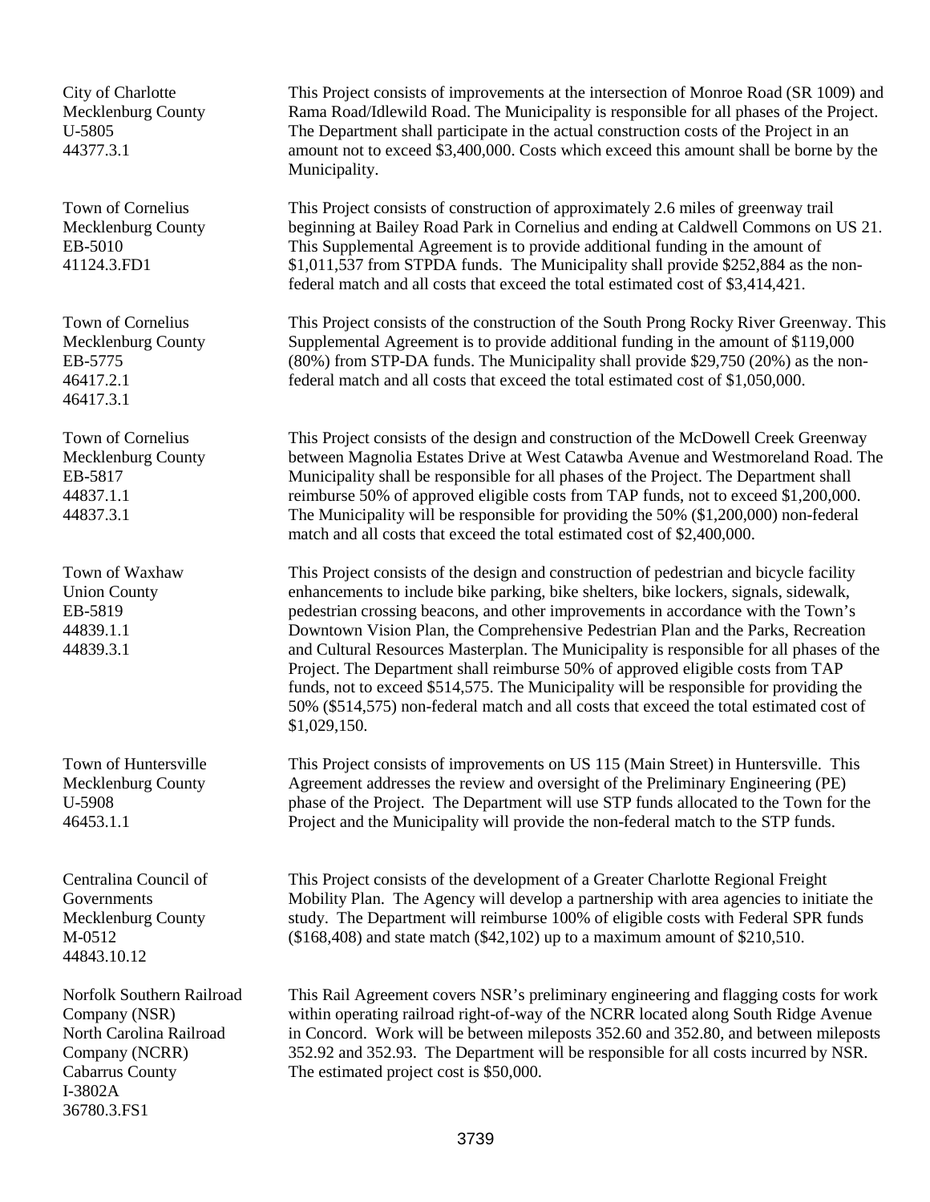| | |
|---|---|
| City of Charlotte<br>Mecklenburg County<br>U-5805<br>44377.3.1 | This Project consists of improvements at the intersection of Monroe Road (SR 1009) and Rama Road/Idlewild Road. The Municipality is responsible for all phases of the Project. The Department shall participate in the actual construction costs of the Project in an amount not to exceed $3,400,000. Costs which exceed this amount shall be borne by the Municipality. |
| Town of Cornelius<br>Mecklenburg County<br>EB-5010<br>41124.3.FD1 | This Project consists of construction of approximately 2.6 miles of greenway trail beginning at Bailey Road Park in Cornelius and ending at Caldwell Commons on US 21. This Supplemental Agreement is to provide additional funding in the amount of $1,011,537 from STPDA funds. The Municipality shall provide $252,884 as the non-federal match and all costs that exceed the total estimated cost of $3,414,421. |
| Town of Cornelius<br>Mecklenburg County<br>EB-5775<br>46417.2.1<br>46417.3.1 | This Project consists of the construction of the South Prong Rocky River Greenway. This Supplemental Agreement is to provide additional funding in the amount of $119,000 (80%) from STP-DA funds. The Municipality shall provide $29,750 (20%) as the non-federal match and all costs that exceed the total estimated cost of $1,050,000. |
| Town of Cornelius<br>Mecklenburg County<br>EB-5817<br>44837.1.1<br>44837.3.1 | This Project consists of the design and construction of the McDowell Creek Greenway between Magnolia Estates Drive at West Catawba Avenue and Westmoreland Road. The Municipality shall be responsible for all phases of the Project. The Department shall reimburse 50% of approved eligible costs from TAP funds, not to exceed $1,200,000. The Municipality will be responsible for providing the 50% ($1,200,000) non-federal match and all costs that exceed the total estimated cost of $2,400,000. |
| Town of Waxhaw<br>Union County<br>EB-5819<br>44839.1.1<br>44839.3.1 | This Project consists of the design and construction of pedestrian and bicycle facility enhancements to include bike parking, bike shelters, bike lockers, signals, sidewalk, pedestrian crossing beacons, and other improvements in accordance with the Town's Downtown Vision Plan, the Comprehensive Pedestrian Plan and the Parks, Recreation and Cultural Resources Masterplan. The Municipality is responsible for all phases of the Project. The Department shall reimburse 50% of approved eligible costs from TAP funds, not to exceed $514,575. The Municipality will be responsible for providing the 50% ($514,575) non-federal match and all costs that exceed the total estimated cost of $1,029,150. |
| Town of Huntersville<br>Mecklenburg County<br>U-5908<br>46453.1.1 | This Project consists of improvements on US 115 (Main Street) in Huntersville. This Agreement addresses the review and oversight of the Preliminary Engineering (PE) phase of the Project. The Department will use STP funds allocated to the Town for the Project and the Municipality will provide the non-federal match to the STP funds. |
| Centralina Council of Governments<br>Mecklenburg County<br>M-0512<br>44843.10.12 | This Project consists of the development of a Greater Charlotte Regional Freight Mobility Plan. The Agency will develop a partnership with area agencies to initiate the study. The Department will reimburse 100% of eligible costs with Federal SPR funds ($168,408) and state match ($42,102) up to a maximum amount of $210,510. |
| Norfolk Southern Railroad Company (NSR)<br>North Carolina Railroad Company (NCRR)<br>Cabarrus County<br>I-3802A<br>36780.3.FS1 | This Rail Agreement covers NSR's preliminary engineering and flagging costs for work within operating railroad right-of-way of the NCRR located along South Ridge Avenue in Concord. Work will be between mileposts 352.60 and 352.80, and between mileposts 352.92 and 352.93. The Department will be responsible for all costs incurred by NSR. The estimated project cost is $50,000. |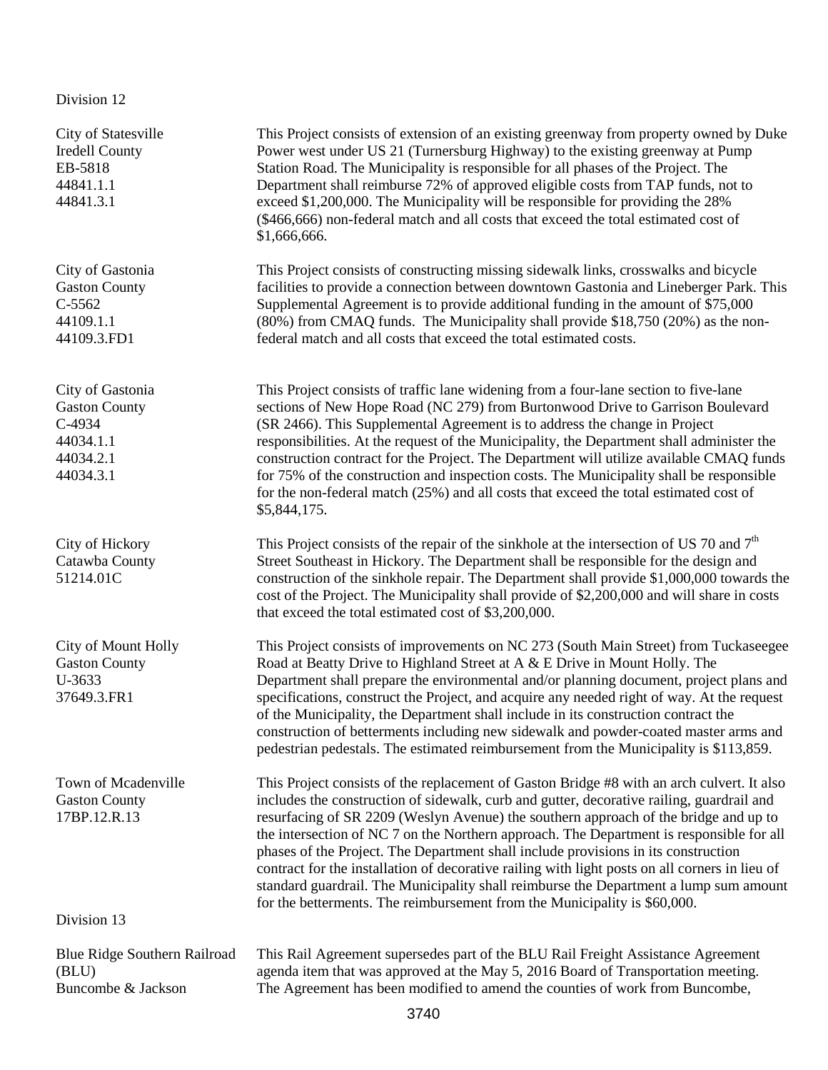Division 12

| | |
|---|---|
| City of Statesville<br>Iredell County<br>EB-5818<br>44841.1.1<br>44841.3.1 | This Project consists of extension of an existing greenway from property owned by Duke Power west under US 21 (Turnersburg Highway) to the existing greenway at Pump Station Road. The Municipality is responsible for all phases of the Project. The Department shall reimburse 72% of approved eligible costs from TAP funds, not to exceed $1,200,000. The Municipality will be responsible for providing the 28% ($466,666) non-federal match and all costs that exceed the total estimated cost of $1,666,666. |
| City of Gastonia<br>Gaston County<br>C-5562<br>44109.1.1<br>44109.3.FD1 | This Project consists of constructing missing sidewalk links, crosswalks and bicycle facilities to provide a connection between downtown Gastonia and Lineberger Park. This Supplemental Agreement is to provide additional funding in the amount of $75,000 (80%) from CMAQ funds. The Municipality shall provide $18,750 (20%) as the non-federal match and all costs that exceed the total estimated costs. |
| City of Gastonia<br>Gaston County<br>C-4934<br>44034.1.1<br>44034.2.1<br>44034.3.1 | This Project consists of traffic lane widening from a four-lane section to five-lane sections of New Hope Road (NC 279) from Burtonwood Drive to Garrison Boulevard (SR 2466). This Supplemental Agreement is to address the change in Project responsibilities. At the request of the Municipality, the Department shall administer the construction contract for the Project. The Department will utilize available CMAQ funds for 75% of the construction and inspection costs. The Municipality shall be responsible for the non-federal match (25%) and all costs that exceed the total estimated cost of $5,844,175. |
| City of Hickory<br>Catawba County<br>51214.01C | This Project consists of the repair of the sinkhole at the intersection of US 70 and 7th Street Southeast in Hickory. The Department shall be responsible for the design and construction of the sinkhole repair. The Department shall provide $1,000,000 towards the cost of the Project. The Municipality shall provide of $2,200,000 and will share in costs that exceed the total estimated cost of $3,200,000. |
| City of Mount Holly<br>Gaston County<br>U-3633<br>37649.3.FR1 | This Project consists of improvements on NC 273 (South Main Street) from Tuckaseegee Road at Beatty Drive to Highland Street at A & E Drive in Mount Holly. The Department shall prepare the environmental and/or planning document, project plans and specifications, construct the Project, and acquire any needed right of way. At the request of the Municipality, the Department shall include in its construction contract the construction of betterments including new sidewalk and powder-coated master arms and pedestrian pedestals. The estimated reimbursement from the Municipality is $113,859. |
| Town of Mcadenville<br>Gaston County<br>17BP.12.R.13 | This Project consists of the replacement of Gaston Bridge #8 with an arch culvert. It also includes the construction of sidewalk, curb and gutter, decorative railing, guardrail and resurfacing of SR 2209 (Weslyn Avenue) the southern approach of the bridge and up to the intersection of NC 7 on the Northern approach. The Department is responsible for all phases of the Project. The Department shall include provisions in its construction contract for the installation of decorative railing with light posts on all corners in lieu of standard guardrail. The Municipality shall reimburse the Department a lump sum amount for the betterments. The reimbursement from the Municipality is $60,000. |

Division 13

| | |
|---|---|
| Blue Ridge Southern Railroad (BLU)<br>Buncombe & Jackson | This Rail Agreement supersedes part of the BLU Rail Freight Assistance Agreement agenda item that was approved at the May 5, 2016 Board of Transportation meeting. The Agreement has been modified to amend the counties of work from Buncombe, |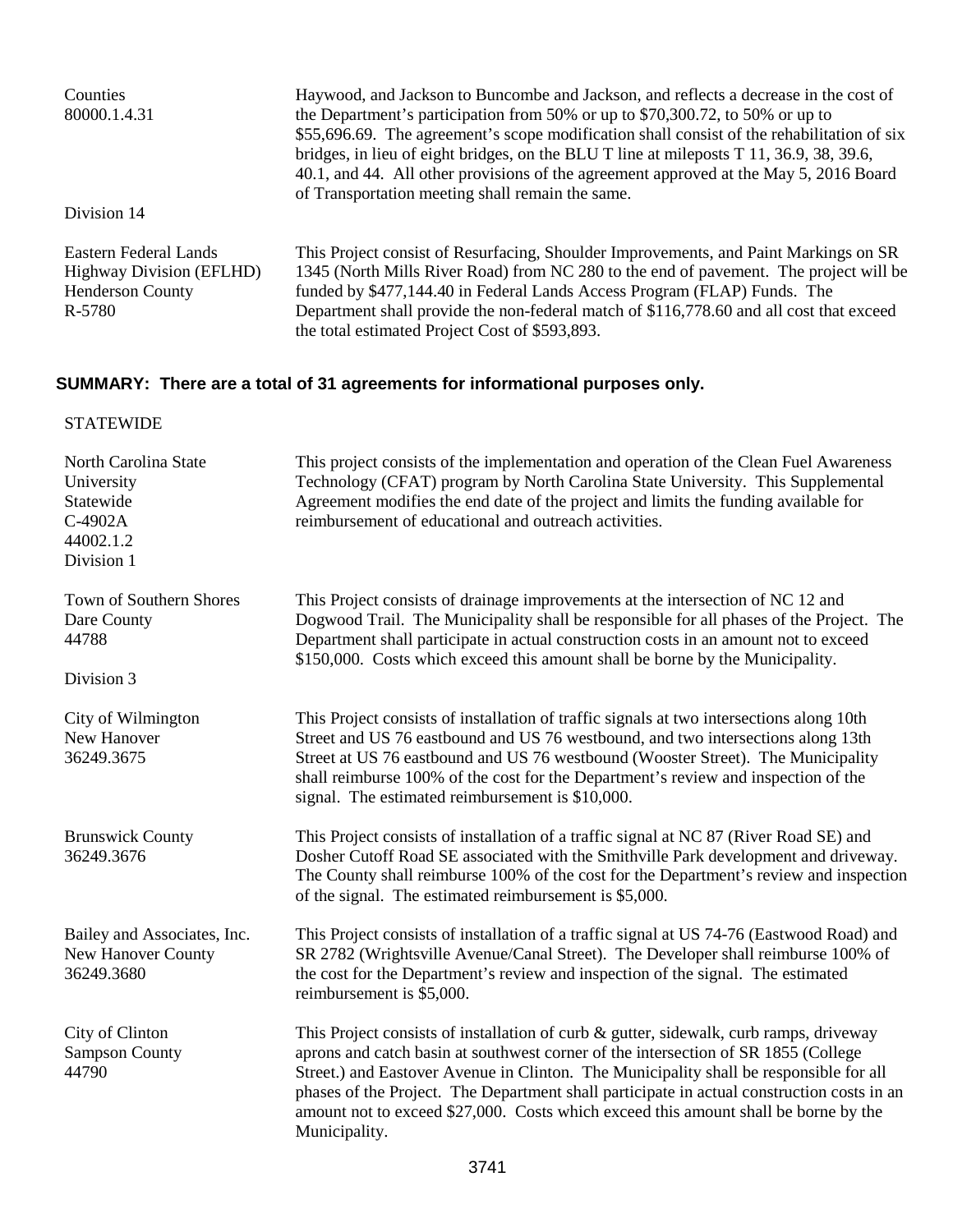| | |
|---|---|
| Counties<br>80000.1.4.31 | Haywood, and Jackson to Buncombe and Jackson, and reflects a decrease in the cost of the Department's participation from 50% or up to $70,300.72, to 50% or up to $55,696.69. The agreement's scope modification shall consist of the rehabilitation of six bridges, in lieu of eight bridges, on the BLU T line at mileposts T 11, 36.9, 38, 39.6, 40.1, and 44. All other provisions of the agreement approved at the May 5, 2016 Board of Transportation meeting shall remain the same. |

Division 14

| | |
|---|---|
| Eastern Federal Lands Highway Division (EFLHD)<br>Henderson County<br>R-5780 | This Project consist of Resurfacing, Shoulder Improvements, and Paint Markings on SR 1345 (North Mills River Road) from NC 280 to the end of pavement. The project will be funded by $477,144.40 in Federal Lands Access Program (FLAP) Funds. The Department shall provide the non-federal match of $116,778.60 and all cost that exceed the total estimated Project Cost of $593,893. |

**SUMMARY: There are a total of 31 agreements for informational purposes only.**

STATEWIDE

| | |
|---|---|
| North Carolina State University<br>Statewide<br>C-4902A<br>44002.1.2<br>Division 1 | This project consists of the implementation and operation of the Clean Fuel Awareness Technology (CFAT) program by North Carolina State University. This Supplemental Agreement modifies the end date of the project and limits the funding available for reimbursement of educational and outreach activities. |
| Town of Southern Shores<br>Dare County<br>44788 | This Project consists of drainage improvements at the intersection of NC 12 and Dogwood Trail. The Municipality shall be responsible for all phases of the Project. The Department shall participate in actual construction costs in an amount not to exceed $150,000. Costs which exceed this amount shall be borne by the Municipality. |

Division 3

| | |
|---|---|
| City of Wilmington<br>New Hanover<br>36249.3675 | This Project consists of installation of traffic signals at two intersections along 10th Street and US 76 eastbound and US 76 westbound, and two intersections along 13th Street at US 76 eastbound and US 76 westbound (Wooster Street). The Municipality shall reimburse 100% of the cost for the Department's review and inspection of the signal. The estimated reimbursement is $10,000. |
| Brunswick County<br>36249.3676 | This Project consists of installation of a traffic signal at NC 87 (River Road SE) and Dosher Cutoff Road SE associated with the Smithville Park development and driveway. The County shall reimburse 100% of the cost for the Department's review and inspection of the signal. The estimated reimbursement is $5,000. |
| Bailey and Associates, Inc.<br>New Hanover County<br>36249.3680 | This Project consists of installation of a traffic signal at US 74-76 (Eastwood Road) and SR 2782 (Wrightsville Avenue/Canal Street). The Developer shall reimburse 100% of the cost for the Department's review and inspection of the signal. The estimated reimbursement is $5,000. |
| City of Clinton<br>Sampson County<br>44790 | This Project consists of installation of curb & gutter, sidewalk, curb ramps, driveway aprons and catch basin at southwest corner of the intersection of SR 1855 (College Street.) and Eastover Avenue in Clinton. The Municipality shall be responsible for all phases of the Project. The Department shall participate in actual construction costs in an amount not to exceed $27,000. Costs which exceed this amount shall be borne by the Municipality. |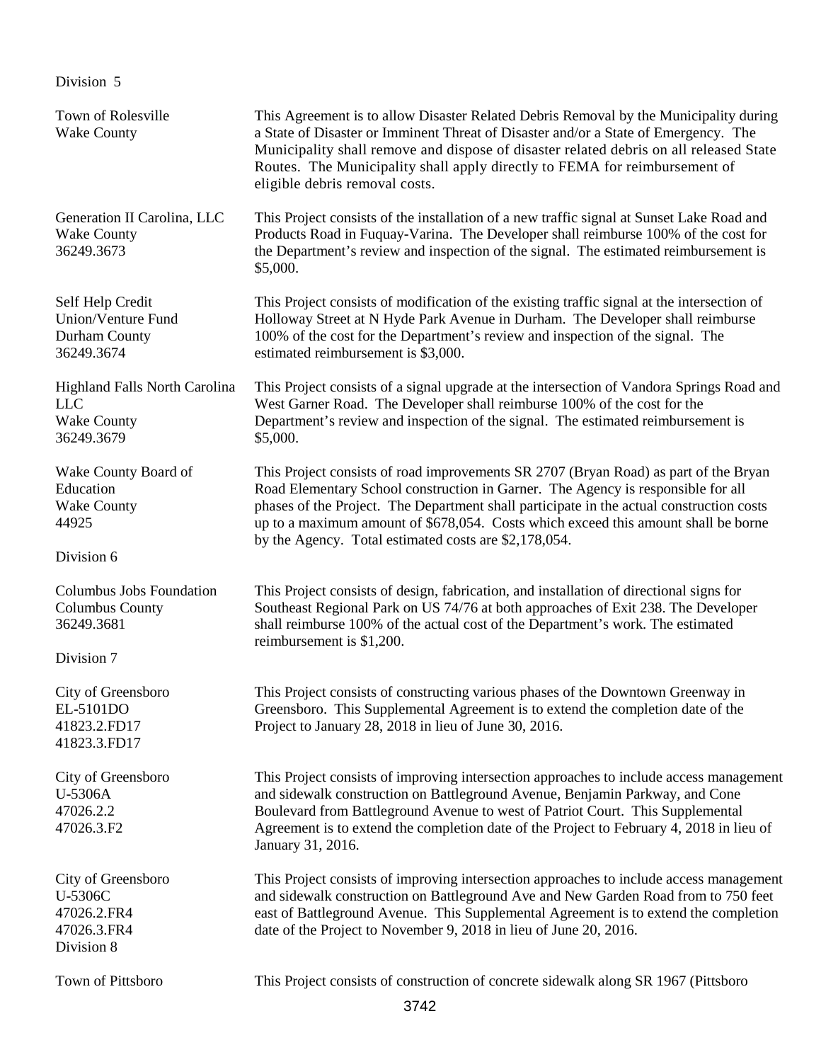Division 5

| | |
|---|---|
| Town of Rolesville<br>Wake County | This Agreement is to allow Disaster Related Debris Removal by the Municipality during a State of Disaster or Imminent Threat of Disaster and/or a State of Emergency. The Municipality shall remove and dispose of disaster related debris on all released State Routes. The Municipality shall apply directly to FEMA for reimbursement of eligible debris removal costs. |
| Generation II Carolina, LLC<br>Wake County<br>36249.3673 | This Project consists of the installation of a new traffic signal at Sunset Lake Road and Products Road in Fuquay-Varina. The Developer shall reimburse 100% of the cost for the Department's review and inspection of the signal. The estimated reimbursement is $5,000. |
| Self Help Credit<br>Union/Venture Fund<br>Durham County<br>36249.3674 | This Project consists of modification of the existing traffic signal at the intersection of Holloway Street at N Hyde Park Avenue in Durham. The Developer shall reimburse 100% of the cost for the Department's review and inspection of the signal. The estimated reimbursement is $3,000. |
| Highland Falls North Carolina LLC<br>Wake County<br>36249.3679 | This Project consists of a signal upgrade at the intersection of Vandora Springs Road and West Garner Road. The Developer shall reimburse 100% of the cost for the Department's review and inspection of the signal. The estimated reimbursement is $5,000. |
| Wake County Board of Education<br>Wake County<br>44925 | This Project consists of road improvements SR 2707 (Bryan Road) as part of the Bryan Road Elementary School construction in Garner. The Agency is responsible for all phases of the Project. The Department shall participate in the actual construction costs up to a maximum amount of $678,054. Costs which exceed this amount shall be borne by the Agency. Total estimated costs are $2,178,054. |

Division 6

| | |
|---|---|
| Columbus Jobs Foundation<br>Columbus County<br>36249.3681 | This Project consists of design, fabrication, and installation of directional signs for Southeast Regional Park on US 74/76 at both approaches of Exit 238. The Developer shall reimburse 100% of the actual cost of the Department's work. The estimated reimbursement is $1,200. |

Division 7

| | |
|---|---|
| City of Greensboro<br>EL-5101DO<br>41823.2.FD17<br>41823.3.FD17 | This Project consists of constructing various phases of the Downtown Greenway in Greensboro. This Supplemental Agreement is to extend the completion date of the Project to January 28, 2018 in lieu of June 30, 2016. |
| City of Greensboro<br>U-5306A<br>47026.2.2<br>47026.3.F2 | This Project consists of improving intersection approaches to include access management and sidewalk construction on Battleground Avenue, Benjamin Parkway, and Cone Boulevard from Battleground Avenue to west of Patriot Court. This Supplemental Agreement is to extend the completion date of the Project to February 4, 2018 in lieu of January 31, 2016. |
| City of Greensboro<br>U-5306C<br>47026.2.FR4<br>47026.3.FR4 | This Project consists of improving intersection approaches to include access management and sidewalk construction on Battleground Ave and New Garden Road from to 750 feet east of Battleground Avenue. This Supplemental Agreement is to extend the completion date of the Project to November 9, 2018 in lieu of June 20, 2016. |

Division 8

| | |
|---|---|
| Town of Pittsboro | This Project consists of construction of concrete sidewalk along SR 1967 (Pittsboro |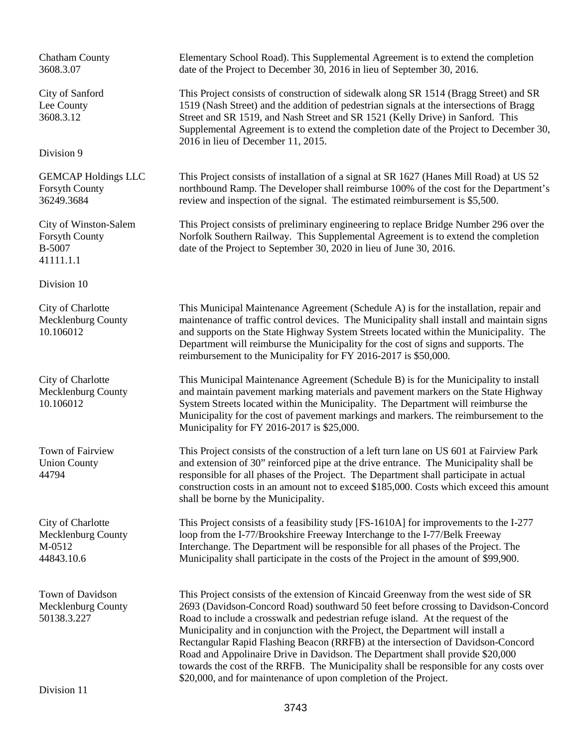Chatham County
3608.3.07

Elementary School Road). This Supplemental Agreement is to extend the completion date of the Project to December 30, 2016 in lieu of September 30, 2016.

City of Sanford
Lee County
3608.3.12

This Project consists of construction of sidewalk along SR 1514 (Bragg Street) and SR 1519 (Nash Street) and the addition of pedestrian signals at the intersections of Bragg Street and SR 1519, and Nash Street and SR 1521 (Kelly Drive) in Sanford. This Supplemental Agreement is to extend the completion date of the Project to December 30, 2016 in lieu of December 11, 2015.

Division 9

GEMCAP Holdings LLC
Forsyth County
36249.3684

This Project consists of installation of a signal at SR 1627 (Hanes Mill Road) at US 52 northbound Ramp. The Developer shall reimburse 100% of the cost for the Department's review and inspection of the signal. The estimated reimbursement is $5,500.

City of Winston-Salem
Forsyth County
B-5007
41111.1.1

This Project consists of preliminary engineering to replace Bridge Number 296 over the Norfolk Southern Railway. This Supplemental Agreement is to extend the completion date of the Project to September 30, 2020 in lieu of June 30, 2016.

Division 10

City of Charlotte
Mecklenburg County
10.106012

This Municipal Maintenance Agreement (Schedule A) is for the installation, repair and maintenance of traffic control devices. The Municipality shall install and maintain signs and supports on the State Highway System Streets located within the Municipality. The Department will reimburse the Municipality for the cost of signs and supports. The reimbursement to the Municipality for FY 2016-2017 is $50,000.

City of Charlotte
Mecklenburg County
10.106012

This Municipal Maintenance Agreement (Schedule B) is for the Municipality to install and maintain pavement marking materials and pavement markers on the State Highway System Streets located within the Municipality. The Department will reimburse the Municipality for the cost of pavement markings and markers. The reimbursement to the Municipality for FY 2016-2017 is $25,000.

Town of Fairview
Union County
44794

This Project consists of the construction of a left turn lane on US 601 at Fairview Park and extension of 30" reinforced pipe at the drive entrance. The Municipality shall be responsible for all phases of the Project. The Department shall participate in actual construction costs in an amount not to exceed $185,000. Costs which exceed this amount shall be borne by the Municipality.

City of Charlotte
Mecklenburg County
M-0512
44843.10.6

This Project consists of a feasibility study [FS-1610A] for improvements to the I-277 loop from the I-77/Brookshire Freeway Interchange to the I-77/Belk Freeway Interchange. The Department will be responsible for all phases of the Project. The Municipality shall participate in the costs of the Project in the amount of $99,900.

Town of Davidson
Mecklenburg County
50138.3.227

This Project consists of the extension of Kincaid Greenway from the west side of SR 2693 (Davidson-Concord Road) southward 50 feet before crossing to Davidson-Concord Road to include a crosswalk and pedestrian refuge island. At the request of the Municipality and in conjunction with the Project, the Department will install a Rectangular Rapid Flashing Beacon (RRFB) at the intersection of Davidson-Concord Road and Appolinaire Drive in Davidson. The Department shall provide $20,000 towards the cost of the RRFB. The Municipality shall be responsible for any costs over $20,000, and for maintenance of upon completion of the Project.

Division 11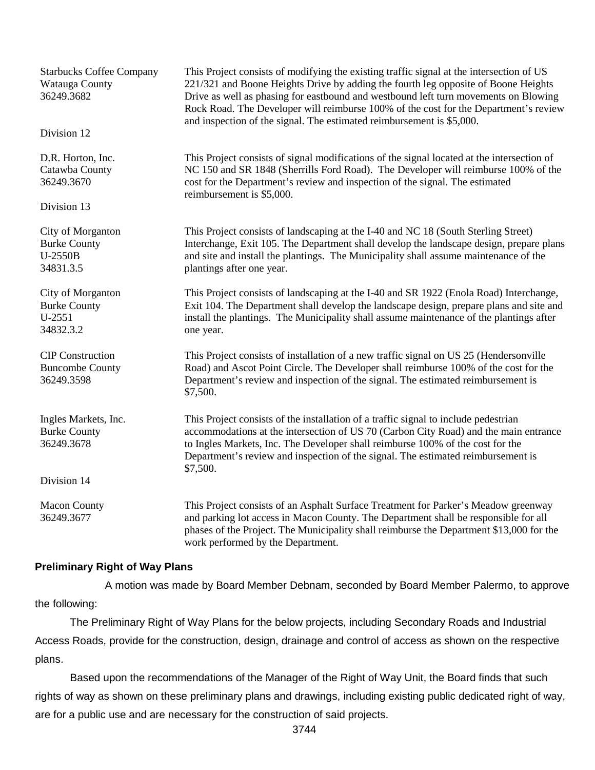| | |
|---|---|
| Starbucks Coffee Company<br>Watauga County<br>36249.3682 | This Project consists of modifying the existing traffic signal at the intersection of US 221/321 and Boone Heights Drive by adding the fourth leg opposite of Boone Heights Drive as well as phasing for eastbound and westbound left turn movements on Blowing Rock Road. The Developer will reimburse 100% of the cost for the Department's review and inspection of the signal. The estimated reimbursement is $5,000. |
| Division 12 | |
| D.R. Horton, Inc.<br>Catawba County<br>36249.3670 | This Project consists of signal modifications of the signal located at the intersection of NC 150 and SR 1848 (Sherrills Ford Road). The Developer will reimburse 100% of the cost for the Department's review and inspection of the signal. The estimated reimbursement is $5,000. |
| Division 13 | |
| City of Morganton<br>Burke County<br>U-2550B<br>34831.3.5 | This Project consists of landscaping at the I-40 and NC 18 (South Sterling Street) Interchange, Exit 105. The Department shall develop the landscape design, prepare plans and site and install the plantings. The Municipality shall assume maintenance of the plantings after one year. |
| City of Morganton<br>Burke County<br>U-2551<br>34832.3.2 | This Project consists of landscaping at the I-40 and SR 1922 (Enola Road) Interchange, Exit 104. The Department shall develop the landscape design, prepare plans and site and install the plantings. The Municipality shall assume maintenance of the plantings after one year. |
| CIP Construction<br>Buncombe County<br>36249.3598 | This Project consists of installation of a new traffic signal on US 25 (Hendersonville Road) and Ascot Point Circle. The Developer shall reimburse 100% of the cost for the Department's review and inspection of the signal. The estimated reimbursement is $7,500. |
| Ingles Markets, Inc.<br>Burke County<br>36249.3678 | This Project consists of the installation of a traffic signal to include pedestrian accommodations at the intersection of US 70 (Carbon City Road) and the main entrance to Ingles Markets, Inc. The Developer shall reimburse 100% of the cost for the Department's review and inspection of the signal. The estimated reimbursement is $7,500. |
| Division 14 | |
| Macon County<br>36249.3677 | This Project consists of an Asphalt Surface Treatment for Parker's Meadow greenway and parking lot access in Macon County. The Department shall be responsible for all phases of the Project. The Municipality shall reimburse the Department $13,000 for the work performed by the Department. |

**Preliminary Right of Way Plans**

A motion was made by Board Member Debnam, seconded by Board Member Palermo, to approve the following:

The Preliminary Right of Way Plans for the below projects, including Secondary Roads and Industrial Access Roads, provide for the construction, design, drainage and control of access as shown on the respective plans.

Based upon the recommendations of the Manager of the Right of Way Unit, the Board finds that such rights of way as shown on these preliminary plans and drawings, including existing public dedicated right of way, are for a public use and are necessary for the construction of said projects.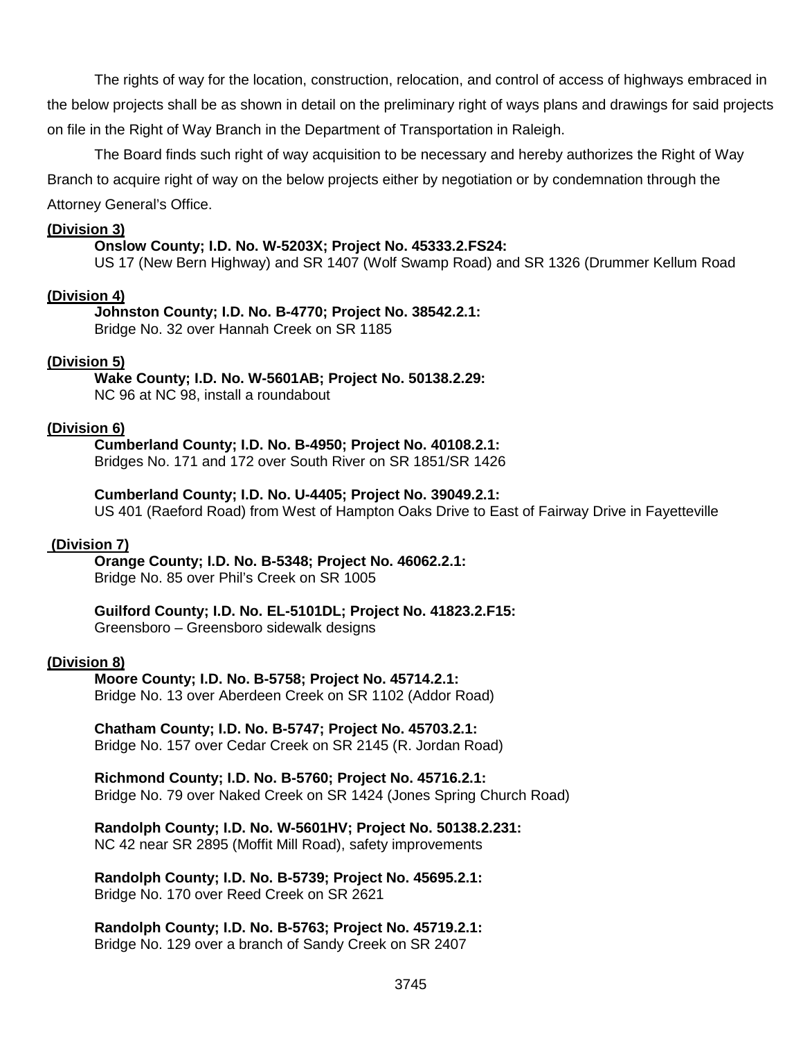The rights of way for the location, construction, relocation, and control of access of highways embraced in the below projects shall be as shown in detail on the preliminary right of ways plans and drawings for said projects on file in the Right of Way Branch in the Department of Transportation in Raleigh.

The Board finds such right of way acquisition to be necessary and hereby authorizes the Right of Way Branch to acquire right of way on the below projects either by negotiation or by condemnation through the Attorney General's Office.

**(Division 3)**

**Onslow County; I.D. No. W-5203X; Project No. 45333.2.FS24:**
US 17 (New Bern Highway) and SR 1407 (Wolf Swamp Road) and SR 1326 (Drummer Kellum Road

**(Division 4)**

**Johnston County; I.D. No. B-4770; Project No. 38542.2.1:**
Bridge No. 32 over Hannah Creek on SR 1185

**(Division 5)**

**Wake County; I.D. No. W-5601AB; Project No. 50138.2.29:**
NC 96 at NC 98, install a roundabout

**(Division 6)**

**Cumberland County; I.D. No. B-4950; Project No. 40108.2.1:**
Bridges No. 171 and 172 over South River on SR 1851/SR 1426

**Cumberland County; I.D. No. U-4405; Project No. 39049.2.1:**
US 401 (Raeford Road) from West of Hampton Oaks Drive to East of Fairway Drive in Fayetteville

**(Division 7)**

**Orange County; I.D. No. B-5348; Project No. 46062.2.1:**
Bridge No. 85 over Phil's Creek on SR 1005

**Guilford County; I.D. No. EL-5101DL; Project No. 41823.2.F15:**
Greensboro – Greensboro sidewalk designs

**(Division 8)**

**Moore County; I.D. No. B-5758; Project No. 45714.2.1:**
Bridge No. 13 over Aberdeen Creek on SR 1102 (Addor Road)

**Chatham County; I.D. No. B-5747; Project No. 45703.2.1:**
Bridge No. 157 over Cedar Creek on SR 2145 (R. Jordan Road)

**Richmond County; I.D. No. B-5760; Project No. 45716.2.1:**
Bridge No. 79 over Naked Creek on SR 1424 (Jones Spring Church Road)

**Randolph County; I.D. No. W-5601HV; Project No. 50138.2.231:**
NC 42 near SR 2895 (Moffit Mill Road), safety improvements

**Randolph County; I.D. No. B-5739; Project No. 45695.2.1:**
Bridge No. 170 over Reed Creek on SR 2621

**Randolph County; I.D. No. B-5763; Project No. 45719.2.1:**
Bridge No. 129 over a branch of Sandy Creek on SR 2407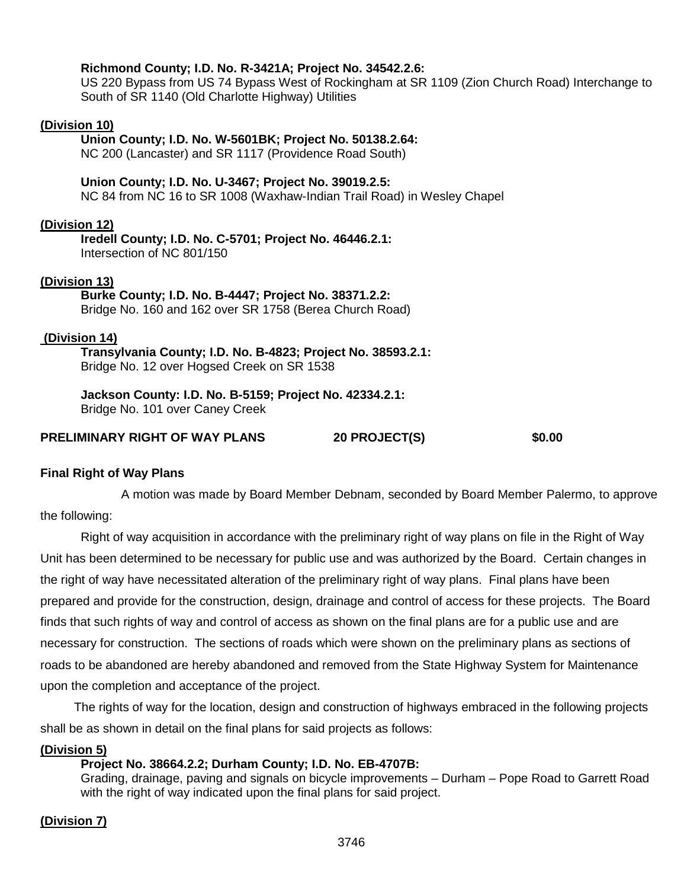**Richmond County; I.D. No. R-3421A; Project No. 34542.2.6:**
US 220 Bypass from US 74 Bypass West of Rockingham at SR 1109 (Zion Church Road) Interchange to South of SR 1140 (Old Charlotte Highway) Utilities

**(Division 10)**

**Union County; I.D. No. W-5601BK; Project No. 50138.2.64:**
NC 200 (Lancaster) and SR 1117 (Providence Road South)

**Union County; I.D. No. U-3467; Project No. 39019.2.5:**
NC 84 from NC 16 to SR 1008 (Waxhaw-Indian Trail Road) in Wesley Chapel

**(Division 12)**

**Iredell County; I.D. No. C-5701; Project No. 46446.2.1:**
Intersection of NC 801/150

**(Division 13)**

**Burke County; I.D. No. B-4447; Project No. 38371.2.2:**
Bridge No. 160 and 162 over SR 1758 (Berea Church Road)

**(Division 14)**

**Transylvania County; I.D. No. B-4823; Project No. 38593.2.1:**
Bridge No. 12 over Hogsed Creek on SR 1538

**Jackson County: I.D. No. B-5159; Project No. 42334.2.1:**
Bridge No. 101 over Caney Creek

**PRELIMINARY RIGHT OF WAY PLANS 20 PROJECT(S) $0.00**

**Final Right of Way Plans**

A motion was made by Board Member Debnam, seconded by Board Member Palermo, to approve the following:

Right of way acquisition in accordance with the preliminary right of way plans on file in the Right of Way Unit has been determined to be necessary for public use and was authorized by the Board. Certain changes in the right of way have necessitated alteration of the preliminary right of way plans. Final plans have been prepared and provide for the construction, design, drainage and control of access for these projects. The Board finds that such rights of way and control of access as shown on the final plans are for a public use and are necessary for construction. The sections of roads which were shown on the preliminary plans as sections of roads to be abandoned are hereby abandoned and removed from the State Highway System for Maintenance upon the completion and acceptance of the project.

The rights of way for the location, design and construction of highways embraced in the following projects shall be as shown in detail on the final plans for said projects as follows:

**(Division 5)**

**Project No. 38664.2.2; Durham County; I.D. No. EB-4707B:**
Grading, drainage, paving and signals on bicycle improvements – Durham – Pope Road to Garrett Road with the right of way indicated upon the final plans for said project.

**(Division 7)**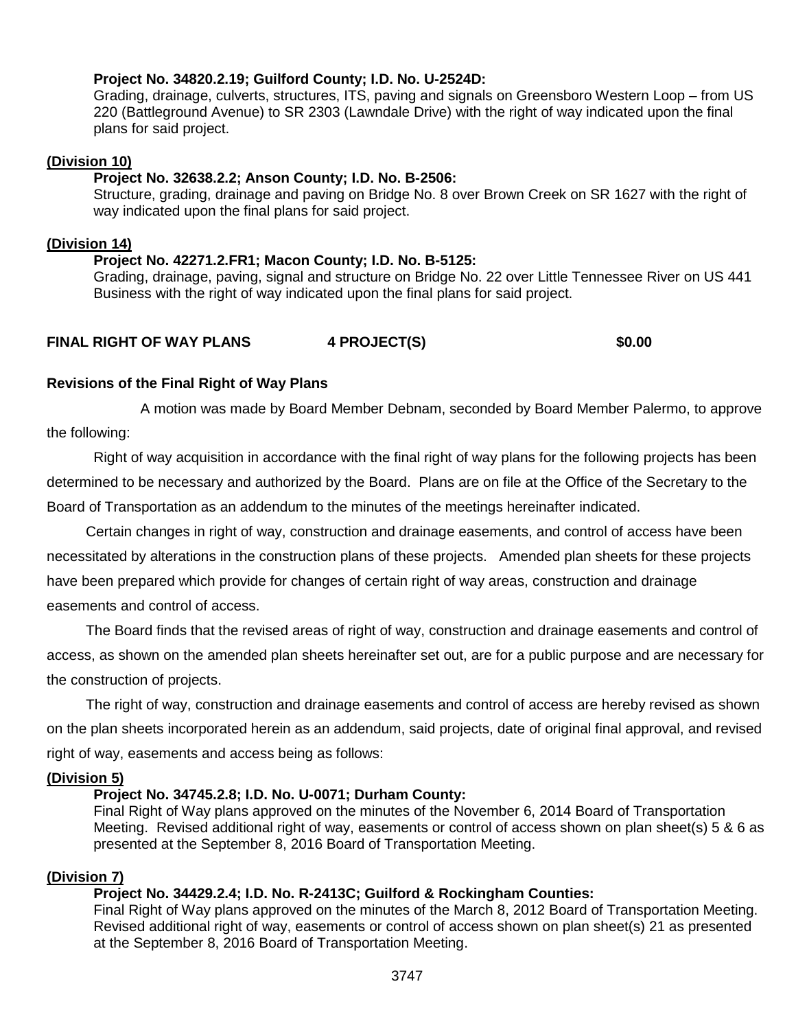**Project No. 34820.2.19; Guilford County; I.D. No. U-2524D:**
Grading, drainage, culverts, structures, ITS, paving and signals on Greensboro Western Loop – from US 220 (Battleground Avenue) to SR 2303 (Lawndale Drive) with the right of way indicated upon the final plans for said project.

**(Division 10)**

**Project No. 32638.2.2; Anson County; I.D. No. B-2506:**
Structure, grading, drainage and paving on Bridge No. 8 over Brown Creek on SR 1627 with the right of way indicated upon the final plans for said project.

**(Division 14)**

**Project No. 42271.2.FR1; Macon County; I.D. No. B-5125:**
Grading, drainage, paving, signal and structure on Bridge No. 22 over Little Tennessee River on US 441 Business with the right of way indicated upon the final plans for said project.

**FINAL RIGHT OF WAY PLANS 4 PROJECT(S) $0.00**

**Revisions of the Final Right of Way Plans**

A motion was made by Board Member Debnam, seconded by Board Member Palermo, to approve the following:

Right of way acquisition in accordance with the final right of way plans for the following projects has been determined to be necessary and authorized by the Board. Plans are on file at the Office of the Secretary to the Board of Transportation as an addendum to the minutes of the meetings hereinafter indicated.

Certain changes in right of way, construction and drainage easements, and control of access have been necessitated by alterations in the construction plans of these projects. Amended plan sheets for these projects have been prepared which provide for changes of certain right of way areas, construction and drainage easements and control of access.

The Board finds that the revised areas of right of way, construction and drainage easements and control of access, as shown on the amended plan sheets hereinafter set out, are for a public purpose and are necessary for the construction of projects.

The right of way, construction and drainage easements and control of access are hereby revised as shown on the plan sheets incorporated herein as an addendum, said projects, date of original final approval, and revised right of way, easements and access being as follows:

**(Division 5)**

**Project No. 34745.2.8; I.D. No. U-0071; Durham County:**
Final Right of Way plans approved on the minutes of the November 6, 2014 Board of Transportation Meeting. Revised additional right of way, easements or control of access shown on plan sheet(s) 5 & 6 as presented at the September 8, 2016 Board of Transportation Meeting.

**(Division 7)**

**Project No. 34429.2.4; I.D. No. R-2413C; Guilford & Rockingham Counties:**
Final Right of Way plans approved on the minutes of the March 8, 2012 Board of Transportation Meeting. Revised additional right of way, easements or control of access shown on plan sheet(s) 21 as presented at the September 8, 2016 Board of Transportation Meeting.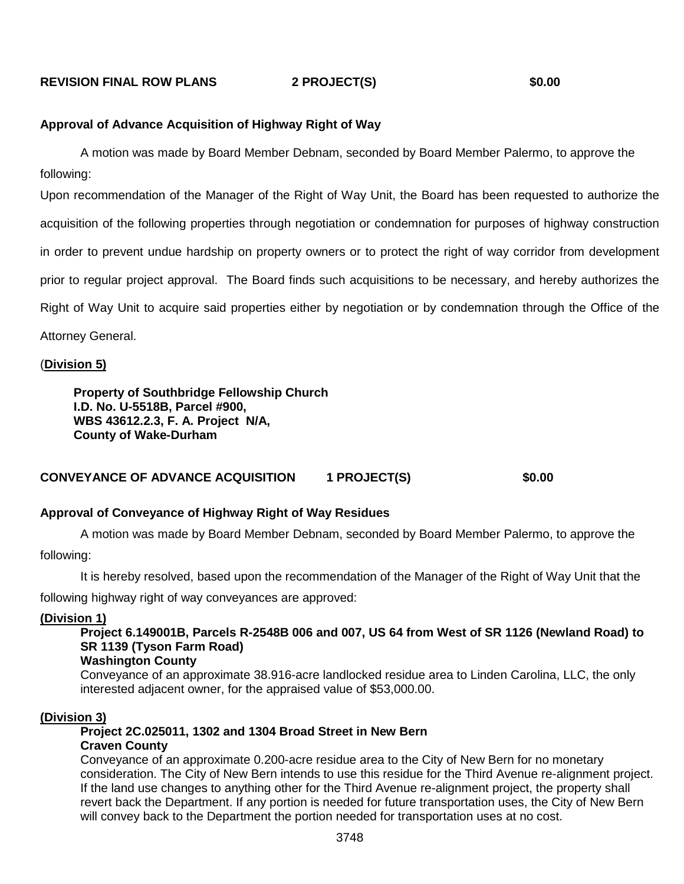**REVISION FINAL ROW PLANS 2 PROJECT(S) $0.00**

**Approval of Advance Acquisition of Highway Right of Way**

A motion was made by Board Member Debnam, seconded by Board Member Palermo, to approve the following:

Upon recommendation of the Manager of the Right of Way Unit, the Board has been requested to authorize the acquisition of the following properties through negotiation or condemnation for purposes of highway construction in order to prevent undue hardship on property owners or to protect the right of way corridor from development prior to regular project approval. The Board finds such acquisitions to be necessary, and hereby authorizes the Right of Way Unit to acquire said properties either by negotiation or by condemnation through the Office of the Attorney General.

(**Division 5)**

**Property of Southbridge Fellowship Church**
**I.D. No. U-5518B, Parcel #900,**
**WBS 43612.2.3, F. A. Project N/A,**
**County of Wake-Durham**

**CONVEYANCE OF ADVANCE ACQUISITION 1 PROJECT(S) $0.00**

**Approval of Conveyance of Highway Right of Way Residues**

A motion was made by Board Member Debnam, seconded by Board Member Palermo, to approve the following:

It is hereby resolved, based upon the recommendation of the Manager of the Right of Way Unit that the following highway right of way conveyances are approved:

**(Division 1)**

**Project 6.149001B, Parcels R-2548B 006 and 007, US 64 from West of SR 1126 (Newland Road) to SR 1139 (Tyson Farm Road)**
**Washington County**
Conveyance of an approximate 38.916-acre landlocked residue area to Linden Carolina, LLC, the only interested adjacent owner, for the appraised value of $53,000.00.

**(Division 3)**

**Project 2C.025011, 1302 and 1304 Broad Street in New Bern**
**Craven County**
Conveyance of an approximate 0.200-acre residue area to the City of New Bern for no monetary consideration. The City of New Bern intends to use this residue for the Third Avenue re-alignment project. If the land use changes to anything other for the Third Avenue re-alignment project, the property shall revert back the Department. If any portion is needed for future transportation uses, the City of New Bern will convey back to the Department the portion needed for transportation uses at no cost.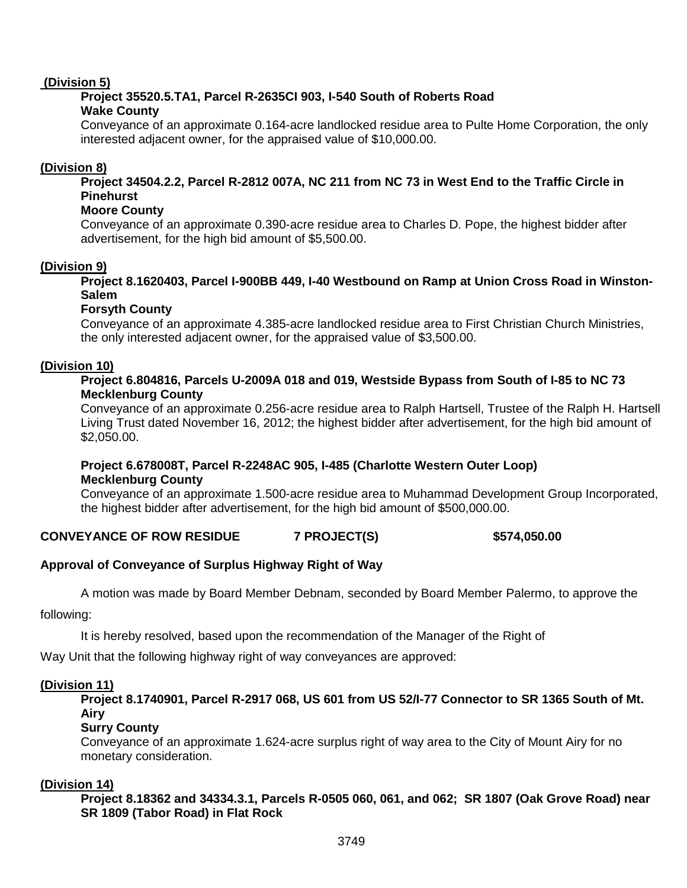**(Division 5)**

**Project 35520.5.TA1, Parcel R-2635CI 903, I-540 South of Roberts Road**
**Wake County**
Conveyance of an approximate 0.164-acre landlocked residue area to Pulte Home Corporation, the only interested adjacent owner, for the appraised value of $10,000.00.

**(Division 8)**

**Project 34504.2.2, Parcel R-2812 007A, NC 211 from NC 73 in West End to the Traffic Circle in Pinehurst**
**Moore County**
Conveyance of an approximate 0.390-acre residue area to Charles D. Pope, the highest bidder after advertisement, for the high bid amount of $5,500.00.

**(Division 9)**

**Project 8.1620403, Parcel I-900BB 449, I-40 Westbound on Ramp at Union Cross Road in Winston-Salem**
**Forsyth County**
Conveyance of an approximate 4.385-acre landlocked residue area to First Christian Church Ministries, the only interested adjacent owner, for the appraised value of $3,500.00.

**(Division 10)**

**Project 6.804816, Parcels U-2009A 018 and 019, Westside Bypass from South of I-85 to NC 73**
**Mecklenburg County**
Conveyance of an approximate 0.256-acre residue area to Ralph Hartsell, Trustee of the Ralph H. Hartsell Living Trust dated November 16, 2012; the highest bidder after advertisement, for the high bid amount of $2,050.00.

**Project 6.678008T, Parcel R-2248AC 905, I-485 (Charlotte Western Outer Loop)**
**Mecklenburg County**
Conveyance of an approximate 1.500-acre residue area to Muhammad Development Group Incorporated, the highest bidder after advertisement, for the high bid amount of $500,000.00.

**CONVEYANCE OF ROW RESIDUE 7 PROJECT(S) $574,050.00**

**Approval of Conveyance of Surplus Highway Right of Way**

A motion was made by Board Member Debnam, seconded by Board Member Palermo, to approve the following:

It is hereby resolved, based upon the recommendation of the Manager of the Right of Way Unit that the following highway right of way conveyances are approved:

**(Division 11)**

**Project 8.1740901, Parcel R-2917 068, US 601 from US 52/I-77 Connector to SR 1365 South of Mt. Airy**
**Surry County**
Conveyance of an approximate 1.624-acre surplus right of way area to the City of Mount Airy for no monetary consideration.

**(Division 14)**

**Project 8.18362 and 34334.3.1, Parcels R-0505 060, 061, and 062; SR 1807 (Oak Grove Road) near SR 1809 (Tabor Road) in Flat Rock**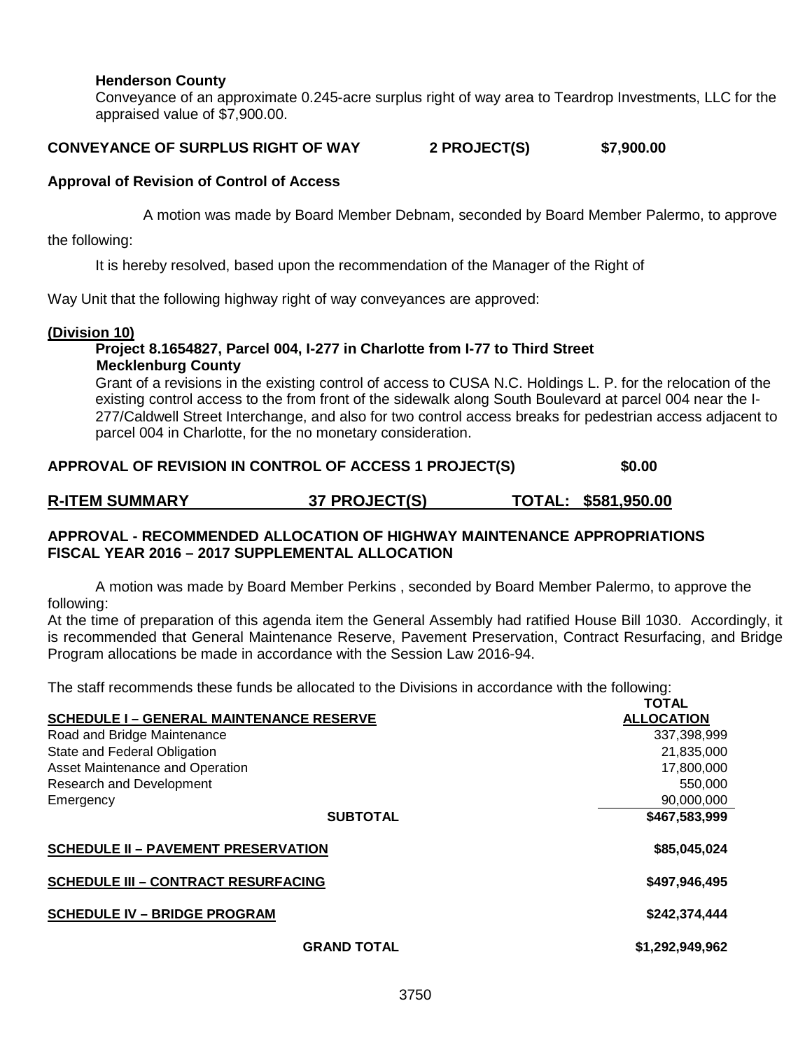**Henderson County**

Conveyance of an approximate 0.245-acre surplus right of way area to Teardrop Investments, LLC for the appraised value of $7,900.00.

**CONVEYANCE OF SURPLUS RIGHT OF WAY 2 PROJECT(S) $7,900.00**

**Approval of Revision of Control of Access**

A motion was made by Board Member Debnam, seconded by Board Member Palermo, to approve the following:

It is hereby resolved, based upon the recommendation of the Manager of the Right of Way Unit that the following highway right of way conveyances are approved:

**(Division 10)**

**Project 8.1654827, Parcel 004, I-277 in Charlotte from I-77 to Third Street**
**Mecklenburg County**

Grant of a revisions in the existing control of access to CUSA N.C. Holdings L. P. for the relocation of the existing control access to the from front of the sidewalk along South Boulevard at parcel 004 near the I-277/Caldwell Street Interchange, and also for two control access breaks for pedestrian access adjacent to parcel 004 in Charlotte, for the no monetary consideration.

**APPROVAL OF REVISION IN CONTROL OF ACCESS 1 PROJECT(S) $0.00**

**R-ITEM SUMMARY 37 PROJECT(S) TOTAL: $581,950.00**

**APPROVAL - RECOMMENDED ALLOCATION OF HIGHWAY MAINTENANCE APPROPRIATIONS FISCAL YEAR 2016 – 2017 SUPPLEMENTAL ALLOCATION**

A motion was made by Board Member Perkins , seconded by Board Member Palermo, to approve the following:

At the time of preparation of this agenda item the General Assembly had ratified House Bill 1030. Accordingly, it is recommended that General Maintenance Reserve, Pavement Preservation, Contract Resurfacing, and Bridge Program allocations be made in accordance with the Session Law 2016-94.

The staff recommends these funds be allocated to the Divisions in accordance with the following:

| | TOTAL ALLOCATION |
|---|---|
| **SCHEDULE I – GENERAL MAINTENANCE RESERVE** | |
| Road and Bridge Maintenance | 337,398,999 |
| State and Federal Obligation | 21,835,000 |
| Asset Maintenance and Operation | 17,800,000 |
| Research and Development | 550,000 |
| Emergency | 90,000,000 |
| **SUBTOTAL** | **$467,583,999** |
| **SCHEDULE II – PAVEMENT PRESERVATION** | **$85,045,024** |
| **SCHEDULE III – CONTRACT RESURFACING** | **$497,946,495** |
| **SCHEDULE IV – BRIDGE PROGRAM** | **$242,374,444** |
| **GRAND TOTAL** | **$1,292,949,962** |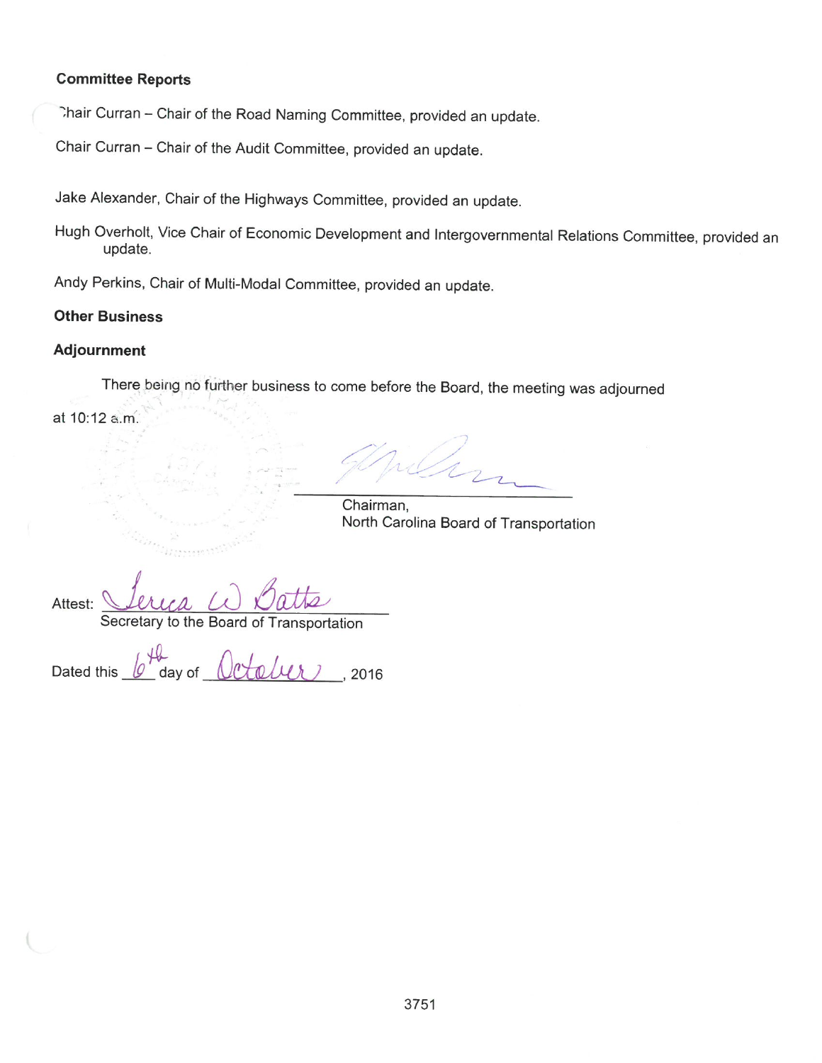**Committee Reports**

Chair Curran – Chair of the Road Naming Committee, provided an update.

Chair Curran – Chair of the Audit Committee, provided an update.

Jake Alexander, Chair of the Highways Committee, provided an update.

Hugh Overholt, Vice Chair of Economic Development and Intergovernmental Relations Committee, provided an update.

Andy Perkins, Chair of Multi-Modal Committee, provided an update.

**Other Business**

**Adjournment**

There being no further business to come before the Board, the meeting was adjourned at 10:12 a.m.

Chairman,
North Carolina Board of Transportation

Attest: Serica W Batts
Secretary to the Board of Transportation

Dated this 6th day of October, 2016